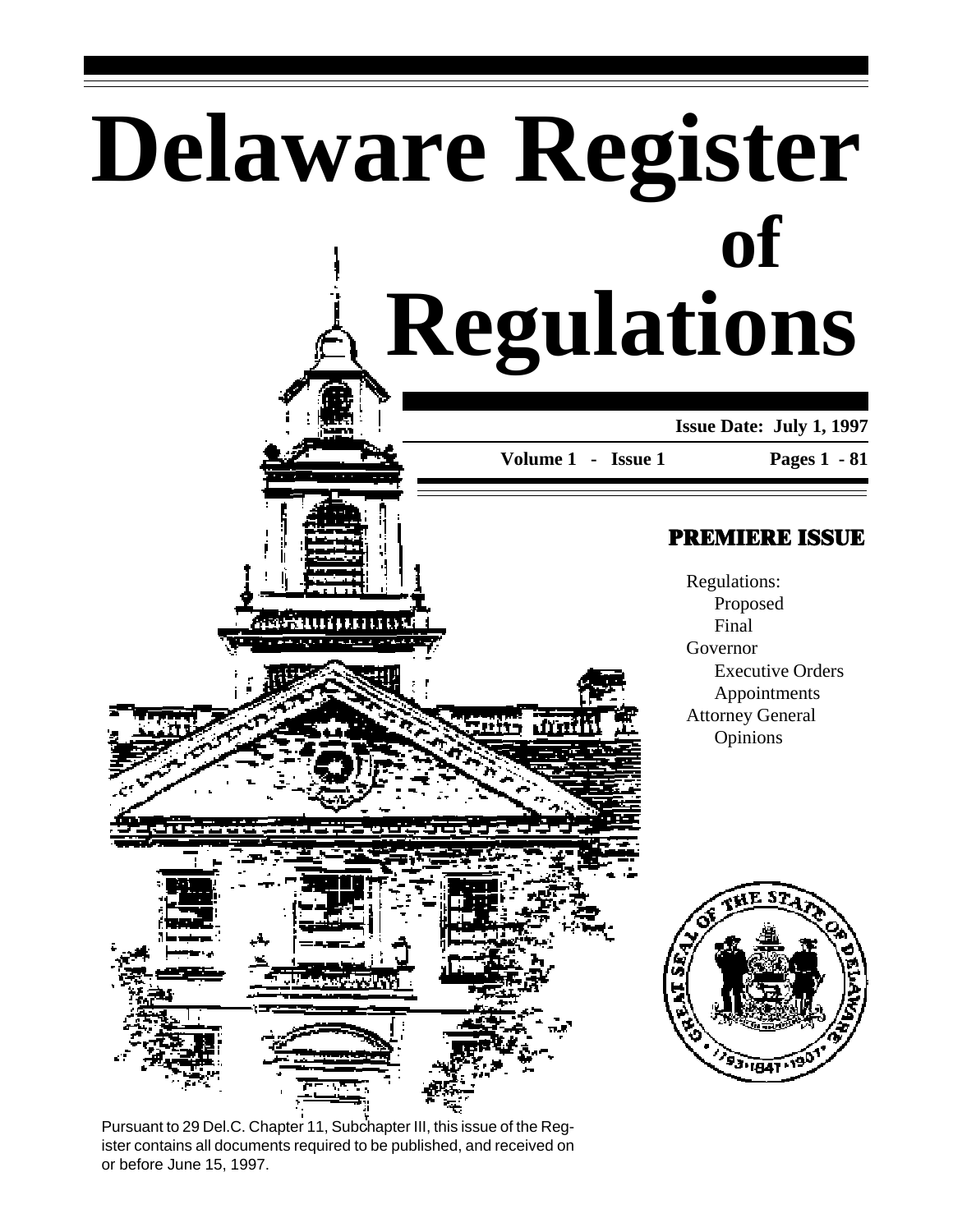# Delaware Register of Regulations

**Issue Date: July 1, 1997**

**Volume 1 - Issue 1** **Pages 1 - 81**

## PREMIERE ISSUE

Regulations:
- Proposed
- Final

Governor
- Executive Orders
- Appointments

Attorney General
- Opinions

Pursuant to 29 Del.C. Chapter 11, Subchapter III, this issue of the Register contains all documents required to be published, and received on or before June 15, 1997.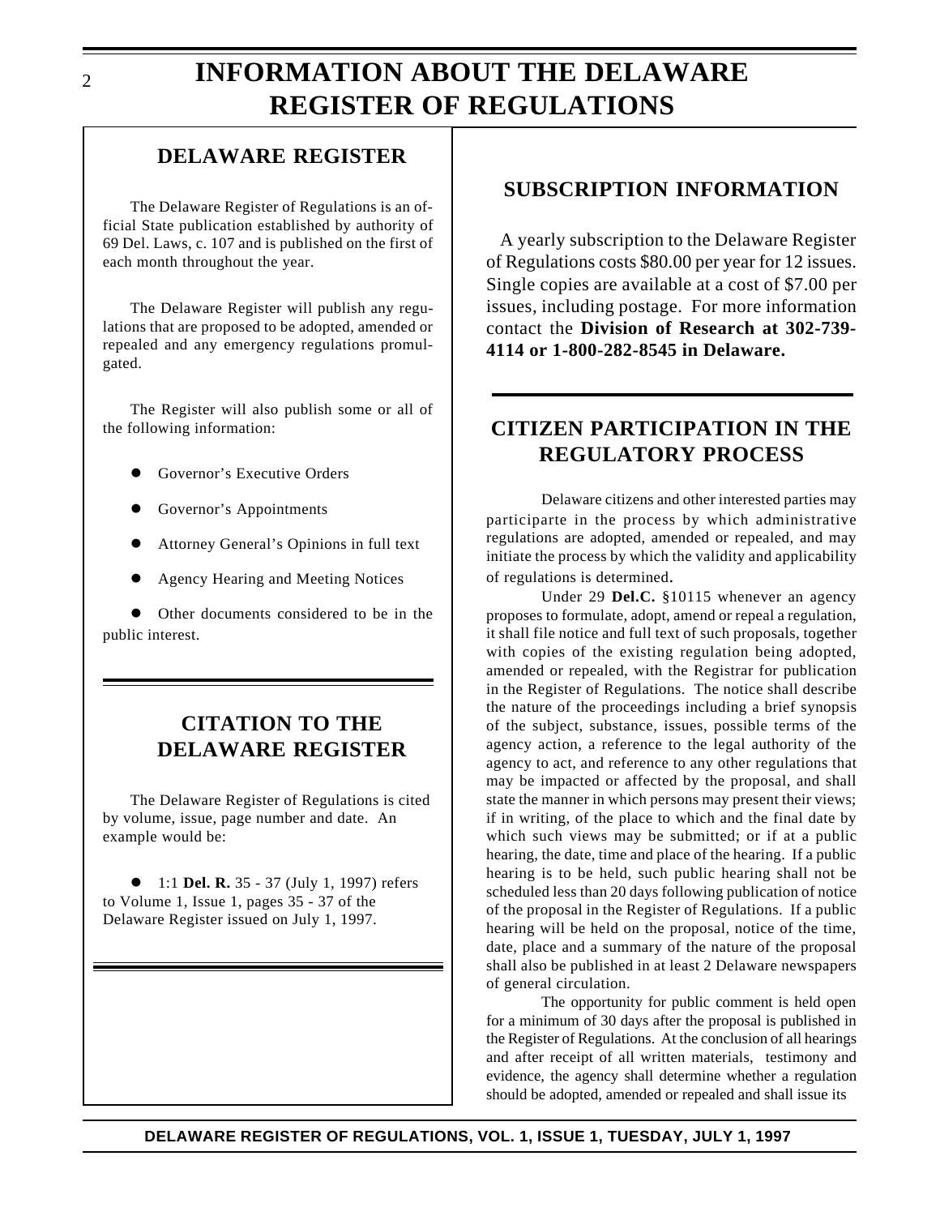# INFORMATION ABOUT THE DELAWARE REGISTER OF REGULATIONS

## DELAWARE REGISTER

The Delaware Register of Regulations is an official State publication established by authority of 69 Del. Laws, c. 107 and is published on the first of each month throughout the year.

The Delaware Register will publish any regulations that are proposed to be adopted, amended or repealed and any emergency regulations promulgated.

The Register will also publish some or all of the following information:

- Governor's Executive Orders
- Governor's Appointments
- Attorney General's Opinions in full text
- Agency Hearing and Meeting Notices
- Other documents considered to be in the public interest.

## CITATION TO THE DELAWARE REGISTER

The Delaware Register of Regulations is cited by volume, issue, page number and date. An example would be:

- 1:1 **Del. R.** 35 - 37 (July 1, 1997) refers to Volume 1, Issue 1, pages 35 - 37 of the Delaware Register issued on July 1, 1997.

## SUBSCRIPTION INFORMATION

A yearly subscription to the Delaware Register of Regulations costs $80.00 per year for 12 issues. Single copies are available at a cost of $7.00 per issues, including postage. For more information contact the **Division of Research at 302-739-4114 or 1-800-282-8545 in Delaware.**

## CITIZEN PARTICIPATION IN THE REGULATORY PROCESS

Delaware citizens and other interested parties may participarte in the process by which administrative regulations are adopted, amended or repealed, and may initiate the process by which the validity and applicability of regulations is determined.

Under 29 **Del.C.** §10115 whenever an agency proposes to formulate, adopt, amend or repeal a regulation, it shall file notice and full text of such proposals, together with copies of the existing regulation being adopted, amended or repealed, with the Registrar for publication in the Register of Regulations. The notice shall describe the nature of the proceedings including a brief synopsis of the subject, substance, issues, possible terms of the agency action, a reference to the legal authority of the agency to act, and reference to any other regulations that may be impacted or affected by the proposal, and shall state the manner in which persons may present their views; if in writing, of the place to which and the final date by which such views may be submitted; or if at a public hearing, the date, time and place of the hearing. If a public hearing is to be held, such public hearing shall not be scheduled less than 20 days following publication of notice of the proposal in the Register of Regulations. If a public hearing will be held on the proposal, notice of the time, date, place and a summary of the nature of the proposal shall also be published in at least 2 Delaware newspapers of general circulation.

The opportunity for public comment is held open for a minimum of 30 days after the proposal is published in the Register of Regulations. At the conclusion of all hearings and after receipt of all written materials, testimony and evidence, the agency shall determine whether a regulation should be adopted, amended or repealed and shall issue its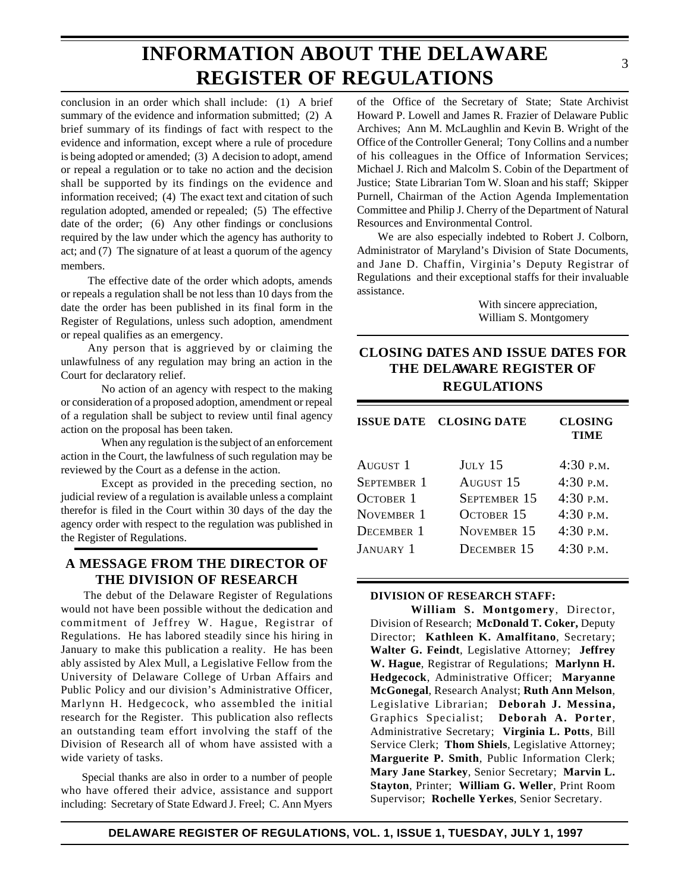# INFORMATION ABOUT THE DELAWARE REGISTER OF REGULATIONS

conclusion in an order which shall include: (1) A brief summary of the evidence and information submitted; (2) A brief summary of its findings of fact with respect to the evidence and information, except where a rule of procedure is being adopted or amended; (3) A decision to adopt, amend or repeal a regulation or to take no action and the decision shall be supported by its findings on the evidence and information received; (4) The exact text and citation of such regulation adopted, amended or repealed; (5) The effective date of the order; (6) Any other findings or conclusions required by the law under which the agency has authority to act; and (7) The signature of at least a quorum of the agency members.

The effective date of the order which adopts, amends or repeals a regulation shall be not less than 10 days from the date the order has been published in its final form in the Register of Regulations, unless such adoption, amendment or repeal qualifies as an emergency.

Any person that is aggrieved by or claiming the unlawfulness of any regulation may bring an action in the Court for declaratory relief.

No action of an agency with respect to the making or consideration of a proposed adoption, amendment or repeal of a regulation shall be subject to review until final agency action on the proposal has been taken.

When any regulation is the subject of an enforcement action in the Court, the lawfulness of such regulation may be reviewed by the Court as a defense in the action.

Except as provided in the preceding section, no judicial review of a regulation is available unless a complaint therefor is filed in the Court within 30 days of the day the agency order with respect to the regulation was published in the Register of Regulations.

## A MESSAGE FROM THE DIRECTOR OF THE DIVISION OF RESEARCH

The debut of the Delaware Register of Regulations would not have been possible without the dedication and commitment of Jeffrey W. Hague, Registrar of Regulations. He has labored steadily since his hiring in January to make this publication a reality. He has been ably assisted by Alex Mull, a Legislative Fellow from the University of Delaware College of Urban Affairs and Public Policy and our division's Administrative Officer, Marlynn H. Hedgecock, who assembled the initial research for the Register. This publication also reflects an outstanding team effort involving the staff of the Division of Research all of whom have assisted with a wide variety of tasks.

Special thanks are also in order to a number of people who have offered their advice, assistance and support including: Secretary of State Edward J. Freel; C. Ann Myers of the Office of the Secretary of State; State Archivist Howard P. Lowell and James R. Frazier of Delaware Public Archives; Ann M. McLaughlin and Kevin B. Wright of the Office of the Controller General; Tony Collins and a number of his colleagues in the Office of Information Services; Michael J. Rich and Malcolm S. Cobin of the Department of Justice; State Librarian Tom W. Sloan and his staff; Skipper Purnell, Chairman of the Action Agenda Implementation Committee and Philip J. Cherry of the Department of Natural Resources and Environmental Control.

We are also especially indebted to Robert J. Colborn, Administrator of Maryland's Division of State Documents, and Jane D. Chaffin, Virginia's Deputy Registrar of Regulations and their exceptional staffs for their invaluable assistance.

With sincere appreciation,
William S. Montgomery

## CLOSING DATES AND ISSUE DATES FOR THE DELAWARE REGISTER OF REGULATIONS

| ISSUE DATE | CLOSING DATE | CLOSING TIME |
|---|---|---|
| August 1 | July 15 | 4:30 p.m. |
| September 1 | August 15 | 4:30 p.m. |
| October 1 | September 15 | 4:30 p.m. |
| November 1 | October 15 | 4:30 p.m. |
| December 1 | November 15 | 4:30 p.m. |
| January 1 | December 15 | 4:30 p.m. |

**DIVISION OF RESEARCH STAFF:**

**William S. Montgomery**, Director, Division of Research; **McDonald T. Coker,** Deputy Director; **Kathleen K. Amalfitano**, Secretary; **Walter G. Feindt**, Legislative Attorney; **Jeffrey W. Hague**, Registrar of Regulations; **Marlynn H. Hedgecock**, Administrative Officer; **Maryanne McGonegal**, Research Analyst; **Ruth Ann Melson**, Legislative Librarian; **Deborah J. Messina,** Graphics Specialist; **Deborah A. Porter**, Administrative Secretary; **Virginia L. Potts**, Bill Service Clerk; **Thom Shiels**, Legislative Attorney; **Marguerite P. Smith**, Public Information Clerk; **Mary Jane Starkey**, Senior Secretary; **Marvin L. Stayton**, Printer; **William G. Weller**, Print Room Supervisor; **Rochelle Yerkes**, Senior Secretary.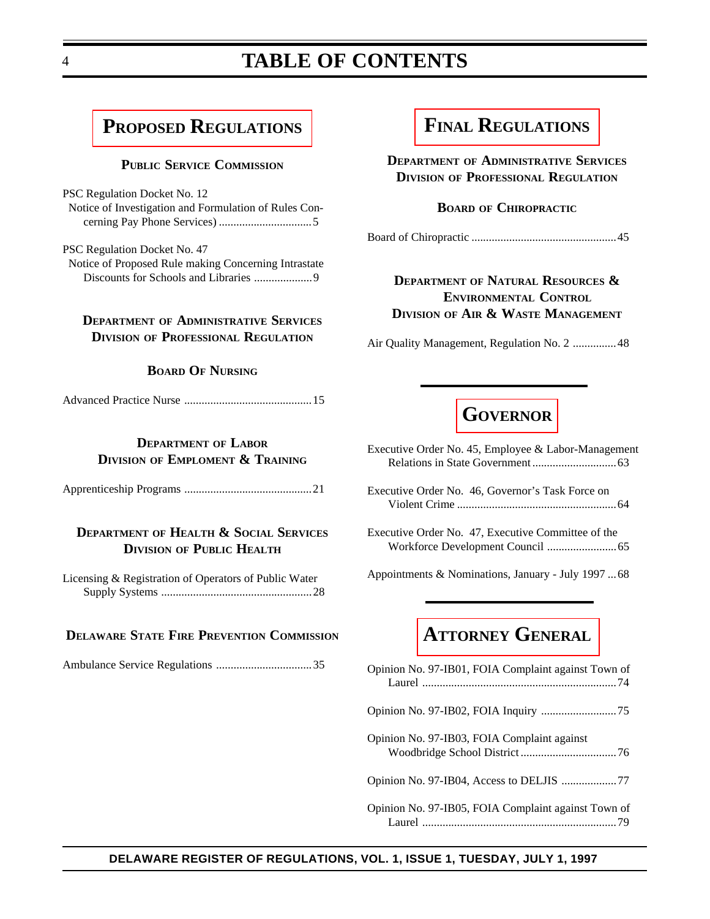# TABLE OF CONTENTS

## PROPOSED REGULATIONS

### PUBLIC SERVICE COMMISSION

PSC Regulation Docket No. 12
Notice of Investigation and Formulation of Rules Concerning Pay Phone Services) ................................5

PSC Regulation Docket No. 47
Notice of Proposed Rule making Concerning Intrastate Discounts for Schools and Libraries ....................9

### DEPARTMENT OF ADMINISTRATIVE SERVICES
### DIVISION OF PROFESSIONAL REGULATION

#### BOARD OF NURSING

Advanced Practice Nurse ............................................15

### DEPARTMENT OF LABOR
### DIVISION OF EMPLOMENT & TRAINING

Apprenticeship Programs ............................................21

### DEPARTMENT OF HEALTH & SOCIAL SERVICES
### DIVISION OF PUBLIC HEALTH

Licensing & Registration of Operators of Public Water Supply Systems ....................................................28

### DELAWARE STATE FIRE PREVENTION COMMISSION

Ambulance Service Regulations .................................35

## FINAL REGULATIONS

### DEPARTMENT OF ADMINISTRATIVE SERVICES
### DIVISION OF PROFESSIONAL REGULATION

#### BOARD OF CHIROPRACTIC

Board of Chiropractic ..................................................45

### DEPARTMENT OF NATURAL RESOURCES & ENVIRONMENTAL CONTROL
### DIVISION OF AIR & WASTE MANAGEMENT

Air Quality Management, Regulation No. 2 ...............48

## GOVERNOR

Executive Order No. 45, Employee & Labor-Management Relations in State Government.............................63

Executive Order No. 46, Governor's Task Force on Violent Crime .......................................................64

Executive Order No. 47, Executive Committee of the Workforce Development Council ........................65

Appointments & Nominations, January - July 1997 ...68

## ATTORNEY GENERAL

Opinion No. 97-IB01, FOIA Complaint against Town of Laurel ...................................................................74

Opinion No. 97-IB02, FOIA Inquiry ..........................75

Opinion No. 97-IB03, FOIA Complaint against Woodbridge School District.................................76

Opinion No. 97-IB04, Access to DELJIS ...................77

Opinion No. 97-IB05, FOIA Complaint against Town of Laurel ...................................................................79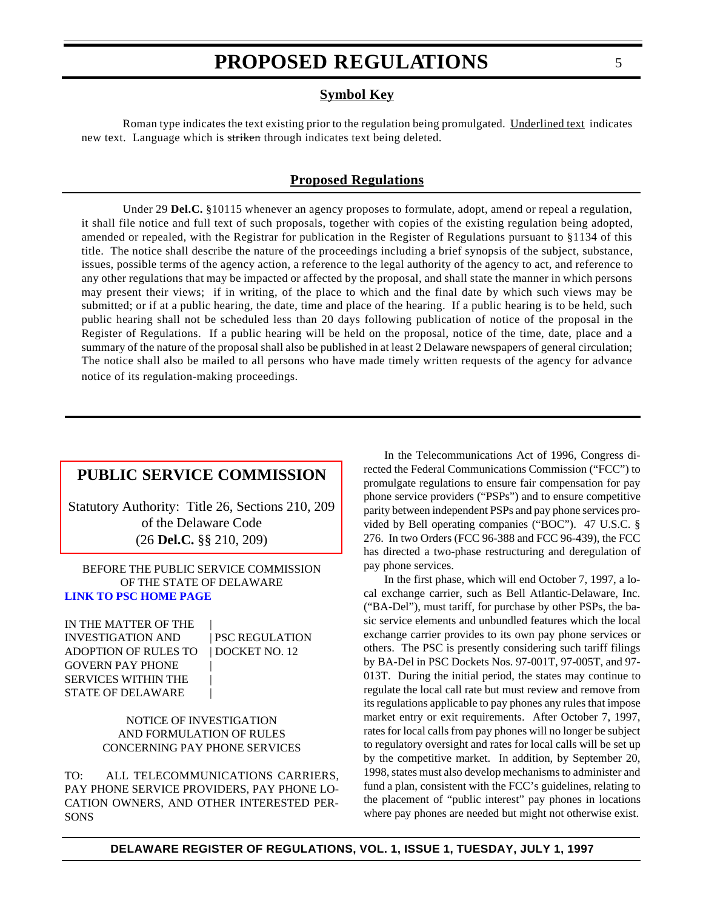# PROPOSED REGULATIONS

## Symbol Key

Roman type indicates the text existing prior to the regulation being promulgated. Underlined text indicates new text. Language which is ~~striken~~ through indicates text being deleted.

## Proposed Regulations

Under 29 **Del.C.** §10115 whenever an agency proposes to formulate, adopt, amend or repeal a regulation, it shall file notice and full text of such proposals, together with copies of the existing regulation being adopted, amended or repealed, with the Registrar for publication in the Register of Regulations pursuant to §1134 of this title. The notice shall describe the nature of the proceedings including a brief synopsis of the subject, substance, issues, possible terms of the agency action, a reference to the legal authority of the agency to act, and reference to any other regulations that may be impacted or affected by the proposal, and shall state the manner in which persons may present their views; if in writing, of the place to which and the final date by which such views may be submitted; or if at a public hearing, the date, time and place of the hearing. If a public hearing is to be held, such public hearing shall not be scheduled less than 20 days following publication of notice of the proposal in the Register of Regulations. If a public hearing will be held on the proposal, notice of the time, date, place and a summary of the nature of the proposal shall also be published in at least 2 Delaware newspapers of general circulation; The notice shall also be mailed to all persons who have made timely written requests of the agency for advance notice of its regulation-making proceedings.

## PUBLIC SERVICE COMMISSION

Statutory Authority: Title 26, Sections 210, 209 of the Delaware Code (26 **Del.C.** §§ 210, 209)

BEFORE THE PUBLIC SERVICE COMMISSION OF THE STATE OF DELAWARE

**LINK TO PSC HOME PAGE**

| IN THE MATTER OF THE INVESTIGATION AND ADOPTION OF RULES TO GOVERN PAY PHONE SERVICES WITHIN THE STATE OF DELAWARE | PSC REGULATION DOCKET NO. 12 |
|---|---|

NOTICE OF INVESTIGATION AND FORMULATION OF RULES CONCERNING PAY PHONE SERVICES

TO: ALL TELECOMMUNICATIONS CARRIERS, PAY PHONE SERVICE PROVIDERS, PAY PHONE LOCATION OWNERS, AND OTHER INTERESTED PERSONS

In the Telecommunications Act of 1996, Congress directed the Federal Communications Commission ("FCC") to promulgate regulations to ensure fair compensation for pay phone service providers ("PSPs") and to ensure competitive parity between independent PSPs and pay phone services provided by Bell operating companies ("BOC"). 47 U.S.C. § 276. In two Orders (FCC 96-388 and FCC 96-439), the FCC has directed a two-phase restructuring and deregulation of pay phone services.

In the first phase, which will end October 7, 1997, a local exchange carrier, such as Bell Atlantic-Delaware, Inc. ("BA-Del"), must tariff, for purchase by other PSPs, the basic service elements and unbundled features which the local exchange carrier provides to its own pay phone services or others. The PSC is presently considering such tariff filings by BA-Del in PSC Dockets Nos. 97-001T, 97-005T, and 97-013T. During the initial period, the states may continue to regulate the local call rate but must review and remove from its regulations applicable to pay phones any rules that impose market entry or exit requirements. After October 7, 1997, rates for local calls from pay phones will no longer be subject to regulatory oversight and rates for local calls will be set up by the competitive market. In addition, by September 20, 1998, states must also develop mechanisms to administer and fund a plan, consistent with the FCC's guidelines, relating to the placement of "public interest" pay phones in locations where pay phones are needed but might not otherwise exist.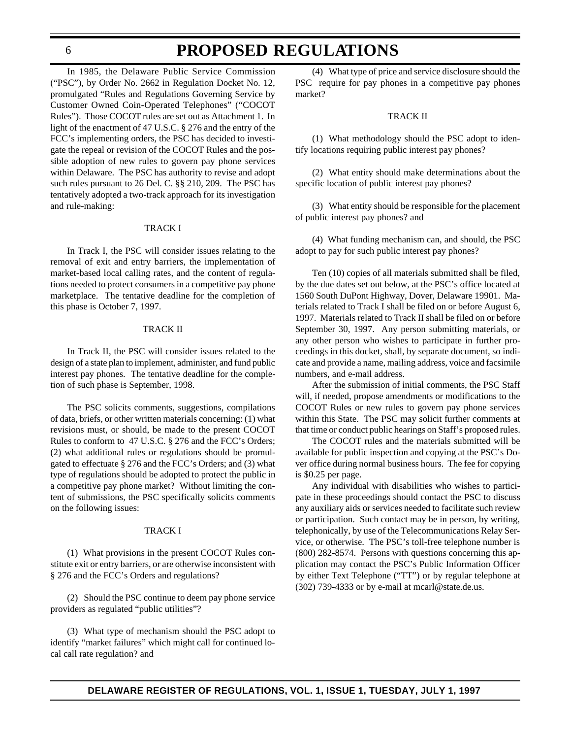In 1985, the Delaware Public Service Commission ("PSC"), by Order No. 2662 in Regulation Docket No. 12, promulgated "Rules and Regulations Governing Service by Customer Owned Coin-Operated Telephones" ("COCOT Rules"). Those COCOT rules are set out as Attachment 1. In light of the enactment of 47 U.S.C. § 276 and the entry of the FCC's implementing orders, the PSC has decided to investigate the repeal or revision of the COCOT Rules and the possible adoption of new rules to govern pay phone services within Delaware. The PSC has authority to revise and adopt such rules pursuant to 26 Del. C. §§ 210, 209. The PSC has tentatively adopted a two-track approach for its investigation and rule-making:

TRACK I

In Track I, the PSC will consider issues relating to the removal of exit and entry barriers, the implementation of market-based local calling rates, and the content of regulations needed to protect consumers in a competitive pay phone marketplace. The tentative deadline for the completion of this phase is October 7, 1997.

TRACK II

In Track II, the PSC will consider issues related to the design of a state plan to implement, administer, and fund public interest pay phones. The tentative deadline for the completion of such phase is September, 1998.

The PSC solicits comments, suggestions, compilations of data, briefs, or other written materials concerning: (1) what revisions must, or should, be made to the present COCOT Rules to conform to 47 U.S.C. § 276 and the FCC's Orders; (2) what additional rules or regulations should be promulgated to effectuate § 276 and the FCC's Orders; and (3) what type of regulations should be adopted to protect the public in a competitive pay phone market? Without limiting the content of submissions, the PSC specifically solicits comments on the following issues:

TRACK I

(1) What provisions in the present COCOT Rules constitute exit or entry barriers, or are otherwise inconsistent with § 276 and the FCC's Orders and regulations?

(2) Should the PSC continue to deem pay phone service providers as regulated "public utilities"?

(3) What type of mechanism should the PSC adopt to identify "market failures" which might call for continued local call rate regulation? and

(4) What type of price and service disclosure should the PSC require for pay phones in a competitive pay phones market?

TRACK II

(1) What methodology should the PSC adopt to identify locations requiring public interest pay phones?

(2) What entity should make determinations about the specific location of public interest pay phones?

(3) What entity should be responsible for the placement of public interest pay phones? and

(4) What funding mechanism can, and should, the PSC adopt to pay for such public interest pay phones?

Ten (10) copies of all materials submitted shall be filed, by the due dates set out below, at the PSC's office located at 1560 South DuPont Highway, Dover, Delaware 19901. Materials related to Track I shall be filed on or before August 6, 1997. Materials related to Track II shall be filed on or before September 30, 1997. Any person submitting materials, or any other person who wishes to participate in further proceedings in this docket, shall, by separate document, so indicate and provide a name, mailing address, voice and facsimile numbers, and e-mail address.

After the submission of initial comments, the PSC Staff will, if needed, propose amendments or modifications to the COCOT Rules or new rules to govern pay phone services within this State. The PSC may solicit further comments at that time or conduct public hearings on Staff's proposed rules.

The COCOT rules and the materials submitted will be available for public inspection and copying at the PSC's Dover office during normal business hours. The fee for copying is $0.25 per page.

Any individual with disabilities who wishes to participate in these proceedings should contact the PSC to discuss any auxiliary aids or services needed to facilitate such review or participation. Such contact may be in person, by writing, telephonically, by use of the Telecommunications Relay Service, or otherwise. The PSC's toll-free telephone number is (800) 282-8574. Persons with questions concerning this application may contact the PSC's Public Information Officer by either Text Telephone ("TT") or by regular telephone at (302) 739-4333 or by e-mail at mcarl@state.de.us.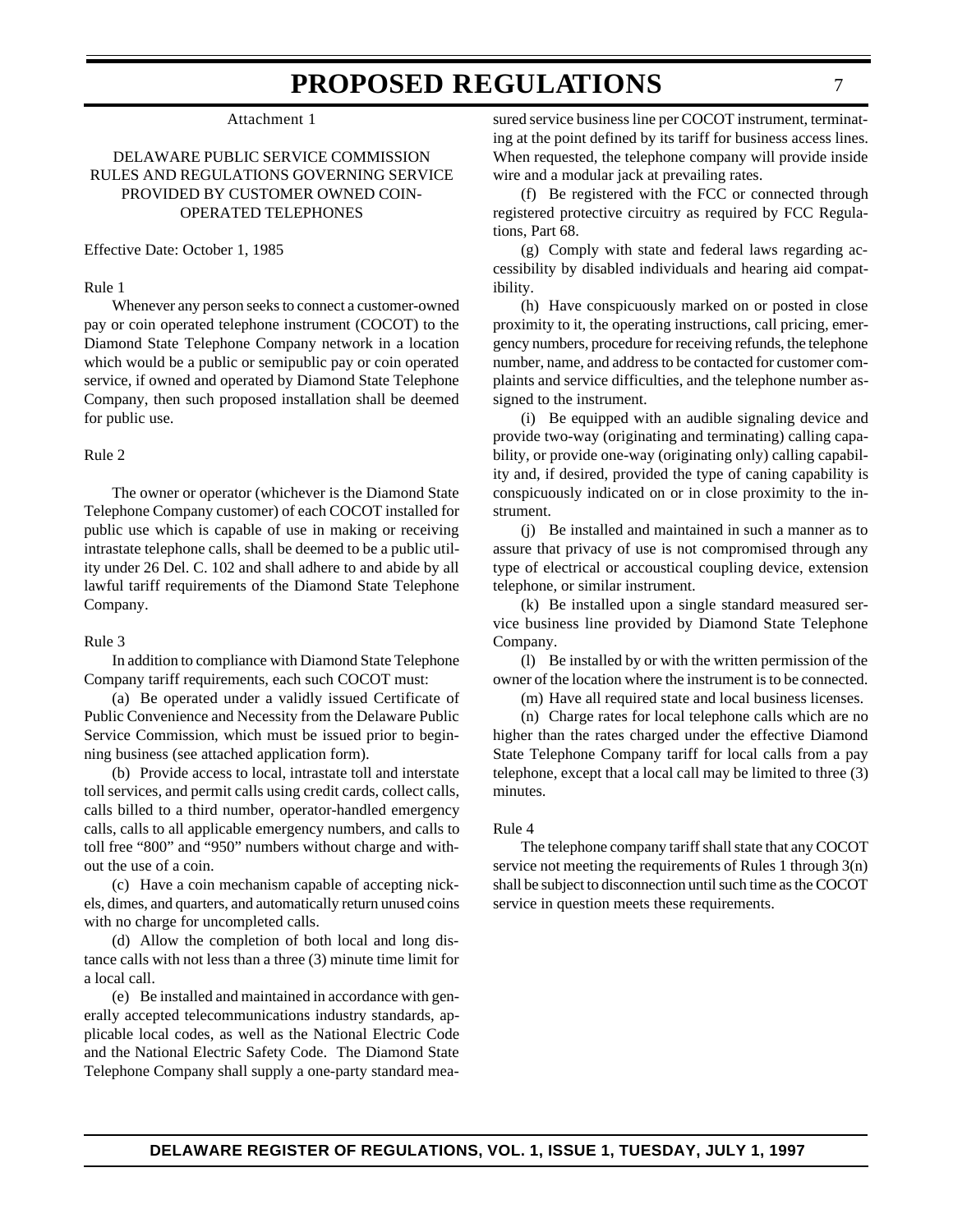Attachment 1

DELAWARE PUBLIC SERVICE COMMISSION RULES AND REGULATIONS GOVERNING SERVICE PROVIDED BY CUSTOMER OWNED COIN-OPERATED TELEPHONES

Effective Date: October 1, 1985

Rule 1

Whenever any person seeks to connect a customer-owned pay or coin operated telephone instrument (COCOT) to the Diamond State Telephone Company network in a location which would be a public or semipublic pay or coin operated service, if owned and operated by Diamond State Telephone Company, then such proposed installation shall be deemed for public use.

Rule 2

The owner or operator (whichever is the Diamond State Telephone Company customer) of each COCOT installed for public use which is capable of use in making or receiving intrastate telephone calls, shall be deemed to be a public utility under 26 Del. C. 102 and shall adhere to and abide by all lawful tariff requirements of the Diamond State Telephone Company.

Rule 3

In addition to compliance with Diamond State Telephone Company tariff requirements, each such COCOT must:

(a) Be operated under a validly issued Certificate of Public Convenience and Necessity from the Delaware Public Service Commission, which must be issued prior to beginning business (see attached application form).

(b) Provide access to local, intrastate toll and interstate toll services, and permit calls using credit cards, collect calls, calls billed to a third number, operator-handled emergency calls, calls to all applicable emergency numbers, and calls to toll free "800" and "950" numbers without charge and without the use of a coin.

(c) Have a coin mechanism capable of accepting nickels, dimes, and quarters, and automatically return unused coins with no charge for uncompleted calls.

(d) Allow the completion of both local and long distance calls with not less than a three (3) minute time limit for a local call.

(e) Be installed and maintained in accordance with generally accepted telecommunications industry standards, applicable local codes, as well as the National Electric Code and the National Electric Safety Code. The Diamond State Telephone Company shall supply a one-party standard measured service business line per COCOT instrument, terminating at the point defined by its tariff for business access lines. When requested, the telephone company will provide inside wire and a modular jack at prevailing rates.

(f) Be registered with the FCC or connected through registered protective circuitry as required by FCC Regulations, Part 68.

(g) Comply with state and federal laws regarding accessibility by disabled individuals and hearing aid compatibility.

(h) Have conspicuously marked on or posted in close proximity to it, the operating instructions, call pricing, emergency numbers, procedure for receiving refunds, the telephone number, name, and address to be contacted for customer complaints and service difficulties, and the telephone number assigned to the instrument.

(i) Be equipped with an audible signaling device and provide two-way (originating and terminating) calling capability, or provide one-way (originating only) calling capability and, if desired, provided the type of caning capability is conspicuously indicated on or in close proximity to the instrument.

(j) Be installed and maintained in such a manner as to assure that privacy of use is not compromised through any type of electrical or accoustical coupling device, extension telephone, or similar instrument.

(k) Be installed upon a single standard measured service business line provided by Diamond State Telephone Company.

(l) Be installed by or with the written permission of the owner of the location where the instrument is to be connected.

(m) Have all required state and local business licenses.

(n) Charge rates for local telephone calls which are no higher than the rates charged under the effective Diamond State Telephone Company tariff for local calls from a pay telephone, except that a local call may be limited to three (3) minutes.

Rule 4

The telephone company tariff shall state that any COCOT service not meeting the requirements of Rules 1 through 3(n) shall be subject to disconnection until such time as the COCOT service in question meets these requirements.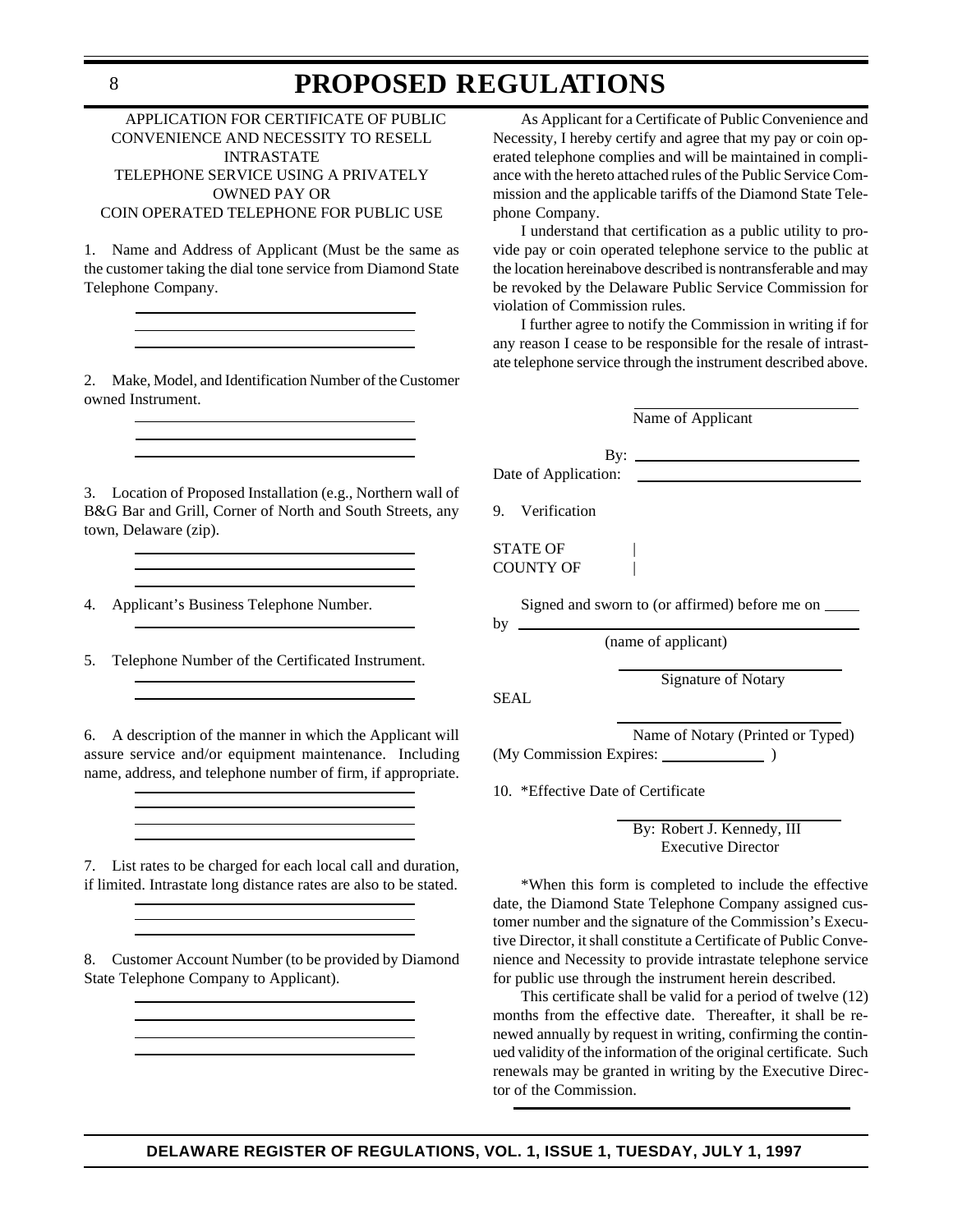APPLICATION FOR CERTIFICATE OF PUBLIC CONVENIENCE AND NECESSITY TO RESELL INTRASTATE TELEPHONE SERVICE USING A PRIVATELY OWNED PAY OR COIN OPERATED TELEPHONE FOR PUBLIC USE

1. Name and Address of Applicant (Must be the same as the customer taking the dial tone service from Diamond State Telephone Company.

\_\_\_\_\_\_\_\_\_\_\_\_\_\_\_\_\_\_\_\_\_\_\_\_\_\_\_\_\_\_\_\_
\_\_\_\_\_\_\_\_\_\_\_\_\_\_\_\_\_\_\_\_\_\_\_\_\_\_\_\_\_\_\_\_
\_\_\_\_\_\_\_\_\_\_\_\_\_\_\_\_\_\_\_\_\_\_\_\_\_\_\_\_\_\_\_\_

2. Make, Model, and Identification Number of the Customer owned Instrument.

\_\_\_\_\_\_\_\_\_\_\_\_\_\_\_\_\_\_\_\_\_\_\_\_\_\_\_\_\_\_\_\_
\_\_\_\_\_\_\_\_\_\_\_\_\_\_\_\_\_\_\_\_\_\_\_\_\_\_\_\_\_\_\_\_
\_\_\_\_\_\_\_\_\_\_\_\_\_\_\_\_\_\_\_\_\_\_\_\_\_\_\_\_\_\_\_\_

3. Location of Proposed Installation (e.g., Northern wall of B&G Bar and Grill, Corner of North and South Streets, any town, Delaware (zip).

\_\_\_\_\_\_\_\_\_\_\_\_\_\_\_\_\_\_\_\_\_\_\_\_\_\_\_\_\_\_\_\_
\_\_\_\_\_\_\_\_\_\_\_\_\_\_\_\_\_\_\_\_\_\_\_\_\_\_\_\_\_\_\_\_
\_\_\_\_\_\_\_\_\_\_\_\_\_\_\_\_\_\_\_\_\_\_\_\_\_\_\_\_\_\_\_\_

4. Applicant's Business Telephone Number.

\_\_\_\_\_\_\_\_\_\_\_\_\_\_\_\_\_\_\_\_\_\_\_\_\_\_\_\_\_\_\_\_

5. Telephone Number of the Certificated Instrument.

\_\_\_\_\_\_\_\_\_\_\_\_\_\_\_\_\_\_\_\_\_\_\_\_\_\_\_\_\_\_\_\_
\_\_\_\_\_\_\_\_\_\_\_\_\_\_\_\_\_\_\_\_\_\_\_\_\_\_\_\_\_\_\_\_

6. A description of the manner in which the Applicant will assure service and/or equipment maintenance. Including name, address, and telephone number of firm, if appropriate.

\_\_\_\_\_\_\_\_\_\_\_\_\_\_\_\_\_\_\_\_\_\_\_\_\_\_\_\_\_\_\_\_
\_\_\_\_\_\_\_\_\_\_\_\_\_\_\_\_\_\_\_\_\_\_\_\_\_\_\_\_\_\_\_\_
\_\_\_\_\_\_\_\_\_\_\_\_\_\_\_\_\_\_\_\_\_\_\_\_\_\_\_\_\_\_\_\_
\_\_\_\_\_\_\_\_\_\_\_\_\_\_\_\_\_\_\_\_\_\_\_\_\_\_\_\_\_\_\_\_

7. List rates to be charged for each local call and duration, if limited. Intrastate long distance rates are also to be stated.

\_\_\_\_\_\_\_\_\_\_\_\_\_\_\_\_\_\_\_\_\_\_\_\_\_\_\_\_\_\_\_\_
\_\_\_\_\_\_\_\_\_\_\_\_\_\_\_\_\_\_\_\_\_\_\_\_\_\_\_\_\_\_\_\_
\_\_\_\_\_\_\_\_\_\_\_\_\_\_\_\_\_\_\_\_\_\_\_\_\_\_\_\_\_\_\_\_

8. Customer Account Number (to be provided by Diamond State Telephone Company to Applicant).

\_\_\_\_\_\_\_\_\_\_\_\_\_\_\_\_\_\_\_\_\_\_\_\_\_\_\_\_\_\_\_\_
\_\_\_\_\_\_\_\_\_\_\_\_\_\_\_\_\_\_\_\_\_\_\_\_\_\_\_\_\_\_\_\_
\_\_\_\_\_\_\_\_\_\_\_\_\_\_\_\_\_\_\_\_\_\_\_\_\_\_\_\_\_\_\_\_
\_\_\_\_\_\_\_\_\_\_\_\_\_\_\_\_\_\_\_\_\_\_\_\_\_\_\_\_\_\_\_\_

As Applicant for a Certificate of Public Convenience and Necessity, I hereby certify and agree that my pay or coin operated telephone complies and will be maintained in compliance with the hereto attached rules of the Public Service Commission and the applicable tariffs of the Diamond State Telephone Company.

I understand that certification as a public utility to provide pay or coin operated telephone service to the public at the location hereinabove described is nontransferable and may be revoked by the Delaware Public Service Commission for violation of Commission rules.

I further agree to notify the Commission in writing if for any reason I cease to be responsible for the resale of intrastate telephone service through the instrument described above.

\_\_\_\_\_\_\_\_\_\_\_\_\_\_\_\_\_\_\_\_\_\_\_\_\_\_
Name of Applicant

By: \_\_\_\_\_\_\_\_\_\_\_\_\_\_\_\_\_\_\_\_\_\_\_\_\_\_

Date of Application: \_\_\_\_\_\_\_\_\_\_\_\_\_\_\_\_\_\_\_\_\_\_\_\_\_\_

9. Verification

STATE OF |
COUNTY OF |

Signed and sworn to (or affirmed) before me on \_\_\_\_\_ by \_\_\_\_\_\_\_\_\_\_\_\_\_\_\_\_\_\_\_\_\_\_\_\_\_\_
(name of applicant)

\_\_\_\_\_\_\_\_\_\_\_\_\_\_\_\_\_\_\_\_\_\_\_\_\_\_
Signature of Notary

SEAL

\_\_\_\_\_\_\_\_\_\_\_\_\_\_\_\_\_\_\_\_\_\_\_\_\_\_
Name of Notary (Printed or Typed)

(My Commission Expires: \_\_\_\_\_\_\_\_\_\_\_\_ )

10. *Effective Date of Certificate

\_\_\_\_\_\_\_\_\_\_\_\_\_\_\_\_\_\_\_\_\_\_\_\_\_\_
By: Robert J. Kennedy, III
Executive Director

*When this form is completed to include the effective date, the Diamond State Telephone Company assigned customer number and the signature of the Commission's Executive Director, it shall constitute a Certificate of Public Convenience and Necessity to provide intrastate telephone service for public use through the instrument herein described.

This certificate shall be valid for a period of twelve (12) months from the effective date. Thereafter, it shall be renewed annually by request in writing, confirming the continued validity of the information of the original certificate. Such renewals may be granted in writing by the Executive Director of the Commission.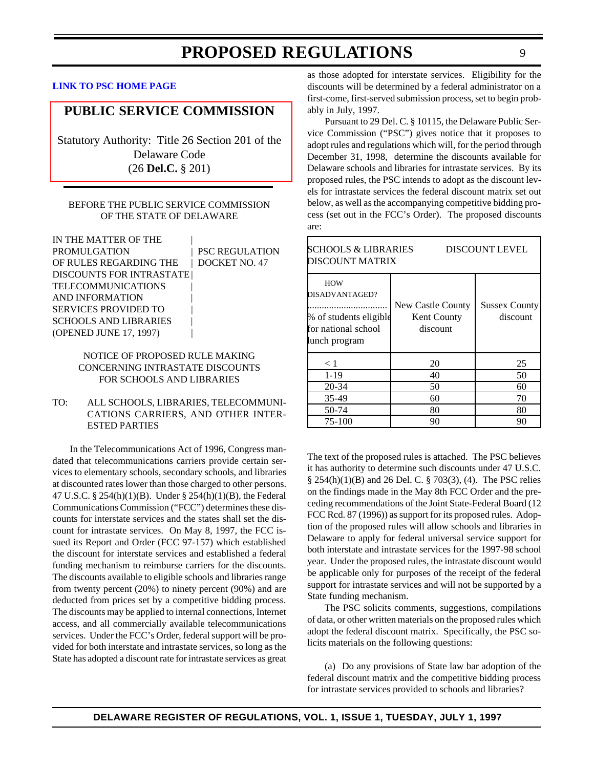[LINK TO PSC HOME PAGE]

## PUBLIC SERVICE COMMISSION

Statutory Authority: Title 26 Section 201 of the Delaware Code (26 **Del.C.** § 201)

BEFORE THE PUBLIC SERVICE COMMISSION OF THE STATE OF DELAWARE

IN THE MATTER OF THE PROMULGATION OF RULES REGARDING THE DISCOUNTS FOR INTRASTATE TELECOMMUNICATIONS AND INFORMATION SERVICES PROVIDED TO SCHOOLS AND LIBRARIES (OPENED JUNE 17, 1997) | PSC REGULATION DOCKET NO. 47

NOTICE OF PROPOSED RULE MAKING CONCERNING INTRASTATE DISCOUNTS FOR SCHOOLS AND LIBRARIES

TO: ALL SCHOOLS, LIBRARIES, TELECOMMUNICATIONS CARRIERS, AND OTHER INTERESTED PARTIES

In the Telecommunications Act of 1996, Congress mandated that telecommunications carriers provide certain services to elementary schools, secondary schools, and libraries at discounted rates lower than those charged to other persons. 47 U.S.C. § 254(h)(1)(B). Under § 254(h)(1)(B), the Federal Communications Commission ("FCC") determines these discounts for interstate services and the states shall set the discount for intrastate services. On May 8, 1997, the FCC issued its Report and Order (FCC 97-157) which established the discount for interstate services and established a federal funding mechanism to reimburse carriers for the discounts. The discounts available to eligible schools and libraries range from twenty percent (20%) to ninety percent (90%) and are deducted from prices set by a competitive bidding process. The discounts may be applied to internal connections, Internet access, and all commercially available telecommunications services. Under the FCC's Order, federal support will be provided for both interstate and intrastate services, so long as the State has adopted a discount rate for intrastate services as great as those adopted for interstate services. Eligibility for the discounts will be determined by a federal administrator on a first-come, first-served submission process, set to begin probably in July, 1997.

Pursuant to 29 Del. C. § 10115, the Delaware Public Service Commission ("PSC") gives notice that it proposes to adopt rules and regulations which will, for the period through December 31, 1998, determine the discounts available for Delaware schools and libraries for intrastate services. By its proposed rules, the PSC intends to adopt as the discount levels for intrastate services the federal discount matrix set out below, as well as the accompanying competitive bidding process (set out in the FCC's Order). The proposed discounts are:

| SCHOOLS & LIBRARIES DISCOUNT MATRIX | DISCOUNT LEVEL | |
|---|---|---|
| HOW DISADVANTAGED? ................................ % of students eligible for national school lunch program | New Castle County Kent County discount | Sussex County discount |
| < 1 | 20 | 25 |
| 1-19 | 40 | 50 |
| 20-34 | 50 | 60 |
| 35-49 | 60 | 70 |
| 50-74 | 80 | 80 |
| 75-100 | 90 | 90 |

The text of the proposed rules is attached. The PSC believes it has authority to determine such discounts under 47 U.S.C. § 254(h)(1)(B) and 26 Del. C. § 703(3), (4). The PSC relies on the findings made in the May 8th FCC Order and the preceding recommendations of the Joint State-Federal Board (12 FCC Rcd. 87 (1996)) as support for its proposed rules. Adoption of the proposed rules will allow schools and libraries in Delaware to apply for federal universal service support for both interstate and intrastate services for the 1997-98 school year. Under the proposed rules, the intrastate discount would be applicable only for purposes of the receipt of the federal support for intrastate services and will not be supported by a State funding mechanism.

The PSC solicits comments, suggestions, compilations of data, or other written materials on the proposed rules which adopt the federal discount matrix. Specifically, the PSC solicits materials on the following questions:

(a) Do any provisions of State law bar adoption of the federal discount matrix and the competitive bidding process for intrastate services provided to schools and libraries?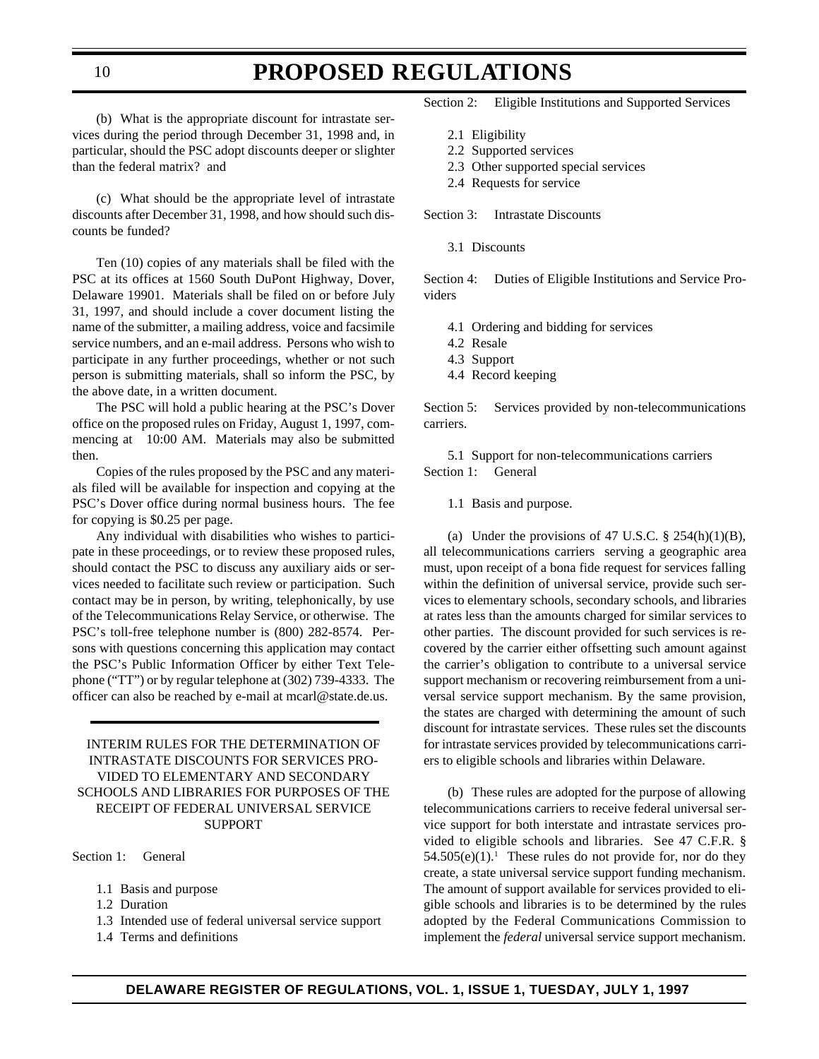(b) What is the appropriate discount for intrastate services during the period through December 31, 1998 and, in particular, should the PSC adopt discounts deeper or slighter than the federal matrix? and

(c) What should be the appropriate level of intrastate discounts after December 31, 1998, and how should such discounts be funded?

Ten (10) copies of any materials shall be filed with the PSC at its offices at 1560 South DuPont Highway, Dover, Delaware 19901. Materials shall be filed on or before July 31, 1997, and should include a cover document listing the name of the submitter, a mailing address, voice and facsimile service numbers, and an e-mail address. Persons who wish to participate in any further proceedings, whether or not such person is submitting materials, shall so inform the PSC, by the above date, in a written document.

The PSC will hold a public hearing at the PSC's Dover office on the proposed rules on Friday, August 1, 1997, commencing at 10:00 AM. Materials may also be submitted then.

Copies of the rules proposed by the PSC and any materials filed will be available for inspection and copying at the PSC's Dover office during normal business hours. The fee for copying is $0.25 per page.

Any individual with disabilities who wishes to participate in these proceedings, or to review these proposed rules, should contact the PSC to discuss any auxiliary aids or services needed to facilitate such review or participation. Such contact may be in person, by writing, telephonically, by use of the Telecommunications Relay Service, or otherwise. The PSC's toll-free telephone number is (800) 282-8574. Persons with questions concerning this application may contact the PSC's Public Information Officer by either Text Telephone ("TT") or by regular telephone at (302) 739-4333. The officer can also be reached by e-mail at mcarl@state.de.us.

---

INTERIM RULES FOR THE DETERMINATION OF INTRASTATE DISCOUNTS FOR SERVICES PROVIDED TO ELEMENTARY AND SECONDARY SCHOOLS AND LIBRARIES FOR PURPOSES OF THE RECEIPT OF FEDERAL UNIVERSAL SERVICE SUPPORT

Section 1: General

- 1.1 Basis and purpose
- 1.2 Duration
- 1.3 Intended use of federal universal service support
- 1.4 Terms and definitions

Section 2: Eligible Institutions and Supported Services

- 2.1 Eligibility
- 2.2 Supported services
- 2.3 Other supported special services
- 2.4 Requests for service

Section 3: Intrastate Discounts

- 3.1 Discounts

Section 4: Duties of Eligible Institutions and Service Providers

- 4.1 Ordering and bidding for services
- 4.2 Resale
- 4.3 Support
- 4.4 Record keeping

Section 5: Services provided by non-telecommunications carriers.

- 5.1 Support for non-telecommunications carriers

Section 1: General

1.1 Basis and purpose.

(a) Under the provisions of 47 U.S.C. § 254(h)(1)(B), all telecommunications carriers serving a geographic area must, upon receipt of a bona fide request for services falling within the definition of universal service, provide such services to elementary schools, secondary schools, and libraries at rates less than the amounts charged for similar services to other parties. The discount provided for such services is recovered by the carrier either offsetting such amount against the carrier's obligation to contribute to a universal service support mechanism or recovering reimbursement from a universal service support mechanism. By the same provision, the states are charged with determining the amount of such discount for intrastate services. These rules set the discounts for intrastate services provided by telecommunications carriers to eligible schools and libraries within Delaware.

(b) These rules are adopted for the purpose of allowing telecommunications carriers to receive federal universal service support for both interstate and intrastate services provided to eligible schools and libraries. See 47 C.F.R. § 54.505(e)(1).[1] These rules do not provide for, nor do they create, a state universal service support funding mechanism. The amount of support available for services provided to eligible schools and libraries is to be determined by the rules adopted by the Federal Communications Commission to implement the *federal* universal service support mechanism.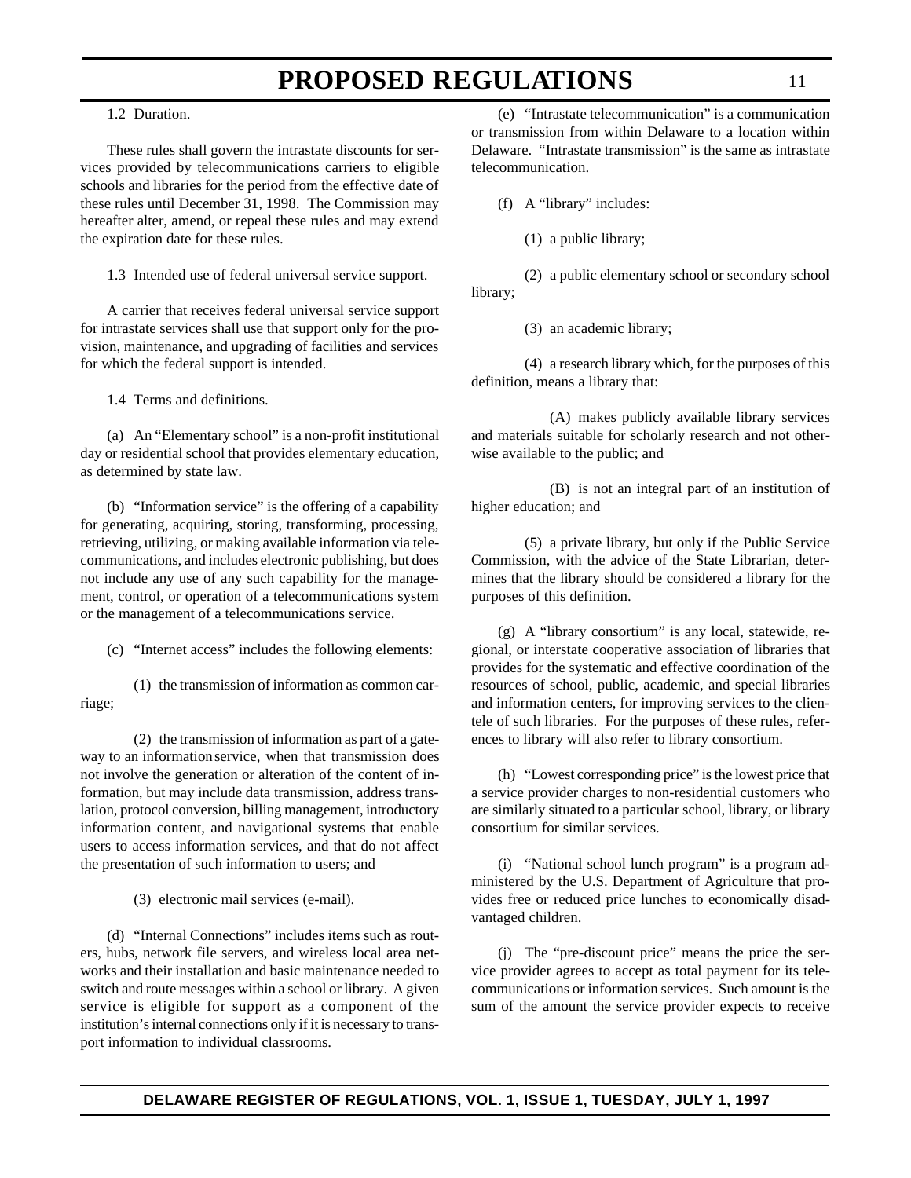1.2 Duration.

These rules shall govern the intrastate discounts for services provided by telecommunications carriers to eligible schools and libraries for the period from the effective date of these rules until December 31, 1998. The Commission may hereafter alter, amend, or repeal these rules and may extend the expiration date for these rules.

1.3 Intended use of federal universal service support.

A carrier that receives federal universal service support for intrastate services shall use that support only for the provision, maintenance, and upgrading of facilities and services for which the federal support is intended.

1.4 Terms and definitions.

(a) An "Elementary school" is a non-profit institutional day or residential school that provides elementary education, as determined by state law.

(b) "Information service" is the offering of a capability for generating, acquiring, storing, transforming, processing, retrieving, utilizing, or making available information via telecommunications, and includes electronic publishing, but does not include any use of any such capability for the management, control, or operation of a telecommunications system or the management of a telecommunications service.

(c) "Internet access" includes the following elements:

(1) the transmission of information as common carriage;

(2) the transmission of information as part of a gateway to an information service, when that transmission does not involve the generation or alteration of the content of information, but may include data transmission, address translation, protocol conversion, billing management, introductory information content, and navigational systems that enable users to access information services, and that do not affect the presentation of such information to users; and

(3) electronic mail services (e-mail).

(d) "Internal Connections" includes items such as routers, hubs, network file servers, and wireless local area networks and their installation and basic maintenance needed to switch and route messages within a school or library. A given service is eligible for support as a component of the institution's internal connections only if it is necessary to transport information to individual classrooms.

(e) "Intrastate telecommunication" is a communication or transmission from within Delaware to a location within Delaware. "Intrastate transmission" is the same as intrastate telecommunication.

(f) A "library" includes:

(1) a public library;

(2) a public elementary school or secondary school library;

(3) an academic library;

(4) a research library which, for the purposes of this definition, means a library that:

(A) makes publicly available library services and materials suitable for scholarly research and not otherwise available to the public; and

(B) is not an integral part of an institution of higher education; and

(5) a private library, but only if the Public Service Commission, with the advice of the State Librarian, determines that the library should be considered a library for the purposes of this definition.

(g) A "library consortium" is any local, statewide, regional, or interstate cooperative association of libraries that provides for the systematic and effective coordination of the resources of school, public, academic, and special libraries and information centers, for improving services to the clientele of such libraries. For the purposes of these rules, references to library will also refer to library consortium.

(h) "Lowest corresponding price" is the lowest price that a service provider charges to non-residential customers who are similarly situated to a particular school, library, or library consortium for similar services.

(i) "National school lunch program" is a program administered by the U.S. Department of Agriculture that provides free or reduced price lunches to economically disadvantaged children.

(j) The "pre-discount price" means the price the service provider agrees to accept as total payment for its telecommunications or information services. Such amount is the sum of the amount the service provider expects to receive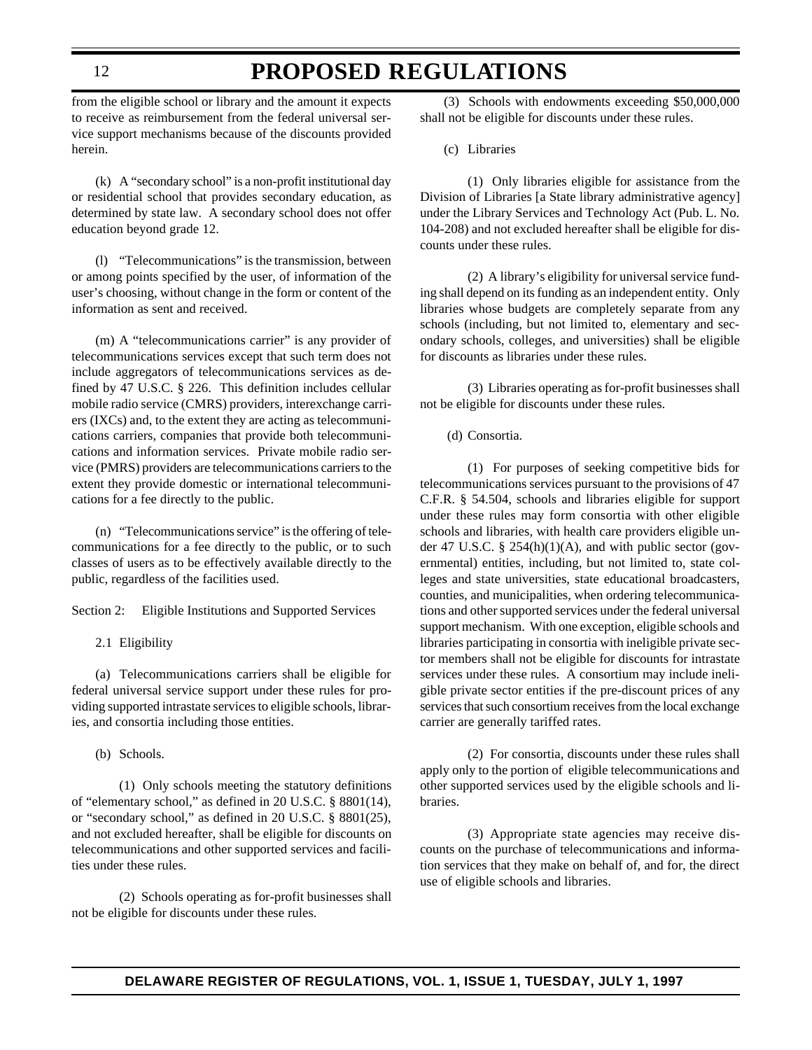from the eligible school or library and the amount it expects to receive as reimbursement from the federal universal service support mechanisms because of the discounts provided herein.

(k) A "secondary school" is a non-profit institutional day or residential school that provides secondary education, as determined by state law. A secondary school does not offer education beyond grade 12.

(l) "Telecommunications" is the transmission, between or among points specified by the user, of information of the user's choosing, without change in the form or content of the information as sent and received.

(m) A "telecommunications carrier" is any provider of telecommunications services except that such term does not include aggregators of telecommunications services as defined by 47 U.S.C. § 226. This definition includes cellular mobile radio service (CMRS) providers, interexchange carriers (IXCs) and, to the extent they are acting as telecommunications carriers, companies that provide both telecommunications and information services. Private mobile radio service (PMRS) providers are telecommunications carriers to the extent they provide domestic or international telecommunications for a fee directly to the public.

(n) "Telecommunications service" is the offering of telecommunications for a fee directly to the public, or to such classes of users as to be effectively available directly to the public, regardless of the facilities used.

Section 2: Eligible Institutions and Supported Services

2.1 Eligibility

(a) Telecommunications carriers shall be eligible for federal universal service support under these rules for providing supported intrastate services to eligible schools, libraries, and consortia including those entities.

(b) Schools.

(1) Only schools meeting the statutory definitions of "elementary school," as defined in 20 U.S.C. § 8801(14), or "secondary school," as defined in 20 U.S.C. § 8801(25), and not excluded hereafter, shall be eligible for discounts on telecommunications and other supported services and facilities under these rules.

(2) Schools operating as for-profit businesses shall not be eligible for discounts under these rules.

(3) Schools with endowments exceeding $50,000,000 shall not be eligible for discounts under these rules.

(c) Libraries

(1) Only libraries eligible for assistance from the Division of Libraries [a State library administrative agency] under the Library Services and Technology Act (Pub. L. No. 104-208) and not excluded hereafter shall be eligible for discounts under these rules.

(2) A library's eligibility for universal service funding shall depend on its funding as an independent entity. Only libraries whose budgets are completely separate from any schools (including, but not limited to, elementary and secondary schools, colleges, and universities) shall be eligible for discounts as libraries under these rules.

(3) Libraries operating as for-profit businesses shall not be eligible for discounts under these rules.

(d) Consortia.

(1) For purposes of seeking competitive bids for telecommunications services pursuant to the provisions of 47 C.F.R. § 54.504, schools and libraries eligible for support under these rules may form consortia with other eligible schools and libraries, with health care providers eligible under 47 U.S.C. § 254(h)(1)(A), and with public sector (governmental) entities, including, but not limited to, state colleges and state universities, state educational broadcasters, counties, and municipalities, when ordering telecommunications and other supported services under the federal universal support mechanism. With one exception, eligible schools and libraries participating in consortia with ineligible private sector members shall not be eligible for discounts for intrastate services under these rules. A consortium may include ineligible private sector entities if the pre-discount prices of any services that such consortium receives from the local exchange carrier are generally tariffed rates.

(2) For consortia, discounts under these rules shall apply only to the portion of eligible telecommunications and other supported services used by the eligible schools and libraries.

(3) Appropriate state agencies may receive discounts on the purchase of telecommunications and information services that they make on behalf of, and for, the direct use of eligible schools and libraries.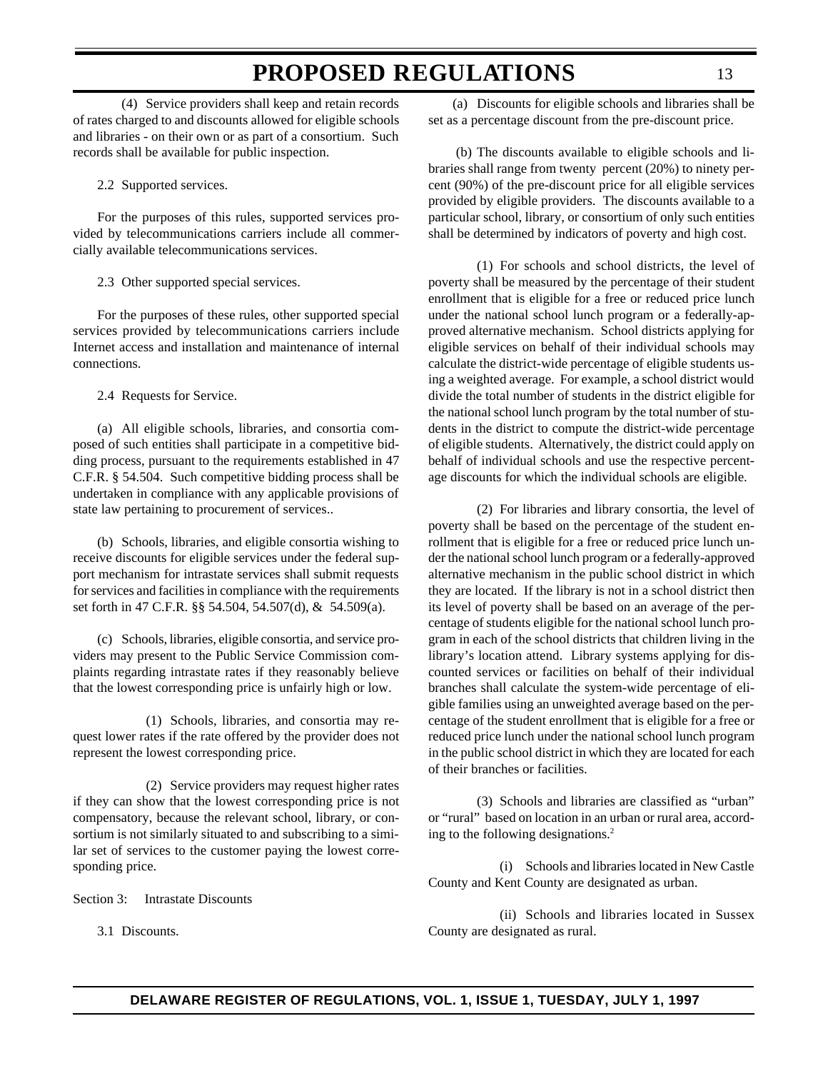(4) Service providers shall keep and retain records of rates charged to and discounts allowed for eligible schools and libraries - on their own or as part of a consortium. Such records shall be available for public inspection.

2.2 Supported services.

For the purposes of this rules, supported services provided by telecommunications carriers include all commercially available telecommunications services.

2.3 Other supported special services.

For the purposes of these rules, other supported special services provided by telecommunications carriers include Internet access and installation and maintenance of internal connections.

2.4 Requests for Service.

(a) All eligible schools, libraries, and consortia composed of such entities shall participate in a competitive bidding process, pursuant to the requirements established in 47 C.F.R. § 54.504. Such competitive bidding process shall be undertaken in compliance with any applicable provisions of state law pertaining to procurement of services..

(b) Schools, libraries, and eligible consortia wishing to receive discounts for eligible services under the federal support mechanism for intrastate services shall submit requests for services and facilities in compliance with the requirements set forth in 47 C.F.R. §§ 54.504, 54.507(d), & 54.509(a).

(c) Schools, libraries, eligible consortia, and service providers may present to the Public Service Commission complaints regarding intrastate rates if they reasonably believe that the lowest corresponding price is unfairly high or low.

(1) Schools, libraries, and consortia may request lower rates if the rate offered by the provider does not represent the lowest corresponding price.

(2) Service providers may request higher rates if they can show that the lowest corresponding price is not compensatory, because the relevant school, library, or consortium is not similarly situated to and subscribing to a similar set of services to the customer paying the lowest corresponding price.

Section 3: Intrastate Discounts

3.1 Discounts.

(a) Discounts for eligible schools and libraries shall be set as a percentage discount from the pre-discount price.

(b) The discounts available to eligible schools and libraries shall range from twenty percent (20%) to ninety percent (90%) of the pre-discount price for all eligible services provided by eligible providers. The discounts available to a particular school, library, or consortium of only such entities shall be determined by indicators of poverty and high cost.

(1) For schools and school districts, the level of poverty shall be measured by the percentage of their student enrollment that is eligible for a free or reduced price lunch under the national school lunch program or a federally-approved alternative mechanism. School districts applying for eligible services on behalf of their individual schools may calculate the district-wide percentage of eligible students using a weighted average. For example, a school district would divide the total number of students in the district eligible for the national school lunch program by the total number of students in the district to compute the district-wide percentage of eligible students. Alternatively, the district could apply on behalf of individual schools and use the respective percentage discounts for which the individual schools are eligible.

(2) For libraries and library consortia, the level of poverty shall be based on the percentage of the student enrollment that is eligible for a free or reduced price lunch under the national school lunch program or a federally-approved alternative mechanism in the public school district in which they are located. If the library is not in a school district then its level of poverty shall be based on an average of the percentage of students eligible for the national school lunch program in each of the school districts that children living in the library's location attend. Library systems applying for discounted services or facilities on behalf of their individual branches shall calculate the system-wide percentage of eligible families using an unweighted average based on the percentage of the student enrollment that is eligible for a free or reduced price lunch under the national school lunch program in the public school district in which they are located for each of their branches or facilities.

(3) Schools and libraries are classified as "urban" or "rural" based on location in an urban or rural area, according to the following designations.[2]

(i) Schools and libraries located in New Castle County and Kent County are designated as urban.

(ii) Schools and libraries located in Sussex County are designated as rural.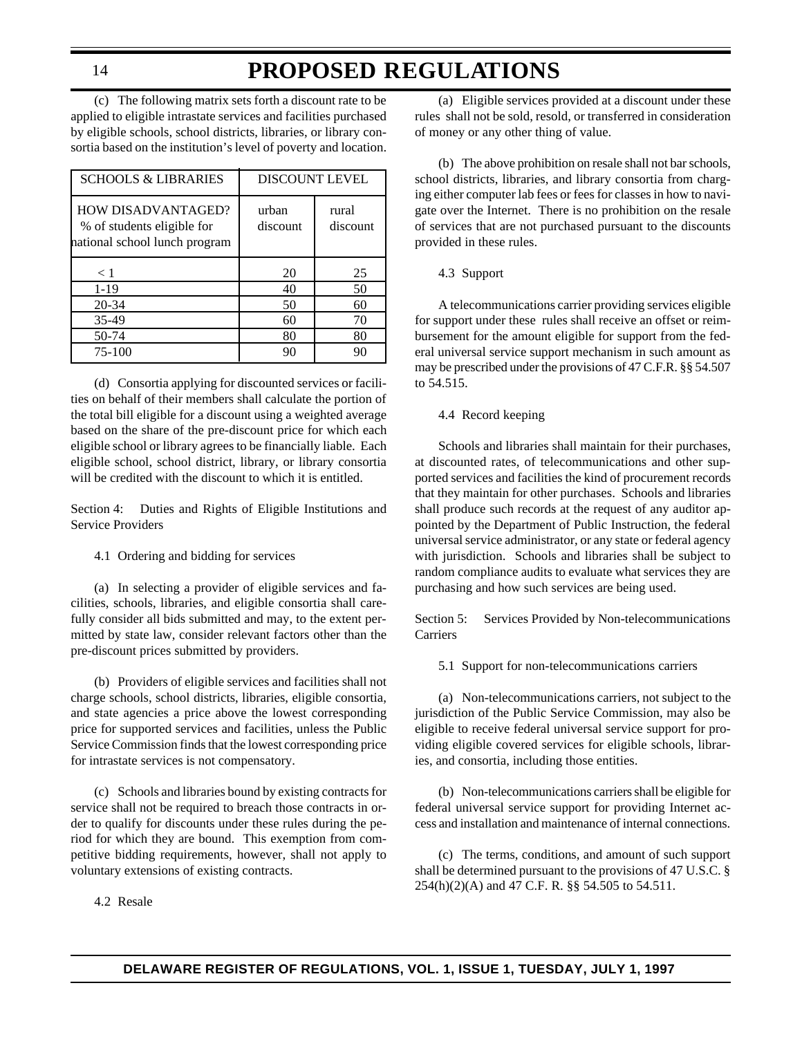(c) The following matrix sets forth a discount rate to be applied to eligible intrastate services and facilities purchased by eligible schools, school districts, libraries, or library consortia based on the institution's level of poverty and location.

| SCHOOLS & LIBRARIES | DISCOUNT LEVEL | |
|---|---|---|
| HOW DISADVANTAGED? % of students eligible for national school lunch program | urban discount | rural discount |
| < 1 | 20 | 25 |
| 1-19 | 40 | 50 |
| 20-34 | 50 | 60 |
| 35-49 | 60 | 70 |
| 50-74 | 80 | 80 |
| 75-100 | 90 | 90 |

(d) Consortia applying for discounted services or facilities on behalf of their members shall calculate the portion of the total bill eligible for a discount using a weighted average based on the share of the pre-discount price for which each eligible school or library agrees to be financially liable. Each eligible school, school district, library, or library consortia will be credited with the discount to which it is entitled.

Section 4: Duties and Rights of Eligible Institutions and Service Providers

4.1 Ordering and bidding for services

(a) In selecting a provider of eligible services and facilities, schools, libraries, and eligible consortia shall carefully consider all bids submitted and may, to the extent permitted by state law, consider relevant factors other than the pre-discount prices submitted by providers.

(b) Providers of eligible services and facilities shall not charge schools, school districts, libraries, eligible consortia, and state agencies a price above the lowest corresponding price for supported services and facilities, unless the Public Service Commission finds that the lowest corresponding price for intrastate services is not compensatory.

(c) Schools and libraries bound by existing contracts for service shall not be required to breach those contracts in order to qualify for discounts under these rules during the period for which they are bound. This exemption from competitive bidding requirements, however, shall not apply to voluntary extensions of existing contracts.

4.2 Resale

(a) Eligible services provided at a discount under these rules shall not be sold, resold, or transferred in consideration of money or any other thing of value.

(b) The above prohibition on resale shall not bar schools, school districts, libraries, and library consortia from charging either computer lab fees or fees for classes in how to navigate over the Internet. There is no prohibition on the resale of services that are not purchased pursuant to the discounts provided in these rules.

4.3 Support

A telecommunications carrier providing services eligible for support under these rules shall receive an offset or reimbursement for the amount eligible for support from the federal universal service support mechanism in such amount as may be prescribed under the provisions of 47 C.F.R. §§ 54.507 to 54.515.

4.4 Record keeping

Schools and libraries shall maintain for their purchases, at discounted rates, of telecommunications and other supported services and facilities the kind of procurement records that they maintain for other purchases. Schools and libraries shall produce such records at the request of any auditor appointed by the Department of Public Instruction, the federal universal service administrator, or any state or federal agency with jurisdiction. Schools and libraries shall be subject to random compliance audits to evaluate what services they are purchasing and how such services are being used.

Section 5: Services Provided by Non-telecommunications Carriers

5.1 Support for non-telecommunications carriers

(a) Non-telecommunications carriers, not subject to the jurisdiction of the Public Service Commission, may also be eligible to receive federal universal service support for providing eligible covered services for eligible schools, libraries, and consortia, including those entities.

(b) Non-telecommunications carriers shall be eligible for federal universal service support for providing Internet access and installation and maintenance of internal connections.

(c) The terms, conditions, and amount of such support shall be determined pursuant to the provisions of 47 U.S.C. § 254(h)(2)(A) and 47 C.F. R. §§ 54.505 to 54.511.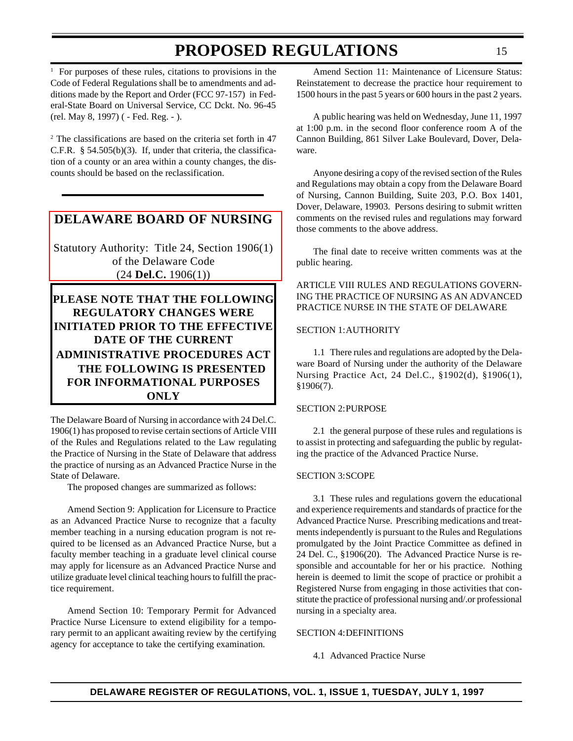[1] For purposes of these rules, citations to provisions in the Code of Federal Regulations shall be to amendments and additions made by the Report and Order (FCC 97-157) in Federal-State Board on Universal Service, CC Dckt. No. 96-45 (rel. May 8, 1997) ( - Fed. Reg. - ).

[2] The classifications are based on the criteria set forth in 47 C.F.R. § 54.505(b)(3). If, under that criteria, the classification of a county or an area within a county changes, the discounts should be based on the reclassification.

## DELAWARE BOARD OF NURSING

Statutory Authority: Title 24, Section 1906(1) of the Delaware Code (24 **Del.C.** 1906(1))

**PLEASE NOTE THAT THE FOLLOWING REGULATORY CHANGES WERE INITIATED PRIOR TO THE EFFECTIVE DATE OF THE CURRENT ADMINISTRATIVE PROCEDURES ACT THE FOLLOWING IS PRESENTED FOR INFORMATIONAL PURPOSES ONLY**

The Delaware Board of Nursing in accordance with 24 Del.C. 1906(1) has proposed to revise certain sections of Article VIII of the Rules and Regulations related to the Law regulating the Practice of Nursing in the State of Delaware that address the practice of nursing as an Advanced Practice Nurse in the State of Delaware.

The proposed changes are summarized as follows:

Amend Section 9: Application for Licensure to Practice as an Advanced Practice Nurse to recognize that a faculty member teaching in a nursing education program is not required to be licensed as an Advanced Practice Nurse, but a faculty member teaching in a graduate level clinical course may apply for licensure as an Advanced Practice Nurse and utilize graduate level clinical teaching hours to fulfill the practice requirement.

Amend Section 10: Temporary Permit for Advanced Practice Nurse Licensure to extend eligibility for a temporary permit to an applicant awaiting review by the certifying agency for acceptance to take the certifying examination.

Amend Section 11: Maintenance of Licensure Status: Reinstatement to decrease the practice hour requirement to 1500 hours in the past 5 years or 600 hours in the past 2 years.

A public hearing was held on Wednesday, June 11, 1997 at 1:00 p.m. in the second floor conference room A of the Cannon Building, 861 Silver Lake Boulevard, Dover, Delaware.

Anyone desiring a copy of the revised section of the Rules and Regulations may obtain a copy from the Delaware Board of Nursing, Cannon Building, Suite 203, P.O. Box 1401, Dover, Delaware, 19903. Persons desiring to submit written comments on the revised rules and regulations may forward those comments to the above address.

The final date to receive written comments was at the public hearing.

ARTICLE VIII RULES AND REGULATIONS GOVERNING THE PRACTICE OF NURSING AS AN ADVANCED PRACTICE NURSE IN THE STATE OF DELAWARE

SECTION 1: AUTHORITY

1.1 There rules and regulations are adopted by the Delaware Board of Nursing under the authority of the Delaware Nursing Practice Act, 24 Del.C., §1902(d), §1906(1), §1906(7).

SECTION 2: PURPOSE

2.1 the general purpose of these rules and regulations is to assist in protecting and safeguarding the public by regulating the practice of the Advanced Practice Nurse.

SECTION 3: SCOPE

3.1 These rules and regulations govern the educational and experience requirements and standards of practice for the Advanced Practice Nurse. Prescribing medications and treatments independently is pursuant to the Rules and Regulations promulgated by the Joint Practice Committee as defined in 24 Del. C., §1906(20). The Advanced Practice Nurse is responsible and accountable for her or his practice. Nothing herein is deemed to limit the scope of practice or prohibit a Registered Nurse from engaging in those activities that constitute the practice of professional nursing and/.or professional nursing in a specialty area.

SECTION 4: DEFINITIONS

4.1 Advanced Practice Nurse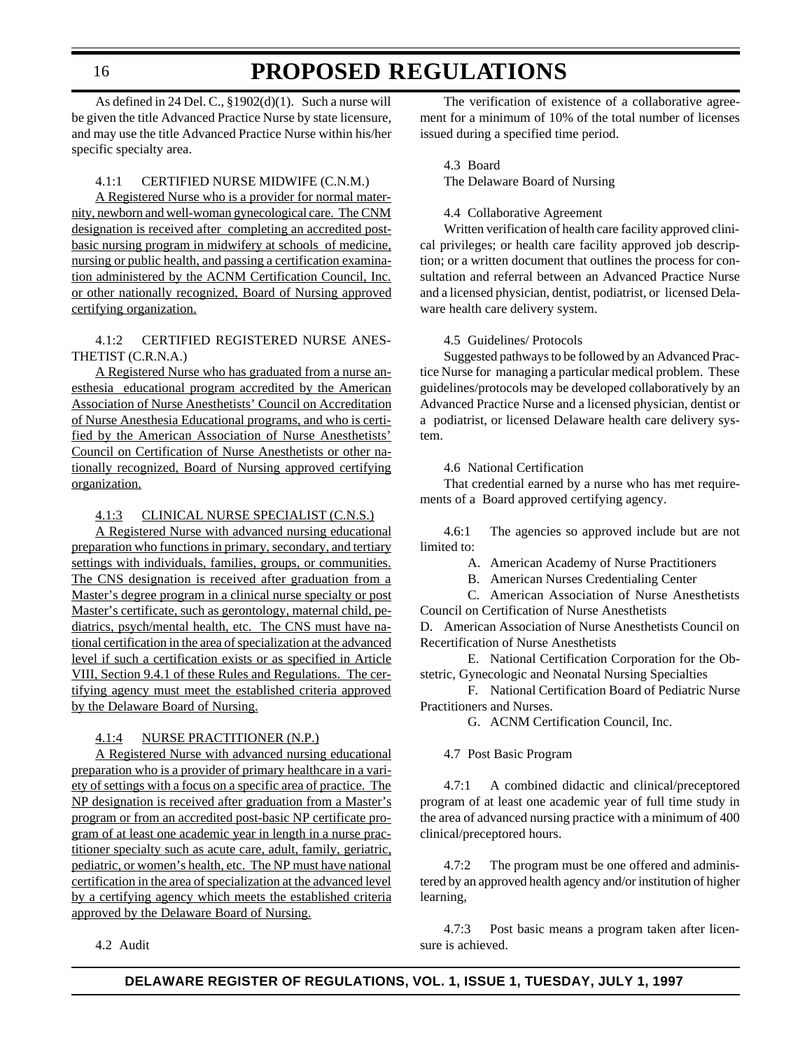As defined in 24 Del. C., §1902(d)(1). Such a nurse will be given the title Advanced Practice Nurse by state licensure, and may use the title Advanced Practice Nurse within his/her specific specialty area.

4.1:1 CERTIFIED NURSE MIDWIFE (C.N.M.)

<u>A Registered Nurse who is a provider for normal maternity, newborn and well-woman gynecological care. The CNM designation is received after completing an accredited post-basic nursing program in midwifery at schools of medicine, nursing or public health, and passing a certification examination administered by the ACNM Certification Council, Inc. or other nationally recognized, Board of Nursing approved certifying organization.</u>

4.1:2 CERTIFIED REGISTERED NURSE ANESTHETIST (C.R.N.A.)

<u>A Registered Nurse who has graduated from a nurse anesthesia educational program accredited by the American Association of Nurse Anesthetists' Council on Accreditation of Nurse Anesthesia Educational programs, and who is certified by the American Association of Nurse Anesthetists' Council on Certification of Nurse Anesthetists or other nationally recognized, Board of Nursing approved certifying organization.</u>

<u>4.1:3 CLINICAL NURSE SPECIALIST (C.N.S.)</u>

<u>A Registered Nurse with advanced nursing educational preparation who functions in primary, secondary, and tertiary settings with individuals, families, groups, or communities. The CNS designation is received after graduation from a Master's degree program in a clinical nurse specialty or post Master's certificate, such as gerontology, maternal child, pediatrics, psych/mental health, etc. The CNS must have national certification in the area of specialization at the advanced level if such a certification exists or as specified in Article VIII, Section 9.4.1 of these Rules and Regulations. The certifying agency must meet the established criteria approved by the Delaware Board of Nursing.</u>

<u>4.1:4 NURSE PRACTITIONER (N.P.)</u>

<u>A Registered Nurse with advanced nursing educational preparation who is a provider of primary healthcare in a variety of settings with a focus on a specific area of practice. The NP designation is received after graduation from a Master's program or from an accredited post-basic NP certificate program of at least one academic year in length in a nurse practitioner specialty such as acute care, adult, family, geriatric, pediatric, or women's health, etc. The NP must have national certification in the area of specialization at the advanced level by a certifying agency which meets the established criteria approved by the Delaware Board of Nursing.</u>

4.2 Audit

The verification of existence of a collaborative agreement for a minimum of 10% of the total number of licenses issued during a specified time period.

4.3 Board

The Delaware Board of Nursing

4.4 Collaborative Agreement

Written verification of health care facility approved clinical privileges; or health care facility approved job description; or a written document that outlines the process for consultation and referral between an Advanced Practice Nurse and a licensed physician, dentist, podiatrist, or licensed Delaware health care delivery system.

4.5 Guidelines/ Protocols

Suggested pathways to be followed by an Advanced Practice Nurse for managing a particular medical problem. These guidelines/protocols may be developed collaboratively by an Advanced Practice Nurse and a licensed physician, dentist or a podiatrist, or licensed Delaware health care delivery system.

4.6 National Certification

That credential earned by a nurse who has met requirements of a Board approved certifying agency.

4.6:1 The agencies so approved include but are not limited to:

A. American Academy of Nurse Practitioners

B. American Nurses Credentialing Center

C. American Association of Nurse Anesthetists Council on Certification of Nurse Anesthetists

D. American Association of Nurse Anesthetists Council on Recertification of Nurse Anesthetists

E. National Certification Corporation for the Obstetric, Gynecologic and Neonatal Nursing Specialties

F. National Certification Board of Pediatric Nurse Practitioners and Nurses.

G. ACNM Certification Council, Inc.

4.7 Post Basic Program

4.7:1 A combined didactic and clinical/preceptored program of at least one academic year of full time study in the area of advanced nursing practice with a minimum of 400 clinical/preceptored hours.

4.7:2 The program must be one offered and administered by an approved health agency and/or institution of higher learning,

4.7:3 Post basic means a program taken after licensure is achieved.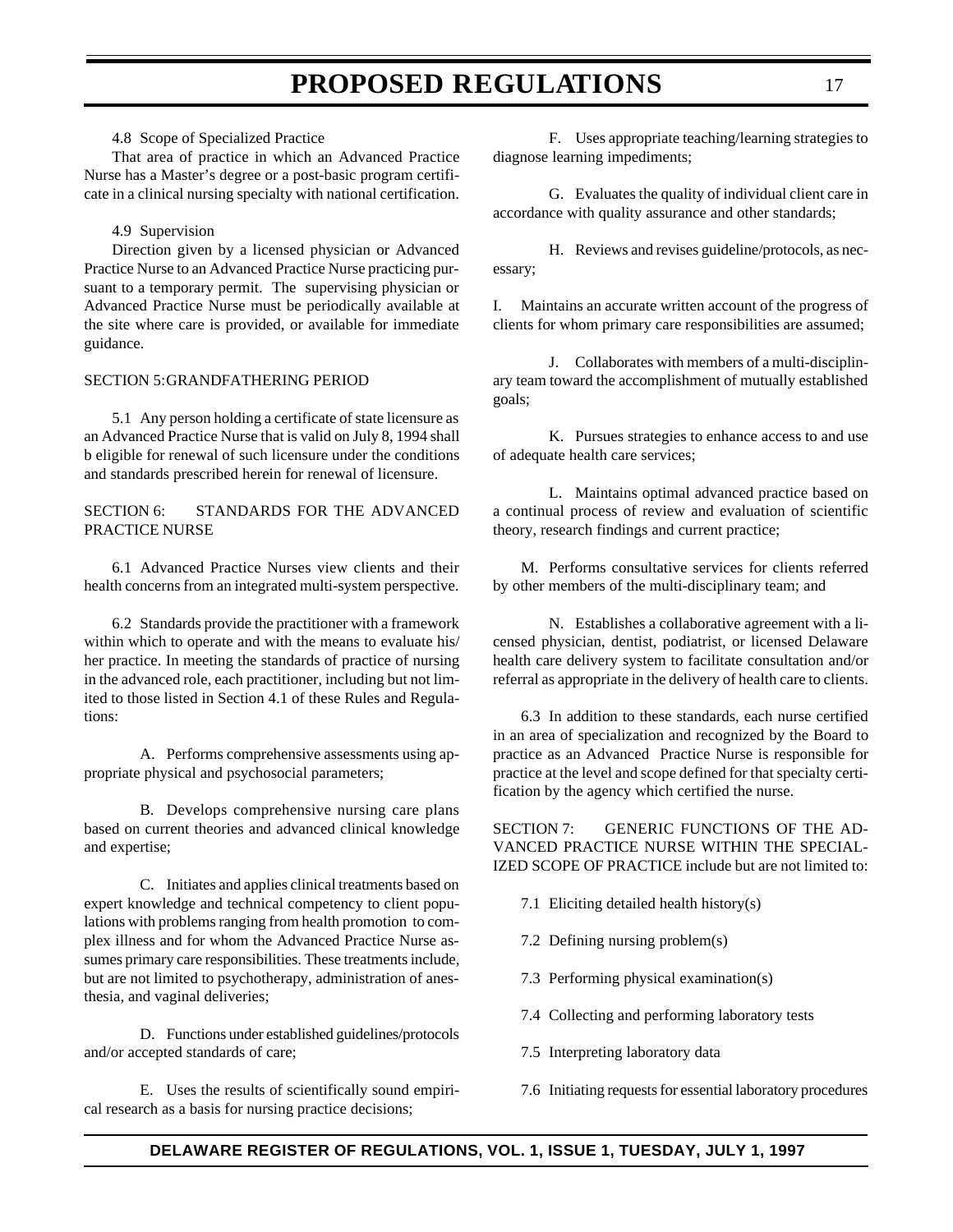4.8 Scope of Specialized Practice

That area of practice in which an Advanced Practice Nurse has a Master's degree or a post-basic program certificate in a clinical nursing specialty with national certification.

4.9 Supervision

Direction given by a licensed physician or Advanced Practice Nurse to an Advanced Practice Nurse practicing pursuant to a temporary permit. The supervising physician or Advanced Practice Nurse must be periodically available at the site where care is provided, or available for immediate guidance.

SECTION 5: GRANDFATHERING PERIOD

5.1 Any person holding a certificate of state licensure as an Advanced Practice Nurse that is valid on July 8, 1994 shall b eligible for renewal of such licensure under the conditions and standards prescribed herein for renewal of licensure.

SECTION 6: STANDARDS FOR THE ADVANCED PRACTICE NURSE

6.1 Advanced Practice Nurses view clients and their health concerns from an integrated multi-system perspective.

6.2 Standards provide the practitioner with a framework within which to operate and with the means to evaluate his/her practice. In meeting the standards of practice of nursing in the advanced role, each practitioner, including but not limited to those listed in Section 4.1 of these Rules and Regulations:

A. Performs comprehensive assessments using appropriate physical and psychosocial parameters;

B. Develops comprehensive nursing care plans based on current theories and advanced clinical knowledge and expertise;

C. Initiates and applies clinical treatments based on expert knowledge and technical competency to client populations with problems ranging from health promotion to complex illness and for whom the Advanced Practice Nurse assumes primary care responsibilities. These treatments include, but are not limited to psychotherapy, administration of anesthesia, and vaginal deliveries;

D. Functions under established guidelines/protocols and/or accepted standards of care;

E. Uses the results of scientifically sound empirical research as a basis for nursing practice decisions;

F. Uses appropriate teaching/learning strategies to diagnose learning impediments;

G. Evaluates the quality of individual client care in accordance with quality assurance and other standards;

H. Reviews and revises guideline/protocols, as necessary;

I. Maintains an accurate written account of the progress of clients for whom primary care responsibilities are assumed;

J. Collaborates with members of a multi-disciplinary team toward the accomplishment of mutually established goals;

K. Pursues strategies to enhance access to and use of adequate health care services;

L. Maintains optimal advanced practice based on a continual process of review and evaluation of scientific theory, research findings and current practice;

M. Performs consultative services for clients referred by other members of the multi-disciplinary team; and

N. Establishes a collaborative agreement with a licensed physician, dentist, podiatrist, or licensed Delaware health care delivery system to facilitate consultation and/or referral as appropriate in the delivery of health care to clients.

6.3 In addition to these standards, each nurse certified in an area of specialization and recognized by the Board to practice as an Advanced Practice Nurse is responsible for practice at the level and scope defined for that specialty certification by the agency which certified the nurse.

SECTION 7: GENERIC FUNCTIONS OF THE ADVANCED PRACTICE NURSE WITHIN THE SPECIALIZED SCOPE OF PRACTICE include but are not limited to:

7.1 Eliciting detailed health history(s)

7.2 Defining nursing problem(s)

7.3 Performing physical examination(s)

7.4 Collecting and performing laboratory tests

7.5 Interpreting laboratory data

7.6 Initiating requests for essential laboratory procedures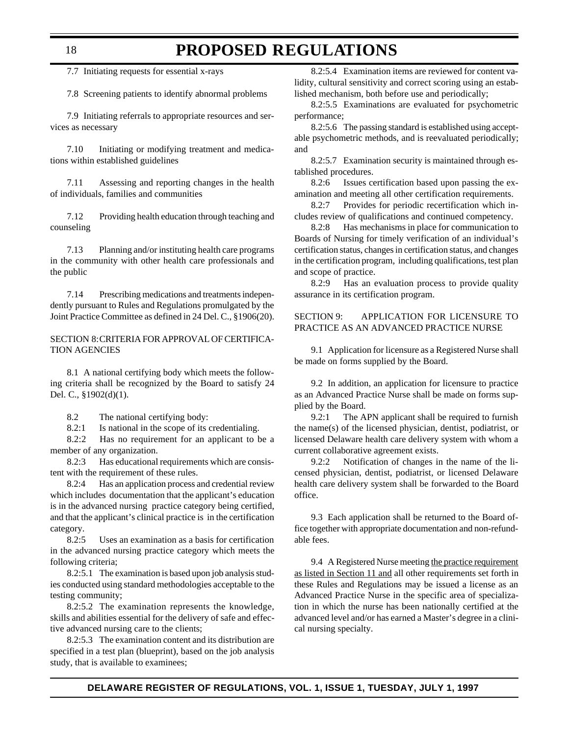7.7 Initiating requests for essential x-rays

7.8 Screening patients to identify abnormal problems

7.9 Initiating referrals to appropriate resources and services as necessary

7.10 Initiating or modifying treatment and medications within established guidelines

7.11 Assessing and reporting changes in the health of individuals, families and communities

7.12 Providing health education through teaching and counseling

7.13 Planning and/or instituting health care programs in the community with other health care professionals and the public

7.14 Prescribing medications and treatments independently pursuant to Rules and Regulations promulgated by the Joint Practice Committee as defined in 24 Del. C., §1906(20).

SECTION 8: CRITERIA FOR APPROVAL OF CERTIFICATION AGENCIES

8.1 A national certifying body which meets the following criteria shall be recognized by the Board to satisfy 24 Del. C., §1902(d)(1).

8.2 The national certifying body:

8.2:1 Is national in the scope of its credentialing.

8.2:2 Has no requirement for an applicant to be a member of any organization.

8.2:3 Has educational requirements which are consistent with the requirement of these rules.

8.2:4 Has an application process and credential review which includes documentation that the applicant's education is in the advanced nursing practice category being certified, and that the applicant's clinical practice is in the certification category.

8.2:5 Uses an examination as a basis for certification in the advanced nursing practice category which meets the following criteria;

8.2:5.1 The examination is based upon job analysis studies conducted using standard methodologies acceptable to the testing community;

8.2:5.2 The examination represents the knowledge, skills and abilities essential for the delivery of safe and effective advanced nursing care to the clients;

8.2:5.3 The examination content and its distribution are specified in a test plan (blueprint), based on the job analysis study, that is available to examinees;

8.2:5.4 Examination items are reviewed for content validity, cultural sensitivity and correct scoring using an established mechanism, both before use and periodically;

8.2:5.5 Examinations are evaluated for psychometric performance;

8.2:5.6 The passing standard is established using acceptable psychometric methods, and is reevaluated periodically; and

8.2:5.7 Examination security is maintained through established procedures.

8.2:6 Issues certification based upon passing the examination and meeting all other certification requirements.

8.2:7 Provides for periodic recertification which includes review of qualifications and continued competency.

8.2:8 Has mechanisms in place for communication to Boards of Nursing for timely verification of an individual's certification status, changes in certification status, and changes in the certification program, including qualifications, test plan and scope of practice.

8.2:9 Has an evaluation process to provide quality assurance in its certification program.

SECTION 9: APPLICATION FOR LICENSURE TO PRACTICE AS AN ADVANCED PRACTICE NURSE

9.1 Application for licensure as a Registered Nurse shall be made on forms supplied by the Board.

9.2 In addition, an application for licensure to practice as an Advanced Practice Nurse shall be made on forms supplied by the Board.

9.2:1 The APN applicant shall be required to furnish the name(s) of the licensed physician, dentist, podiatrist, or licensed Delaware health care delivery system with whom a current collaborative agreement exists.

9.2:2 Notification of changes in the name of the licensed physician, dentist, podiatrist, or licensed Delaware health care delivery system shall be forwarded to the Board office.

9.3 Each application shall be returned to the Board office together with appropriate documentation and non-refundable fees.

9.4 A Registered Nurse meeting <u>the practice requirement as listed in Section 11 and</u> all other requirements set forth in these Rules and Regulations may be issued a license as an Advanced Practice Nurse in the specific area of specialization in which the nurse has been nationally certified at the advanced level and/or has earned a Master's degree in a clinical nursing specialty.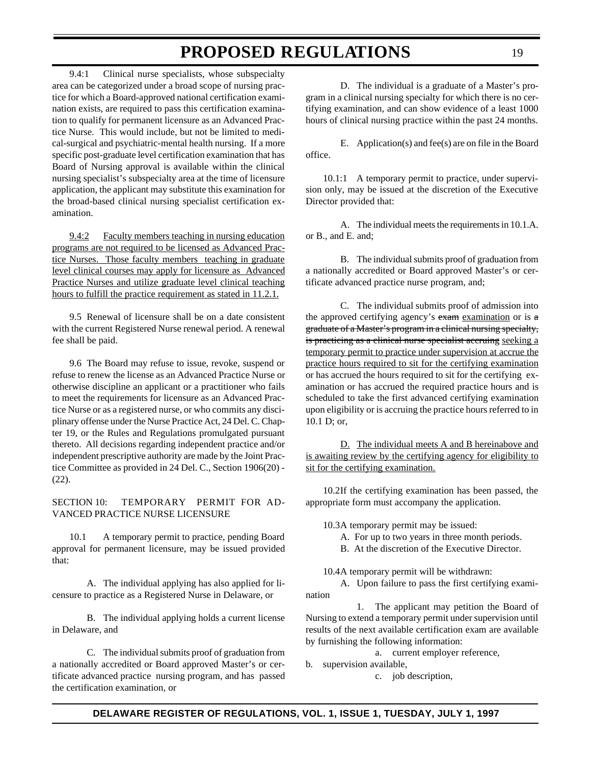9.4:1 Clinical nurse specialists, whose subspecialty area can be categorized under a broad scope of nursing practice for which a Board-approved national certification examination exists, are required to pass this certification examination to qualify for permanent licensure as an Advanced Practice Nurse. This would include, but not be limited to medical-surgical and psychiatric-mental health nursing. If a more specific post-graduate level certification examination that has Board of Nursing approval is available within the clinical nursing specialist's subspecialty area at the time of licensure application, the applicant may substitute this examination for the broad-based clinical nursing specialist certification examination.

<u>9.4:2 Faculty members teaching in nursing education programs are not required to be licensed as Advanced Practice Nurses. Those faculty members teaching in graduate level clinical courses may apply for licensure as Advanced Practice Nurses and utilize graduate level clinical teaching hours to fulfill the practice requirement as stated in 11.2.1.</u>

9.5 Renewal of licensure shall be on a date consistent with the current Registered Nurse renewal period. A renewal fee shall be paid.

9.6 The Board may refuse to issue, revoke, suspend or refuse to renew the license as an Advanced Practice Nurse or otherwise discipline an applicant or a practitioner who fails to meet the requirements for licensure as an Advanced Practice Nurse or as a registered nurse, or who commits any disciplinary offense under the Nurse Practice Act, 24 Del. C. Chapter 19, or the Rules and Regulations promulgated pursuant thereto. All decisions regarding independent practice and/or independent prescriptive authority are made by the Joint Practice Committee as provided in 24 Del. C., Section 1906(20) - (22).

SECTION 10: TEMPORARY PERMIT FOR ADVANCED PRACTICE NURSE LICENSURE

10.1 A temporary permit to practice, pending Board approval for permanent licensure, may be issued provided that:

A. The individual applying has also applied for licensure to practice as a Registered Nurse in Delaware, or

B. The individual applying holds a current license in Delaware, and

C. The individual submits proof of graduation from a nationally accredited or Board approved Master's or certificate advanced practice nursing program, and has passed the certification examination, or

D. The individual is a graduate of a Master's program in a clinical nursing specialty for which there is no certifying examination, and can show evidence of a least 1000 hours of clinical nursing practice within the past 24 months.

E. Application(s) and fee(s) are on file in the Board office.

10.1:1 A temporary permit to practice, under supervision only, may be issued at the discretion of the Executive Director provided that:

A. The individual meets the requirements in 10.1.A. or B., and E. and;

B. The individual submits proof of graduation from a nationally accredited or Board approved Master's or certificate advanced practice nurse program, and;

C. The individual submits proof of admission into the approved certifying agency's ~~exam~~ <u>examination</u> or is ~~a graduate of a Master's program in a clinical nursing specialty, is practicing as a clinical nurse specialist accruing~~ <u>seeking a temporary permit to practice under supervision at accrue the practice hours required to sit for the certifying examination</u> or has accrued the hours required to sit for the certifying examination or has accrued the required practice hours and is scheduled to take the first advanced certifying examination upon eligibility or is accruing the practice hours referred to in 10.1 D; or,

<u>D. The individual meets A and B hereinabove and is awaiting review by the certifying agency for eligibility to sit for the certifying examination.</u>

10.2 If the certifying examination has been passed, the appropriate form must accompany the application.

10.3 A temporary permit may be issued:

A. For up to two years in three month periods.

B. At the discretion of the Executive Director.

10.4 A temporary permit will be withdrawn:

A. Upon failure to pass the first certifying examination

1. The applicant may petition the Board of Nursing to extend a temporary permit under supervision until results of the next available certification exam are available by furnishing the following information:

a. current employer reference,

b. supervision available,

c. job description,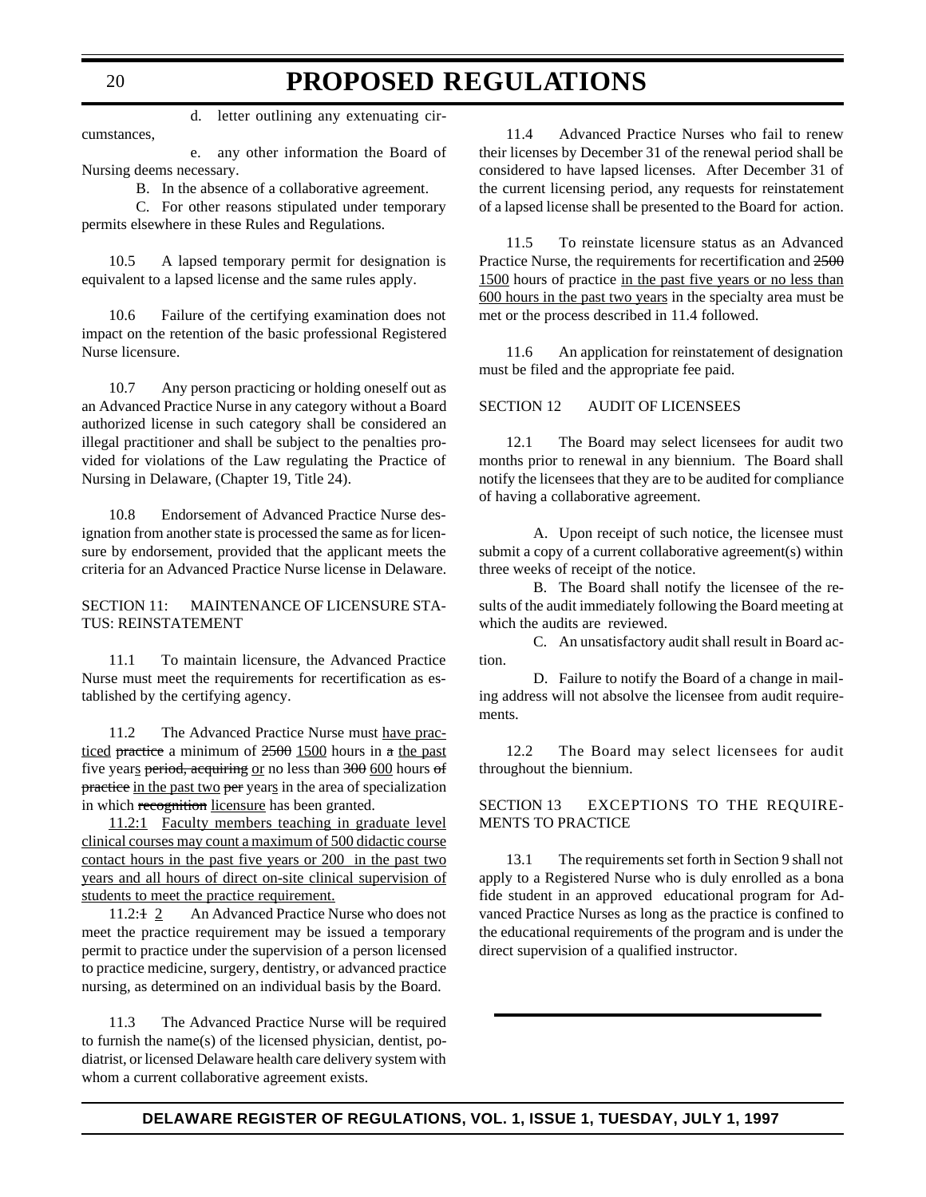d. letter outlining any extenuating circumstances,

e. any other information the Board of Nursing deems necessary.

B. In the absence of a collaborative agreement.

C. For other reasons stipulated under temporary permits elsewhere in these Rules and Regulations.

10.5 A lapsed temporary permit for designation is equivalent to a lapsed license and the same rules apply.

10.6 Failure of the certifying examination does not impact on the retention of the basic professional Registered Nurse licensure.

10.7 Any person practicing or holding oneself out as an Advanced Practice Nurse in any category without a Board authorized license in such category shall be considered an illegal practitioner and shall be subject to the penalties provided for violations of the Law regulating the Practice of Nursing in Delaware, (Chapter 19, Title 24).

10.8 Endorsement of Advanced Practice Nurse designation from another state is processed the same as for licensure by endorsement, provided that the applicant meets the criteria for an Advanced Practice Nurse license in Delaware.

SECTION 11: MAINTENANCE OF LICENSURE STATUS: REINSTATEMENT

11.1 To maintain licensure, the Advanced Practice Nurse must meet the requirements for recertification as established by the certifying agency.

11.2 The Advanced Practice Nurse must <u>have practiced</u> ~~practice~~ a minimum of ~~2500~~ <u>1500</u> hours in ~~a~~ <u>the past</u> five year<u>s</u> ~~period, acquiring~~ <u>or</u> no less than ~~300~~ <u>600</u> hours ~~of practice~~ <u>in the past two</u> ~~per~~ year<u>s</u> in the area of specialization in which ~~recognition~~ <u>licensure</u> has been granted.

<u>11.2:1 Faculty members teaching in graduate level clinical courses may count a maximum of 500 didactic course contact hours in the past five years or 200 in the past two years and all hours of direct on-site clinical supervision of students to meet the practice requirement.</u>

11.2:~~1~~ <u>2</u> An Advanced Practice Nurse who does not meet the practice requirement may be issued a temporary permit to practice under the supervision of a person licensed to practice medicine, surgery, dentistry, or advanced practice nursing, as determined on an individual basis by the Board.

11.3 The Advanced Practice Nurse will be required to furnish the name(s) of the licensed physician, dentist, podiatrist, or licensed Delaware health care delivery system with whom a current collaborative agreement exists.

11.4 Advanced Practice Nurses who fail to renew their licenses by December 31 of the renewal period shall be considered to have lapsed licenses. After December 31 of the current licensing period, any requests for reinstatement of a lapsed license shall be presented to the Board for action.

11.5 To reinstate licensure status as an Advanced Practice Nurse, the requirements for recertification and ~~2500~~ <u>1500</u> hours of practice <u>in the past five years or no less than 600 hours in the past two years</u> in the specialty area must be met or the process described in 11.4 followed.

11.6 An application for reinstatement of designation must be filed and the appropriate fee paid.

SECTION 12 AUDIT OF LICENSEES

12.1 The Board may select licensees for audit two months prior to renewal in any biennium. The Board shall notify the licensees that they are to be audited for compliance of having a collaborative agreement.

A. Upon receipt of such notice, the licensee must submit a copy of a current collaborative agreement(s) within three weeks of receipt of the notice.

B. The Board shall notify the licensee of the results of the audit immediately following the Board meeting at which the audits are reviewed.

C. An unsatisfactory audit shall result in Board action.

D. Failure to notify the Board of a change in mailing address will not absolve the licensee from audit requirements.

12.2 The Board may select licensees for audit throughout the biennium.

SECTION 13 EXCEPTIONS TO THE REQUIREMENTS TO PRACTICE

13.1 The requirements set forth in Section 9 shall not apply to a Registered Nurse who is duly enrolled as a bona fide student in an approved educational program for Advanced Practice Nurses as long as the practice is confined to the educational requirements of the program and is under the direct supervision of a qualified instructor.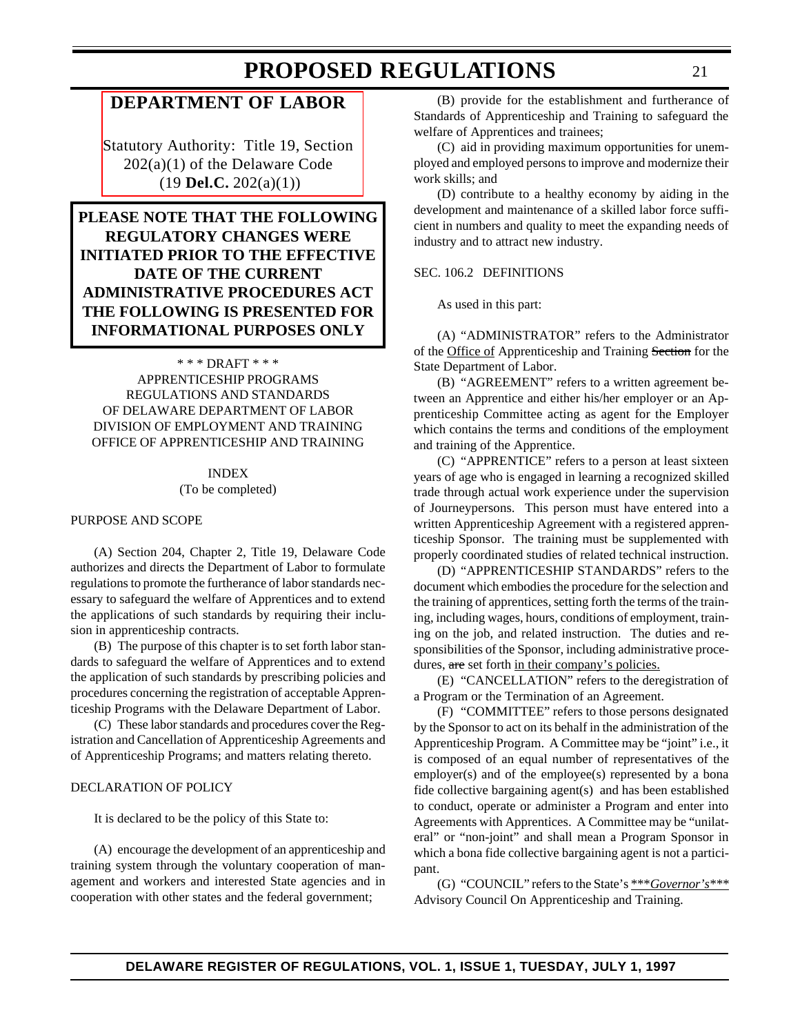# DEPARTMENT OF LABOR

Statutory Authority: Title 19, Section 202(a)(1) of the Delaware Code (19 **Del.C.** 202(a)(1))

**PLEASE NOTE THAT THE FOLLOWING REGULATORY CHANGES WERE INITIATED PRIOR TO THE EFFECTIVE DATE OF THE CURRENT ADMINISTRATIVE PROCEDURES ACT THE FOLLOWING IS PRESENTED FOR INFORMATIONAL PURPOSES ONLY**

\* \* \* DRAFT \* \* \*

APPRENTICESHIP PROGRAMS
REGULATIONS AND STANDARDS
OF DELAWARE DEPARTMENT OF LABOR
DIVISION OF EMPLOYMENT AND TRAINING
OFFICE OF APPRENTICESHIP AND TRAINING

INDEX
(To be completed)

PURPOSE AND SCOPE

(A) Section 204, Chapter 2, Title 19, Delaware Code authorizes and directs the Department of Labor to formulate regulations to promote the furtherance of labor standards necessary to safeguard the welfare of Apprentices and to extend the applications of such standards by requiring their inclusion in apprenticeship contracts.

(B) The purpose of this chapter is to set forth labor standards to safeguard the welfare of Apprentices and to extend the application of such standards by prescribing policies and procedures concerning the registration of acceptable Apprenticeship Programs with the Delaware Department of Labor.

(C) These labor standards and procedures cover the Registration and Cancellation of Apprenticeship Agreements and of Apprenticeship Programs; and matters relating thereto.

DECLARATION OF POLICY

It is declared to be the policy of this State to:

(A) encourage the development of an apprenticeship and training system through the voluntary cooperation of management and workers and interested State agencies and in cooperation with other states and the federal government;

(B) provide for the establishment and furtherance of Standards of Apprenticeship and Training to safeguard the welfare of Apprentices and trainees;

(C) aid in providing maximum opportunities for unemployed and employed persons to improve and modernize their work skills; and

(D) contribute to a healthy economy by aiding in the development and maintenance of a skilled labor force sufficient in numbers and quality to meet the expanding needs of industry and to attract new industry.

SEC. 106.2 DEFINITIONS

As used in this part:

(A) "ADMINISTRATOR" refers to the Administrator of the <u>Office of</u> Apprenticeship and Training ~~Section~~ for the State Department of Labor.

(B) "AGREEMENT" refers to a written agreement between an Apprentice and either his/her employer or an Apprenticeship Committee acting as agent for the Employer which contains the terms and conditions of the employment and training of the Apprentice.

(C) "APPRENTICE" refers to a person at least sixteen years of age who is engaged in learning a recognized skilled trade through actual work experience under the supervision of Journeypersons. This person must have entered into a written Apprenticeship Agreement with a registered apprenticeship Sponsor. The training must be supplemented with properly coordinated studies of related technical instruction.

(D) "APPRENTICESHIP STANDARDS" refers to the document which embodies the procedure for the selection and the training of apprentices, setting forth the terms of the training, including wages, hours, conditions of employment, training on the job, and related instruction. The duties and responsibilities of the Sponsor, including administrative procedures, ~~are~~ set forth <u>in their company's policies.</u>

(E) "CANCELLATION" refers to the deregistration of a Program or the Termination of an Agreement.

(F) "COMMITTEE" refers to those persons designated by the Sponsor to act on its behalf in the administration of the Apprenticeship Program. A Committee may be "joint" i.e., it is composed of an equal number of representatives of the employer(s) and of the employee(s) represented by a bona fide collective bargaining agent(s) and has been established to conduct, operate or administer a Program and enter into Agreements with Apprentices. A Committee may be "unilateral" or "non-joint" and shall mean a Program Sponsor in which a bona fide collective bargaining agent is not a participant.

(G) "COUNCIL" refers to the State's <u>\*\*\**Governor's*\*\*\*</u> Advisory Council On Apprenticeship and Training.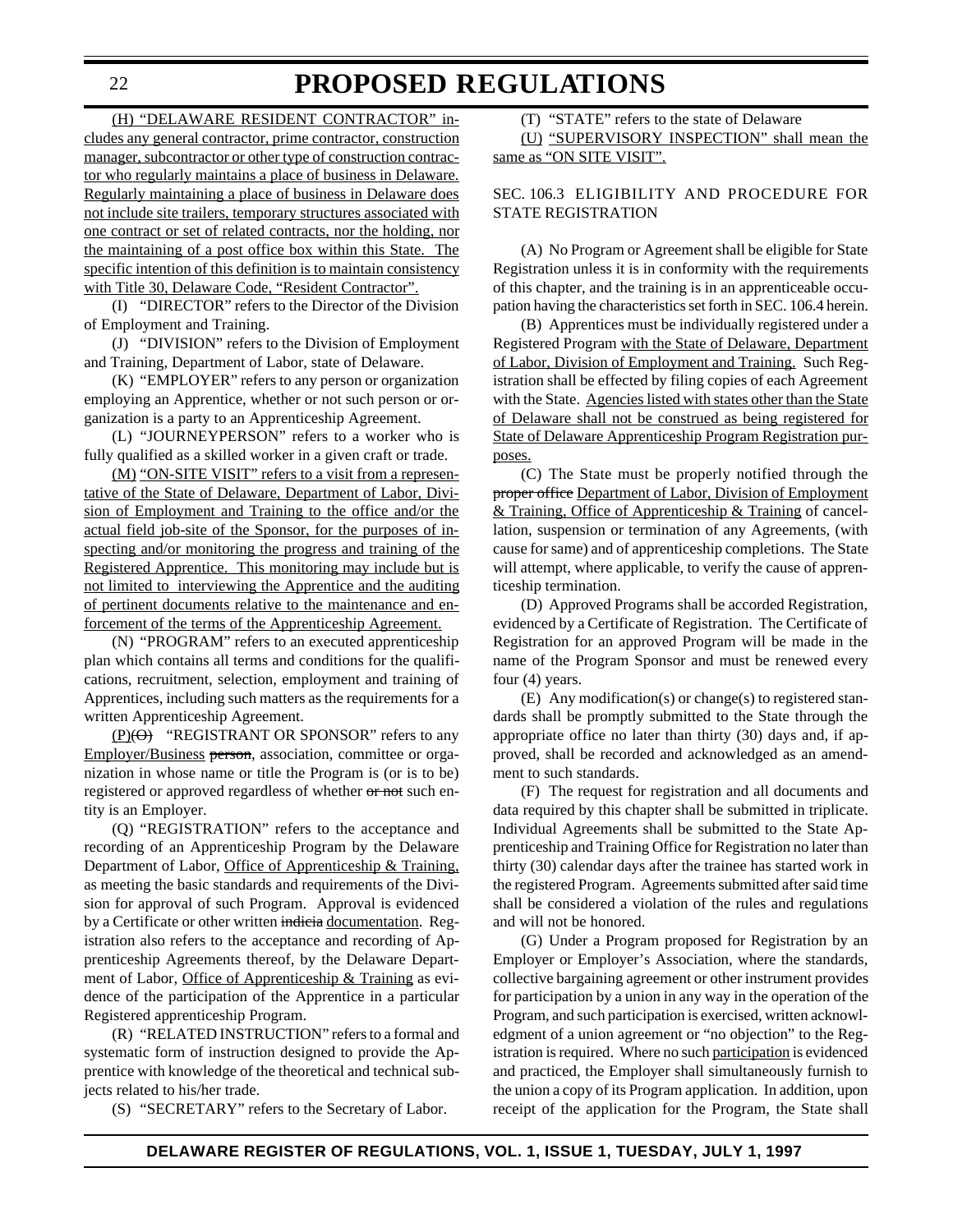(H) "DELAWARE RESIDENT CONTRACTOR" includes any general contractor, prime contractor, construction manager, subcontractor or other type of construction contractor who regularly maintains a place of business in Delaware. Regularly maintaining a place of business in Delaware does not include site trailers, temporary structures associated with one contract or set of related contracts, nor the holding, nor the maintaining of a post office box within this State. The specific intention of this definition is to maintain consistency with Title 30, Delaware Code, "Resident Contractor".

(I) "DIRECTOR" refers to the Director of the Division of Employment and Training.

(J) "DIVISION" refers to the Division of Employment and Training, Department of Labor, state of Delaware.

(K) "EMPLOYER" refers to any person or organization employing an Apprentice, whether or not such person or organization is a party to an Apprenticeship Agreement.

(L) "JOURNEYPERSON" refers to a worker who is fully qualified as a skilled worker in a given craft or trade.

(M) "ON-SITE VISIT" refers to a visit from a representative of the State of Delaware, Department of Labor, Division of Employment and Training to the office and/or the actual field job-site of the Sponsor, for the purposes of inspecting and/or monitoring the progress and training of the Registered Apprentice. This monitoring may include but is not limited to interviewing the Apprentice and the auditing of pertinent documents relative to the maintenance and enforcement of the terms of the Apprenticeship Agreement.

(N) "PROGRAM" refers to an executed apprenticeship plan which contains all terms and conditions for the qualifications, recruitment, selection, employment and training of Apprentices, including such matters as the requirements for a written Apprenticeship Agreement.

(P)~~(O)~~ "REGISTRANT OR SPONSOR" refers to any Employer/Business ~~person~~, association, committee or organization in whose name or title the Program is (or is to be) registered or approved regardless of whether ~~or not~~ such entity is an Employer.

(Q) "REGISTRATION" refers to the acceptance and recording of an Apprenticeship Program by the Delaware Department of Labor, Office of Apprenticeship & Training, as meeting the basic standards and requirements of the Division for approval of such Program. Approval is evidenced by a Certificate or other written ~~indicia~~ documentation. Registration also refers to the acceptance and recording of Apprenticeship Agreements thereof, by the Delaware Department of Labor, Office of Apprenticeship & Training as evidence of the participation of the Apprentice in a particular Registered apprenticeship Program.

(R) "RELATED INSTRUCTION" refers to a formal and systematic form of instruction designed to provide the Apprentice with knowledge of the theoretical and technical subjects related to his/her trade.

(S) "SECRETARY" refers to the Secretary of Labor.

(T) "STATE" refers to the state of Delaware

(U) "SUPERVISORY INSPECTION" shall mean the same as "ON SITE VISIT".

SEC. 106.3 ELIGIBILITY AND PROCEDURE FOR STATE REGISTRATION

(A) No Program or Agreement shall be eligible for State Registration unless it is in conformity with the requirements of this chapter, and the training is in an apprenticeable occupation having the characteristics set forth in SEC. 106.4 herein.

(B) Apprentices must be individually registered under a Registered Program with the State of Delaware, Department of Labor, Division of Employment and Training. Such Registration shall be effected by filing copies of each Agreement with the State. Agencies listed with states other than the State of Delaware shall not be construed as being registered for State of Delaware Apprenticeship Program Registration purposes.

(C) The State must be properly notified through the ~~proper office~~ Department of Labor, Division of Employment & Training, Office of Apprenticeship & Training of cancellation, suspension or termination of any Agreements, (with cause for same) and of apprenticeship completions. The State will attempt, where applicable, to verify the cause of apprenticeship termination.

(D) Approved Programs shall be accorded Registration, evidenced by a Certificate of Registration. The Certificate of Registration for an approved Program will be made in the name of the Program Sponsor and must be renewed every four (4) years.

(E) Any modification(s) or change(s) to registered standards shall be promptly submitted to the State through the appropriate office no later than thirty (30) days and, if approved, shall be recorded and acknowledged as an amendment to such standards.

(F) The request for registration and all documents and data required by this chapter shall be submitted in triplicate. Individual Agreements shall be submitted to the State Apprenticeship and Training Office for Registration no later than thirty (30) calendar days after the trainee has started work in the registered Program. Agreements submitted after said time shall be considered a violation of the rules and regulations and will not be honored.

(G) Under a Program proposed for Registration by an Employer or Employer's Association, where the standards, collective bargaining agreement or other instrument provides for participation by a union in any way in the operation of the Program, and such participation is exercised, written acknowledgment of a union agreement or "no objection" to the Registration is required. Where no such participation is evidenced and practiced, the Employer shall simultaneously furnish to the union a copy of its Program application. In addition, upon receipt of the application for the Program, the State shall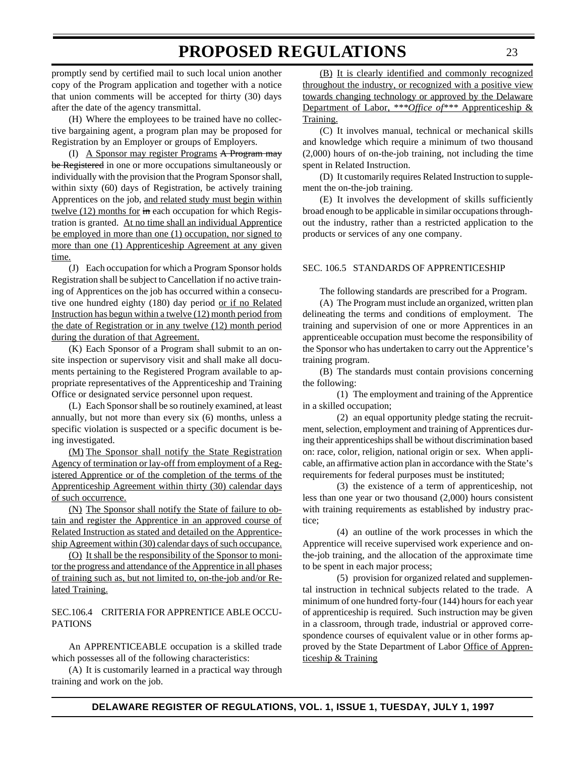promptly send by certified mail to such local union another copy of the Program application and together with a notice that union comments will be accepted for thirty (30) days after the date of the agency transmittal.

(H) Where the employees to be trained have no collective bargaining agent, a program plan may be proposed for Registration by an Employer or groups of Employers.

(I) <u>A Sponsor may register Programs</u> ~~A Program may be Registered~~ in one or more occupations simultaneously or individually with the provision that the Program Sponsor shall, within sixty (60) days of Registration, be actively training Apprentices on the job, <u>and related study must begin within twelve (12) months for</u> ~~in~~ each occupation for which Registration is granted. <u>At no time shall an individual Apprentice be employed in more than one (1) occupation, nor signed to more than one (1) Apprenticeship Agreement at any given time.</u>

(J) Each occupation for which a Program Sponsor holds Registration shall be subject to Cancellation if no active training of Apprentices on the job has occurred within a consecutive one hundred eighty (180) day period <u>or if no Related Instruction has begun within a twelve (12) month period from the date of Registration or in any twelve (12) month period during the duration of that Agreement.</u>

(K) Each Sponsor of a Program shall submit to an onsite inspection or supervisory visit and shall make all documents pertaining to the Registered Program available to appropriate representatives of the Apprenticeship and Training Office or designated service personnel upon request.

(L) Each Sponsor shall be so routinely examined, at least annually, but not more than every six (6) months, unless a specific violation is suspected or a specific document is being investigated.

<u>(M) The Sponsor shall notify the State Registration Agency of termination or lay-off from employment of a Registered Apprentice or of the completion of the terms of the Apprenticeship Agreement within thirty (30) calendar days of such occurrence.</u>

<u>(N) The Sponsor shall notify the State of failure to obtain and register the Apprentice in an approved course of Related Instruction as stated and detailed on the Apprenticeship Agreement within (30) calendar days of such occupance.</u>

<u>(O) It shall be the responsibility of the Sponsor to monitor the progress and attendance of the Apprentice in all phases of training such as, but not limited to, on-the-job and/or Related Training.</u>

SEC.106.4 CRITERIA FOR APPRENTICE ABLE OCCUPATIONS

An APPRENTICEABLE occupation is a skilled trade which possesses all of the following characteristics:

(A) It is customarily learned in a practical way through training and work on the job.

<u>(B) It is clearly identified and commonly recognized throughout the industry, or recognized with a positive view towards changing technology or approved by the Delaware Department of Labor, ***</u>*<u>Office of</u>*<u>*** Apprenticeship & Training.</u>

(C) It involves manual, technical or mechanical skills and knowledge which require a minimum of two thousand (2,000) hours of on-the-job training, not including the time spent in Related Instruction.

(D) It customarily requires Related Instruction to supplement the on-the-job training.

(E) It involves the development of skills sufficiently broad enough to be applicable in similar occupations throughout the industry, rather than a restricted application to the products or services of any one company.

SEC. 106.5 STANDARDS OF APPRENTICESHIP

The following standards are prescribed for a Program.

(A) The Program must include an organized, written plan delineating the terms and conditions of employment. The training and supervision of one or more Apprentices in an apprenticeable occupation must become the responsibility of the Sponsor who has undertaken to carry out the Apprentice's training program.

(B) The standards must contain provisions concerning the following:

(1) The employment and training of the Apprentice in a skilled occupation;

(2) an equal opportunity pledge stating the recruitment, selection, employment and training of Apprentices during their apprenticeships shall be without discrimination based on: race, color, religion, national origin or sex. When applicable, an affirmative action plan in accordance with the State's requirements for federal purposes must be instituted;

(3) the existence of a term of apprenticeship, not less than one year or two thousand (2,000) hours consistent with training requirements as established by industry practice;

(4) an outline of the work processes in which the Apprentice will receive supervised work experience and on-the-job training, and the allocation of the approximate time to be spent in each major process;

(5) provision for organized related and supplemental instruction in technical subjects related to the trade. A minimum of one hundred forty-four (144) hours for each year of apprenticeship is required. Such instruction may be given in a classroom, through trade, industrial or approved correspondence courses of equivalent value or in other forms approved by the State Department of Labor <u>Office of Apprenticeship & Training</u>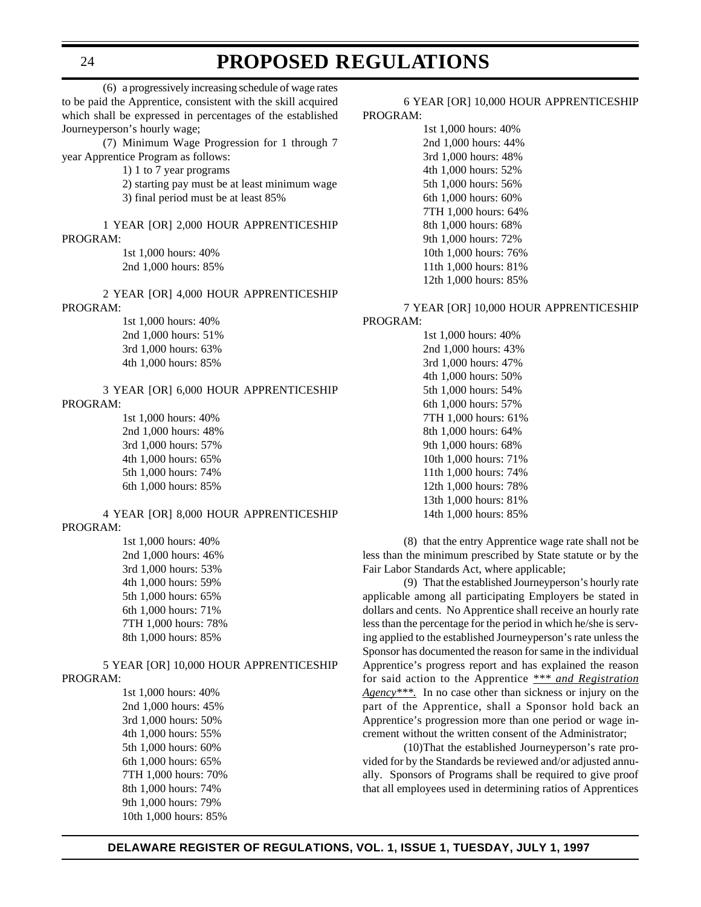(6) a progressively increasing schedule of wage rates to be paid the Apprentice, consistent with the skill acquired which shall be expressed in percentages of the established Journeyperson's hourly wage;

(7) Minimum Wage Progression for 1 through 7 year Apprentice Program as follows:

1) 1 to 7 year programs
2) starting pay must be at least minimum wage
3) final period must be at least 85%

1 YEAR [OR] 2,000 HOUR APPRENTICESHIP PROGRAM:

1st 1,000 hours: 40%
2nd 1,000 hours: 85%

2 YEAR [OR] 4,000 HOUR APPRENTICESHIP PROGRAM:

1st 1,000 hours: 40%
2nd 1,000 hours: 51%
3rd 1,000 hours: 63%
4th 1,000 hours: 85%

3 YEAR [OR] 6,000 HOUR APPRENTICESHIP PROGRAM:

1st 1,000 hours: 40%
2nd 1,000 hours: 48%
3rd 1,000 hours: 57%
4th 1,000 hours: 65%
5th 1,000 hours: 74%
6th 1,000 hours: 85%

4 YEAR [OR] 8,000 HOUR APPRENTICESHIP PROGRAM:

1st 1,000 hours: 40%
2nd 1,000 hours: 46%
3rd 1,000 hours: 53%
4th 1,000 hours: 59%
5th 1,000 hours: 65%
6th 1,000 hours: 71%
7TH 1,000 hours: 78%
8th 1,000 hours: 85%

5 YEAR [OR] 10,000 HOUR APPRENTICESHIP PROGRAM:

1st 1,000 hours: 40%
2nd 1,000 hours: 45%
3rd 1,000 hours: 50%
4th 1,000 hours: 55%
5th 1,000 hours: 60%
6th 1,000 hours: 65%
7TH 1,000 hours: 70%
8th 1,000 hours: 74%
9th 1,000 hours: 79%
10th 1,000 hours: 85%

6 YEAR [OR] 10,000 HOUR APPRENTICESHIP PROGRAM:

1st 1,000 hours: 40%
2nd 1,000 hours: 44%
3rd 1,000 hours: 48%
4th 1,000 hours: 52%
5th 1,000 hours: 56%
6th 1,000 hours: 60%
7TH 1,000 hours: 64%
8th 1,000 hours: 68%
9th 1,000 hours: 72%
10th 1,000 hours: 76%
11th 1,000 hours: 81%
12th 1,000 hours: 85%

7 YEAR [OR] 10,000 HOUR APPRENTICESHIP PROGRAM:

1st 1,000 hours: 40%
2nd 1,000 hours: 43%
3rd 1,000 hours: 47%
4th 1,000 hours: 50%
5th 1,000 hours: 54%
6th 1,000 hours: 57%
7TH 1,000 hours: 61%
8th 1,000 hours: 64%
9th 1,000 hours: 68%
10th 1,000 hours: 71%
11th 1,000 hours: 74%
12th 1,000 hours: 78%
13th 1,000 hours: 81%
14th 1,000 hours: 85%

(8) that the entry Apprentice wage rate shall not be less than the minimum prescribed by State statute or by the Fair Labor Standards Act, where applicable;

(9) That the established Journeyperson's hourly rate applicable among all participating Employers be stated in dollars and cents. No Apprentice shall receive an hourly rate less than the percentage for the period in which he/she is serving applied to the established Journeyperson's rate unless the Sponsor has documented the reason for same in the individual Apprentice's progress report and has explained the reason for said action to the Apprentice <u>*** *and Registration Agency****.</u> In no case other than sickness or injury on the part of the Apprentice, shall a Sponsor hold back an Apprentice's progression more than one period or wage increment without the written consent of the Administrator;

(10)That the established Journeyperson's rate provided for by the Standards be reviewed and/or adjusted annually. Sponsors of Programs shall be required to give proof that all employees used in determining ratios of Apprentices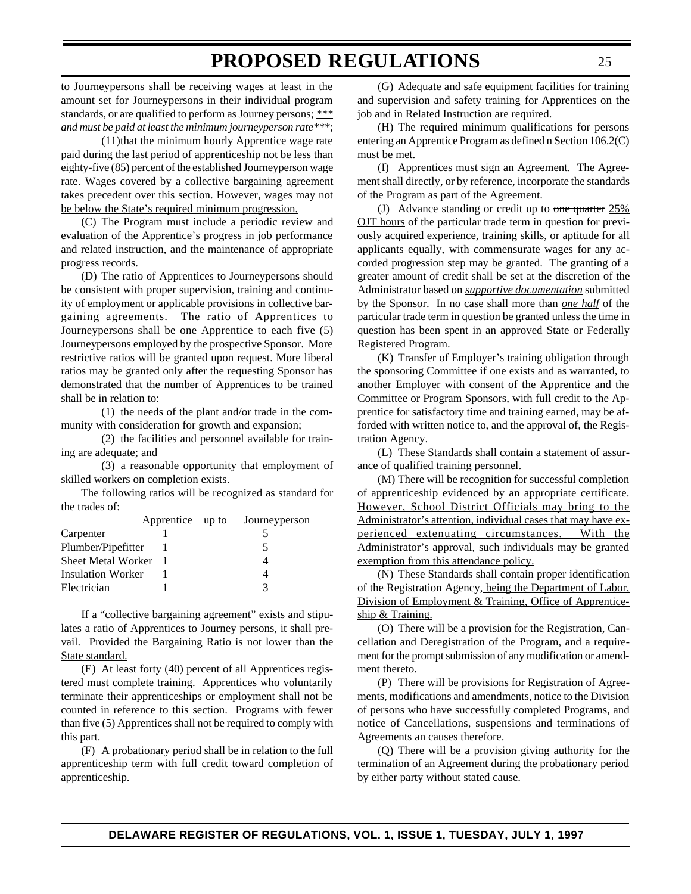to Journeypersons shall be receiving wages at least in the amount set for Journeypersons in their individual program standards, or are qualified to perform as Journey persons; <u>*** *and must be paid at least the minimum journeyperson rate****</u>;

(11)that the minimum hourly Apprentice wage rate paid during the last period of apprenticeship not be less than eighty-five (85) percent of the established Journeyperson wage rate. Wages covered by a collective bargaining agreement takes precedent over this section. <u>However, wages may not be below the State's required minimum progression.</u>

(C) The Program must include a periodic review and evaluation of the Apprentice's progress in job performance and related instruction, and the maintenance of appropriate progress records.

(D) The ratio of Apprentices to Journeypersons should be consistent with proper supervision, training and continuity of employment or applicable provisions in collective bargaining agreements. The ratio of Apprentices to Journeypersons shall be one Apprentice to each five (5) Journeypersons employed by the prospective Sponsor. More restrictive ratios will be granted upon request. More liberal ratios may be granted only after the requesting Sponsor has demonstrated that the number of Apprentices to be trained shall be in relation to:

(1) the needs of the plant and/or trade in the community with consideration for growth and expansion;

(2) the facilities and personnel available for training are adequate; and

(3) a reasonable opportunity that employment of skilled workers on completion exists.

The following ratios will be recognized as standard for the trades of:

| | Apprentice | up to | Journeyperson |
|---|---|---|---|
| Carpenter | 1 | | 5 |
| Plumber/Pipefitter | 1 | | 5 |
| Sheet Metal Worker | 1 | | 4 |
| Insulation Worker | 1 | | 4 |
| Electrician | 1 | | 3 |

If a "collective bargaining agreement" exists and stipulates a ratio of Apprentices to Journey persons, it shall prevail. <u>Provided the Bargaining Ratio is not lower than the State standard.</u>

(E) At least forty (40) percent of all Apprentices registered must complete training. Apprentices who voluntarily terminate their apprenticeships or employment shall not be counted in reference to this section. Programs with fewer than five (5) Apprentices shall not be required to comply with this part.

(F) A probationary period shall be in relation to the full apprenticeship term with full credit toward completion of apprenticeship.

(G) Adequate and safe equipment facilities for training and supervision and safety training for Apprentices on the job and in Related Instruction are required.

(H) The required minimum qualifications for persons entering an Apprentice Program as defined n Section 106.2(C) must be met.

(I) Apprentices must sign an Agreement. The Agreement shall directly, or by reference, incorporate the standards of the Program as part of the Agreement.

(J) Advance standing or credit up to ~~one quarter~~ <u>25% OJT hours</u> of the particular trade term in question for previously acquired experience, training skills, or aptitude for all applicants equally, with commensurate wages for any accorded progression step may be granted. The granting of a greater amount of credit shall be set at the discretion of the Administrator based on <u>*supportive documentation*</u> submitted by the Sponsor. In no case shall more than <u>*one half*</u> of the particular trade term in question be granted unless the time in question has been spent in an approved State or Federally Registered Program.

(K) Transfer of Employer's training obligation through the sponsoring Committee if one exists and as warranted, to another Employer with consent of the Apprentice and the Committee or Program Sponsors, with full credit to the Apprentice for satisfactory time and training earned, may be afforded with written notice to<u>, and the approval of,</u> the Registration Agency.

(L) These Standards shall contain a statement of assurance of qualified training personnel.

(M) There will be recognition for successful completion of apprenticeship evidenced by an appropriate certificate. <u>However, School District Officials may bring to the Administrator's attention, individual cases that may have experienced extenuating circumstances. With the Administrator's approval, such individuals may be granted exemption from this attendance policy.</u>

(N) These Standards shall contain proper identification of the Registration Agency<u>, being the Department of Labor, Division of Employment & Training, Office of Apprenticeship & Training.</u>

(O) There will be a provision for the Registration, Cancellation and Deregistration of the Program, and a requirement for the prompt submission of any modification or amendment thereto.

(P) There will be provisions for Registration of Agreements, modifications and amendments, notice to the Division of persons who have successfully completed Programs, and notice of Cancellations, suspensions and terminations of Agreements an causes therefore.

(Q) There will be a provision giving authority for the termination of an Agreement during the probationary period by either party without stated cause.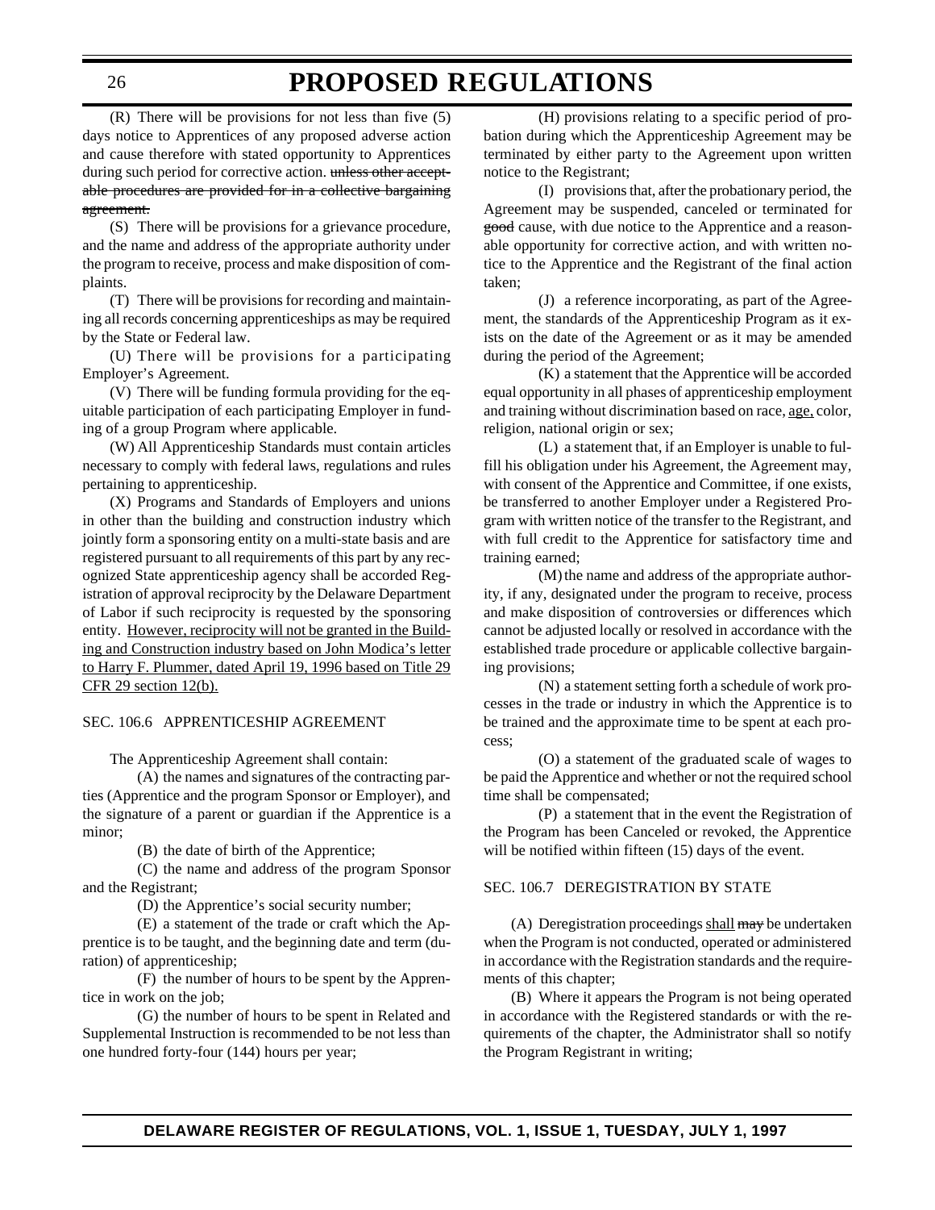(R) There will be provisions for not less than five (5) days notice to Apprentices of any proposed adverse action and cause therefore with stated opportunity to Apprentices during such period for corrective action. ~~unless other acceptable procedures are provided for in a collective bargaining agreement.~~

(S) There will be provisions for a grievance procedure, and the name and address of the appropriate authority under the program to receive, process and make disposition of complaints.

(T) There will be provisions for recording and maintaining all records concerning apprenticeships as may be required by the State or Federal law.

(U) There will be provisions for a participating Employer's Agreement.

(V) There will be funding formula providing for the equitable participation of each participating Employer in funding of a group Program where applicable.

(W) All Apprenticeship Standards must contain articles necessary to comply with federal laws, regulations and rules pertaining to apprenticeship.

(X) Programs and Standards of Employers and unions in other than the building and construction industry which jointly form a sponsoring entity on a multi-state basis and are registered pursuant to all requirements of this part by any recognized State apprenticeship agency shall be accorded Registration of approval reciprocity by the Delaware Department of Labor if such reciprocity is requested by the sponsoring entity. <u>However, reciprocity will not be granted in the Building and Construction industry based on John Modica's letter to Harry F. Plummer, dated April 19, 1996 based on Title 29 CFR 29 section 12(b).</u>

SEC. 106.6 APPRENTICESHIP AGREEMENT

The Apprenticeship Agreement shall contain:

(A) the names and signatures of the contracting parties (Apprentice and the program Sponsor or Employer), and the signature of a parent or guardian if the Apprentice is a minor;

(B) the date of birth of the Apprentice;

(C) the name and address of the program Sponsor and the Registrant;

(D) the Apprentice's social security number;

(E) a statement of the trade or craft which the Apprentice is to be taught, and the beginning date and term (duration) of apprenticeship;

(F) the number of hours to be spent by the Apprentice in work on the job;

(G) the number of hours to be spent in Related and Supplemental Instruction is recommended to be not less than one hundred forty-four (144) hours per year;

(H) provisions relating to a specific period of probation during which the Apprenticeship Agreement may be terminated by either party to the Agreement upon written notice to the Registrant;

(I) provisions that, after the probationary period, the Agreement may be suspended, canceled or terminated for ~~good~~ cause, with due notice to the Apprentice and a reasonable opportunity for corrective action, and with written notice to the Apprentice and the Registrant of the final action taken;

(J) a reference incorporating, as part of the Agreement, the standards of the Apprenticeship Program as it exists on the date of the Agreement or as it may be amended during the period of the Agreement;

(K) a statement that the Apprentice will be accorded equal opportunity in all phases of apprenticeship employment and training without discrimination based on race, <u>age,</u> color, religion, national origin or sex;

(L) a statement that, if an Employer is unable to fulfill his obligation under his Agreement, the Agreement may, with consent of the Apprentice and Committee, if one exists, be transferred to another Employer under a Registered Program with written notice of the transfer to the Registrant, and with full credit to the Apprentice for satisfactory time and training earned;

(M) the name and address of the appropriate authority, if any, designated under the program to receive, process and make disposition of controversies or differences which cannot be adjusted locally or resolved in accordance with the established trade procedure or applicable collective bargaining provisions;

(N) a statement setting forth a schedule of work processes in the trade or industry in which the Apprentice is to be trained and the approximate time to be spent at each process;

(O) a statement of the graduated scale of wages to be paid the Apprentice and whether or not the required school time shall be compensated;

(P) a statement that in the event the Registration of the Program has been Canceled or revoked, the Apprentice will be notified within fifteen (15) days of the event.

SEC. 106.7 DEREGISTRATION BY STATE

(A) Deregistration proceedings <u>shall</u> ~~may~~ be undertaken when the Program is not conducted, operated or administered in accordance with the Registration standards and the requirements of this chapter;

(B) Where it appears the Program is not being operated in accordance with the Registered standards or with the requirements of the chapter, the Administrator shall so notify the Program Registrant in writing;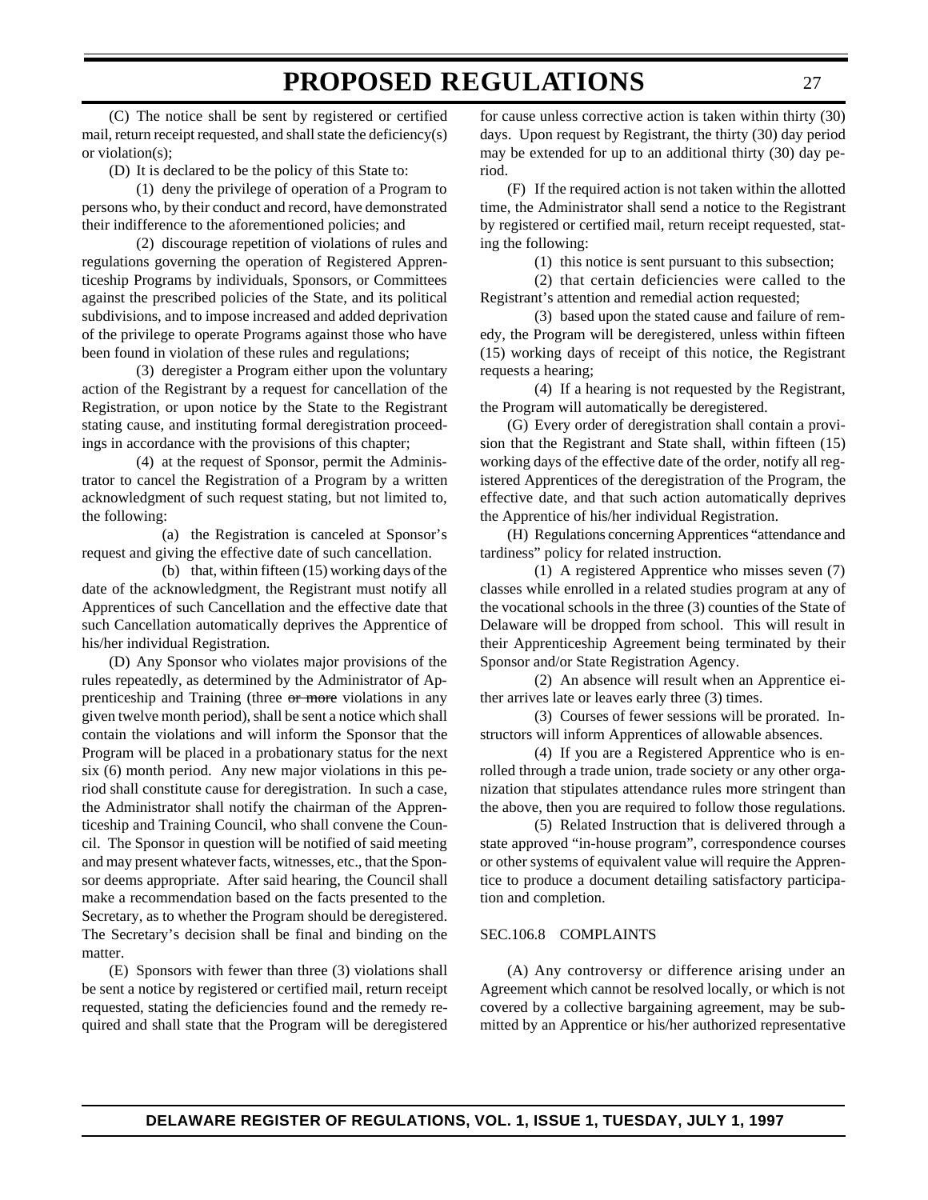(C) The notice shall be sent by registered or certified mail, return receipt requested, and shall state the deficiency(s) or violation(s);

(D) It is declared to be the policy of this State to:

(1) deny the privilege of operation of a Program to persons who, by their conduct and record, have demonstrated their indifference to the aforementioned policies; and

(2) discourage repetition of violations of rules and regulations governing the operation of Registered Apprenticeship Programs by individuals, Sponsors, or Committees against the prescribed policies of the State, and its political subdivisions, and to impose increased and added deprivation of the privilege to operate Programs against those who have been found in violation of these rules and regulations;

(3) deregister a Program either upon the voluntary action of the Registrant by a request for cancellation of the Registration, or upon notice by the State to the Registrant stating cause, and instituting formal deregistration proceedings in accordance with the provisions of this chapter;

(4) at the request of Sponsor, permit the Administrator to cancel the Registration of a Program by a written acknowledgment of such request stating, but not limited to, the following:

(a) the Registration is canceled at Sponsor's request and giving the effective date of such cancellation.

(b) that, within fifteen (15) working days of the date of the acknowledgment, the Registrant must notify all Apprentices of such Cancellation and the effective date that such Cancellation automatically deprives the Apprentice of his/her individual Registration.

(D) Any Sponsor who violates major provisions of the rules repeatedly, as determined by the Administrator of Apprenticeship and Training (three ~~or more~~ violations in any given twelve month period), shall be sent a notice which shall contain the violations and will inform the Sponsor that the Program will be placed in a probationary status for the next six (6) month period. Any new major violations in this period shall constitute cause for deregistration. In such a case, the Administrator shall notify the chairman of the Apprenticeship and Training Council, who shall convene the Council. The Sponsor in question will be notified of said meeting and may present whatever facts, witnesses, etc., that the Sponsor deems appropriate. After said hearing, the Council shall make a recommendation based on the facts presented to the Secretary, as to whether the Program should be deregistered. The Secretary's decision shall be final and binding on the matter.

(E) Sponsors with fewer than three (3) violations shall be sent a notice by registered or certified mail, return receipt requested, stating the deficiencies found and the remedy required and shall state that the Program will be deregistered for cause unless corrective action is taken within thirty (30) days. Upon request by Registrant, the thirty (30) day period may be extended for up to an additional thirty (30) day period.

(F) If the required action is not taken within the allotted time, the Administrator shall send a notice to the Registrant by registered or certified mail, return receipt requested, stating the following:

(1) this notice is sent pursuant to this subsection;

(2) that certain deficiencies were called to the Registrant's attention and remedial action requested;

(3) based upon the stated cause and failure of remedy, the Program will be deregistered, unless within fifteen (15) working days of receipt of this notice, the Registrant requests a hearing;

(4) If a hearing is not requested by the Registrant, the Program will automatically be deregistered.

(G) Every order of deregistration shall contain a provision that the Registrant and State shall, within fifteen (15) working days of the effective date of the order, notify all registered Apprentices of the deregistration of the Program, the effective date, and that such action automatically deprives the Apprentice of his/her individual Registration.

(H) Regulations concerning Apprentices "attendance and tardiness" policy for related instruction.

(1) A registered Apprentice who misses seven (7) classes while enrolled in a related studies program at any of the vocational schools in the three (3) counties of the State of Delaware will be dropped from school. This will result in their Apprenticeship Agreement being terminated by their Sponsor and/or State Registration Agency.

(2) An absence will result when an Apprentice either arrives late or leaves early three (3) times.

(3) Courses of fewer sessions will be prorated. Instructors will inform Apprentices of allowable absences.

(4) If you are a Registered Apprentice who is enrolled through a trade union, trade society or any other organization that stipulates attendance rules more stringent than the above, then you are required to follow those regulations.

(5) Related Instruction that is delivered through a state approved "in-house program", correspondence courses or other systems of equivalent value will require the Apprentice to produce a document detailing satisfactory participation and completion.

SEC.106.8 COMPLAINTS

(A) Any controversy or difference arising under an Agreement which cannot be resolved locally, or which is not covered by a collective bargaining agreement, may be submitted by an Apprentice or his/her authorized representative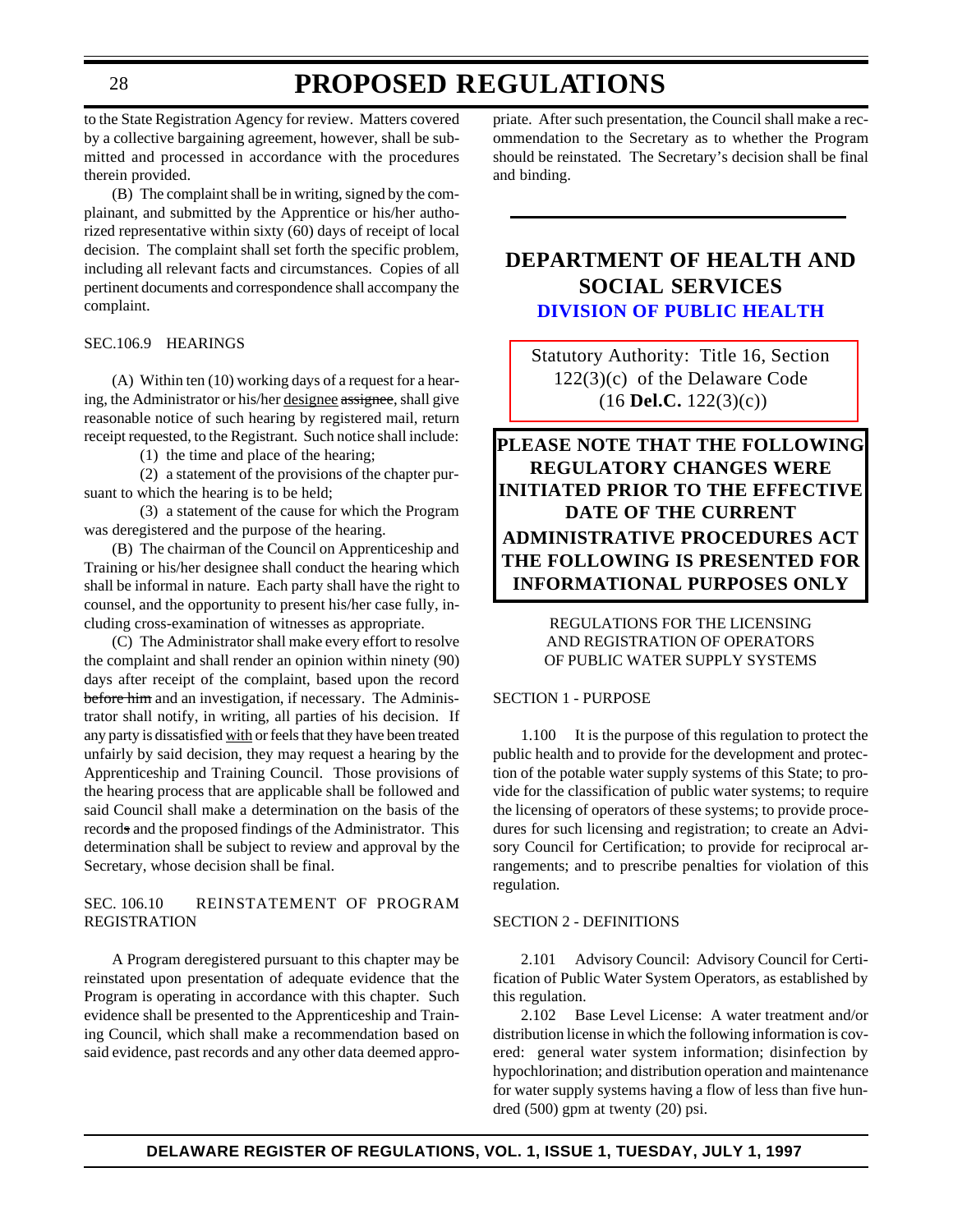to the State Registration Agency for review. Matters covered by a collective bargaining agreement, however, shall be submitted and processed in accordance with the procedures therein provided.

(B) The complaint shall be in writing, signed by the complainant, and submitted by the Apprentice or his/her authorized representative within sixty (60) days of receipt of local decision. The complaint shall set forth the specific problem, including all relevant facts and circumstances. Copies of all pertinent documents and correspondence shall accompany the complaint.

SEC.106.9 HEARINGS

(A) Within ten (10) working days of a request for a hearing, the Administrator or his/her <u>designee</u> ~~assignee~~, shall give reasonable notice of such hearing by registered mail, return receipt requested, to the Registrant. Such notice shall include:

(1) the time and place of the hearing;

(2) a statement of the provisions of the chapter pursuant to which the hearing is to be held;

(3) a statement of the cause for which the Program was deregistered and the purpose of the hearing.

(B) The chairman of the Council on Apprenticeship and Training or his/her designee shall conduct the hearing which shall be informal in nature. Each party shall have the right to counsel, and the opportunity to present his/her case fully, including cross-examination of witnesses as appropriate.

(C) The Administrator shall make every effort to resolve the complaint and shall render an opinion within ninety (90) days after receipt of the complaint, based upon the record ~~before him~~ and an investigation, if necessary. The Administrator shall notify, in writing, all parties of his decision. If any party is dissatisfied <u>with</u> or feels that they have been treated unfairly by said decision, they may request a hearing by the Apprenticeship and Training Council. Those provisions of the hearing process that are applicable shall be followed and said Council shall make a determination on the basis of the record~~s~~ and the proposed findings of the Administrator. This determination shall be subject to review and approval by the Secretary, whose decision shall be final.

SEC. 106.10 REINSTATEMENT OF PROGRAM REGISTRATION

A Program deregistered pursuant to this chapter may be reinstated upon presentation of adequate evidence that the Program is operating in accordance with this chapter. Such evidence shall be presented to the Apprenticeship and Training Council, which shall make a recommendation based on said evidence, past records and any other data deemed appropriate. After such presentation, the Council shall make a recommendation to the Secretary as to whether the Program should be reinstated. The Secretary's decision shall be final and binding.

## DEPARTMENT OF HEALTH AND SOCIAL SERVICES

### DIVISION OF PUBLIC HEALTH

Statutory Authority: Title 16, Section 122(3)(c) of the Delaware Code (16 **Del.C.** 122(3)(c))

**PLEASE NOTE THAT THE FOLLOWING REGULATORY CHANGES WERE INITIATED PRIOR TO THE EFFECTIVE DATE OF THE CURRENT ADMINISTRATIVE PROCEDURES ACT THE FOLLOWING IS PRESENTED FOR INFORMATIONAL PURPOSES ONLY**

REGULATIONS FOR THE LICENSING AND REGISTRATION OF OPERATORS OF PUBLIC WATER SUPPLY SYSTEMS

SECTION 1 - PURPOSE

1.100 It is the purpose of this regulation to protect the public health and to provide for the development and protection of the potable water supply systems of this State; to provide for the classification of public water systems; to require the licensing of operators of these systems; to provide procedures for such licensing and registration; to create an Advisory Council for Certification; to provide for reciprocal arrangements; and to prescribe penalties for violation of this regulation.

SECTION 2 - DEFINITIONS

2.101 Advisory Council: Advisory Council for Certification of Public Water System Operators, as established by this regulation.

2.102 Base Level License: A water treatment and/or distribution license in which the following information is covered: general water system information; disinfection by hypochlorination; and distribution operation and maintenance for water supply systems having a flow of less than five hundred (500) gpm at twenty (20) psi.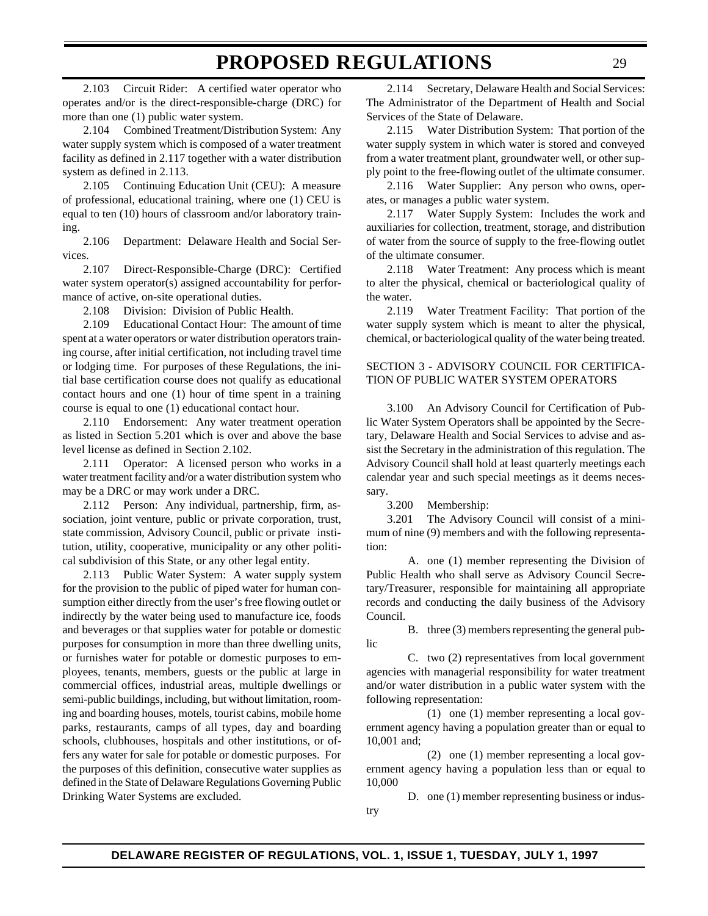2.103 Circuit Rider: A certified water operator who operates and/or is the direct-responsible-charge (DRC) for more than one (1) public water system.

2.104 Combined Treatment/Distribution System: Any water supply system which is composed of a water treatment facility as defined in 2.117 together with a water distribution system as defined in 2.113.

2.105 Continuing Education Unit (CEU): A measure of professional, educational training, where one (1) CEU is equal to ten (10) hours of classroom and/or laboratory training.

2.106 Department: Delaware Health and Social Services.

2.107 Direct-Responsible-Charge (DRC): Certified water system operator(s) assigned accountability for performance of active, on-site operational duties.

2.108 Division: Division of Public Health.

2.109 Educational Contact Hour: The amount of time spent at a water operators or water distribution operators training course, after initial certification, not including travel time or lodging time. For purposes of these Regulations, the initial base certification course does not qualify as educational contact hours and one (1) hour of time spent in a training course is equal to one (1) educational contact hour.

2.110 Endorsement: Any water treatment operation as listed in Section 5.201 which is over and above the base level license as defined in Section 2.102.

2.111 Operator: A licensed person who works in a water treatment facility and/or a water distribution system who may be a DRC or may work under a DRC.

2.112 Person: Any individual, partnership, firm, association, joint venture, public or private corporation, trust, state commission, Advisory Council, public or private institution, utility, cooperative, municipality or any other political subdivision of this State, or any other legal entity.

2.113 Public Water System: A water supply system for the provision to the public of piped water for human consumption either directly from the user's free flowing outlet or indirectly by the water being used to manufacture ice, foods and beverages or that supplies water for potable or domestic purposes for consumption in more than three dwelling units, or furnishes water for potable or domestic purposes to employees, tenants, members, guests or the public at large in commercial offices, industrial areas, multiple dwellings or semi-public buildings, including, but without limitation, rooming and boarding houses, motels, tourist cabins, mobile home parks, restaurants, camps of all types, day and boarding schools, clubhouses, hospitals and other institutions, or offers any water for sale for potable or domestic purposes. For the purposes of this definition, consecutive water supplies as defined in the State of Delaware Regulations Governing Public Drinking Water Systems are excluded.

2.114 Secretary, Delaware Health and Social Services: The Administrator of the Department of Health and Social Services of the State of Delaware.

2.115 Water Distribution System: That portion of the water supply system in which water is stored and conveyed from a water treatment plant, groundwater well, or other supply point to the free-flowing outlet of the ultimate consumer.

2.116 Water Supplier: Any person who owns, operates, or manages a public water system.

2.117 Water Supply System: Includes the work and auxiliaries for collection, treatment, storage, and distribution of water from the source of supply to the free-flowing outlet of the ultimate consumer.

2.118 Water Treatment: Any process which is meant to alter the physical, chemical or bacteriological quality of the water.

2.119 Water Treatment Facility: That portion of the water supply system which is meant to alter the physical, chemical, or bacteriological quality of the water being treated.

SECTION 3 - ADVISORY COUNCIL FOR CERTIFICATION OF PUBLIC WATER SYSTEM OPERATORS

3.100 An Advisory Council for Certification of Public Water System Operators shall be appointed by the Secretary, Delaware Health and Social Services to advise and assist the Secretary in the administration of this regulation. The Advisory Council shall hold at least quarterly meetings each calendar year and such special meetings as it deems necessary.

3.200 Membership:

3.201 The Advisory Council will consist of a minimum of nine (9) members and with the following representation:

A. one (1) member representing the Division of Public Health who shall serve as Advisory Council Secretary/Treasurer, responsible for maintaining all appropriate records and conducting the daily business of the Advisory Council.

B. three (3) members representing the general public

C. two (2) representatives from local government agencies with managerial responsibility for water treatment and/or water distribution in a public water system with the following representation:

(1) one (1) member representing a local government agency having a population greater than or equal to 10,001 and;

(2) one (1) member representing a local government agency having a population less than or equal to 10,000

D. one (1) member representing business or industry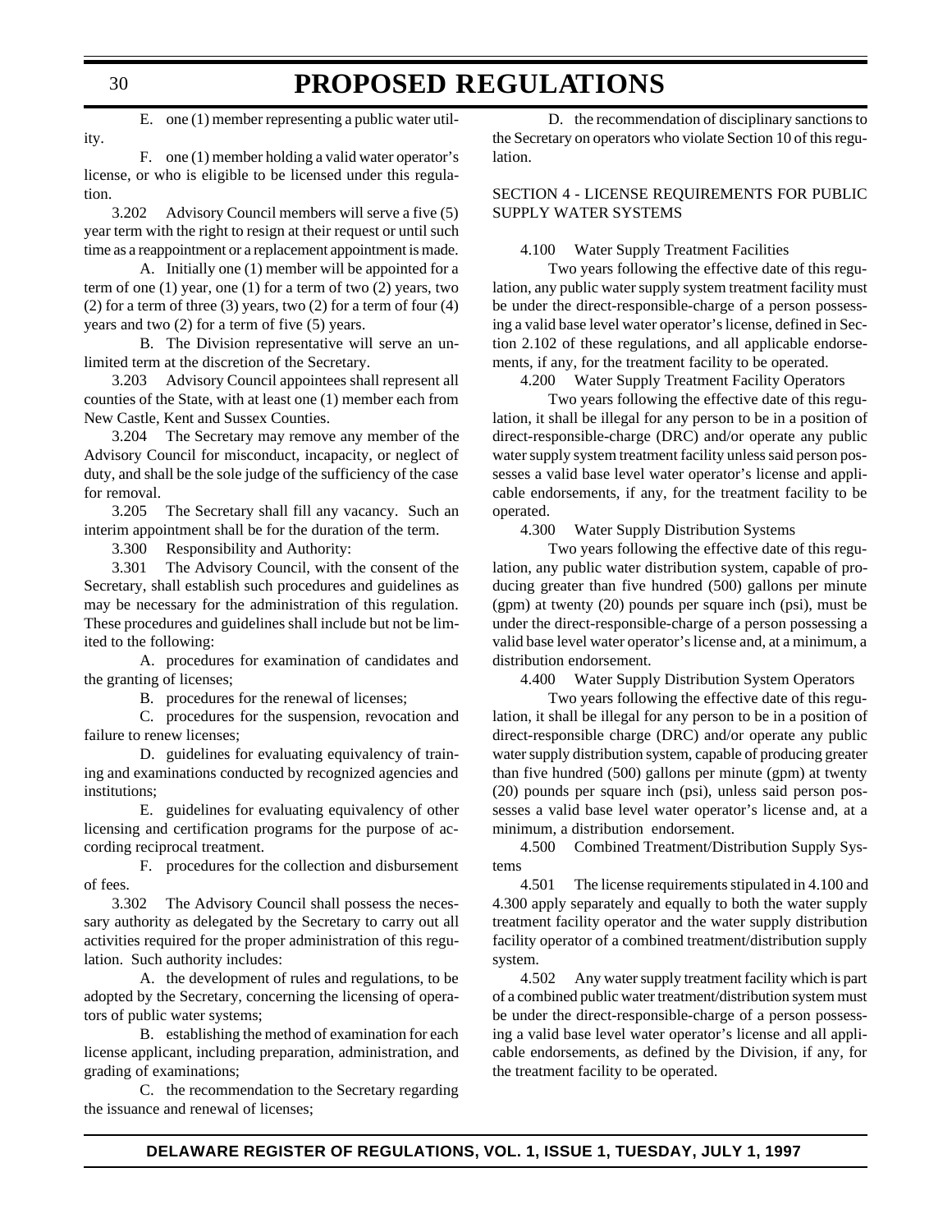E. one (1) member representing a public water utility.

F. one (1) member holding a valid water operator's license, or who is eligible to be licensed under this regulation.

3.202 Advisory Council members will serve a five (5) year term with the right to resign at their request or until such time as a reappointment or a replacement appointment is made.

A. Initially one (1) member will be appointed for a term of one (1) year, one (1) for a term of two (2) years, two (2) for a term of three (3) years, two (2) for a term of four (4) years and two (2) for a term of five (5) years.

B. The Division representative will serve an unlimited term at the discretion of the Secretary.

3.203 Advisory Council appointees shall represent all counties of the State, with at least one (1) member each from New Castle, Kent and Sussex Counties.

3.204 The Secretary may remove any member of the Advisory Council for misconduct, incapacity, or neglect of duty, and shall be the sole judge of the sufficiency of the case for removal.

3.205 The Secretary shall fill any vacancy. Such an interim appointment shall be for the duration of the term.

3.300 Responsibility and Authority:

3.301 The Advisory Council, with the consent of the Secretary, shall establish such procedures and guidelines as may be necessary for the administration of this regulation. These procedures and guidelines shall include but not be limited to the following:

A. procedures for examination of candidates and the granting of licenses;

B. procedures for the renewal of licenses;

C. procedures for the suspension, revocation and failure to renew licenses;

D. guidelines for evaluating equivalency of training and examinations conducted by recognized agencies and institutions;

E. guidelines for evaluating equivalency of other licensing and certification programs for the purpose of according reciprocal treatment.

F. procedures for the collection and disbursement of fees.

3.302 The Advisory Council shall possess the necessary authority as delegated by the Secretary to carry out all activities required for the proper administration of this regulation. Such authority includes:

A. the development of rules and regulations, to be adopted by the Secretary, concerning the licensing of operators of public water systems;

B. establishing the method of examination for each license applicant, including preparation, administration, and grading of examinations;

C. the recommendation to the Secretary regarding the issuance and renewal of licenses;

D. the recommendation of disciplinary sanctions to the Secretary on operators who violate Section 10 of this regulation.

SECTION 4 - LICENSE REQUIREMENTS FOR PUBLIC SUPPLY WATER SYSTEMS

4.100 Water Supply Treatment Facilities

Two years following the effective date of this regulation, any public water supply system treatment facility must be under the direct-responsible-charge of a person possessing a valid base level water operator's license, defined in Section 2.102 of these regulations, and all applicable endorsements, if any, for the treatment facility to be operated.

4.200 Water Supply Treatment Facility Operators

Two years following the effective date of this regulation, it shall be illegal for any person to be in a position of direct-responsible-charge (DRC) and/or operate any public water supply system treatment facility unless said person possesses a valid base level water operator's license and applicable endorsements, if any, for the treatment facility to be operated.

4.300 Water Supply Distribution Systems

Two years following the effective date of this regulation, any public water distribution system, capable of producing greater than five hundred (500) gallons per minute (gpm) at twenty (20) pounds per square inch (psi), must be under the direct-responsible-charge of a person possessing a valid base level water operator's license and, at a minimum, a distribution endorsement.

4.400 Water Supply Distribution System Operators

Two years following the effective date of this regulation, it shall be illegal for any person to be in a position of direct-responsible charge (DRC) and/or operate any public water supply distribution system, capable of producing greater than five hundred (500) gallons per minute (gpm) at twenty (20) pounds per square inch (psi), unless said person possesses a valid base level water operator's license and, at a minimum, a distribution endorsement.

4.500 Combined Treatment/Distribution Supply Systems

4.501 The license requirements stipulated in 4.100 and 4.300 apply separately and equally to both the water supply treatment facility operator and the water supply distribution facility operator of a combined treatment/distribution supply system.

4.502 Any water supply treatment facility which is part of a combined public water treatment/distribution system must be under the direct-responsible-charge of a person possessing a valid base level water operator's license and all applicable endorsements, as defined by the Division, if any, for the treatment facility to be operated.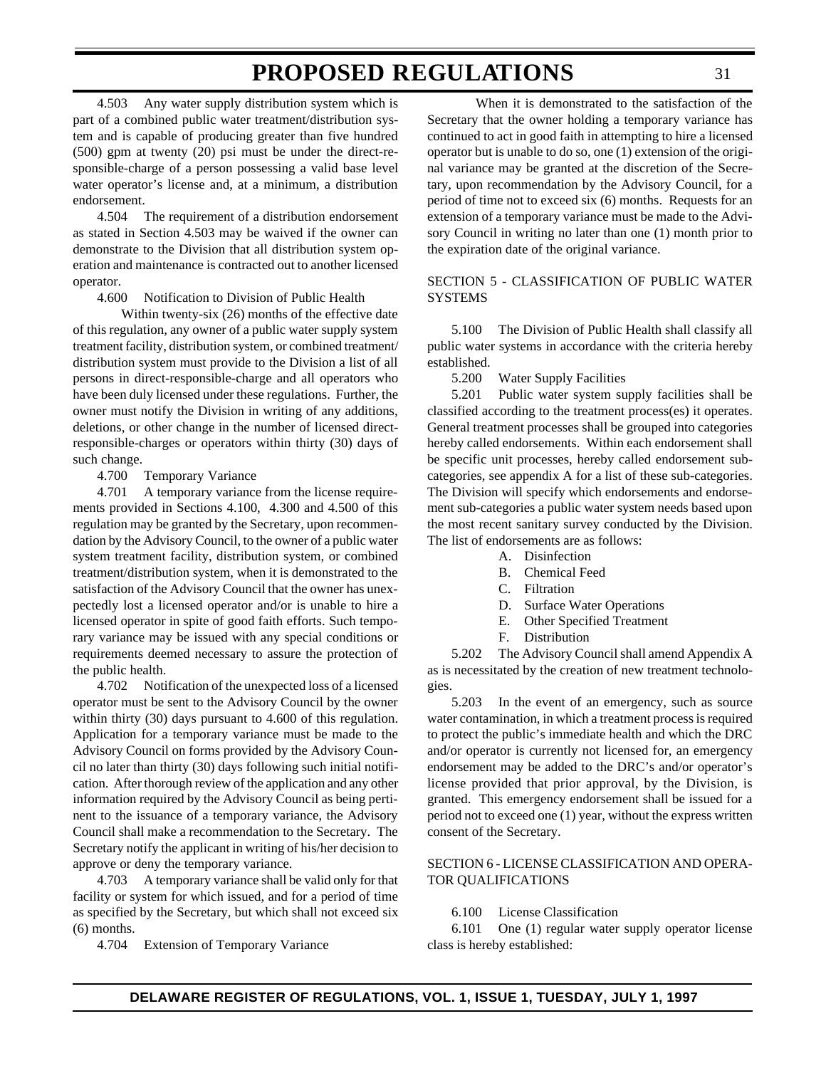4.503 Any water supply distribution system which is part of a combined public water treatment/distribution system and is capable of producing greater than five hundred (500) gpm at twenty (20) psi must be under the direct-responsible-charge of a person possessing a valid base level water operator's license and, at a minimum, a distribution endorsement.

4.504 The requirement of a distribution endorsement as stated in Section 4.503 may be waived if the owner can demonstrate to the Division that all distribution system operation and maintenance is contracted out to another licensed operator.

4.600 Notification to Division of Public Health

Within twenty-six (26) months of the effective date of this regulation, any owner of a public water supply system treatment facility, distribution system, or combined treatment/distribution system must provide to the Division a list of all persons in direct-responsible-charge and all operators who have been duly licensed under these regulations. Further, the owner must notify the Division in writing of any additions, deletions, or other change in the number of licensed direct-responsible-charges or operators within thirty (30) days of such change.

4.700 Temporary Variance

4.701 A temporary variance from the license requirements provided in Sections 4.100, 4.300 and 4.500 of this regulation may be granted by the Secretary, upon recommendation by the Advisory Council, to the owner of a public water system treatment facility, distribution system, or combined treatment/distribution system, when it is demonstrated to the satisfaction of the Advisory Council that the owner has unexpectedly lost a licensed operator and/or is unable to hire a licensed operator in spite of good faith efforts. Such temporary variance may be issued with any special conditions or requirements deemed necessary to assure the protection of the public health.

4.702 Notification of the unexpected loss of a licensed operator must be sent to the Advisory Council by the owner within thirty (30) days pursuant to 4.600 of this regulation. Application for a temporary variance must be made to the Advisory Council on forms provided by the Advisory Council no later than thirty (30) days following such initial notification. After thorough review of the application and any other information required by the Advisory Council as being pertinent to the issuance of a temporary variance, the Advisory Council shall make a recommendation to the Secretary. The Secretary notify the applicant in writing of his/her decision to approve or deny the temporary variance.

4.703 A temporary variance shall be valid only for that facility or system for which issued, and for a period of time as specified by the Secretary, but which shall not exceed six (6) months.

4.704 Extension of Temporary Variance

When it is demonstrated to the satisfaction of the Secretary that the owner holding a temporary variance has continued to act in good faith in attempting to hire a licensed operator but is unable to do so, one (1) extension of the original variance may be granted at the discretion of the Secretary, upon recommendation by the Advisory Council, for a period of time not to exceed six (6) months. Requests for an extension of a temporary variance must be made to the Advisory Council in writing no later than one (1) month prior to the expiration date of the original variance.

## SECTION 5 - CLASSIFICATION OF PUBLIC WATER SYSTEMS

5.100 The Division of Public Health shall classify all public water systems in accordance with the criteria hereby established.

5.200 Water Supply Facilities

5.201 Public water system supply facilities shall be classified according to the treatment process(es) it operates. General treatment processes shall be grouped into categories hereby called endorsements. Within each endorsement shall be specific unit processes, hereby called endorsement sub-categories, see appendix A for a list of these sub-categories. The Division will specify which endorsements and endorsement sub-categories a public water system needs based upon the most recent sanitary survey conducted by the Division. The list of endorsements are as follows:

A. Disinfection
B. Chemical Feed
C. Filtration
D. Surface Water Operations
E. Other Specified Treatment
F. Distribution

5.202 The Advisory Council shall amend Appendix A as is necessitated by the creation of new treatment technologies.

5.203 In the event of an emergency, such as source water contamination, in which a treatment process is required to protect the public's immediate health and which the DRC and/or operator is currently not licensed for, an emergency endorsement may be added to the DRC's and/or operator's license provided that prior approval, by the Division, is granted. This emergency endorsement shall be issued for a period not to exceed one (1) year, without the express written consent of the Secretary.

## SECTION 6 - LICENSE CLASSIFICATION AND OPERATOR QUALIFICATIONS

6.100 License Classification

6.101 One (1) regular water supply operator license class is hereby established: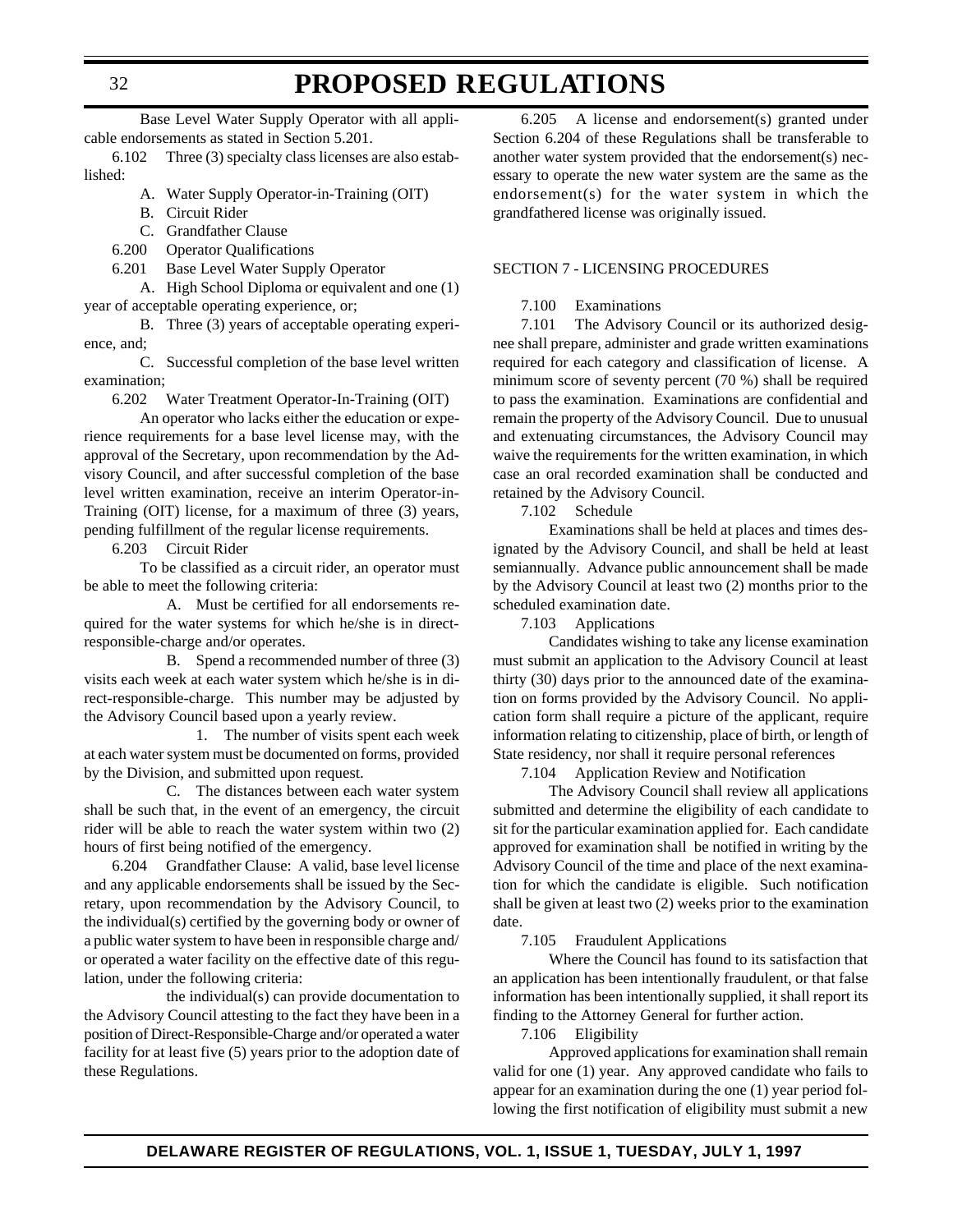Base Level Water Supply Operator with all applicable endorsements as stated in Section 5.201.

6.102 Three (3) specialty class licenses are also established:

A. Water Supply Operator-in-Training (OIT)

B. Circuit Rider

C. Grandfather Clause

6.200 Operator Qualifications

6.201 Base Level Water Supply Operator

A. High School Diploma or equivalent and one (1) year of acceptable operating experience, or;

B. Three (3) years of acceptable operating experience, and;

C. Successful completion of the base level written examination;

6.202 Water Treatment Operator-In-Training (OIT)

An operator who lacks either the education or experience requirements for a base level license may, with the approval of the Secretary, upon recommendation by the Advisory Council, and after successful completion of the base level written examination, receive an interim Operator-in-Training (OIT) license, for a maximum of three (3) years, pending fulfillment of the regular license requirements.

6.203 Circuit Rider

To be classified as a circuit rider, an operator must be able to meet the following criteria:

A. Must be certified for all endorsements required for the water systems for which he/she is in direct-responsible-charge and/or operates.

B. Spend a recommended number of three (3) visits each week at each water system which he/she is in direct-responsible-charge. This number may be adjusted by the Advisory Council based upon a yearly review.

1. The number of visits spent each week at each water system must be documented on forms, provided by the Division, and submitted upon request.

C. The distances between each water system shall be such that, in the event of an emergency, the circuit rider will be able to reach the water system within two (2) hours of first being notified of the emergency.

6.204 Grandfather Clause: A valid, base level license and any applicable endorsements shall be issued by the Secretary, upon recommendation by the Advisory Council, to the individual(s) certified by the governing body or owner of a public water system to have been in responsible charge and/or operated a water facility on the effective date of this regulation, under the following criteria:

the individual(s) can provide documentation to the Advisory Council attesting to the fact they have been in a position of Direct-Responsible-Charge and/or operated a water facility for at least five (5) years prior to the adoption date of these Regulations.

6.205 A license and endorsement(s) granted under Section 6.204 of these Regulations shall be transferable to another water system provided that the endorsement(s) necessary to operate the new water system are the same as the endorsement(s) for the water system in which the grandfathered license was originally issued.

SECTION 7 - LICENSING PROCEDURES

7.100 Examinations

7.101 The Advisory Council or its authorized designee shall prepare, administer and grade written examinations required for each category and classification of license. A minimum score of seventy percent (70 %) shall be required to pass the examination. Examinations are confidential and remain the property of the Advisory Council. Due to unusual and extenuating circumstances, the Advisory Council may waive the requirements for the written examination, in which case an oral recorded examination shall be conducted and retained by the Advisory Council.

7.102 Schedule

Examinations shall be held at places and times designated by the Advisory Council, and shall be held at least semiannually. Advance public announcement shall be made by the Advisory Council at least two (2) months prior to the scheduled examination date.

7.103 Applications

Candidates wishing to take any license examination must submit an application to the Advisory Council at least thirty (30) days prior to the announced date of the examination on forms provided by the Advisory Council. No application form shall require a picture of the applicant, require information relating to citizenship, place of birth, or length of State residency, nor shall it require personal references

7.104 Application Review and Notification

The Advisory Council shall review all applications submitted and determine the eligibility of each candidate to sit for the particular examination applied for. Each candidate approved for examination shall be notified in writing by the Advisory Council of the time and place of the next examination for which the candidate is eligible. Such notification shall be given at least two (2) weeks prior to the examination date.

7.105 Fraudulent Applications

Where the Council has found to its satisfaction that an application has been intentionally fraudulent, or that false information has been intentionally supplied, it shall report its finding to the Attorney General for further action.

7.106 Eligibility

Approved applications for examination shall remain valid for one (1) year. Any approved candidate who fails to appear for an examination during the one (1) year period following the first notification of eligibility must submit a new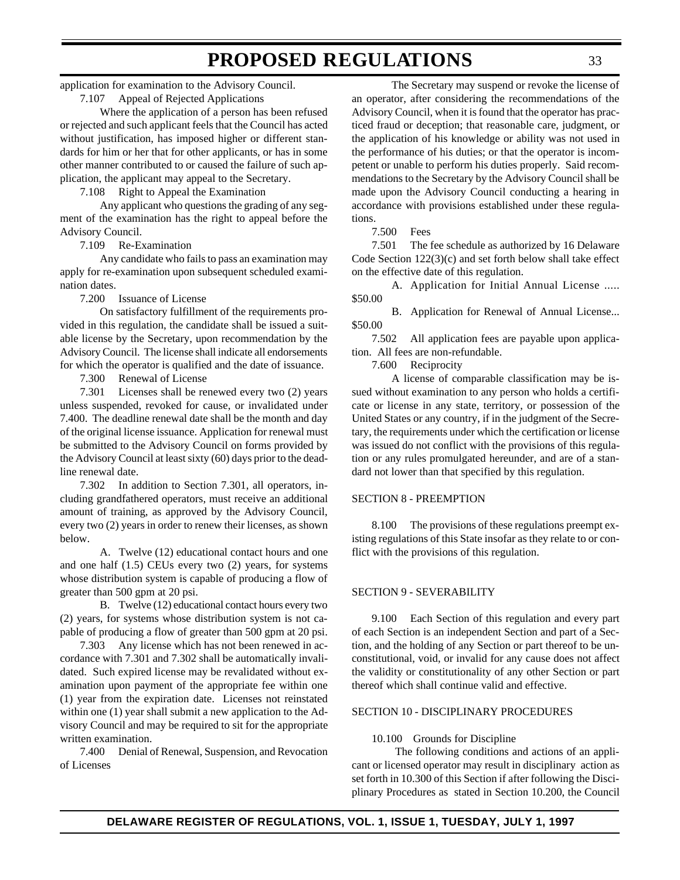application for examination to the Advisory Council.

7.107 Appeal of Rejected Applications

Where the application of a person has been refused or rejected and such applicant feels that the Council has acted without justification, has imposed higher or different standards for him or her that for other applicants, or has in some other manner contributed to or caused the failure of such application, the applicant may appeal to the Secretary.

7.108 Right to Appeal the Examination

Any applicant who questions the grading of any segment of the examination has the right to appeal before the Advisory Council.

7.109 Re-Examination

Any candidate who fails to pass an examination may apply for re-examination upon subsequent scheduled examination dates.

7.200 Issuance of License

On satisfactory fulfillment of the requirements provided in this regulation, the candidate shall be issued a suitable license by the Secretary, upon recommendation by the Advisory Council. The license shall indicate all endorsements for which the operator is qualified and the date of issuance.

7.300 Renewal of License

7.301 Licenses shall be renewed every two (2) years unless suspended, revoked for cause, or invalidated under 7.400. The deadline renewal date shall be the month and day of the original license issuance. Application for renewal must be submitted to the Advisory Council on forms provided by the Advisory Council at least sixty (60) days prior to the deadline renewal date.

7.302 In addition to Section 7.301, all operators, including grandfathered operators, must receive an additional amount of training, as approved by the Advisory Council, every two (2) years in order to renew their licenses, as shown below.

A. Twelve (12) educational contact hours and one and one half (1.5) CEUs every two (2) years, for systems whose distribution system is capable of producing a flow of greater than 500 gpm at 20 psi.

B. Twelve (12) educational contact hours every two (2) years, for systems whose distribution system is not capable of producing a flow of greater than 500 gpm at 20 psi.

7.303 Any license which has not been renewed in accordance with 7.301 and 7.302 shall be automatically invalidated. Such expired license may be revalidated without examination upon payment of the appropriate fee within one (1) year from the expiration date. Licenses not reinstated within one (1) year shall submit a new application to the Advisory Council and may be required to sit for the appropriate written examination.

7.400 Denial of Renewal, Suspension, and Revocation of Licenses

The Secretary may suspend or revoke the license of an operator, after considering the recommendations of the Advisory Council, when it is found that the operator has practiced fraud or deception; that reasonable care, judgment, or the application of his knowledge or ability was not used in the performance of his duties; or that the operator is incompetent or unable to perform his duties properly. Said recommendations to the Secretary by the Advisory Council shall be made upon the Advisory Council conducting a hearing in accordance with provisions established under these regulations.

7.500 Fees

7.501 The fee schedule as authorized by 16 Delaware Code Section 122(3)(c) and set forth below shall take effect on the effective date of this regulation.

A. Application for Initial Annual License ..... $50.00

B. Application for Renewal of Annual License... $50.00

7.502 All application fees are payable upon application. All fees are non-refundable.

7.600 Reciprocity

A license of comparable classification may be issued without examination to any person who holds a certificate or license in any state, territory, or possession of the United States or any country, if in the judgment of the Secretary, the requirements under which the certification or license was issued do not conflict with the provisions of this regulation or any rules promulgated hereunder, and are of a standard not lower than that specified by this regulation.

SECTION 8 - PREEMPTION

8.100 The provisions of these regulations preempt existing regulations of this State insofar as they relate to or conflict with the provisions of this regulation.

SECTION 9 - SEVERABILITY

9.100 Each Section of this regulation and every part of each Section is an independent Section and part of a Section, and the holding of any Section or part thereof to be unconstitutional, void, or invalid for any cause does not affect the validity or constitutionality of any other Section or part thereof which shall continue valid and effective.

SECTION 10 - DISCIPLINARY PROCEDURES

10.100 Grounds for Discipline

The following conditions and actions of an applicant or licensed operator may result in disciplinary action as set forth in 10.300 of this Section if after following the Disciplinary Procedures as stated in Section 10.200, the Council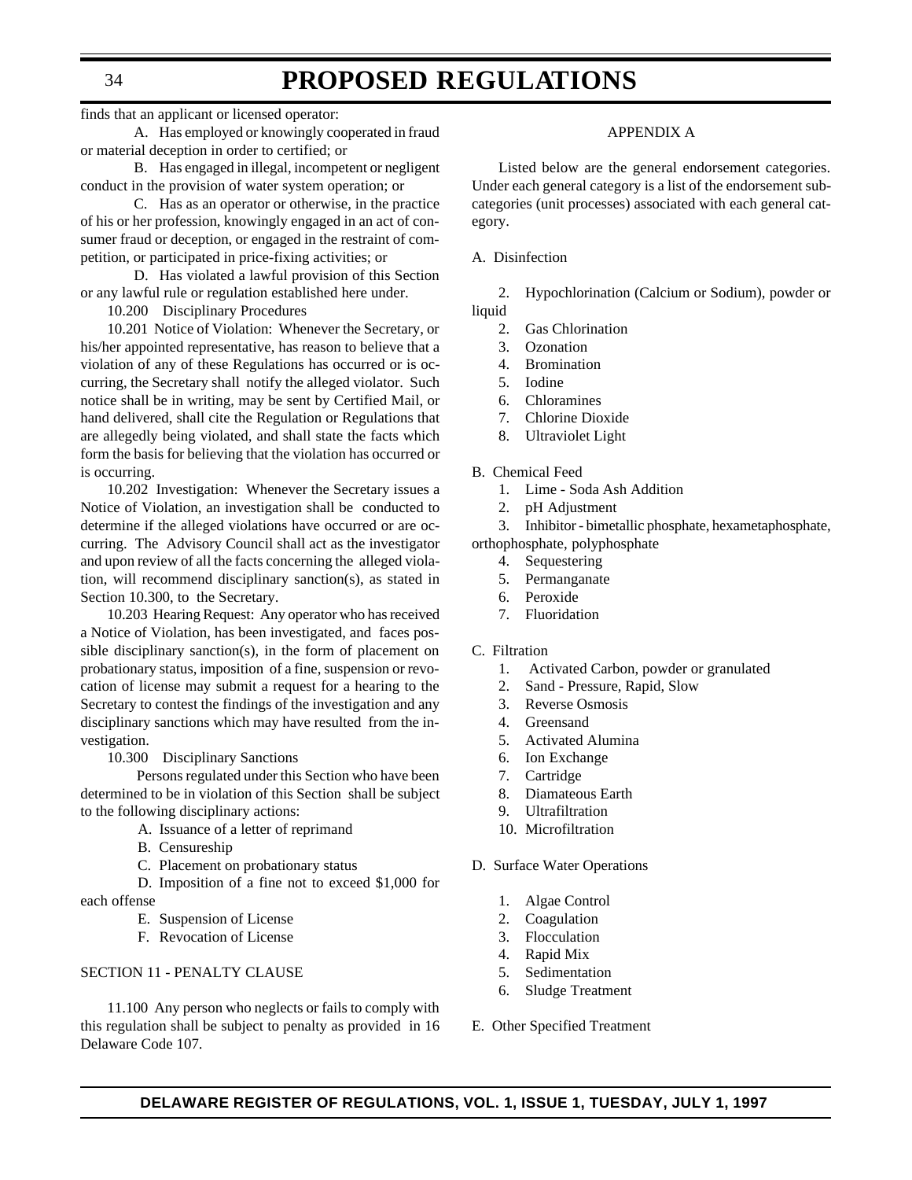finds that an applicant or licensed operator:

A. Has employed or knowingly cooperated in fraud or material deception in order to certified; or

B. Has engaged in illegal, incompetent or negligent conduct in the provision of water system operation; or

C. Has as an operator or otherwise, in the practice of his or her profession, knowingly engaged in an act of consumer fraud or deception, or engaged in the restraint of competition, or participated in price-fixing activities; or

D. Has violated a lawful provision of this Section or any lawful rule or regulation established here under.

10.200 Disciplinary Procedures

10.201 Notice of Violation: Whenever the Secretary, or his/her appointed representative, has reason to believe that a violation of any of these Regulations has occurred or is occurring, the Secretary shall notify the alleged violator. Such notice shall be in writing, may be sent by Certified Mail, or hand delivered, shall cite the Regulation or Regulations that are allegedly being violated, and shall state the facts which form the basis for believing that the violation has occurred or is occurring.

10.202 Investigation: Whenever the Secretary issues a Notice of Violation, an investigation shall be conducted to determine if the alleged violations have occurred or are occurring. The Advisory Council shall act as the investigator and upon review of all the facts concerning the alleged violation, will recommend disciplinary sanction(s), as stated in Section 10.300, to the Secretary.

10.203 Hearing Request: Any operator who has received a Notice of Violation, has been investigated, and faces possible disciplinary sanction(s), in the form of placement on probationary status, imposition of a fine, suspension or revocation of license may submit a request for a hearing to the Secretary to contest the findings of the investigation and any disciplinary sanctions which may have resulted from the investigation.

10.300 Disciplinary Sanctions

Persons regulated under this Section who have been determined to be in violation of this Section shall be subject to the following disciplinary actions:

A. Issuance of a letter of reprimand

B. Censureship

C. Placement on probationary status

D. Imposition of a fine not to exceed $1,000 for each offense

E. Suspension of License

F. Revocation of License

SECTION 11 - PENALTY CLAUSE

11.100 Any person who neglects or fails to comply with this regulation shall be subject to penalty as provided in 16 Delaware Code 107.

APPENDIX A

Listed below are the general endorsement categories. Under each general category is a list of the endorsement subcategories (unit processes) associated with each general category.

A. Disinfection

2. Hypochlorination (Calcium or Sodium), powder or liquid
2. Gas Chlorination
3. Ozonation
4. Bromination
5. Iodine
6. Chloramines
7. Chlorine Dioxide
8. Ultraviolet Light

B. Chemical Feed

1. Lime - Soda Ash Addition
2. pH Adjustment
3. Inhibitor - bimetallic phosphate, hexametaphosphate, orthophosphate, polyphosphate
4. Sequestering
5. Permanganate
6. Peroxide
7. Fluoridation

C. Filtration

1. Activated Carbon, powder or granulated
2. Sand - Pressure, Rapid, Slow
3. Reverse Osmosis
4. Greensand
5. Activated Alumina
6. Ion Exchange
7. Cartridge
8. Diamateous Earth
9. Ultrafiltration
10. Microfiltration

D. Surface Water Operations

1. Algae Control
2. Coagulation
3. Flocculation
4. Rapid Mix
5. Sedimentation
6. Sludge Treatment

E. Other Specified Treatment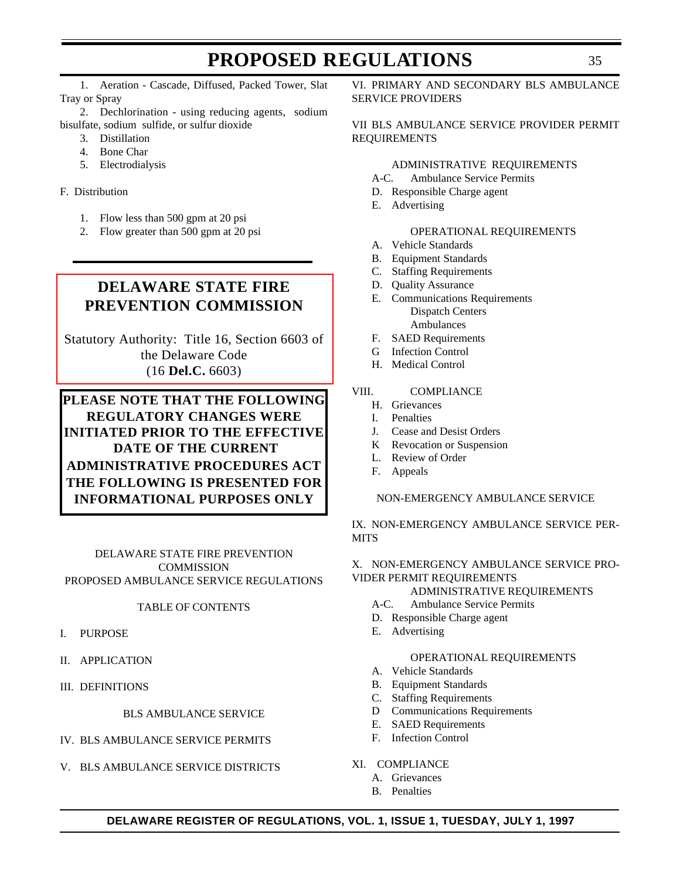1. Aeration - Cascade, Diffused, Packed Tower, Slat Tray or Spray
2. Dechlorination - using reducing agents, sodium bisulfate, sodium sulfide, or sulfur dioxide
3. Distillation
4. Bone Char
5. Electrodialysis

F. Distribution

1. Flow less than 500 gpm at 20 psi
2. Flow greater than 500 gpm at 20 psi

---

## DELAWARE STATE FIRE PREVENTION COMMISSION

Statutory Authority: Title 16, Section 6603 of the Delaware Code (16 **Del.C.** 6603)

**PLEASE NOTE THAT THE FOLLOWING REGULATORY CHANGES WERE INITIATED PRIOR TO THE EFFECTIVE DATE OF THE CURRENT ADMINISTRATIVE PROCEDURES ACT THE FOLLOWING IS PRESENTED FOR INFORMATIONAL PURPOSES ONLY**

DELAWARE STATE FIRE PREVENTION COMMISSION
PROPOSED AMBULANCE SERVICE REGULATIONS

TABLE OF CONTENTS

I. PURPOSE

II. APPLICATION

III. DEFINITIONS

BLS AMBULANCE SERVICE

IV. BLS AMBULANCE SERVICE PERMITS

V. BLS AMBULANCE SERVICE DISTRICTS

VI. PRIMARY AND SECONDARY BLS AMBULANCE SERVICE PROVIDERS

VII BLS AMBULANCE SERVICE PROVIDER PERMIT REQUIREMENTS

ADMINISTRATIVE REQUIREMENTS

A-C. Ambulance Service Permits
D. Responsible Charge agent
E. Advertising

OPERATIONAL REQUIREMENTS

A. Vehicle Standards
B. Equipment Standards
C. Staffing Requirements
D. Quality Assurance
E. Communications Requirements
 Dispatch Centers
 Ambulances
F. SAED Requirements
G Infection Control
H. Medical Control

VIII. COMPLIANCE

H. Grievances
I. Penalties
J. Cease and Desist Orders
K Revocation or Suspension
L. Review of Order
F. Appeals

NON-EMERGENCY AMBULANCE SERVICE

IX. NON-EMERGENCY AMBULANCE SERVICE PERMITS

X. NON-EMERGENCY AMBULANCE SERVICE PROVIDER PERMIT REQUIREMENTS

ADMINISTRATIVE REQUIREMENTS

A-C. Ambulance Service Permits
D. Responsible Charge agent
E. Advertising

OPERATIONAL REQUIREMENTS

A. Vehicle Standards
B. Equipment Standards
C. Staffing Requirements
D Communications Requirements
E. SAED Requirements
F. Infection Control

XI. COMPLIANCE

A. Grievances
B. Penalties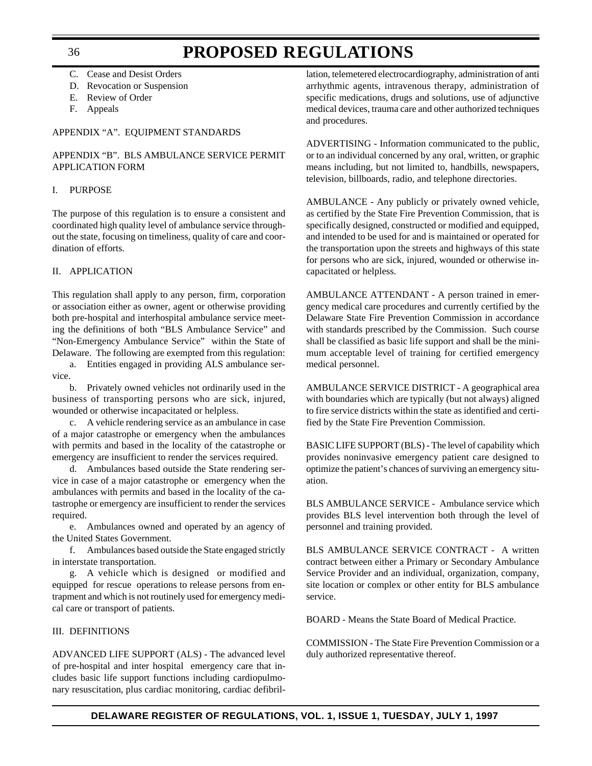C. Cease and Desist Orders
D. Revocation or Suspension
E. Review of Order
F. Appeals

APPENDIX "A". EQUIPMENT STANDARDS

APPENDIX "B". BLS AMBULANCE SERVICE PERMIT APPLICATION FORM

I. PURPOSE

The purpose of this regulation is to ensure a consistent and coordinated high quality level of ambulance service throughout the state, focusing on timeliness, quality of care and coordination of efforts.

II. APPLICATION

This regulation shall apply to any person, firm, corporation or association either as owner, agent or otherwise providing both pre-hospital and interhospital ambulance service meeting the definitions of both "BLS Ambulance Service" and "Non-Emergency Ambulance Service" within the State of Delaware. The following are exempted from this regulation:

a. Entities engaged in providing ALS ambulance service.

b. Privately owned vehicles not ordinarily used in the business of transporting persons who are sick, injured, wounded or otherwise incapacitated or helpless.

c. A vehicle rendering service as an ambulance in case of a major catastrophe or emergency when the ambulances with permits and based in the locality of the catastrophe or emergency are insufficient to render the services required.

d. Ambulances based outside the State rendering service in case of a major catastrophe or emergency when the ambulances with permits and based in the locality of the catastrophe or emergency are insufficient to render the services required.

e. Ambulances owned and operated by an agency of the United States Government.

f. Ambulances based outside the State engaged strictly in interstate transportation.

g. A vehicle which is designed or modified and equipped for rescue operations to release persons from entrapment and which is not routinely used for emergency medical care or transport of patients.

III. DEFINITIONS

ADVANCED LIFE SUPPORT (ALS) - The advanced level of pre-hospital and inter hospital emergency care that includes basic life support functions including cardiopulmonary resuscitation, plus cardiac monitoring, cardiac defibrillation, telemetered electrocardiography, administration of anti arrhythmic agents, intravenous therapy, administration of specific medications, drugs and solutions, use of adjunctive medical devices, trauma care and other authorized techniques and procedures.

ADVERTISING - Information communicated to the public, or to an individual concerned by any oral, written, or graphic means including, but not limited to, handbills, newspapers, television, billboards, radio, and telephone directories.

AMBULANCE - Any publicly or privately owned vehicle, as certified by the State Fire Prevention Commission, that is specifically designed, constructed or modified and equipped, and intended to be used for and is maintained or operated for the transportation upon the streets and highways of this state for persons who are sick, injured, wounded or otherwise incapacitated or helpless.

AMBULANCE ATTENDANT - A person trained in emergency medical care procedures and currently certified by the Delaware State Fire Prevention Commission in accordance with standards prescribed by the Commission. Such course shall be classified as basic life support and shall be the minimum acceptable level of training for certified emergency medical personnel.

AMBULANCE SERVICE DISTRICT - A geographical area with boundaries which are typically (but not always) aligned to fire service districts within the state as identified and certified by the State Fire Prevention Commission.

BASIC LIFE SUPPORT (BLS) - The level of capability which provides noninvasive emergency patient care designed to optimize the patient's chances of surviving an emergency situation.

BLS AMBULANCE SERVICE - Ambulance service which provides BLS level intervention both through the level of personnel and training provided.

BLS AMBULANCE SERVICE CONTRACT - A written contract between either a Primary or Secondary Ambulance Service Provider and an individual, organization, company, site location or complex or other entity for BLS ambulance service.

BOARD - Means the State Board of Medical Practice.

COMMISSION - The State Fire Prevention Commission or a duly authorized representative thereof.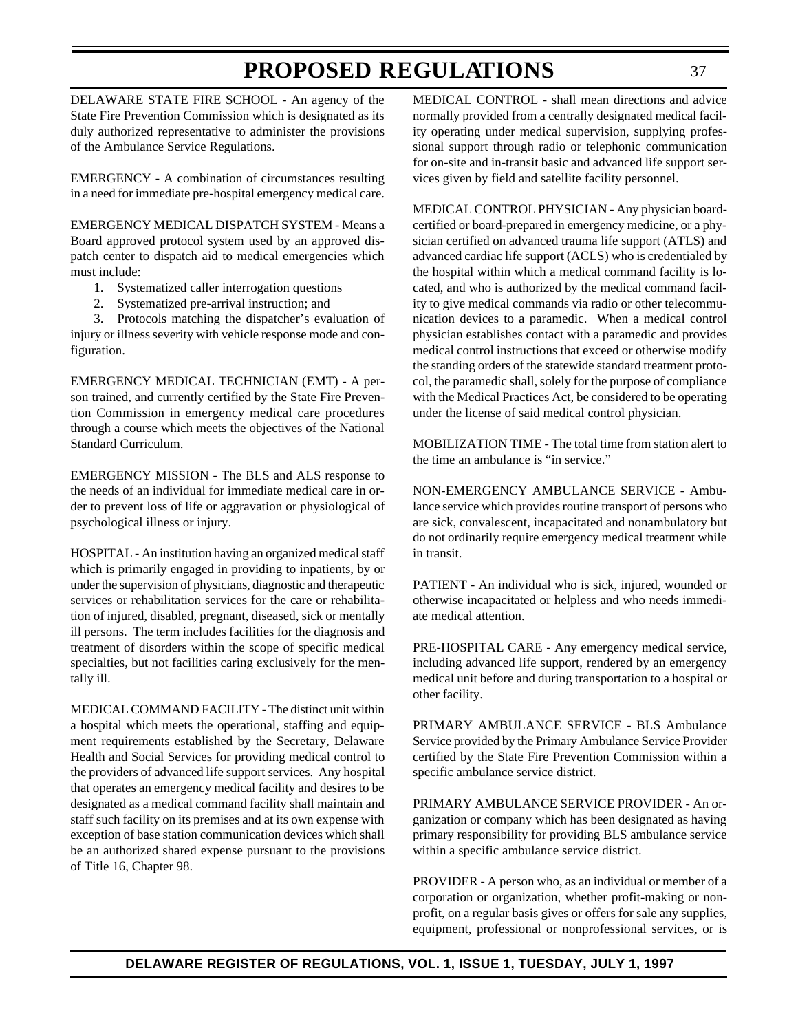DELAWARE STATE FIRE SCHOOL - An agency of the State Fire Prevention Commission which is designated as its duly authorized representative to administer the provisions of the Ambulance Service Regulations.

EMERGENCY - A combination of circumstances resulting in a need for immediate pre-hospital emergency medical care.

EMERGENCY MEDICAL DISPATCH SYSTEM - Means a Board approved protocol system used by an approved dispatch center to dispatch aid to medical emergencies which must include:

1. Systematized caller interrogation questions
2. Systematized pre-arrival instruction; and
3. Protocols matching the dispatcher's evaluation of injury or illness severity with vehicle response mode and configuration.

EMERGENCY MEDICAL TECHNICIAN (EMT) - A person trained, and currently certified by the State Fire Prevention Commission in emergency medical care procedures through a course which meets the objectives of the National Standard Curriculum.

EMERGENCY MISSION - The BLS and ALS response to the needs of an individual for immediate medical care in order to prevent loss of life or aggravation or physiological of psychological illness or injury.

HOSPITAL - An institution having an organized medical staff which is primarily engaged in providing to inpatients, by or under the supervision of physicians, diagnostic and therapeutic services or rehabilitation services for the care or rehabilitation of injured, disabled, pregnant, diseased, sick or mentally ill persons. The term includes facilities for the diagnosis and treatment of disorders within the scope of specific medical specialties, but not facilities caring exclusively for the mentally ill.

MEDICAL COMMAND FACILITY - The distinct unit within a hospital which meets the operational, staffing and equipment requirements established by the Secretary, Delaware Health and Social Services for providing medical control to the providers of advanced life support services. Any hospital that operates an emergency medical facility and desires to be designated as a medical command facility shall maintain and staff such facility on its premises and at its own expense with exception of base station communication devices which shall be an authorized shared expense pursuant to the provisions of Title 16, Chapter 98.

MEDICAL CONTROL - shall mean directions and advice normally provided from a centrally designated medical facility operating under medical supervision, supplying professional support through radio or telephonic communication for on-site and in-transit basic and advanced life support services given by field and satellite facility personnel.

MEDICAL CONTROL PHYSICIAN - Any physician board-certified or board-prepared in emergency medicine, or a physician certified on advanced trauma life support (ATLS) and advanced cardiac life support (ACLS) who is credentialed by the hospital within which a medical command facility is located, and who is authorized by the medical command facility to give medical commands via radio or other telecommunication devices to a paramedic. When a medical control physician establishes contact with a paramedic and provides medical control instructions that exceed or otherwise modify the standing orders of the statewide standard treatment protocol, the paramedic shall, solely for the purpose of compliance with the Medical Practices Act, be considered to be operating under the license of said medical control physician.

MOBILIZATION TIME - The total time from station alert to the time an ambulance is "in service."

NON-EMERGENCY AMBULANCE SERVICE - Ambulance service which provides routine transport of persons who are sick, convalescent, incapacitated and nonambulatory but do not ordinarily require emergency medical treatment while in transit.

PATIENT - An individual who is sick, injured, wounded or otherwise incapacitated or helpless and who needs immediate medical attention.

PRE-HOSPITAL CARE - Any emergency medical service, including advanced life support, rendered by an emergency medical unit before and during transportation to a hospital or other facility.

PRIMARY AMBULANCE SERVICE - BLS Ambulance Service provided by the Primary Ambulance Service Provider certified by the State Fire Prevention Commission within a specific ambulance service district.

PRIMARY AMBULANCE SERVICE PROVIDER - An organization or company which has been designated as having primary responsibility for providing BLS ambulance service within a specific ambulance service district.

PROVIDER - A person who, as an individual or member of a corporation or organization, whether profit-making or non-profit, on a regular basis gives or offers for sale any supplies, equipment, professional or nonprofessional services, or is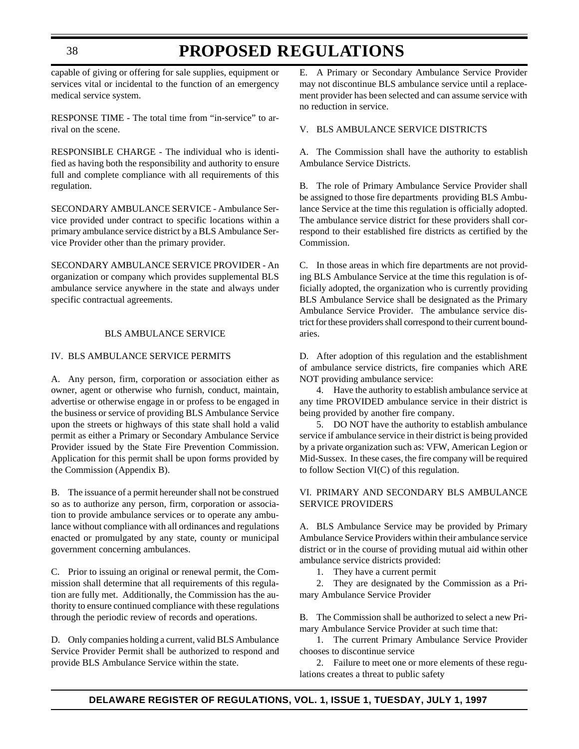capable of giving or offering for sale supplies, equipment or services vital or incidental to the function of an emergency medical service system.

RESPONSE TIME - The total time from "in-service" to arrival on the scene.

RESPONSIBLE CHARGE - The individual who is identified as having both the responsibility and authority to ensure full and complete compliance with all requirements of this regulation.

SECONDARY AMBULANCE SERVICE - Ambulance Service provided under contract to specific locations within a primary ambulance service district by a BLS Ambulance Service Provider other than the primary provider.

SECONDARY AMBULANCE SERVICE PROVIDER - An organization or company which provides supplemental BLS ambulance service anywhere in the state and always under specific contractual agreements.

BLS AMBULANCE SERVICE

IV. BLS AMBULANCE SERVICE PERMITS

A. Any person, firm, corporation or association either as owner, agent or otherwise who furnish, conduct, maintain, advertise or otherwise engage in or profess to be engaged in the business or service of providing BLS Ambulance Service upon the streets or highways of this state shall hold a valid permit as either a Primary or Secondary Ambulance Service Provider issued by the State Fire Prevention Commission. Application for this permit shall be upon forms provided by the Commission (Appendix B).

B. The issuance of a permit hereunder shall not be construed so as to authorize any person, firm, corporation or association to provide ambulance services or to operate any ambulance without compliance with all ordinances and regulations enacted or promulgated by any state, county or municipal government concerning ambulances.

C. Prior to issuing an original or renewal permit, the Commission shall determine that all requirements of this regulation are fully met. Additionally, the Commission has the authority to ensure continued compliance with these regulations through the periodic review of records and operations.

D. Only companies holding a current, valid BLS Ambulance Service Provider Permit shall be authorized to respond and provide BLS Ambulance Service within the state.

E. A Primary or Secondary Ambulance Service Provider may not discontinue BLS ambulance service until a replacement provider has been selected and can assume service with no reduction in service.

V. BLS AMBULANCE SERVICE DISTRICTS

A. The Commission shall have the authority to establish Ambulance Service Districts.

B. The role of Primary Ambulance Service Provider shall be assigned to those fire departments providing BLS Ambulance Service at the time this regulation is officially adopted. The ambulance service district for these providers shall correspond to their established fire districts as certified by the Commission.

C. In those areas in which fire departments are not providing BLS Ambulance Service at the time this regulation is officially adopted, the organization who is currently providing BLS Ambulance Service shall be designated as the Primary Ambulance Service Provider. The ambulance service district for these providers shall correspond to their current boundaries.

D. After adoption of this regulation and the establishment of ambulance service districts, fire companies which ARE NOT providing ambulance service:

4. Have the authority to establish ambulance service at any time PROVIDED ambulance service in their district is being provided by another fire company.

5. DO NOT have the authority to establish ambulance service if ambulance service in their district is being provided by a private organization such as: VFW, American Legion or Mid-Sussex. In these cases, the fire company will be required to follow Section VI(C) of this regulation.

VI. PRIMARY AND SECONDARY BLS AMBULANCE SERVICE PROVIDERS

A. BLS Ambulance Service may be provided by Primary Ambulance Service Providers within their ambulance service district or in the course of providing mutual aid within other ambulance service districts provided:

1. They have a current permit

2. They are designated by the Commission as a Primary Ambulance Service Provider

B. The Commission shall be authorized to select a new Primary Ambulance Service Provider at such time that:

1. The current Primary Ambulance Service Provider chooses to discontinue service

2. Failure to meet one or more elements of these regulations creates a threat to public safety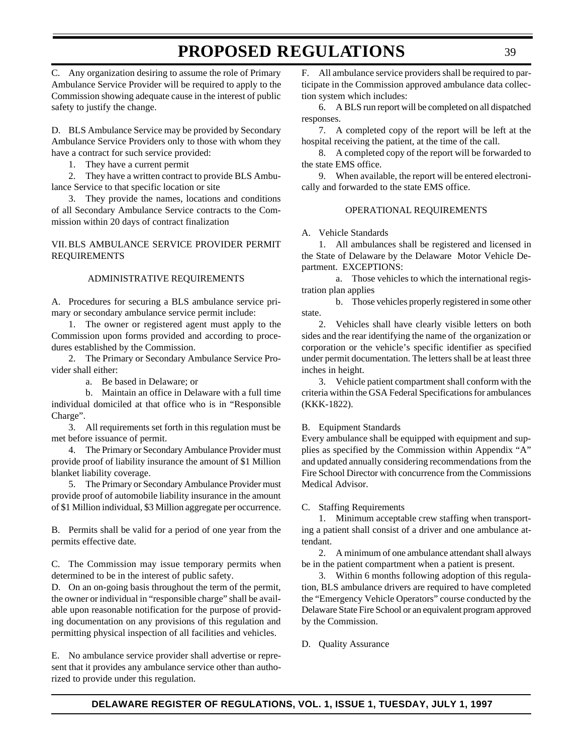C. Any organization desiring to assume the role of Primary Ambulance Service Provider will be required to apply to the Commission showing adequate cause in the interest of public safety to justify the change.

D. BLS Ambulance Service may be provided by Secondary Ambulance Service Providers only to those with whom they have a contract for such service provided:

1. They have a current permit

2. They have a written contract to provide BLS Ambulance Service to that specific location or site

3. They provide the names, locations and conditions of all Secondary Ambulance Service contracts to the Commission within 20 days of contract finalization

VII. BLS AMBULANCE SERVICE PROVIDER PERMIT REQUIREMENTS

ADMINISTRATIVE REQUIREMENTS

A. Procedures for securing a BLS ambulance service primary or secondary ambulance service permit include:

1. The owner or registered agent must apply to the Commission upon forms provided and according to procedures established by the Commission.

2. The Primary or Secondary Ambulance Service Provider shall either:

a. Be based in Delaware; or

b. Maintain an office in Delaware with a full time individual domiciled at that office who is in "Responsible Charge".

3. All requirements set forth in this regulation must be met before issuance of permit.

4. The Primary or Secondary Ambulance Provider must provide proof of liability insurance the amount of $1 Million blanket liability coverage.

5. The Primary or Secondary Ambulance Provider must provide proof of automobile liability insurance in the amount of $1 Million individual, $3 Million aggregate per occurrence.

B. Permits shall be valid for a period of one year from the permits effective date.

C. The Commission may issue temporary permits when determined to be in the interest of public safety.

D. On an on-going basis throughout the term of the permit, the owner or individual in "responsible charge" shall be available upon reasonable notification for the purpose of providing documentation on any provisions of this regulation and permitting physical inspection of all facilities and vehicles.

E. No ambulance service provider shall advertise or represent that it provides any ambulance service other than authorized to provide under this regulation.

F. All ambulance service providers shall be required to participate in the Commission approved ambulance data collection system which includes:

6. A BLS run report will be completed on all dispatched responses.

7. A completed copy of the report will be left at the hospital receiving the patient, at the time of the call.

8. A completed copy of the report will be forwarded to the state EMS office.

9. When available, the report will be entered electronically and forwarded to the state EMS office.

OPERATIONAL REQUIREMENTS

A. Vehicle Standards

1. All ambulances shall be registered and licensed in the State of Delaware by the Delaware Motor Vehicle Department. EXCEPTIONS:

a. Those vehicles to which the international registration plan applies

b. Those vehicles properly registered in some other state.

2. Vehicles shall have clearly visible letters on both sides and the rear identifying the name of the organization or corporation or the vehicle's specific identifier as specified under permit documentation. The letters shall be at least three inches in height.

3. Vehicle patient compartment shall conform with the criteria within the GSA Federal Specifications for ambulances (KKK-1822).

B. Equipment Standards

Every ambulance shall be equipped with equipment and supplies as specified by the Commission within Appendix "A" and updated annually considering recommendations from the Fire School Director with concurrence from the Commissions Medical Advisor.

C. Staffing Requirements

1. Minimum acceptable crew staffing when transporting a patient shall consist of a driver and one ambulance attendant.

2. A minimum of one ambulance attendant shall always be in the patient compartment when a patient is present.

3. Within 6 months following adoption of this regulation, BLS ambulance drivers are required to have completed the "Emergency Vehicle Operators" course conducted by the Delaware State Fire School or an equivalent program approved by the Commission.

D. Quality Assurance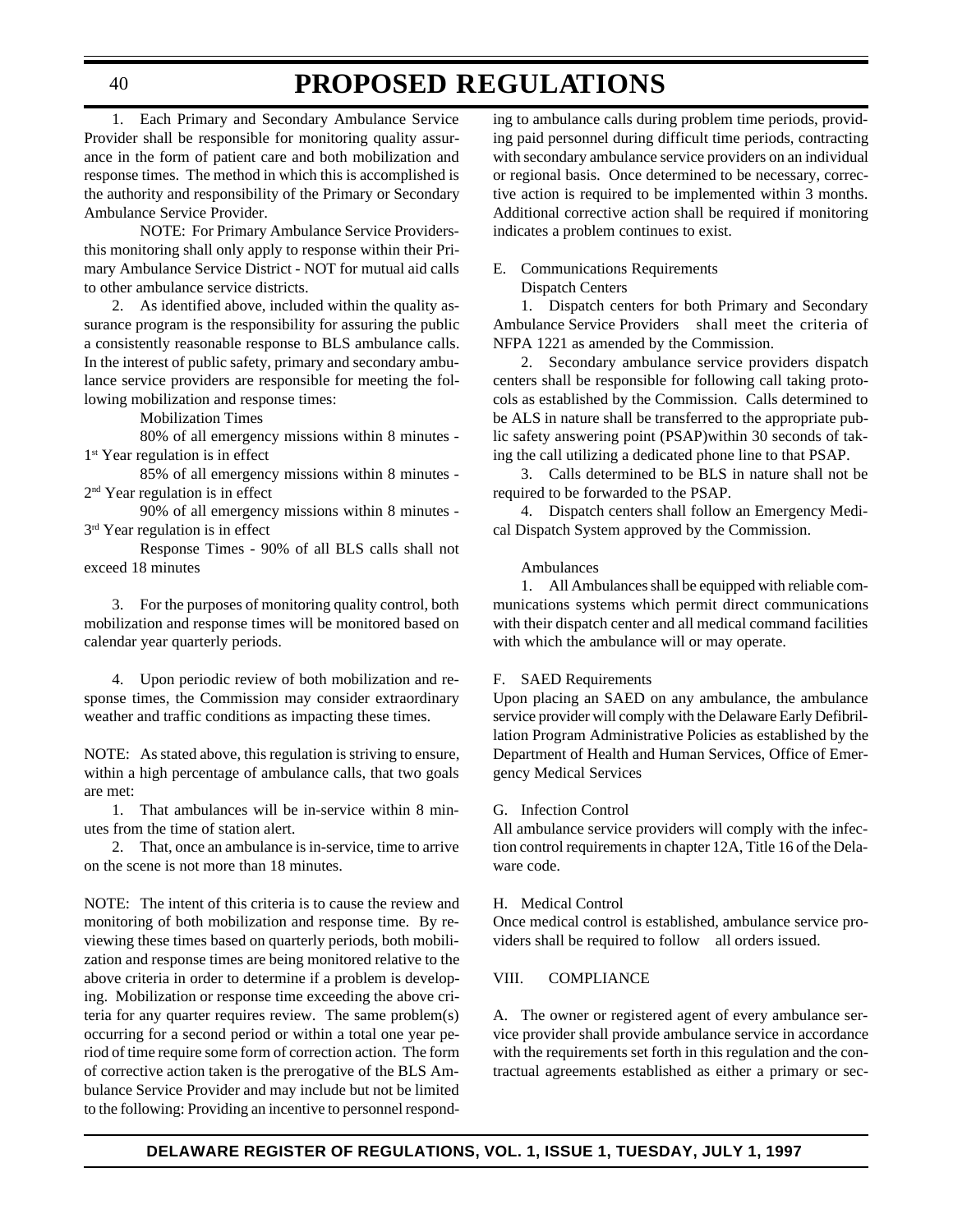1. Each Primary and Secondary Ambulance Service Provider shall be responsible for monitoring quality assurance in the form of patient care and both mobilization and response times. The method in which this is accomplished is the authority and responsibility of the Primary or Secondary Ambulance Service Provider.

NOTE: For Primary Ambulance Service Providersthis monitoring shall only apply to response within their Primary Ambulance Service District - NOT for mutual aid calls to other ambulance service districts.

2. As identified above, included within the quality assurance program is the responsibility for assuring the public a consistently reasonable response to BLS ambulance calls. In the interest of public safety, primary and secondary ambulance service providers are responsible for meeting the following mobilization and response times:

Mobilization Times

80% of all emergency missions within 8 minutes - 1st Year regulation is in effect

85% of all emergency missions within 8 minutes - 2nd Year regulation is in effect

90% of all emergency missions within 8 minutes - 3rd Year regulation is in effect

Response Times - 90% of all BLS calls shall not exceed 18 minutes

3. For the purposes of monitoring quality control, both mobilization and response times will be monitored based on calendar year quarterly periods.

4. Upon periodic review of both mobilization and response times, the Commission may consider extraordinary weather and traffic conditions as impacting these times.

NOTE: As stated above, this regulation is striving to ensure, within a high percentage of ambulance calls, that two goals are met:

1. That ambulances will be in-service within 8 minutes from the time of station alert.

2. That, once an ambulance is in-service, time to arrive on the scene is not more than 18 minutes.

NOTE: The intent of this criteria is to cause the review and monitoring of both mobilization and response time. By reviewing these times based on quarterly periods, both mobilization and response times are being monitored relative to the above criteria in order to determine if a problem is developing. Mobilization or response time exceeding the above criteria for any quarter requires review. The same problem(s) occurring for a second period or within a total one year period of time require some form of correction action. The form of corrective action taken is the prerogative of the BLS Ambulance Service Provider and may include but not be limited to the following: Providing an incentive to personnel responding to ambulance calls during problem time periods, providing paid personnel during difficult time periods, contracting with secondary ambulance service providers on an individual or regional basis. Once determined to be necessary, corrective action is required to be implemented within 3 months. Additional corrective action shall be required if monitoring indicates a problem continues to exist.

E. Communications Requirements

Dispatch Centers

1. Dispatch centers for both Primary and Secondary Ambulance Service Providers shall meet the criteria of NFPA 1221 as amended by the Commission.

2. Secondary ambulance service providers dispatch centers shall be responsible for following call taking protocols as established by the Commission. Calls determined to be ALS in nature shall be transferred to the appropriate public safety answering point (PSAP)within 30 seconds of taking the call utilizing a dedicated phone line to that PSAP.

3. Calls determined to be BLS in nature shall not be required to be forwarded to the PSAP.

4. Dispatch centers shall follow an Emergency Medical Dispatch System approved by the Commission.

Ambulances

1. All Ambulances shall be equipped with reliable communications systems which permit direct communications with their dispatch center and all medical command facilities with which the ambulance will or may operate.

F. SAED Requirements

Upon placing an SAED on any ambulance, the ambulance service provider will comply with the Delaware Early Defibrillation Program Administrative Policies as established by the Department of Health and Human Services, Office of Emergency Medical Services

G. Infection Control

All ambulance service providers will comply with the infection control requirements in chapter 12A, Title 16 of the Delaware code.

H. Medical Control

Once medical control is established, ambulance service providers shall be required to follow all orders issued.

VIII. COMPLIANCE

A. The owner or registered agent of every ambulance service provider shall provide ambulance service in accordance with the requirements set forth in this regulation and the contractual agreements established as either a primary or sec-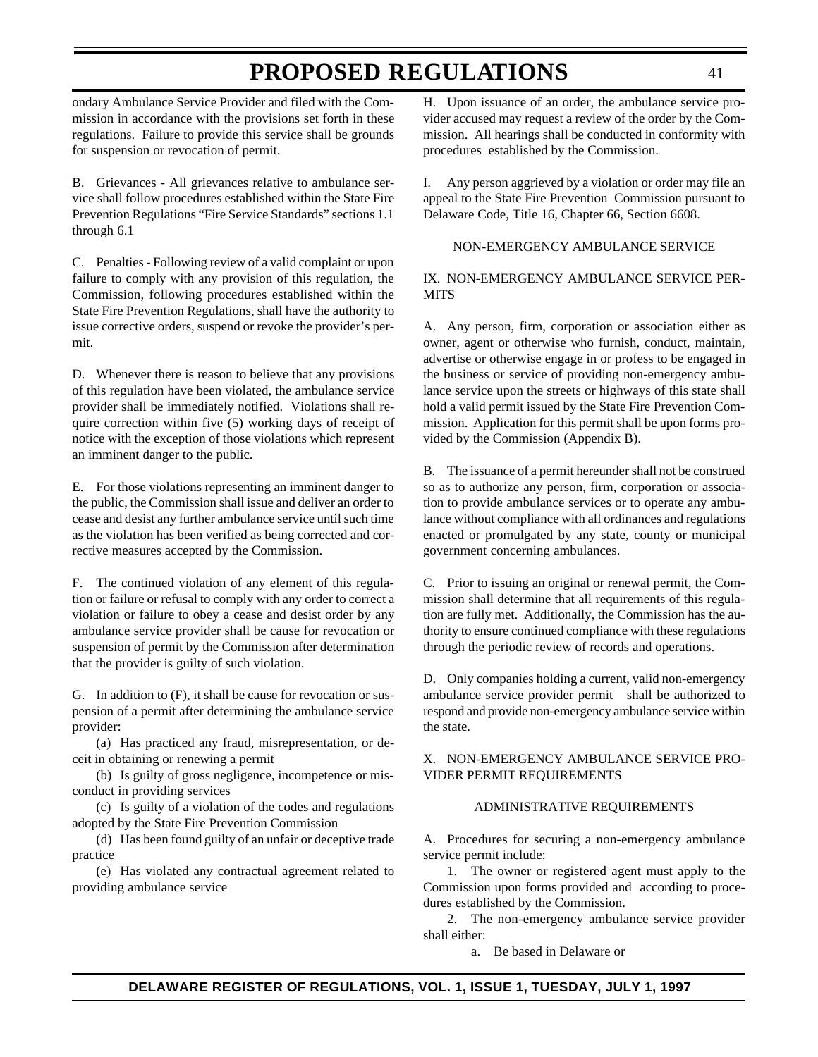ondary Ambulance Service Provider and filed with the Commission in accordance with the provisions set forth in these regulations. Failure to provide this service shall be grounds for suspension or revocation of permit.

B. Grievances - All grievances relative to ambulance service shall follow procedures established within the State Fire Prevention Regulations "Fire Service Standards" sections 1.1 through 6.1

C. Penalties - Following review of a valid complaint or upon failure to comply with any provision of this regulation, the Commission, following procedures established within the State Fire Prevention Regulations, shall have the authority to issue corrective orders, suspend or revoke the provider's permit.

D. Whenever there is reason to believe that any provisions of this regulation have been violated, the ambulance service provider shall be immediately notified. Violations shall require correction within five (5) working days of receipt of notice with the exception of those violations which represent an imminent danger to the public.

E. For those violations representing an imminent danger to the public, the Commission shall issue and deliver an order to cease and desist any further ambulance service until such time as the violation has been verified as being corrected and corrective measures accepted by the Commission.

F. The continued violation of any element of this regulation or failure or refusal to comply with any order to correct a violation or failure to obey a cease and desist order by any ambulance service provider shall be cause for revocation or suspension of permit by the Commission after determination that the provider is guilty of such violation.

G. In addition to (F), it shall be cause for revocation or suspension of a permit after determining the ambulance service provider:

(a) Has practiced any fraud, misrepresentation, or deceit in obtaining or renewing a permit

(b) Is guilty of gross negligence, incompetence or misconduct in providing services

(c) Is guilty of a violation of the codes and regulations adopted by the State Fire Prevention Commission

(d) Has been found guilty of an unfair or deceptive trade practice

(e) Has violated any contractual agreement related to providing ambulance service

H. Upon issuance of an order, the ambulance service provider accused may request a review of the order by the Commission. All hearings shall be conducted in conformity with procedures established by the Commission.

I. Any person aggrieved by a violation or order may file an appeal to the State Fire Prevention Commission pursuant to Delaware Code, Title 16, Chapter 66, Section 6608.

NON-EMERGENCY AMBULANCE SERVICE

IX. NON-EMERGENCY AMBULANCE SERVICE PERMITS

A. Any person, firm, corporation or association either as owner, agent or otherwise who furnish, conduct, maintain, advertise or otherwise engage in or profess to be engaged in the business or service of providing non-emergency ambulance service upon the streets or highways of this state shall hold a valid permit issued by the State Fire Prevention Commission. Application for this permit shall be upon forms provided by the Commission (Appendix B).

B. The issuance of a permit hereunder shall not be construed so as to authorize any person, firm, corporation or association to provide ambulance services or to operate any ambulance without compliance with all ordinances and regulations enacted or promulgated by any state, county or municipal government concerning ambulances.

C. Prior to issuing an original or renewal permit, the Commission shall determine that all requirements of this regulation are fully met. Additionally, the Commission has the authority to ensure continued compliance with these regulations through the periodic review of records and operations.

D. Only companies holding a current, valid non-emergency ambulance service provider permit shall be authorized to respond and provide non-emergency ambulance service within the state.

X. NON-EMERGENCY AMBULANCE SERVICE PROVIDER PERMIT REQUIREMENTS

ADMINISTRATIVE REQUIREMENTS

A. Procedures for securing a non-emergency ambulance service permit include:

1. The owner or registered agent must apply to the Commission upon forms provided and according to procedures established by the Commission.

2. The non-emergency ambulance service provider shall either:

a. Be based in Delaware or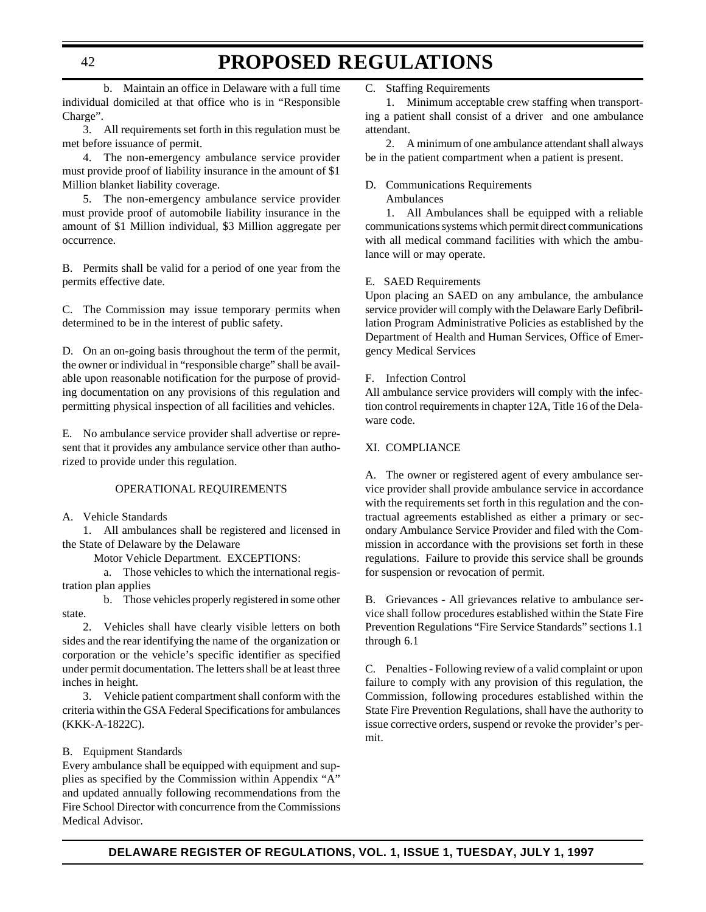b. Maintain an office in Delaware with a full time individual domiciled at that office who is in "Responsible Charge".

3. All requirements set forth in this regulation must be met before issuance of permit.

4. The non-emergency ambulance service provider must provide proof of liability insurance in the amount of $1 Million blanket liability coverage.

5. The non-emergency ambulance service provider must provide proof of automobile liability insurance in the amount of $1 Million individual, $3 Million aggregate per occurrence.

B. Permits shall be valid for a period of one year from the permits effective date.

C. The Commission may issue temporary permits when determined to be in the interest of public safety.

D. On an on-going basis throughout the term of the permit, the owner or individual in "responsible charge" shall be available upon reasonable notification for the purpose of providing documentation on any provisions of this regulation and permitting physical inspection of all facilities and vehicles.

E. No ambulance service provider shall advertise or represent that it provides any ambulance service other than authorized to provide under this regulation.

OPERATIONAL REQUIREMENTS

A. Vehicle Standards

1. All ambulances shall be registered and licensed in the State of Delaware by the Delaware

Motor Vehicle Department. EXCEPTIONS:

a. Those vehicles to which the international registration plan applies

b. Those vehicles properly registered in some other state.

2. Vehicles shall have clearly visible letters on both sides and the rear identifying the name of the organization or corporation or the vehicle's specific identifier as specified under permit documentation. The letters shall be at least three inches in height.

3. Vehicle patient compartment shall conform with the criteria within the GSA Federal Specifications for ambulances (KKK-A-1822C).

B. Equipment Standards

Every ambulance shall be equipped with equipment and supplies as specified by the Commission within Appendix "A" and updated annually following recommendations from the Fire School Director with concurrence from the Commissions Medical Advisor.

C. Staffing Requirements

1. Minimum acceptable crew staffing when transporting a patient shall consist of a driver and one ambulance attendant.

2. A minimum of one ambulance attendant shall always be in the patient compartment when a patient is present.

D. Communications Requirements

Ambulances

1. All Ambulances shall be equipped with a reliable communications systems which permit direct communications with all medical command facilities with which the ambulance will or may operate.

E. SAED Requirements

Upon placing an SAED on any ambulance, the ambulance service provider will comply with the Delaware Early Defibrillation Program Administrative Policies as established by the Department of Health and Human Services, Office of Emergency Medical Services

F. Infection Control

All ambulance service providers will comply with the infection control requirements in chapter 12A, Title 16 of the Delaware code.

XI. COMPLIANCE

A. The owner or registered agent of every ambulance service provider shall provide ambulance service in accordance with the requirements set forth in this regulation and the contractual agreements established as either a primary or secondary Ambulance Service Provider and filed with the Commission in accordance with the provisions set forth in these regulations. Failure to provide this service shall be grounds for suspension or revocation of permit.

B. Grievances - All grievances relative to ambulance service shall follow procedures established within the State Fire Prevention Regulations "Fire Service Standards" sections 1.1 through 6.1

C. Penalties - Following review of a valid complaint or upon failure to comply with any provision of this regulation, the Commission, following procedures established within the State Fire Prevention Regulations, shall have the authority to issue corrective orders, suspend or revoke the provider's permit.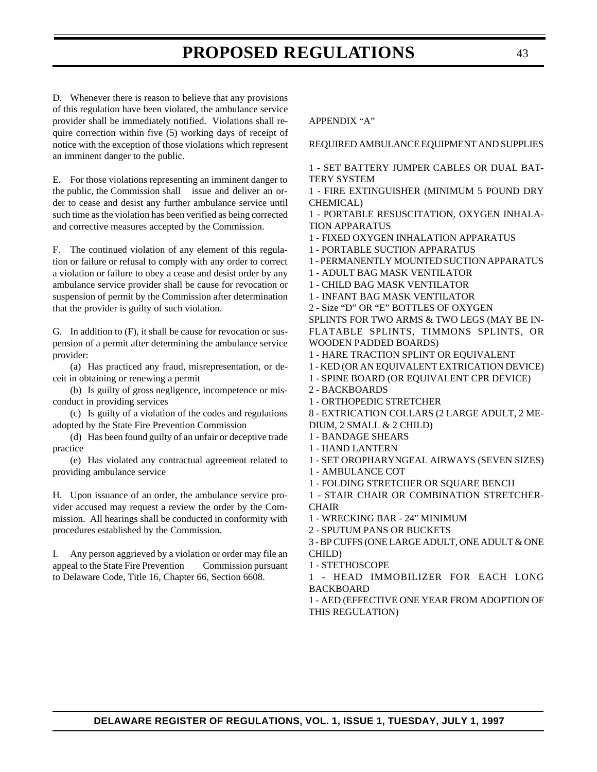D. Whenever there is reason to believe that any provisions of this regulation have been violated, the ambulance service provider shall be immediately notified. Violations shall require correction within five (5) working days of receipt of notice with the exception of those violations which represent an imminent danger to the public.

E. For those violations representing an imminent danger to the public, the Commission shall issue and deliver an order to cease and desist any further ambulance service until such time as the violation has been verified as being corrected and corrective measures accepted by the Commission.

F. The continued violation of any element of this regulation or failure or refusal to comply with any order to correct a violation or failure to obey a cease and desist order by any ambulance service provider shall be cause for revocation or suspension of permit by the Commission after determination that the provider is guilty of such violation.

G. In addition to (F), it shall be cause for revocation or suspension of a permit after determining the ambulance service provider:

(a) Has practiced any fraud, misrepresentation, or deceit in obtaining or renewing a permit

(b) Is guilty of gross negligence, incompetence or misconduct in providing services

(c) Is guilty of a violation of the codes and regulations adopted by the State Fire Prevention Commission

(d) Has been found guilty of an unfair or deceptive trade practice

(e) Has violated any contractual agreement related to providing ambulance service

H. Upon issuance of an order, the ambulance service provider accused may request a review the order by the Commission. All hearings shall be conducted in conformity with procedures established by the Commission.

I. Any person aggrieved by a violation or order may file an appeal to the State Fire Prevention Commission pursuant to Delaware Code, Title 16, Chapter 66, Section 6608.

APPENDIX "A"

REQUIRED AMBULANCE EQUIPMENT AND SUPPLIES

1 - SET BATTERY JUMPER CABLES OR DUAL BATTERY SYSTEM
1 - FIRE EXTINGUISHER (MINIMUM 5 POUND DRY CHEMICAL)
1 - PORTABLE RESUSCITATION, OXYGEN INHALATION APPARATUS
1 - FIXED OXYGEN INHALATION APPARATUS
1 - PORTABLE SUCTION APPARATUS
1 - PERMANENTLY MOUNTED SUCTION APPARATUS
1 - ADULT BAG MASK VENTILATOR
1 - CHILD BAG MASK VENTILATOR
1 - INFANT BAG MASK VENTILATOR
2 - Size "D" OR "E" BOTTLES OF OXYGEN
SPLINTS FOR TWO ARMS & TWO LEGS (MAY BE INFLATABLE SPLINTS, TIMMONS SPLINTS, OR WOODEN PADDED BOARDS)
1 - HARE TRACTION SPLINT OR EQUIVALENT
1 - KED (OR AN EQUIVALENT EXTRICATION DEVICE)
1 - SPINE BOARD (OR EQUIVALENT CPR DEVICE)
2 - BACKBOARDS
1 - ORTHOPEDIC STRETCHER
8 - EXTRICATION COLLARS (2 LARGE ADULT, 2 MEDIUM, 2 SMALL & 2 CHILD)
1 - BANDAGE SHEARS
1 - HAND LANTERN
1 - SET OROPHARYNGEAL AIRWAYS (SEVEN SIZES)
1 - AMBULANCE COT
1 - FOLDING STRETCHER OR SQUARE BENCH
1 - STAIR CHAIR OR COMBINATION STRETCHER-CHAIR
1 - WRECKING BAR - 24" MINIMUM
2 - SPUTUM PANS OR BUCKETS
3 - BP CUFFS (ONE LARGE ADULT, ONE ADULT & ONE CHILD)
1 - STETHOSCOPE
1 - HEAD IMMOBILIZER FOR EACH LONG BACKBOARD
1 - AED (EFFECTIVE ONE YEAR FROM ADOPTION OF THIS REGULATION)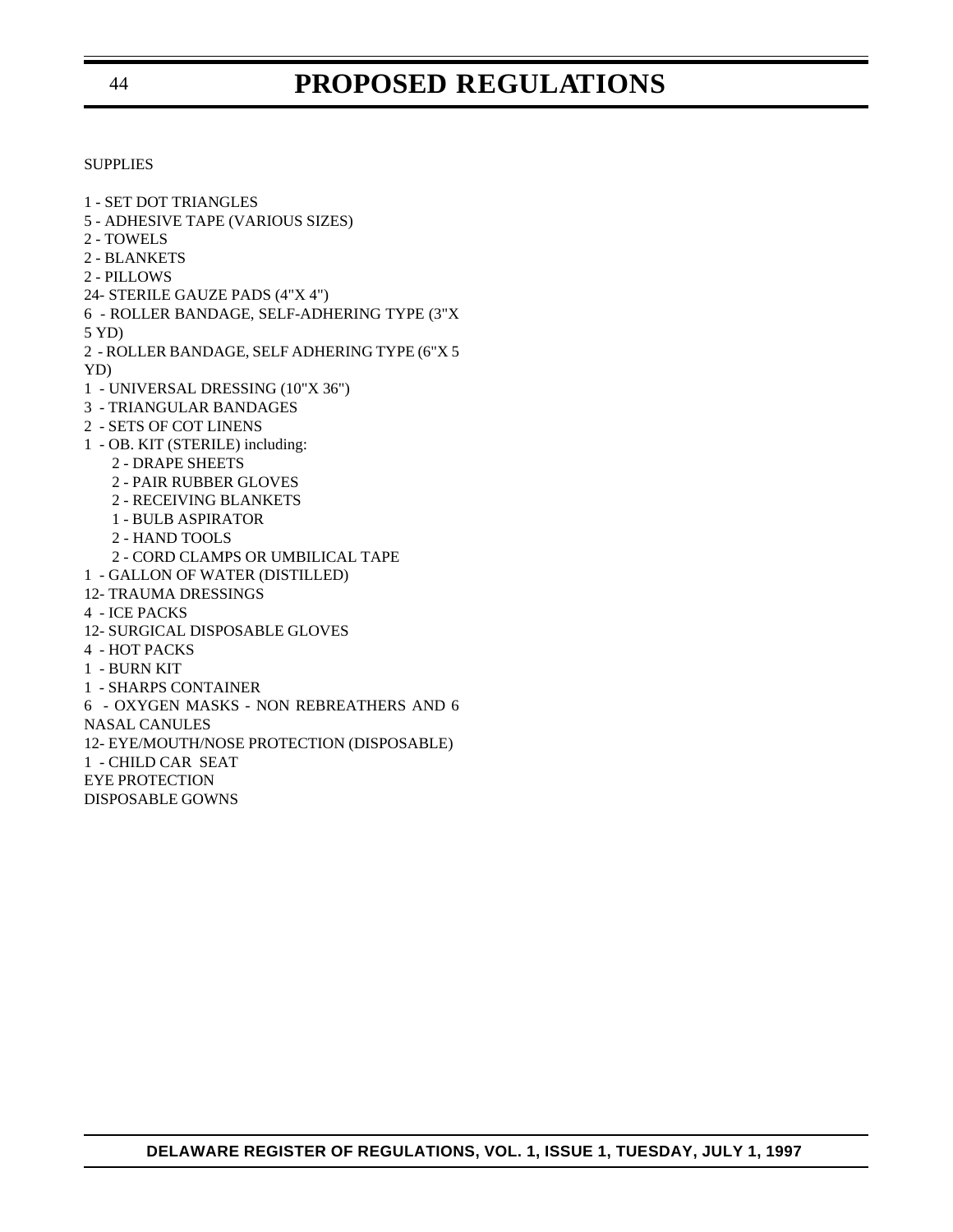SUPPLIES

1 - SET DOT TRIANGLES
5 - ADHESIVE TAPE (VARIOUS SIZES)
2 - TOWELS
2 - BLANKETS
2 - PILLOWS
24- STERILE GAUZE PADS (4"X 4")
6 - ROLLER BANDAGE, SELF-ADHERING TYPE (3"X 5 YD)
2 - ROLLER BANDAGE, SELF ADHERING TYPE (6"X 5 YD)
1 - UNIVERSAL DRESSING (10"X 36")
3 - TRIANGULAR BANDAGES
2 - SETS OF COT LINENS
1 - OB. KIT (STERILE) including:
  2 - DRAPE SHEETS
  2 - PAIR RUBBER GLOVES
  2 - RECEIVING BLANKETS
  1 - BULB ASPIRATOR
  2 - HAND TOOLS
  2 - CORD CLAMPS OR UMBILICAL TAPE
1 - GALLON OF WATER (DISTILLED)
12- TRAUMA DRESSINGS
4 - ICE PACKS
12- SURGICAL DISPOSABLE GLOVES
4 - HOT PACKS
1 - BURN KIT
1 - SHARPS CONTAINER
6 - OXYGEN MASKS - NON REBREATHERS AND 6 NASAL CANULES
12- EYE/MOUTH/NOSE PROTECTION (DISPOSABLE)
1 - CHILD CAR SEAT
EYE PROTECTION
DISPOSABLE GOWNS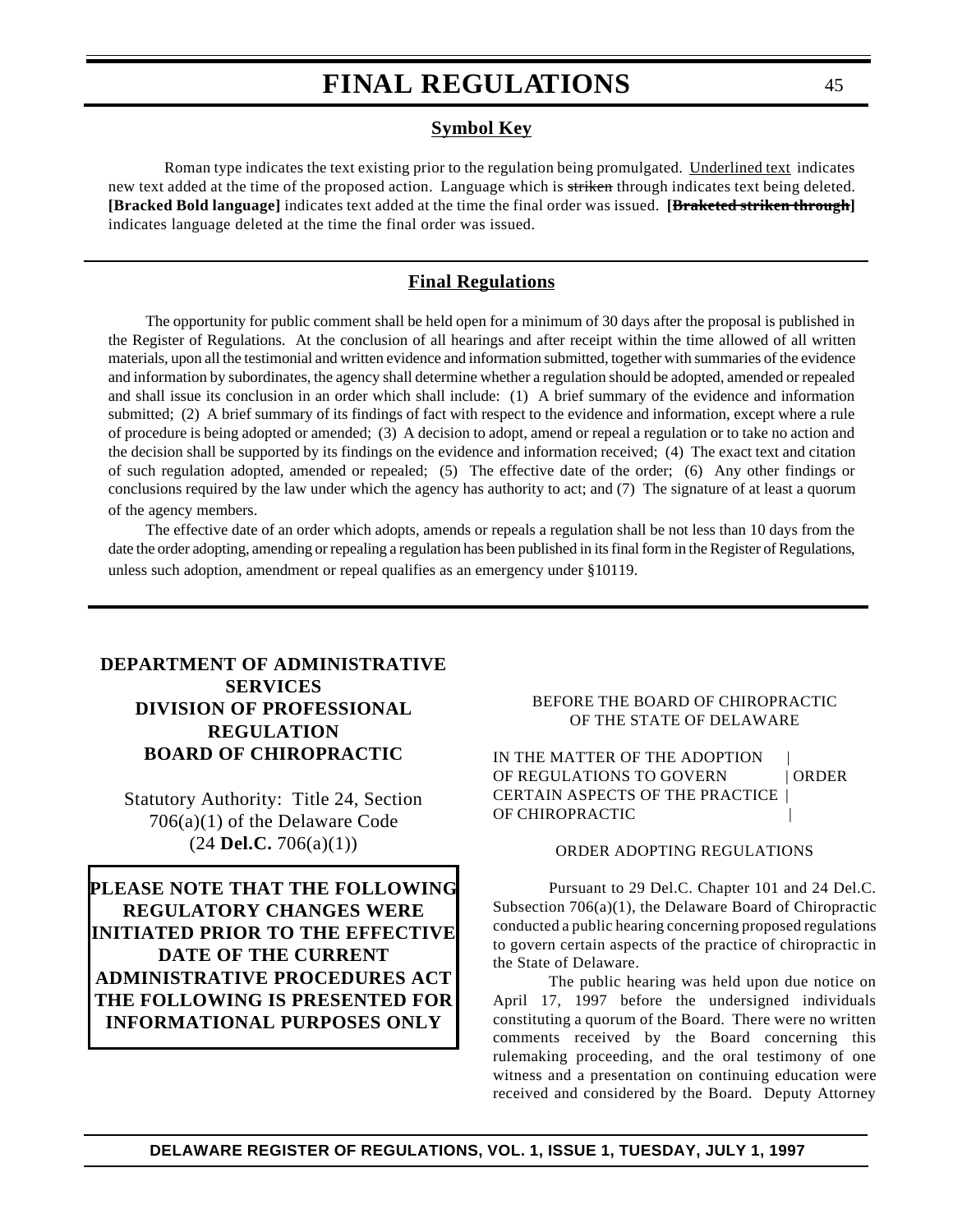# FINAL REGULATIONS

## Symbol Key

Roman type indicates the text existing prior to the regulation being promulgated. Underlined text indicates new text added at the time of the proposed action. Language which is ~~striken~~ through indicates text being deleted. **[Bracked Bold language]** indicates text added at the time the final order was issued. **[~~Braketed striken through~~]** indicates language deleted at the time the final order was issued.

## Final Regulations

The opportunity for public comment shall be held open for a minimum of 30 days after the proposal is published in the Register of Regulations. At the conclusion of all hearings and after receipt within the time allowed of all written materials, upon all the testimonial and written evidence and information submitted, together with summaries of the evidence and information by subordinates, the agency shall determine whether a regulation should be adopted, amended or repealed and shall issue its conclusion in an order which shall include: (1) A brief summary of the evidence and information submitted; (2) A brief summary of its findings of fact with respect to the evidence and information, except where a rule of procedure is being adopted or amended; (3) A decision to adopt, amend or repeal a regulation or to take no action and the decision shall be supported by its findings on the evidence and information received; (4) The exact text and citation of such regulation adopted, amended or repealed; (5) The effective date of the order; (6) Any other findings or conclusions required by the law under which the agency has authority to act; and (7) The signature of at least a quorum of the agency members.

The effective date of an order which adopts, amends or repeals a regulation shall be not less than 10 days from the date the order adopting, amending or repealing a regulation has been published in its final form in the Register of Regulations, unless such adoption, amendment or repeal qualifies as an emergency under §10119.

## DEPARTMENT OF ADMINISTRATIVE SERVICES
## DIVISION OF PROFESSIONAL REGULATION
## BOARD OF CHIROPRACTIC

Statutory Authority: Title 24, Section 706(a)(1) of the Delaware Code (24 **Del.C.** 706(a)(1))

**PLEASE NOTE THAT THE FOLLOWING REGULATORY CHANGES WERE INITIATED PRIOR TO THE EFFECTIVE DATE OF THE CURRENT ADMINISTRATIVE PROCEDURES ACT THE FOLLOWING IS PRESENTED FOR INFORMATIONAL PURPOSES ONLY**

BEFORE THE BOARD OF CHIROPRACTIC
OF THE STATE OF DELAWARE

IN THE MATTER OF THE ADOPTION |
OF REGULATIONS TO GOVERN | ORDER
CERTAIN ASPECTS OF THE PRACTICE |
OF CHIROPRACTIC |

ORDER ADOPTING REGULATIONS

Pursuant to 29 Del.C. Chapter 101 and 24 Del.C. Subsection 706(a)(1), the Delaware Board of Chiropractic conducted a public hearing concerning proposed regulations to govern certain aspects of the practice of chiropractic in the State of Delaware.

The public hearing was held upon due notice on April 17, 1997 before the undersigned individuals constituting a quorum of the Board. There were no written comments received by the Board concerning this rulemaking proceeding, and the oral testimony of one witness and a presentation on continuing education were received and considered by the Board. Deputy Attorney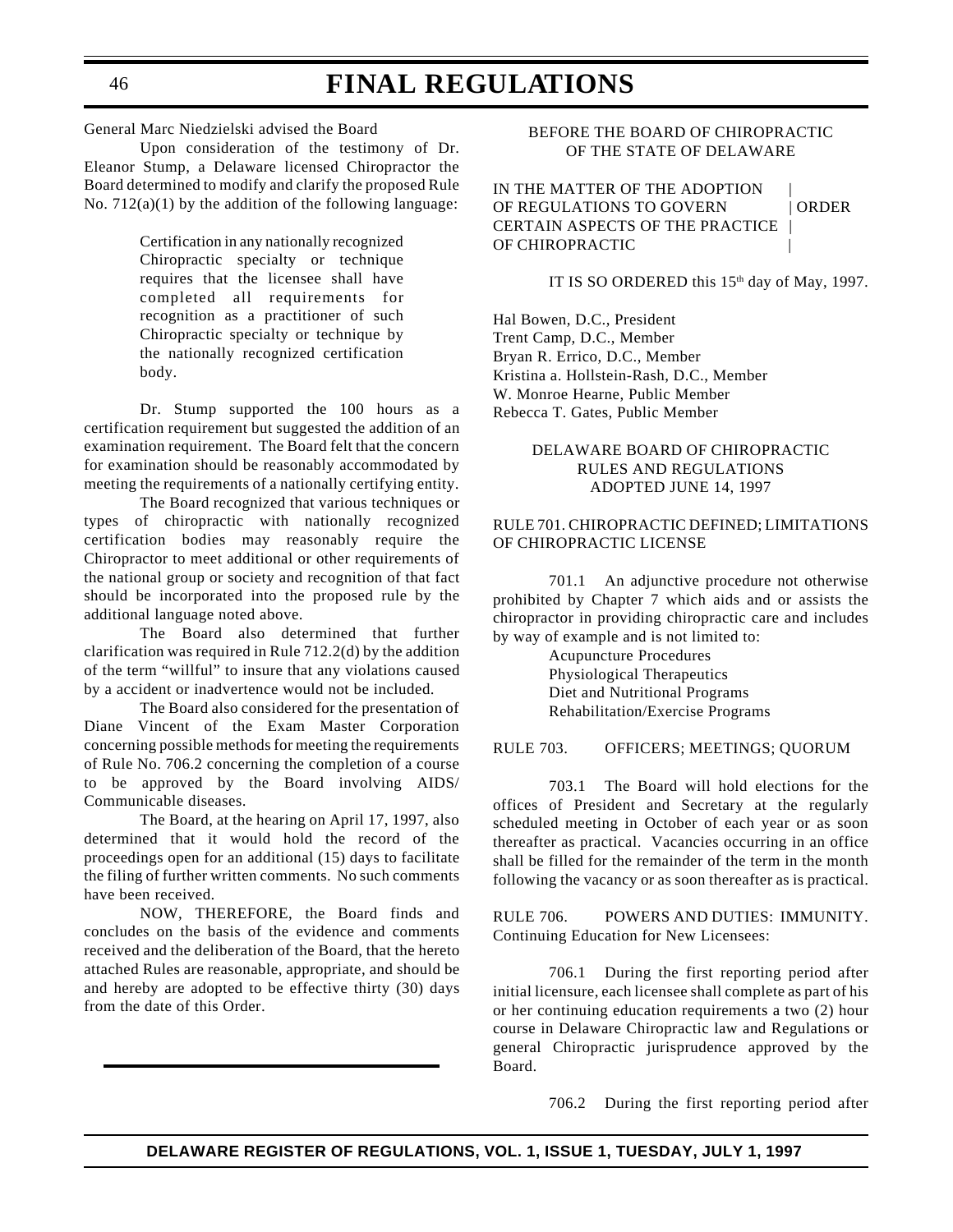General Marc Niedzielski advised the Board

Upon consideration of the testimony of Dr. Eleanor Stump, a Delaware licensed Chiropractor the Board determined to modify and clarify the proposed Rule No. 712(a)(1) by the addition of the following language:

> Certification in any nationally recognized Chiropractic specialty or technique requires that the licensee shall have completed all requirements for recognition as a practitioner of such Chiropractic specialty or technique by the nationally recognized certification body.

Dr. Stump supported the 100 hours as a certification requirement but suggested the addition of an examination requirement. The Board felt that the concern for examination should be reasonably accommodated by meeting the requirements of a nationally certifying entity.

The Board recognized that various techniques or types of chiropractic with nationally recognized certification bodies may reasonably require the Chiropractor to meet additional or other requirements of the national group or society and recognition of that fact should be incorporated into the proposed rule by the additional language noted above.

The Board also determined that further clarification was required in Rule 712.2(d) by the addition of the term "willful" to insure that any violations caused by a accident or inadvertence would not be included.

The Board also considered for the presentation of Diane Vincent of the Exam Master Corporation concerning possible methods for meeting the requirements of Rule No. 706.2 concerning the completion of a course to be approved by the Board involving AIDS/ Communicable diseases.

The Board, at the hearing on April 17, 1997, also determined that it would hold the record of the proceedings open for an additional (15) days to facilitate the filing of further written comments. No such comments have been received.

NOW, THEREFORE, the Board finds and concludes on the basis of the evidence and comments received and the deliberation of the Board, that the hereto attached Rules are reasonable, appropriate, and should be and hereby are adopted to be effective thirty (30) days from the date of this Order.

BEFORE THE BOARD OF CHIROPRACTIC OF THE STATE OF DELAWARE

IN THE MATTER OF THE ADOPTION OF REGULATIONS TO GOVERN CERTAIN ASPECTS OF THE PRACTICE OF CHIROPRACTIC | ORDER

IT IS SO ORDERED this 15th day of May, 1997.

Hal Bowen, D.C., President
Trent Camp, D.C., Member
Bryan R. Errico, D.C., Member
Kristina a. Hollstein-Rash, D.C., Member
W. Monroe Hearne, Public Member
Rebecca T. Gates, Public Member

DELAWARE BOARD OF CHIROPRACTIC RULES AND REGULATIONS ADOPTED JUNE 14, 1997

RULE 701. CHIROPRACTIC DEFINED; LIMITATIONS OF CHIROPRACTIC LICENSE

701.1 An adjunctive procedure not otherwise prohibited by Chapter 7 which aids and or assists the chiropractor in providing chiropractic care and includes by way of example and is not limited to:

- Acupuncture Procedures
- Physiological Therapeutics
- Diet and Nutritional Programs
- Rehabilitation/Exercise Programs

RULE 703. OFFICERS; MEETINGS; QUORUM

703.1 The Board will hold elections for the offices of President and Secretary at the regularly scheduled meeting in October of each year or as soon thereafter as practical. Vacancies occurring in an office shall be filled for the remainder of the term in the month following the vacancy or as soon thereafter as is practical.

RULE 706. POWERS AND DUTIES: IMMUNITY. Continuing Education for New Licensees:

706.1 During the first reporting period after initial licensure, each licensee shall complete as part of his or her continuing education requirements a two (2) hour course in Delaware Chiropractic law and Regulations or general Chiropractic jurisprudence approved by the Board.

706.2 During the first reporting period after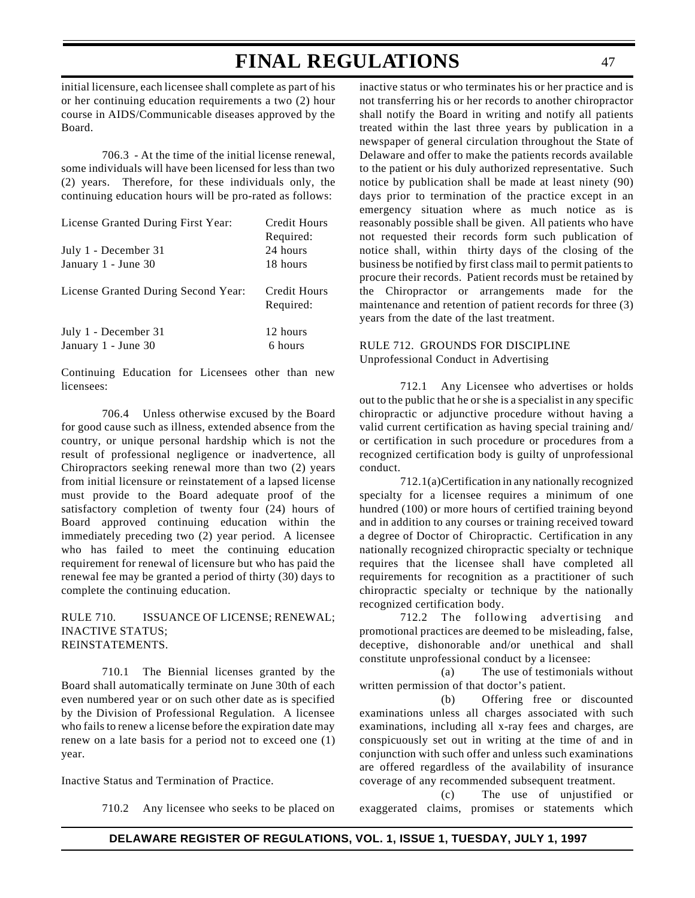initial licensure, each licensee shall complete as part of his or her continuing education requirements a two (2) hour course in AIDS/Communicable diseases approved by the Board.

706.3 - At the time of the initial license renewal, some individuals will have been licensed for less than two (2) years. Therefore, for these individuals only, the continuing education hours will be pro-rated as follows:

| License Granted During First Year: | Credit Hours Required: |
|---|---|
| July 1 - December 31 | 24 hours |
| January 1 - June 30 | 18 hours |

| License Granted During Second Year: | Credit Hours Required: |
|---|---|
| July 1 - December 31 | 12 hours |
| January 1 - June 30 | 6 hours |

Continuing Education for Licensees other than new licensees:

706.4 Unless otherwise excused by the Board for good cause such as illness, extended absence from the country, or unique personal hardship which is not the result of professional negligence or inadvertence, all Chiropractors seeking renewal more than two (2) years from initial licensure or reinstatement of a lapsed license must provide to the Board adequate proof of the satisfactory completion of twenty four (24) hours of Board approved continuing education within the immediately preceding two (2) year period. A licensee who has failed to meet the continuing education requirement for renewal of licensure but who has paid the renewal fee may be granted a period of thirty (30) days to complete the continuing education.

RULE 710. ISSUANCE OF LICENSE; RENEWAL; INACTIVE STATUS; REINSTATEMENTS.

710.1 The Biennial licenses granted by the Board shall automatically terminate on June 30th of each even numbered year or on such other date as is specified by the Division of Professional Regulation. A licensee who fails to renew a license before the expiration date may renew on a late basis for a period not to exceed one (1) year.

Inactive Status and Termination of Practice.

710.2 Any licensee who seeks to be placed on inactive status or who terminates his or her practice and is not transferring his or her records to another chiropractor shall notify the Board in writing and notify all patients treated within the last three years by publication in a newspaper of general circulation throughout the State of Delaware and offer to make the patients records available to the patient or his duly authorized representative. Such notice by publication shall be made at least ninety (90) days prior to termination of the practice except in an emergency situation where as much notice as is reasonably possible shall be given. All patients who have not requested their records form such publication of notice shall, within thirty days of the closing of the business be notified by first class mail to permit patients to procure their records. Patient records must be retained by the Chiropractor or arrangements made for the maintenance and retention of patient records for three (3) years from the date of the last treatment.

RULE 712. GROUNDS FOR DISCIPLINE
Unprofessional Conduct in Advertising

712.1 Any Licensee who advertises or holds out to the public that he or she is a specialist in any specific chiropractic or adjunctive procedure without having a valid current certification as having special training and/or certification in such procedure or procedures from a recognized certification body is guilty of unprofessional conduct.

712.1(a)Certification in any nationally recognized specialty for a licensee requires a minimum of one hundred (100) or more hours of certified training beyond and in addition to any courses or training received toward a degree of Doctor of Chiropractic. Certification in any nationally recognized chiropractic specialty or technique requires that the licensee shall have completed all requirements for recognition as a practitioner of such chiropractic specialty or technique by the nationally recognized certification body.

712.2 The following advertising and promotional practices are deemed to be misleading, false, deceptive, dishonorable and/or unethical and shall constitute unprofessional conduct by a licensee:

(a) The use of testimonials without written permission of that doctor's patient.

(b) Offering free or discounted examinations unless all charges associated with such examinations, including all x-ray fees and charges, are conspicuously set out in writing at the time of and in conjunction with such offer and unless such examinations are offered regardless of the availability of insurance coverage of any recommended subsequent treatment.

(c) The use of unjustified or exaggerated claims, promises or statements which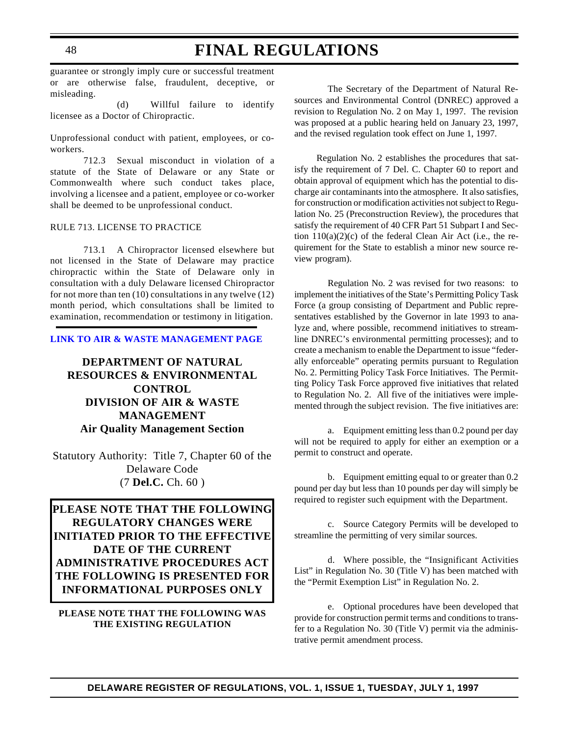guarantee or strongly imply cure or successful treatment or are otherwise false, fraudulent, deceptive, or misleading.

(d) Willful failure to identify licensee as a Doctor of Chiropractic.

Unprofessional conduct with patient, employees, or co-workers.

712.3 Sexual misconduct in violation of a statute of the State of Delaware or any State or Commonwealth where such conduct takes place, involving a licensee and a patient, employee or co-worker shall be deemed to be unprofessional conduct.

RULE 713. LICENSE TO PRACTICE

713.1 A Chiropractor licensed elsewhere but not licensed in the State of Delaware may practice chiropractic within the State of Delaware only in consultation with a duly Delaware licensed Chiropractor for not more than ten (10) consultations in any twelve (12) month period, which consultations shall be limited to examination, recommendation or testimony in litigation.

**LINK TO AIR & WASTE MANAGEMENT PAGE**

## DEPARTMENT OF NATURAL RESOURCES & ENVIRONMENTAL CONTROL
## DIVISION OF AIR & WASTE MANAGEMENT
### Air Quality Management Section

Statutory Authority: Title 7, Chapter 60 of the Delaware Code (7 **Del.C.** Ch. 60 )

**PLEASE NOTE THAT THE FOLLOWING REGULATORY CHANGES WERE INITIATED PRIOR TO THE EFFECTIVE DATE OF THE CURRENT ADMINISTRATIVE PROCEDURES ACT THE FOLLOWING IS PRESENTED FOR INFORMATIONAL PURPOSES ONLY**

**PLEASE NOTE THAT THE FOLLOWING WAS THE EXISTING REGULATION**

The Secretary of the Department of Natural Resources and Environmental Control (DNREC) approved a revision to Regulation No. 2 on May 1, 1997. The revision was proposed at a public hearing held on January 23, 1997, and the revised regulation took effect on June 1, 1997.

Regulation No. 2 establishes the procedures that satisfy the requirement of 7 Del. C. Chapter 60 to report and obtain approval of equipment which has the potential to discharge air contaminants into the atmosphere. It also satisfies, for construction or modification activities not subject to Regulation No. 25 (Preconstruction Review), the procedures that satisfy the requirement of 40 CFR Part 51 Subpart I and Section 110(a)(2)(c) of the federal Clean Air Act (i.e., the requirement for the State to establish a minor new source review program).

Regulation No. 2 was revised for two reasons: to implement the initiatives of the State's Permitting Policy Task Force (a group consisting of Department and Public representatives established by the Governor in late 1993 to analyze and, where possible, recommend initiatives to streamline DNREC's environmental permitting processes); and to create a mechanism to enable the Department to issue "federally enforceable" operating permits pursuant to Regulation No. 2. Permitting Policy Task Force Initiatives. The Permitting Policy Task Force approved five initiatives that related to Regulation No. 2. All five of the initiatives were implemented through the subject revision. The five initiatives are:

a. Equipment emitting less than 0.2 pound per day will not be required to apply for either an exemption or a permit to construct and operate.

b. Equipment emitting equal to or greater than 0.2 pound per day but less than 10 pounds per day will simply be required to register such equipment with the Department.

c. Source Category Permits will be developed to streamline the permitting of very similar sources.

d. Where possible, the "Insignificant Activities List" in Regulation No. 30 (Title V) has been matched with the "Permit Exemption List" in Regulation No. 2.

e. Optional procedures have been developed that provide for construction permit terms and conditions to transfer to a Regulation No. 30 (Title V) permit via the administrative permit amendment process.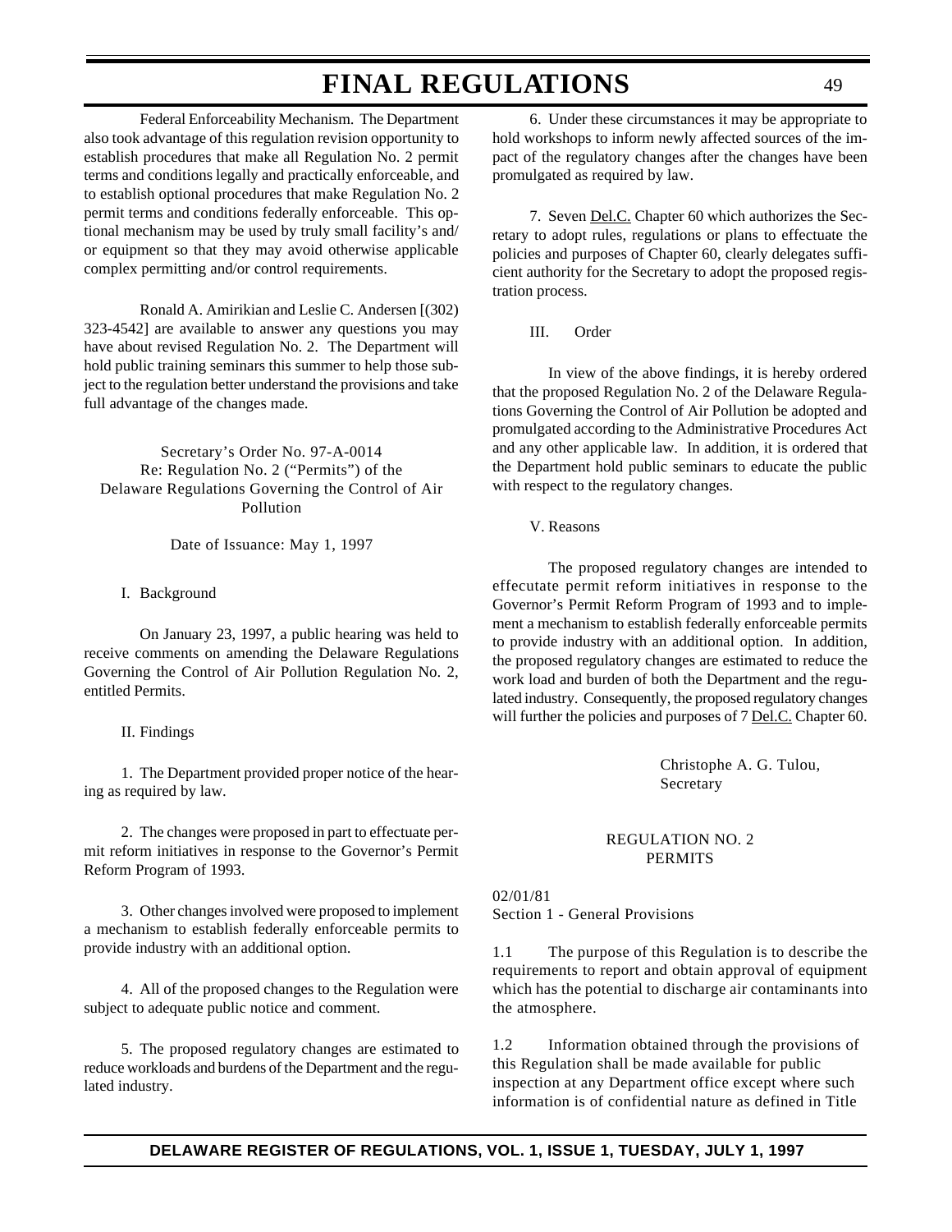Federal Enforceability Mechanism. The Department also took advantage of this regulation revision opportunity to establish procedures that make all Regulation No. 2 permit terms and conditions legally and practically enforceable, and to establish optional procedures that make Regulation No. 2 permit terms and conditions federally enforceable. This optional mechanism may be used by truly small facility's and/or equipment so that they may avoid otherwise applicable complex permitting and/or control requirements.

Ronald A. Amirikian and Leslie C. Andersen [(302) 323-4542] are available to answer any questions you may have about revised Regulation No. 2. The Department will hold public training seminars this summer to help those subject to the regulation better understand the provisions and take full advantage of the changes made.

Secretary's Order No. 97-A-0014
Re: Regulation No. 2 ("Permits") of the
Delaware Regulations Governing the Control of Air Pollution

Date of Issuance: May 1, 1997

I. Background

On January 23, 1997, a public hearing was held to receive comments on amending the Delaware Regulations Governing the Control of Air Pollution Regulation No. 2, entitled Permits.

II. Findings

1. The Department provided proper notice of the hearing as required by law.

2. The changes were proposed in part to effectuate permit reform initiatives in response to the Governor's Permit Reform Program of 1993.

3. Other changes involved were proposed to implement a mechanism to establish federally enforceable permits to provide industry with an additional option.

4. All of the proposed changes to the Regulation were subject to adequate public notice and comment.

5. The proposed regulatory changes are estimated to reduce workloads and burdens of the Department and the regulated industry.

6. Under these circumstances it may be appropriate to hold workshops to inform newly affected sources of the impact of the regulatory changes after the changes have been promulgated as required by law.

7. Seven Del.C. Chapter 60 which authorizes the Secretary to adopt rules, regulations or plans to effectuate the policies and purposes of Chapter 60, clearly delegates sufficient authority for the Secretary to adopt the proposed registration process.

III. Order

In view of the above findings, it is hereby ordered that the proposed Regulation No. 2 of the Delaware Regulations Governing the Control of Air Pollution be adopted and promulgated according to the Administrative Procedures Act and any other applicable law. In addition, it is ordered that the Department hold public seminars to educate the public with respect to the regulatory changes.

V. Reasons

The proposed regulatory changes are intended to effecutate permit reform initiatives in response to the Governor's Permit Reform Program of 1993 and to implement a mechanism to establish federally enforceable permits to provide industry with an additional option. In addition, the proposed regulatory changes are estimated to reduce the work load and burden of both the Department and the regulated industry. Consequently, the proposed regulatory changes will further the policies and purposes of 7 Del.C. Chapter 60.

Christophe A. G. Tulou,
Secretary

REGULATION NO. 2
PERMITS

02/01/81
Section 1 - General Provisions

1.1 The purpose of this Regulation is to describe the requirements to report and obtain approval of equipment which has the potential to discharge air contaminants into the atmosphere.

1.2 Information obtained through the provisions of this Regulation shall be made available for public inspection at any Department office except where such information is of confidential nature as defined in Title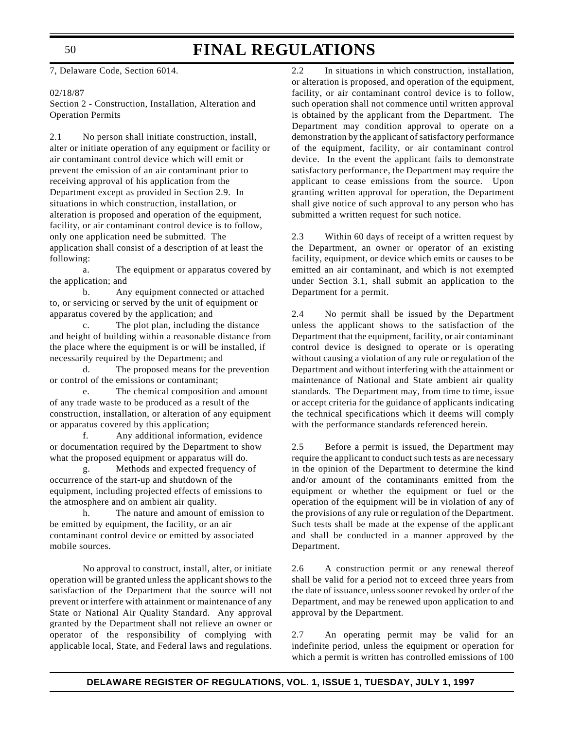7, Delaware Code, Section 6014.

02/18/87

Section 2 - Construction, Installation, Alteration and Operation Permits

2.1 No person shall initiate construction, install, alter or initiate operation of any equipment or facility or air contaminant control device which will emit or prevent the emission of an air contaminant prior to receiving approval of his application from the Department except as provided in Section 2.9. In situations in which construction, installation, or alteration is proposed and operation of the equipment, facility, or air contaminant control device is to follow, only one application need be submitted. The application shall consist of a description of at least the following:

a. The equipment or apparatus covered by the application; and

b. Any equipment connected or attached to, or servicing or served by the unit of equipment or apparatus covered by the application; and

c. The plot plan, including the distance and height of building within a reasonable distance from the place where the equipment is or will be installed, if necessarily required by the Department; and

d. The proposed means for the prevention or control of the emissions or contaminant;

e. The chemical composition and amount of any trade waste to be produced as a result of the construction, installation, or alteration of any equipment or apparatus covered by this application;

f. Any additional information, evidence or documentation required by the Department to show what the proposed equipment or apparatus will do.

g. Methods and expected frequency of occurrence of the start-up and shutdown of the equipment, including projected effects of emissions to the atmosphere and on ambient air quality.

h. The nature and amount of emission to be emitted by equipment, the facility, or an air contaminant control device or emitted by associated mobile sources.

No approval to construct, install, alter, or initiate operation will be granted unless the applicant shows to the satisfaction of the Department that the source will not prevent or interfere with attainment or maintenance of any State or National Air Quality Standard. Any approval granted by the Department shall not relieve an owner or operator of the responsibility of complying with applicable local, State, and Federal laws and regulations.

2.2 In situations in which construction, installation, or alteration is proposed, and operation of the equipment, facility, or air contaminant control device is to follow, such operation shall not commence until written approval is obtained by the applicant from the Department. The Department may condition approval to operate on a demonstration by the applicant of satisfactory performance of the equipment, facility, or air contaminant control device. In the event the applicant fails to demonstrate satisfactory performance, the Department may require the applicant to cease emissions from the source. Upon granting written approval for operation, the Department shall give notice of such approval to any person who has submitted a written request for such notice.

2.3 Within 60 days of receipt of a written request by the Department, an owner or operator of an existing facility, equipment, or device which emits or causes to be emitted an air contaminant, and which is not exempted under Section 3.1, shall submit an application to the Department for a permit.

2.4 No permit shall be issued by the Department unless the applicant shows to the satisfaction of the Department that the equipment, facility, or air contaminant control device is designed to operate or is operating without causing a violation of any rule or regulation of the Department and without interfering with the attainment or maintenance of National and State ambient air quality standards. The Department may, from time to time, issue or accept criteria for the guidance of applicants indicating the technical specifications which it deems will comply with the performance standards referenced herein.

2.5 Before a permit is issued, the Department may require the applicant to conduct such tests as are necessary in the opinion of the Department to determine the kind and/or amount of the contaminants emitted from the equipment or whether the equipment or fuel or the operation of the equipment will be in violation of any of the provisions of any rule or regulation of the Department. Such tests shall be made at the expense of the applicant and shall be conducted in a manner approved by the Department.

2.6 A construction permit or any renewal thereof shall be valid for a period not to exceed three years from the date of issuance, unless sooner revoked by order of the Department, and may be renewed upon application to and approval by the Department.

2.7 An operating permit may be valid for an indefinite period, unless the equipment or operation for which a permit is written has controlled emissions of 100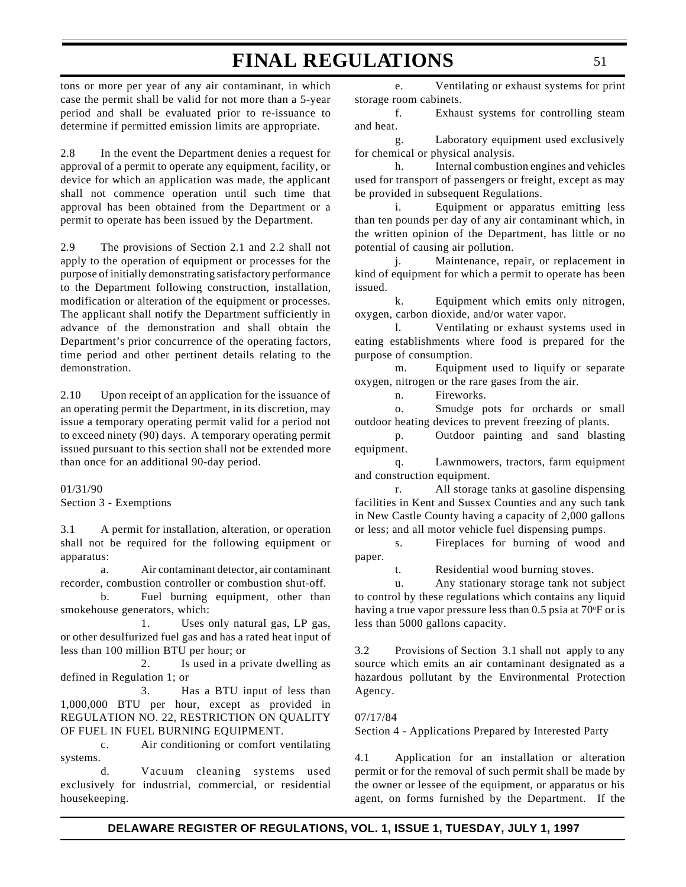tons or more per year of any air contaminant, in which case the permit shall be valid for not more than a 5-year period and shall be evaluated prior to re-issuance to determine if permitted emission limits are appropriate.

2.8 In the event the Department denies a request for approval of a permit to operate any equipment, facility, or device for which an application was made, the applicant shall not commence operation until such time that approval has been obtained from the Department or a permit to operate has been issued by the Department.

2.9 The provisions of Section 2.1 and 2.2 shall not apply to the operation of equipment or processes for the purpose of initially demonstrating satisfactory performance to the Department following construction, installation, modification or alteration of the equipment or processes. The applicant shall notify the Department sufficiently in advance of the demonstration and shall obtain the Department's prior concurrence of the operating factors, time period and other pertinent details relating to the demonstration.

2.10 Upon receipt of an application for the issuance of an operating permit the Department, in its discretion, may issue a temporary operating permit valid for a period not to exceed ninety (90) days. A temporary operating permit issued pursuant to this section shall not be extended more than once for an additional 90-day period.

01/31/90

Section 3 - Exemptions

3.1 A permit for installation, alteration, or operation shall not be required for the following equipment or apparatus:

a. Air contaminant detector, air contaminant recorder, combustion controller or combustion shut-off.

b. Fuel burning equipment, other than smokehouse generators, which:

1. Uses only natural gas, LP gas, or other desulfurized fuel gas and has a rated heat input of less than 100 million BTU per hour; or

2. Is used in a private dwelling as defined in Regulation 1; or

3. Has a BTU input of less than 1,000,000 BTU per hour, except as provided in REGULATION NO. 22, RESTRICTION ON QUALITY OF FUEL IN FUEL BURNING EQUIPMENT.

c. Air conditioning or comfort ventilating systems.

d. Vacuum cleaning systems used exclusively for industrial, commercial, or residential housekeeping.

e. Ventilating or exhaust systems for print storage room cabinets.

f. Exhaust systems for controlling steam and heat.

g. Laboratory equipment used exclusively for chemical or physical analysis.

h. Internal combustion engines and vehicles used for transport of passengers or freight, except as may be provided in subsequent Regulations.

i. Equipment or apparatus emitting less than ten pounds per day of any air contaminant which, in the written opinion of the Department, has little or no potential of causing air pollution.

j. Maintenance, repair, or replacement in kind of equipment for which a permit to operate has been issued.

k. Equipment which emits only nitrogen, oxygen, carbon dioxide, and/or water vapor.

l. Ventilating or exhaust systems used in eating establishments where food is prepared for the purpose of consumption.

m. Equipment used to liquify or separate oxygen, nitrogen or the rare gases from the air.

n. Fireworks.

o. Smudge pots for orchards or small outdoor heating devices to prevent freezing of plants.

p. Outdoor painting and sand blasting equipment.

q. Lawnmowers, tractors, farm equipment and construction equipment.

r. All storage tanks at gasoline dispensing facilities in Kent and Sussex Counties and any such tank in New Castle County having a capacity of 2,000 gallons or less; and all motor vehicle fuel dispensing pumps.

s. Fireplaces for burning of wood and paper.

t. Residential wood burning stoves.

u. Any stationary storage tank not subject to control by these regulations which contains any liquid having a true vapor pressure less than 0.5 psia at 70°F or is less than 5000 gallons capacity.

3.2 Provisions of Section 3.1 shall not apply to any source which emits an air contaminant designated as a hazardous pollutant by the Environmental Protection Agency.

07/17/84

Section 4 - Applications Prepared by Interested Party

4.1 Application for an installation or alteration permit or for the removal of such permit shall be made by the owner or lessee of the equipment, or apparatus or his agent, on forms furnished by the Department. If the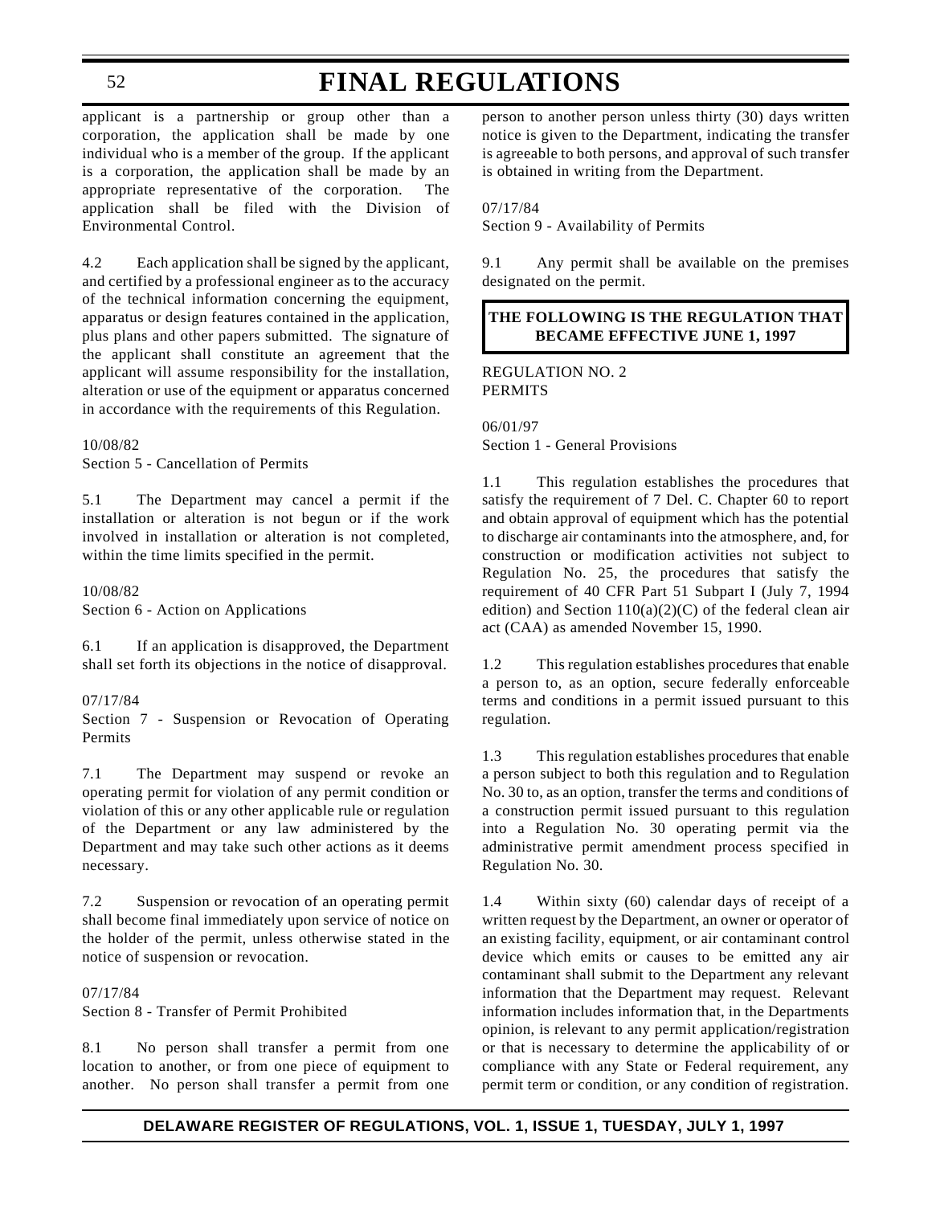applicant is a partnership or group other than a corporation, the application shall be made by one individual who is a member of the group. If the applicant is a corporation, the application shall be made by an appropriate representative of the corporation. The application shall be filed with the Division of Environmental Control.

4.2 Each application shall be signed by the applicant, and certified by a professional engineer as to the accuracy of the technical information concerning the equipment, apparatus or design features contained in the application, plus plans and other papers submitted. The signature of the applicant shall constitute an agreement that the applicant will assume responsibility for the installation, alteration or use of the equipment or apparatus concerned in accordance with the requirements of this Regulation.

10/08/82
Section 5 - Cancellation of Permits

5.1 The Department may cancel a permit if the installation or alteration is not begun or if the work involved in installation or alteration is not completed, within the time limits specified in the permit.

10/08/82
Section 6 - Action on Applications

6.1 If an application is disapproved, the Department shall set forth its objections in the notice of disapproval.

07/17/84
Section 7 - Suspension or Revocation of Operating Permits

7.1 The Department may suspend or revoke an operating permit for violation of any permit condition or violation of this or any other applicable rule or regulation of the Department or any law administered by the Department and may take such other actions as it deems necessary.

7.2 Suspension or revocation of an operating permit shall become final immediately upon service of notice on the holder of the permit, unless otherwise stated in the notice of suspension or revocation.

07/17/84
Section 8 - Transfer of Permit Prohibited

8.1 No person shall transfer a permit from one location to another, or from one piece of equipment to another. No person shall transfer a permit from one person to another person unless thirty (30) days written notice is given to the Department, indicating the transfer is agreeable to both persons, and approval of such transfer is obtained in writing from the Department.

07/17/84
Section 9 - Availability of Permits

9.1 Any permit shall be available on the premises designated on the permit.

**THE FOLLOWING IS THE REGULATION THAT BECAME EFFECTIVE JUNE 1, 1997**

REGULATION NO. 2
PERMITS

06/01/97
Section 1 - General Provisions

1.1 This regulation establishes the procedures that satisfy the requirement of 7 Del. C. Chapter 60 to report and obtain approval of equipment which has the potential to discharge air contaminants into the atmosphere, and, for construction or modification activities not subject to Regulation No. 25, the procedures that satisfy the requirement of 40 CFR Part 51 Subpart I (July 7, 1994 edition) and Section 110(a)(2)(C) of the federal clean air act (CAA) as amended November 15, 1990.

1.2 This regulation establishes procedures that enable a person to, as an option, secure federally enforceable terms and conditions in a permit issued pursuant to this regulation.

1.3 This regulation establishes procedures that enable a person subject to both this regulation and to Regulation No. 30 to, as an option, transfer the terms and conditions of a construction permit issued pursuant to this regulation into a Regulation No. 30 operating permit via the administrative permit amendment process specified in Regulation No. 30.

1.4 Within sixty (60) calendar days of receipt of a written request by the Department, an owner or operator of an existing facility, equipment, or air contaminant control device which emits or causes to be emitted any air contaminant shall submit to the Department any relevant information that the Department may request. Relevant information includes information that, in the Departments opinion, is relevant to any permit application/registration or that is necessary to determine the applicability of or compliance with any State or Federal requirement, any permit term or condition, or any condition of registration.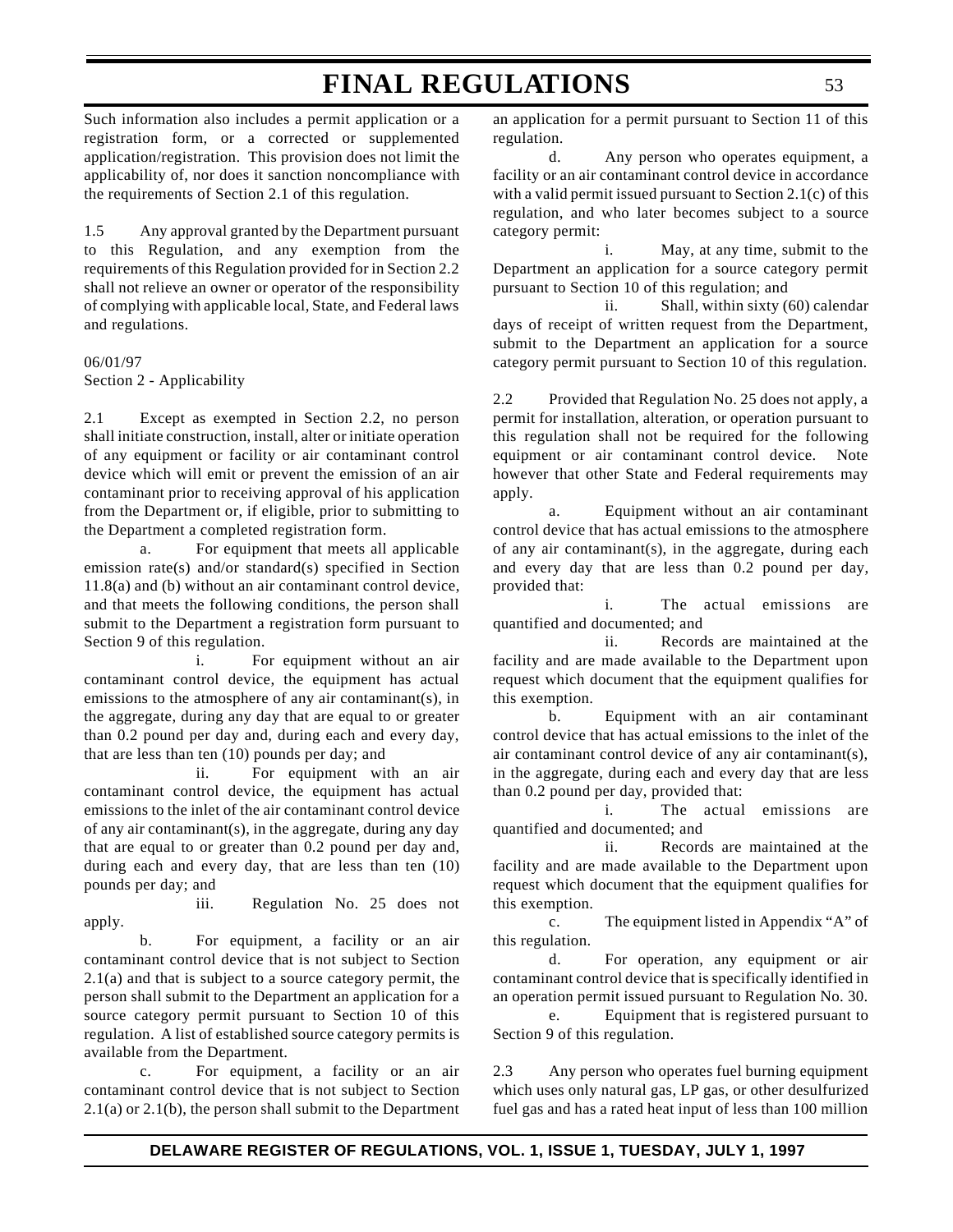Such information also includes a permit application or a registration form, or a corrected or supplemented application/registration. This provision does not limit the applicability of, nor does it sanction noncompliance with the requirements of Section 2.1 of this regulation.

1.5 Any approval granted by the Department pursuant to this Regulation, and any exemption from the requirements of this Regulation provided for in Section 2.2 shall not relieve an owner or operator of the responsibility of complying with applicable local, State, and Federal laws and regulations.

06/01/97

Section 2 - Applicability

2.1 Except as exempted in Section 2.2, no person shall initiate construction, install, alter or initiate operation of any equipment or facility or air contaminant control device which will emit or prevent the emission of an air contaminant prior to receiving approval of his application from the Department or, if eligible, prior to submitting to the Department a completed registration form.

a. For equipment that meets all applicable emission rate(s) and/or standard(s) specified in Section 11.8(a) and (b) without an air contaminant control device, and that meets the following conditions, the person shall submit to the Department a registration form pursuant to Section 9 of this regulation.

i. For equipment without an air contaminant control device, the equipment has actual emissions to the atmosphere of any air contaminant(s), in the aggregate, during any day that are equal to or greater than 0.2 pound per day and, during each and every day, that are less than ten (10) pounds per day; and

ii. For equipment with an air contaminant control device, the equipment has actual emissions to the inlet of the air contaminant control device of any air contaminant(s), in the aggregate, during any day that are equal to or greater than 0.2 pound per day and, during each and every day, that are less than ten (10) pounds per day; and

iii. Regulation No. 25 does not apply.

b. For equipment, a facility or an air contaminant control device that is not subject to Section 2.1(a) and that is subject to a source category permit, the person shall submit to the Department an application for a source category permit pursuant to Section 10 of this regulation. A list of established source category permits is available from the Department.

c. For equipment, a facility or an air contaminant control device that is not subject to Section 2.1(a) or 2.1(b), the person shall submit to the Department an application for a permit pursuant to Section 11 of this regulation.

d. Any person who operates equipment, a facility or an air contaminant control device in accordance with a valid permit issued pursuant to Section 2.1(c) of this regulation, and who later becomes subject to a source category permit:

i. May, at any time, submit to the Department an application for a source category permit pursuant to Section 10 of this regulation; and

ii. Shall, within sixty (60) calendar days of receipt of written request from the Department, submit to the Department an application for a source category permit pursuant to Section 10 of this regulation.

2.2 Provided that Regulation No. 25 does not apply, a permit for installation, alteration, or operation pursuant to this regulation shall not be required for the following equipment or air contaminant control device. Note however that other State and Federal requirements may apply.

a. Equipment without an air contaminant control device that has actual emissions to the atmosphere of any air contaminant(s), in the aggregate, during each and every day that are less than 0.2 pound per day, provided that:

i. The actual emissions are quantified and documented; and

ii. Records are maintained at the facility and are made available to the Department upon request which document that the equipment qualifies for this exemption.

b. Equipment with an air contaminant control device that has actual emissions to the inlet of the air contaminant control device of any air contaminant(s), in the aggregate, during each and every day that are less than 0.2 pound per day, provided that:

i. The actual emissions are quantified and documented; and

ii. Records are maintained at the facility and are made available to the Department upon request which document that the equipment qualifies for this exemption.

c. The equipment listed in Appendix "A" of this regulation.

d. For operation, any equipment or air contaminant control device that is specifically identified in an operation permit issued pursuant to Regulation No. 30.

e. Equipment that is registered pursuant to Section 9 of this regulation.

2.3 Any person who operates fuel burning equipment which uses only natural gas, LP gas, or other desulfurized fuel gas and has a rated heat input of less than 100 million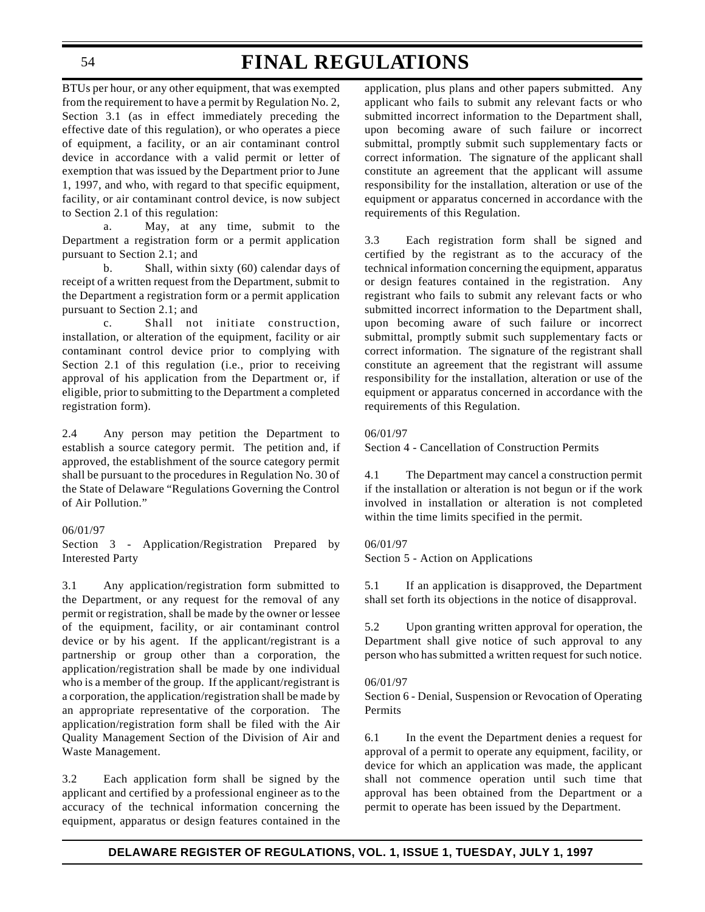BTUs per hour, or any other equipment, that was exempted from the requirement to have a permit by Regulation No. 2, Section 3.1 (as in effect immediately preceding the effective date of this regulation), or who operates a piece of equipment, a facility, or an air contaminant control device in accordance with a valid permit or letter of exemption that was issued by the Department prior to June 1, 1997, and who, with regard to that specific equipment, facility, or air contaminant control device, is now subject to Section 2.1 of this regulation:

a. May, at any time, submit to the Department a registration form or a permit application pursuant to Section 2.1; and

b. Shall, within sixty (60) calendar days of receipt of a written request from the Department, submit to the Department a registration form or a permit application pursuant to Section 2.1; and

c. Shall not initiate construction, installation, or alteration of the equipment, facility or air contaminant control device prior to complying with Section 2.1 of this regulation (i.e., prior to receiving approval of his application from the Department or, if eligible, prior to submitting to the Department a completed registration form).

2.4 Any person may petition the Department to establish a source category permit. The petition and, if approved, the establishment of the source category permit shall be pursuant to the procedures in Regulation No. 30 of the State of Delaware "Regulations Governing the Control of Air Pollution."

06/01/97

Section 3 - Application/Registration Prepared by Interested Party

3.1 Any application/registration form submitted to the Department, or any request for the removal of any permit or registration, shall be made by the owner or lessee of the equipment, facility, or air contaminant control device or by his agent. If the applicant/registrant is a partnership or group other than a corporation, the application/registration shall be made by one individual who is a member of the group. If the applicant/registrant is a corporation, the application/registration shall be made by an appropriate representative of the corporation. The application/registration form shall be filed with the Air Quality Management Section of the Division of Air and Waste Management.

3.2 Each application form shall be signed by the applicant and certified by a professional engineer as to the accuracy of the technical information concerning the equipment, apparatus or design features contained in the application, plus plans and other papers submitted. Any applicant who fails to submit any relevant facts or who submitted incorrect information to the Department shall, upon becoming aware of such failure or incorrect submittal, promptly submit such supplementary facts or correct information. The signature of the applicant shall constitute an agreement that the applicant will assume responsibility for the installation, alteration or use of the equipment or apparatus concerned in accordance with the requirements of this Regulation.

3.3 Each registration form shall be signed and certified by the registrant as to the accuracy of the technical information concerning the equipment, apparatus or design features contained in the registration. Any registrant who fails to submit any relevant facts or who submitted incorrect information to the Department shall, upon becoming aware of such failure or incorrect submittal, promptly submit such supplementary facts or correct information. The signature of the registrant shall constitute an agreement that the registrant will assume responsibility for the installation, alteration or use of the equipment or apparatus concerned in accordance with the requirements of this Regulation.

06/01/97

Section 4 - Cancellation of Construction Permits

4.1 The Department may cancel a construction permit if the installation or alteration is not begun or if the work involved in installation or alteration is not completed within the time limits specified in the permit.

06/01/97

Section 5 - Action on Applications

5.1 If an application is disapproved, the Department shall set forth its objections in the notice of disapproval.

5.2 Upon granting written approval for operation, the Department shall give notice of such approval to any person who has submitted a written request for such notice.

06/01/97

Section 6 - Denial, Suspension or Revocation of Operating Permits

6.1 In the event the Department denies a request for approval of a permit to operate any equipment, facility, or device for which an application was made, the applicant shall not commence operation until such time that approval has been obtained from the Department or a permit to operate has been issued by the Department.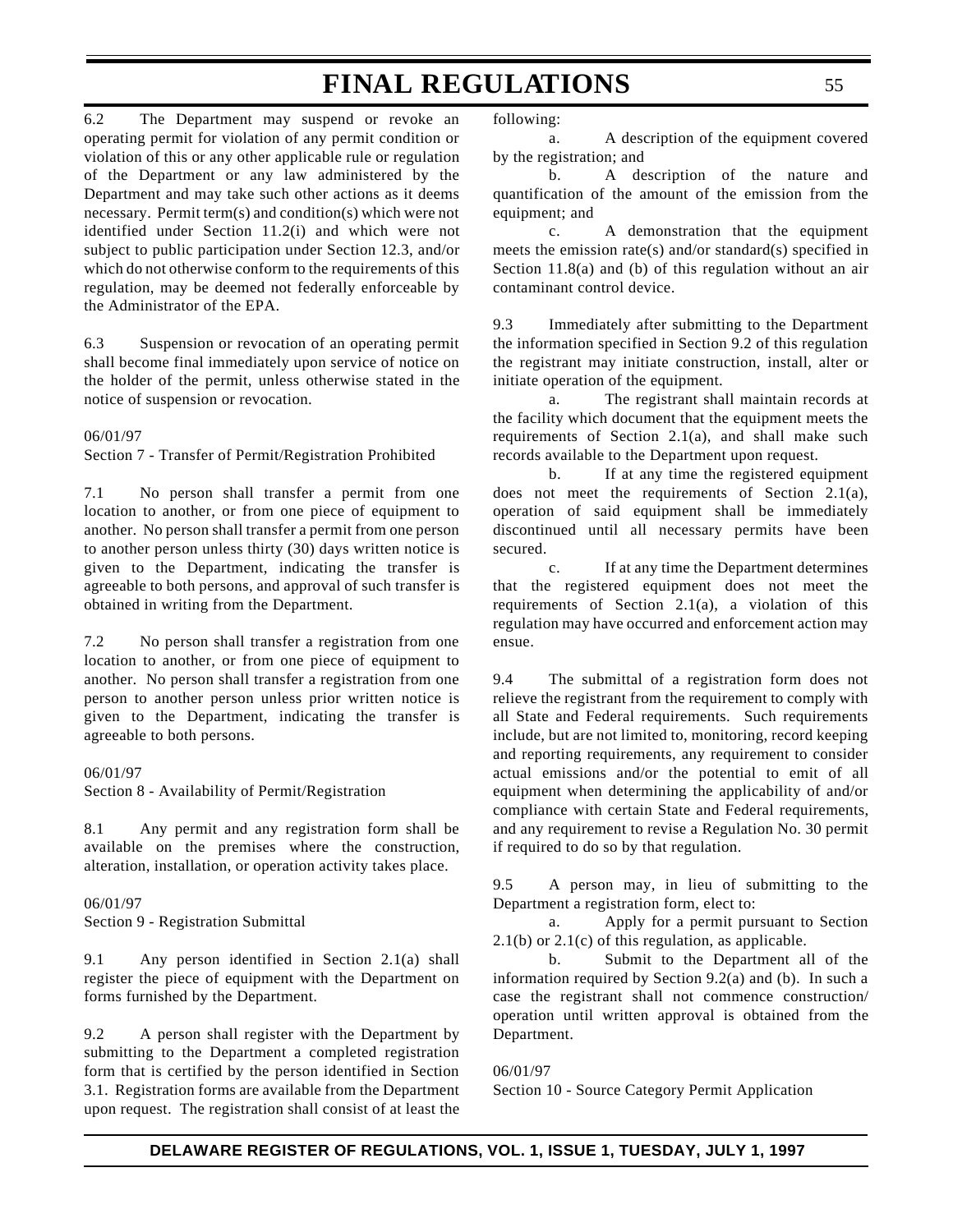6.2 The Department may suspend or revoke an operating permit for violation of any permit condition or violation of this or any other applicable rule or regulation of the Department or any law administered by the Department and may take such other actions as it deems necessary. Permit term(s) and condition(s) which were not identified under Section 11.2(i) and which were not subject to public participation under Section 12.3, and/or which do not otherwise conform to the requirements of this regulation, may be deemed not federally enforceable by the Administrator of the EPA.

6.3 Suspension or revocation of an operating permit shall become final immediately upon service of notice on the holder of the permit, unless otherwise stated in the notice of suspension or revocation.

06/01/97

Section 7 - Transfer of Permit/Registration Prohibited

7.1 No person shall transfer a permit from one location to another, or from one piece of equipment to another. No person shall transfer a permit from one person to another person unless thirty (30) days written notice is given to the Department, indicating the transfer is agreeable to both persons, and approval of such transfer is obtained in writing from the Department.

7.2 No person shall transfer a registration from one location to another, or from one piece of equipment to another. No person shall transfer a registration from one person to another person unless prior written notice is given to the Department, indicating the transfer is agreeable to both persons.

06/01/97

Section 8 - Availability of Permit/Registration

8.1 Any permit and any registration form shall be available on the premises where the construction, alteration, installation, or operation activity takes place.

06/01/97

Section 9 - Registration Submittal

9.1 Any person identified in Section 2.1(a) shall register the piece of equipment with the Department on forms furnished by the Department.

9.2 A person shall register with the Department by submitting to the Department a completed registration form that is certified by the person identified in Section 3.1. Registration forms are available from the Department upon request. The registration shall consist of at least the following:

a. A description of the equipment covered by the registration; and

b. A description of the nature and quantification of the amount of the emission from the equipment; and

c. A demonstration that the equipment meets the emission rate(s) and/or standard(s) specified in Section 11.8(a) and (b) of this regulation without an air contaminant control device.

9.3 Immediately after submitting to the Department the information specified in Section 9.2 of this regulation the registrant may initiate construction, install, alter or initiate operation of the equipment.

a. The registrant shall maintain records at the facility which document that the equipment meets the requirements of Section 2.1(a), and shall make such records available to the Department upon request.

b. If at any time the registered equipment does not meet the requirements of Section 2.1(a), operation of said equipment shall be immediately discontinued until all necessary permits have been secured.

c. If at any time the Department determines that the registered equipment does not meet the requirements of Section 2.1(a), a violation of this regulation may have occurred and enforcement action may ensue.

9.4 The submittal of a registration form does not relieve the registrant from the requirement to comply with all State and Federal requirements. Such requirements include, but are not limited to, monitoring, record keeping and reporting requirements, any requirement to consider actual emissions and/or the potential to emit of all equipment when determining the applicability of and/or compliance with certain State and Federal requirements, and any requirement to revise a Regulation No. 30 permit if required to do so by that regulation.

9.5 A person may, in lieu of submitting to the Department a registration form, elect to:

a. Apply for a permit pursuant to Section 2.1(b) or 2.1(c) of this regulation, as applicable.

b. Submit to the Department all of the information required by Section 9.2(a) and (b). In such a case the registrant shall not commence construction/ operation until written approval is obtained from the Department.

06/01/97

Section 10 - Source Category Permit Application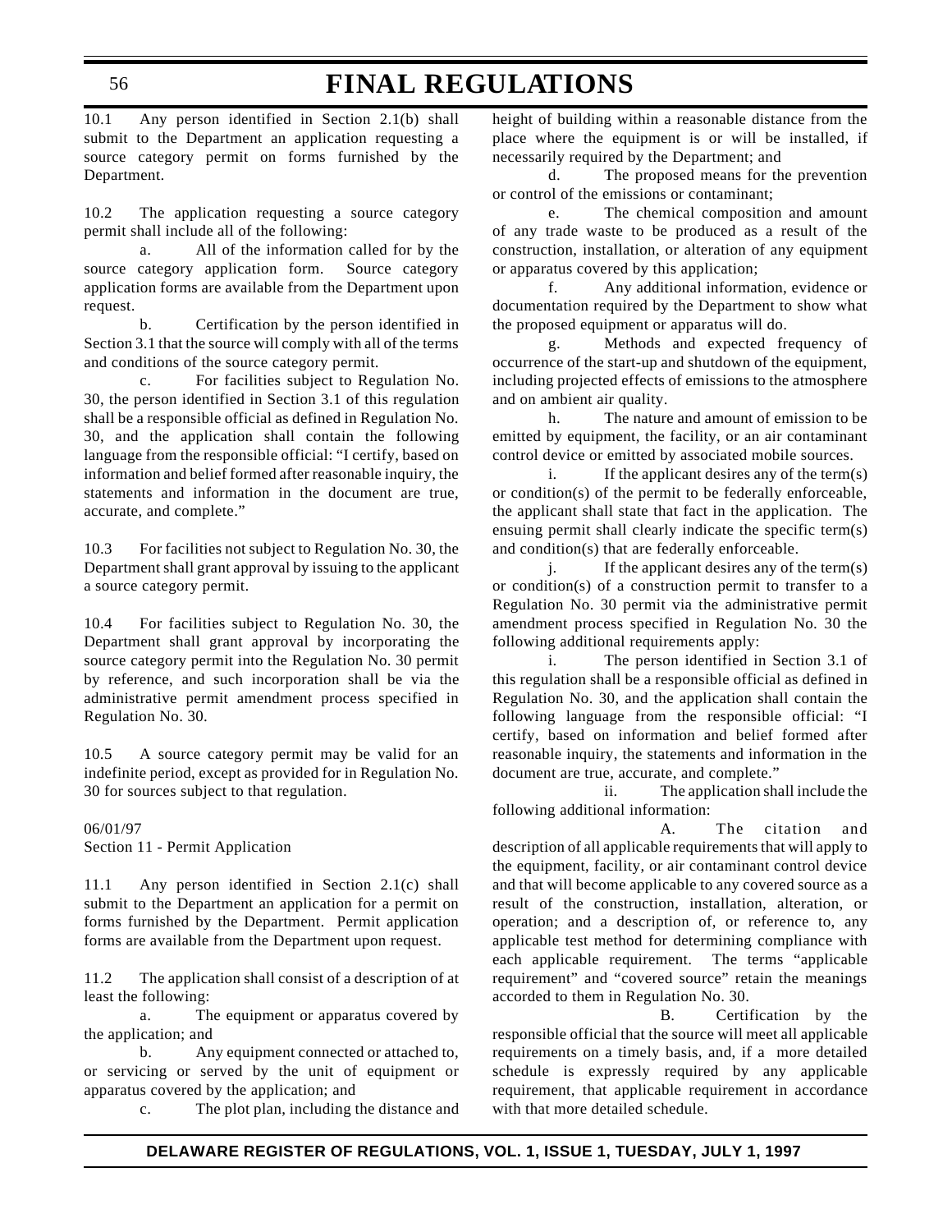10.1 Any person identified in Section 2.1(b) shall submit to the Department an application requesting a source category permit on forms furnished by the Department.

10.2 The application requesting a source category permit shall include all of the following:

a. All of the information called for by the source category application form. Source category application forms are available from the Department upon request.

b. Certification by the person identified in Section 3.1 that the source will comply with all of the terms and conditions of the source category permit.

c. For facilities subject to Regulation No. 30, the person identified in Section 3.1 of this regulation shall be a responsible official as defined in Regulation No. 30, and the application shall contain the following language from the responsible official: "I certify, based on information and belief formed after reasonable inquiry, the statements and information in the document are true, accurate, and complete."

10.3 For facilities not subject to Regulation No. 30, the Department shall grant approval by issuing to the applicant a source category permit.

10.4 For facilities subject to Regulation No. 30, the Department shall grant approval by incorporating the source category permit into the Regulation No. 30 permit by reference, and such incorporation shall be via the administrative permit amendment process specified in Regulation No. 30.

10.5 A source category permit may be valid for an indefinite period, except as provided for in Regulation No. 30 for sources subject to that regulation.

06/01/97
Section 11 - Permit Application

11.1 Any person identified in Section 2.1(c) shall submit to the Department an application for a permit on forms furnished by the Department. Permit application forms are available from the Department upon request.

11.2 The application shall consist of a description of at least the following:

a. The equipment or apparatus covered by the application; and

b. Any equipment connected or attached to, or servicing or served by the unit of equipment or apparatus covered by the application; and

c. The plot plan, including the distance and height of building within a reasonable distance from the place where the equipment is or will be installed, if necessarily required by the Department; and

d. The proposed means for the prevention or control of the emissions or contaminant;

e. The chemical composition and amount of any trade waste to be produced as a result of the construction, installation, or alteration of any equipment or apparatus covered by this application;

f. Any additional information, evidence or documentation required by the Department to show what the proposed equipment or apparatus will do.

g. Methods and expected frequency of occurrence of the start-up and shutdown of the equipment, including projected effects of emissions to the atmosphere and on ambient air quality.

h. The nature and amount of emission to be emitted by equipment, the facility, or an air contaminant control device or emitted by associated mobile sources.

i. If the applicant desires any of the term(s) or condition(s) of the permit to be federally enforceable, the applicant shall state that fact in the application. The ensuing permit shall clearly indicate the specific term(s) and condition(s) that are federally enforceable.

j. If the applicant desires any of the term(s) or condition(s) of a construction permit to transfer to a Regulation No. 30 permit via the administrative permit amendment process specified in Regulation No. 30 the following additional requirements apply:

i. The person identified in Section 3.1 of this regulation shall be a responsible official as defined in Regulation No. 30, and the application shall contain the following language from the responsible official: "I certify, based on information and belief formed after reasonable inquiry, the statements and information in the document are true, accurate, and complete."

ii. The application shall include the following additional information:

A. The citation and description of all applicable requirements that will apply to the equipment, facility, or air contaminant control device and that will become applicable to any covered source as a result of the construction, installation, alteration, or operation; and a description of, or reference to, any applicable test method for determining compliance with each applicable requirement. The terms "applicable requirement" and "covered source" retain the meanings accorded to them in Regulation No. 30.

B. Certification by the responsible official that the source will meet all applicable requirements on a timely basis, and, if a more detailed schedule is expressly required by any applicable requirement, that applicable requirement in accordance with that more detailed schedule.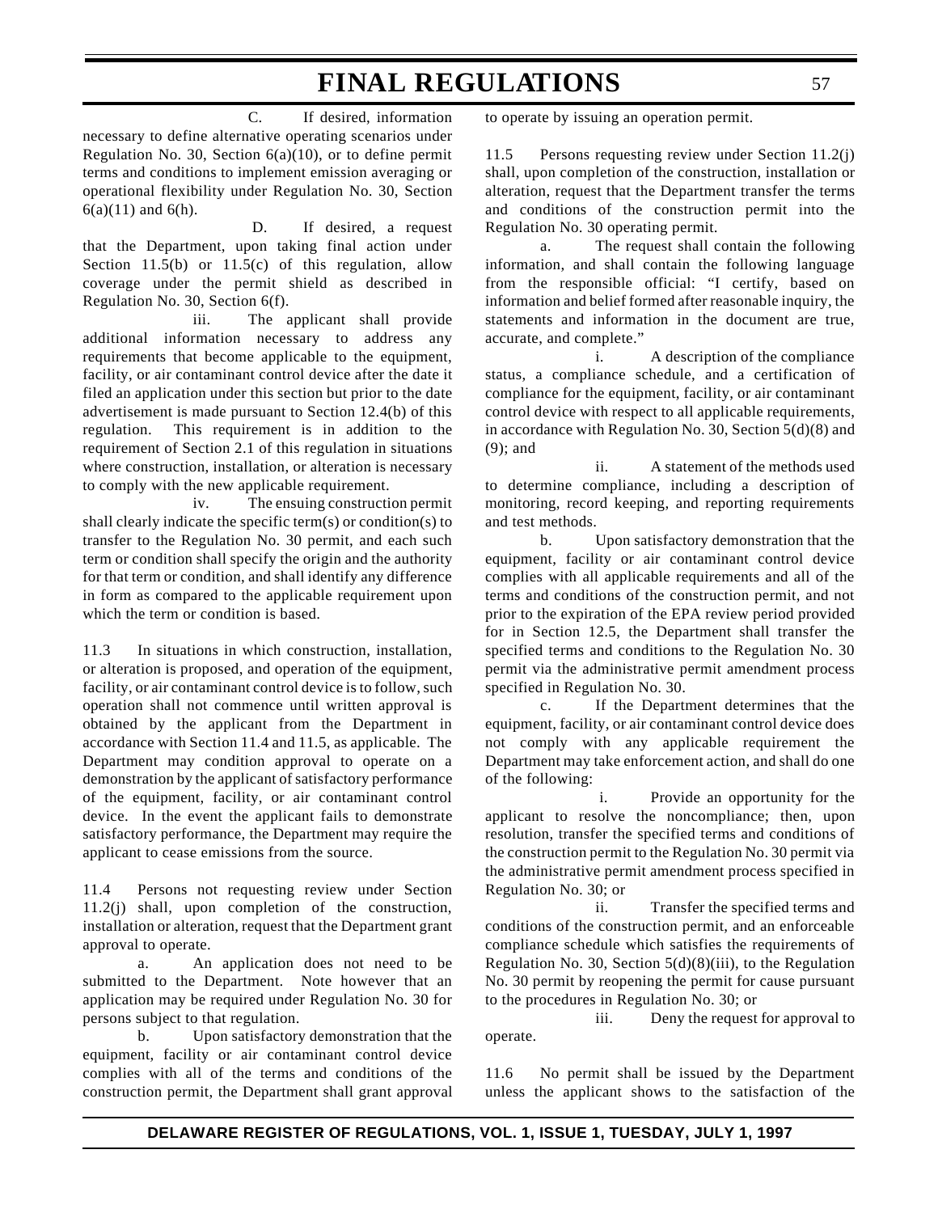C. If desired, information necessary to define alternative operating scenarios under Regulation No. 30, Section 6(a)(10), or to define permit terms and conditions to implement emission averaging or operational flexibility under Regulation No. 30, Section 6(a)(11) and 6(h).

D. If desired, a request that the Department, upon taking final action under Section 11.5(b) or 11.5(c) of this regulation, allow coverage under the permit shield as described in Regulation No. 30, Section 6(f).

iii. The applicant shall provide additional information necessary to address any requirements that become applicable to the equipment, facility, or air contaminant control device after the date it filed an application under this section but prior to the date advertisement is made pursuant to Section 12.4(b) of this regulation. This requirement is in addition to the requirement of Section 2.1 of this regulation in situations where construction, installation, or alteration is necessary to comply with the new applicable requirement.

iv. The ensuing construction permit shall clearly indicate the specific term(s) or condition(s) to transfer to the Regulation No. 30 permit, and each such term or condition shall specify the origin and the authority for that term or condition, and shall identify any difference in form as compared to the applicable requirement upon which the term or condition is based.

11.3 In situations in which construction, installation, or alteration is proposed, and operation of the equipment, facility, or air contaminant control device is to follow, such operation shall not commence until written approval is obtained by the applicant from the Department in accordance with Section 11.4 and 11.5, as applicable. The Department may condition approval to operate on a demonstration by the applicant of satisfactory performance of the equipment, facility, or air contaminant control device. In the event the applicant fails to demonstrate satisfactory performance, the Department may require the applicant to cease emissions from the source.

11.4 Persons not requesting review under Section 11.2(j) shall, upon completion of the construction, installation or alteration, request that the Department grant approval to operate.

a. An application does not need to be submitted to the Department. Note however that an application may be required under Regulation No. 30 for persons subject to that regulation.

b. Upon satisfactory demonstration that the equipment, facility or air contaminant control device complies with all of the terms and conditions of the construction permit, the Department shall grant approval to operate by issuing an operation permit.

11.5 Persons requesting review under Section 11.2(j) shall, upon completion of the construction, installation or alteration, request that the Department transfer the terms and conditions of the construction permit into the Regulation No. 30 operating permit.

a. The request shall contain the following information, and shall contain the following language from the responsible official: "I certify, based on information and belief formed after reasonable inquiry, the statements and information in the document are true, accurate, and complete."

i. A description of the compliance status, a compliance schedule, and a certification of compliance for the equipment, facility, or air contaminant control device with respect to all applicable requirements, in accordance with Regulation No. 30, Section 5(d)(8) and (9); and

ii. A statement of the methods used to determine compliance, including a description of monitoring, record keeping, and reporting requirements and test methods.

b. Upon satisfactory demonstration that the equipment, facility or air contaminant control device complies with all applicable requirements and all of the terms and conditions of the construction permit, and not prior to the expiration of the EPA review period provided for in Section 12.5, the Department shall transfer the specified terms and conditions to the Regulation No. 30 permit via the administrative permit amendment process specified in Regulation No. 30.

c. If the Department determines that the equipment, facility, or air contaminant control device does not comply with any applicable requirement the Department may take enforcement action, and shall do one of the following:

i. Provide an opportunity for the applicant to resolve the noncompliance; then, upon resolution, transfer the specified terms and conditions of the construction permit to the Regulation No. 30 permit via the administrative permit amendment process specified in Regulation No. 30; or

ii. Transfer the specified terms and conditions of the construction permit, and an enforceable compliance schedule which satisfies the requirements of Regulation No. 30, Section 5(d)(8)(iii), to the Regulation No. 30 permit by reopening the permit for cause pursuant to the procedures in Regulation No. 30; or

iii. Deny the request for approval to operate.

11.6 No permit shall be issued by the Department unless the applicant shows to the satisfaction of the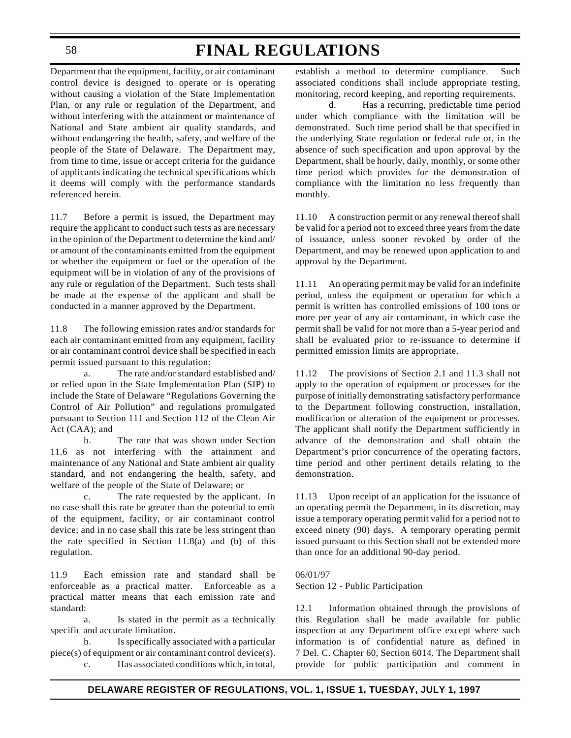Department that the equipment, facility, or air contaminant control device is designed to operate or is operating without causing a violation of the State Implementation Plan, or any rule or regulation of the Department, and without interfering with the attainment or maintenance of National and State ambient air quality standards, and without endangering the health, safety, and welfare of the people of the State of Delaware. The Department may, from time to time, issue or accept criteria for the guidance of applicants indicating the technical specifications which it deems will comply with the performance standards referenced herein.

11.7 Before a permit is issued, the Department may require the applicant to conduct such tests as are necessary in the opinion of the Department to determine the kind and/or amount of the contaminants emitted from the equipment or whether the equipment or fuel or the operation of the equipment will be in violation of any of the provisions of any rule or regulation of the Department. Such tests shall be made at the expense of the applicant and shall be conducted in a manner approved by the Department.

11.8 The following emission rates and/or standards for each air contaminant emitted from any equipment, facility or air contaminant control device shall be specified in each permit issued pursuant to this regulation:

a. The rate and/or standard established and/or relied upon in the State Implementation Plan (SIP) to include the State of Delaware "Regulations Governing the Control of Air Pollution" and regulations promulgated pursuant to Section 111 and Section 112 of the Clean Air Act (CAA); and

b. The rate that was shown under Section 11.6 as not interfering with the attainment and maintenance of any National and State ambient air quality standard, and not endangering the health, safety, and welfare of the people of the State of Delaware; or

c. The rate requested by the applicant. In no case shall this rate be greater than the potential to emit of the equipment, facility, or air contaminant control device; and in no case shall this rate be less stringent than the rate specified in Section 11.8(a) and (b) of this regulation.

11.9 Each emission rate and standard shall be enforceable as a practical matter. Enforceable as a practical matter means that each emission rate and standard:

a. Is stated in the permit as a technically specific and accurate limitation.

b. Is specifically associated with a particular piece(s) of equipment or air contaminant control device(s).

c. Has associated conditions which, in total, establish a method to determine compliance. Such associated conditions shall include appropriate testing, monitoring, record keeping, and reporting requirements.

d. Has a recurring, predictable time period under which compliance with the limitation will be demonstrated. Such time period shall be that specified in the underlying State regulation or federal rule or, in the absence of such specification and upon approval by the Department, shall be hourly, daily, monthly, or some other time period which provides for the demonstration of compliance with the limitation no less frequently than monthly.

11.10 A construction permit or any renewal thereof shall be valid for a period not to exceed three years from the date of issuance, unless sooner revoked by order of the Department, and may be renewed upon application to and approval by the Department.

11.11 An operating permit may be valid for an indefinite period, unless the equipment or operation for which a permit is written has controlled emissions of 100 tons or more per year of any air contaminant, in which case the permit shall be valid for not more than a 5-year period and shall be evaluated prior to re-issuance to determine if permitted emission limits are appropriate.

11.12 The provisions of Section 2.1 and 11.3 shall not apply to the operation of equipment or processes for the purpose of initially demonstrating satisfactory performance to the Department following construction, installation, modification or alteration of the equipment or processes. The applicant shall notify the Department sufficiently in advance of the demonstration and shall obtain the Department's prior concurrence of the operating factors, time period and other pertinent details relating to the demonstration.

11.13 Upon receipt of an application for the issuance of an operating permit the Department, in its discretion, may issue a temporary operating permit valid for a period not to exceed ninety (90) days. A temporary operating permit issued pursuant to this Section shall not be extended more than once for an additional 90-day period.

06/01/97

Section 12 - Public Participation

12.1 Information obtained through the provisions of this Regulation shall be made available for public inspection at any Department office except where such information is of confidential nature as defined in 7 Del. C. Chapter 60, Section 6014. The Department shall provide for public participation and comment in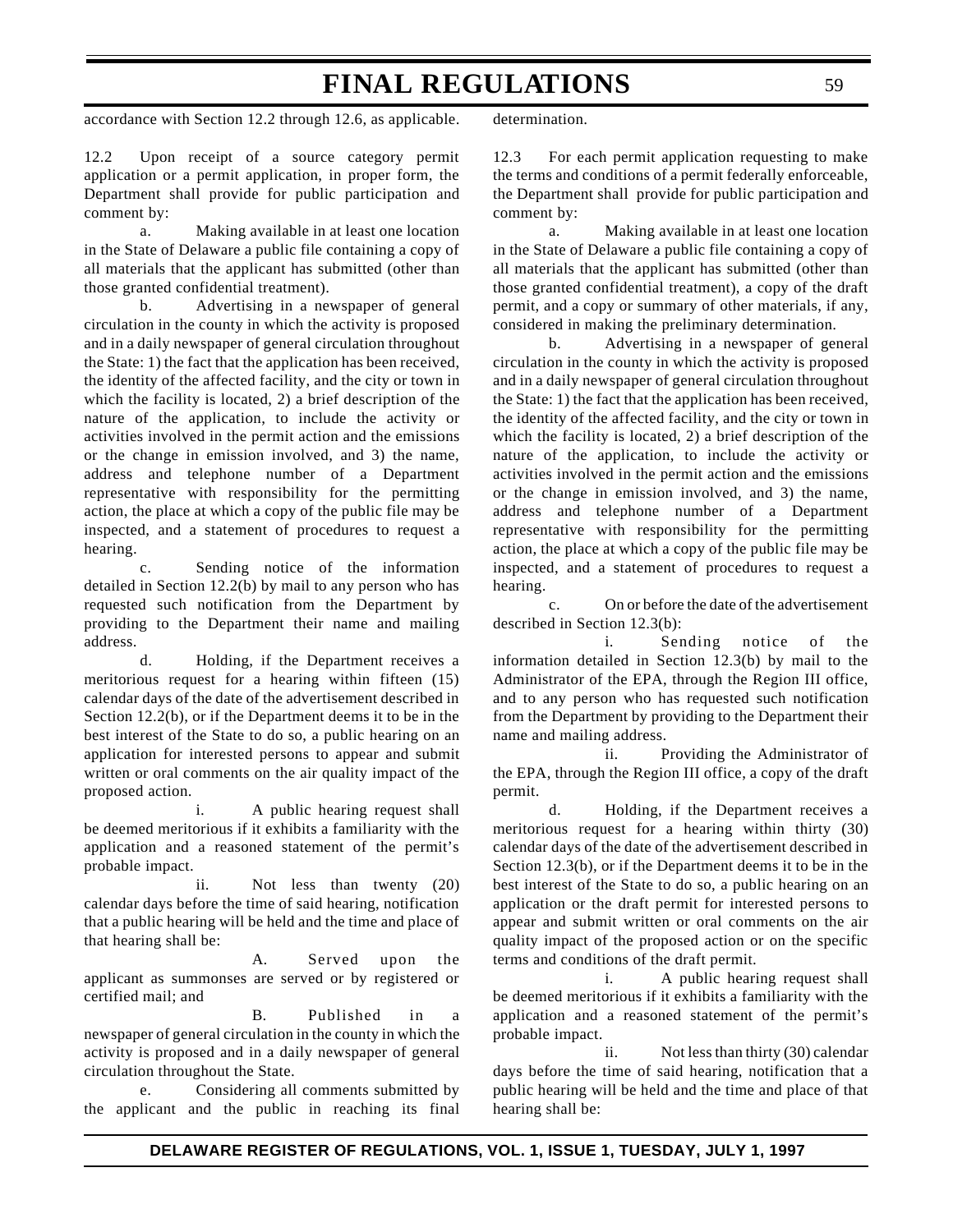accordance with Section 12.2 through 12.6, as applicable.

12.2 Upon receipt of a source category permit application or a permit application, in proper form, the Department shall provide for public participation and comment by:

a. Making available in at least one location in the State of Delaware a public file containing a copy of all materials that the applicant has submitted (other than those granted confidential treatment).

b. Advertising in a newspaper of general circulation in the county in which the activity is proposed and in a daily newspaper of general circulation throughout the State: 1) the fact that the application has been received, the identity of the affected facility, and the city or town in which the facility is located, 2) a brief description of the nature of the application, to include the activity or activities involved in the permit action and the emissions or the change in emission involved, and 3) the name, address and telephone number of a Department representative with responsibility for the permitting action, the place at which a copy of the public file may be inspected, and a statement of procedures to request a hearing.

c. Sending notice of the information detailed in Section 12.2(b) by mail to any person who has requested such notification from the Department by providing to the Department their name and mailing address.

d. Holding, if the Department receives a meritorious request for a hearing within fifteen (15) calendar days of the date of the advertisement described in Section 12.2(b), or if the Department deems it to be in the best interest of the State to do so, a public hearing on an application for interested persons to appear and submit written or oral comments on the air quality impact of the proposed action.

i. A public hearing request shall be deemed meritorious if it exhibits a familiarity with the application and a reasoned statement of the permit's probable impact.

ii. Not less than twenty (20) calendar days before the time of said hearing, notification that a public hearing will be held and the time and place of that hearing shall be:

A. Served upon the applicant as summonses are served or by registered or certified mail; and

B. Published in a newspaper of general circulation in the county in which the activity is proposed and in a daily newspaper of general circulation throughout the State.

e. Considering all comments submitted by the applicant and the public in reaching its final determination.

12.3 For each permit application requesting to make the terms and conditions of a permit federally enforceable, the Department shall provide for public participation and comment by:

a. Making available in at least one location in the State of Delaware a public file containing a copy of all materials that the applicant has submitted (other than those granted confidential treatment), a copy of the draft permit, and a copy or summary of other materials, if any, considered in making the preliminary determination.

b. Advertising in a newspaper of general circulation in the county in which the activity is proposed and in a daily newspaper of general circulation throughout the State: 1) the fact that the application has been received, the identity of the affected facility, and the city or town in which the facility is located, 2) a brief description of the nature of the application, to include the activity or activities involved in the permit action and the emissions or the change in emission involved, and 3) the name, address and telephone number of a Department representative with responsibility for the permitting action, the place at which a copy of the public file may be inspected, and a statement of procedures to request a hearing.

c. On or before the date of the advertisement described in Section 12.3(b):

i. Sending notice of the information detailed in Section 12.3(b) by mail to the Administrator of the EPA, through the Region III office, and to any person who has requested such notification from the Department by providing to the Department their name and mailing address.

ii. Providing the Administrator of the EPA, through the Region III office, a copy of the draft permit.

d. Holding, if the Department receives a meritorious request for a hearing within thirty (30) calendar days of the date of the advertisement described in Section 12.3(b), or if the Department deems it to be in the best interest of the State to do so, a public hearing on an application or the draft permit for interested persons to appear and submit written or oral comments on the air quality impact of the proposed action or on the specific terms and conditions of the draft permit.

i. A public hearing request shall be deemed meritorious if it exhibits a familiarity with the application and a reasoned statement of the permit's probable impact.

ii. Not less than thirty (30) calendar days before the time of said hearing, notification that a public hearing will be held and the time and place of that hearing shall be: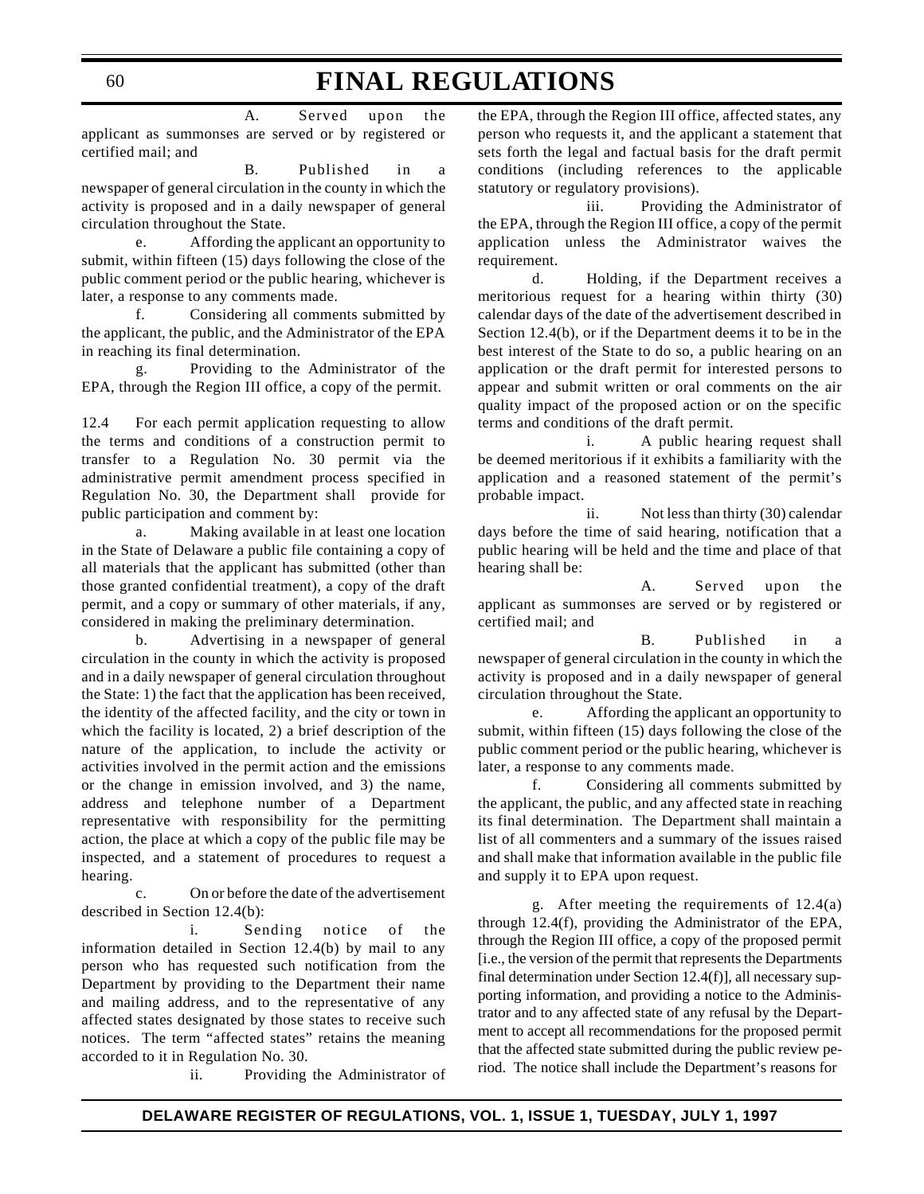A. Served upon the applicant as summonses are served or by registered or certified mail; and

B. Published in a newspaper of general circulation in the county in which the activity is proposed and in a daily newspaper of general circulation throughout the State.

e. Affording the applicant an opportunity to submit, within fifteen (15) days following the close of the public comment period or the public hearing, whichever is later, a response to any comments made.

f. Considering all comments submitted by the applicant, the public, and the Administrator of the EPA in reaching its final determination.

g. Providing to the Administrator of the EPA, through the Region III office, a copy of the permit.

12.4 For each permit application requesting to allow the terms and conditions of a construction permit to transfer to a Regulation No. 30 permit via the administrative permit amendment process specified in Regulation No. 30, the Department shall provide for public participation and comment by:

a. Making available in at least one location in the State of Delaware a public file containing a copy of all materials that the applicant has submitted (other than those granted confidential treatment), a copy of the draft permit, and a copy or summary of other materials, if any, considered in making the preliminary determination.

b. Advertising in a newspaper of general circulation in the county in which the activity is proposed and in a daily newspaper of general circulation throughout the State: 1) the fact that the application has been received, the identity of the affected facility, and the city or town in which the facility is located, 2) a brief description of the nature of the application, to include the activity or activities involved in the permit action and the emissions or the change in emission involved, and 3) the name, address and telephone number of a Department representative with responsibility for the permitting action, the place at which a copy of the public file may be inspected, and a statement of procedures to request a hearing.

c. On or before the date of the advertisement described in Section 12.4(b):

i. Sending notice of the information detailed in Section 12.4(b) by mail to any person who has requested such notification from the Department by providing to the Department their name and mailing address, and to the representative of any affected states designated by those states to receive such notices. The term "affected states" retains the meaning accorded to it in Regulation No. 30.

ii. Providing the Administrator of the EPA, through the Region III office, affected states, any person who requests it, and the applicant a statement that sets forth the legal and factual basis for the draft permit conditions (including references to the applicable statutory or regulatory provisions).

iii. Providing the Administrator of the EPA, through the Region III office, a copy of the permit application unless the Administrator waives the requirement.

d. Holding, if the Department receives a meritorious request for a hearing within thirty (30) calendar days of the date of the advertisement described in Section 12.4(b), or if the Department deems it to be in the best interest of the State to do so, a public hearing on an application or the draft permit for interested persons to appear and submit written or oral comments on the air quality impact of the proposed action or on the specific terms and conditions of the draft permit.

i. A public hearing request shall be deemed meritorious if it exhibits a familiarity with the application and a reasoned statement of the permit's probable impact.

ii. Not less than thirty (30) calendar days before the time of said hearing, notification that a public hearing will be held and the time and place of that hearing shall be:

A. Served upon the applicant as summonses are served or by registered or certified mail; and

B. Published in a newspaper of general circulation in the county in which the activity is proposed and in a daily newspaper of general circulation throughout the State.

e. Affording the applicant an opportunity to submit, within fifteen (15) days following the close of the public comment period or the public hearing, whichever is later, a response to any comments made.

f. Considering all comments submitted by the applicant, the public, and any affected state in reaching its final determination. The Department shall maintain a list of all commenters and a summary of the issues raised and shall make that information available in the public file and supply it to EPA upon request.

g. After meeting the requirements of 12.4(a) through 12.4(f), providing the Administrator of the EPA, through the Region III office, a copy of the proposed permit [i.e., the version of the permit that represents the Departments final determination under Section 12.4(f)], all necessary supporting information, and providing a notice to the Administrator and to any affected state of any refusal by the Department to accept all recommendations for the proposed permit that the affected state submitted during the public review period. The notice shall include the Department's reasons for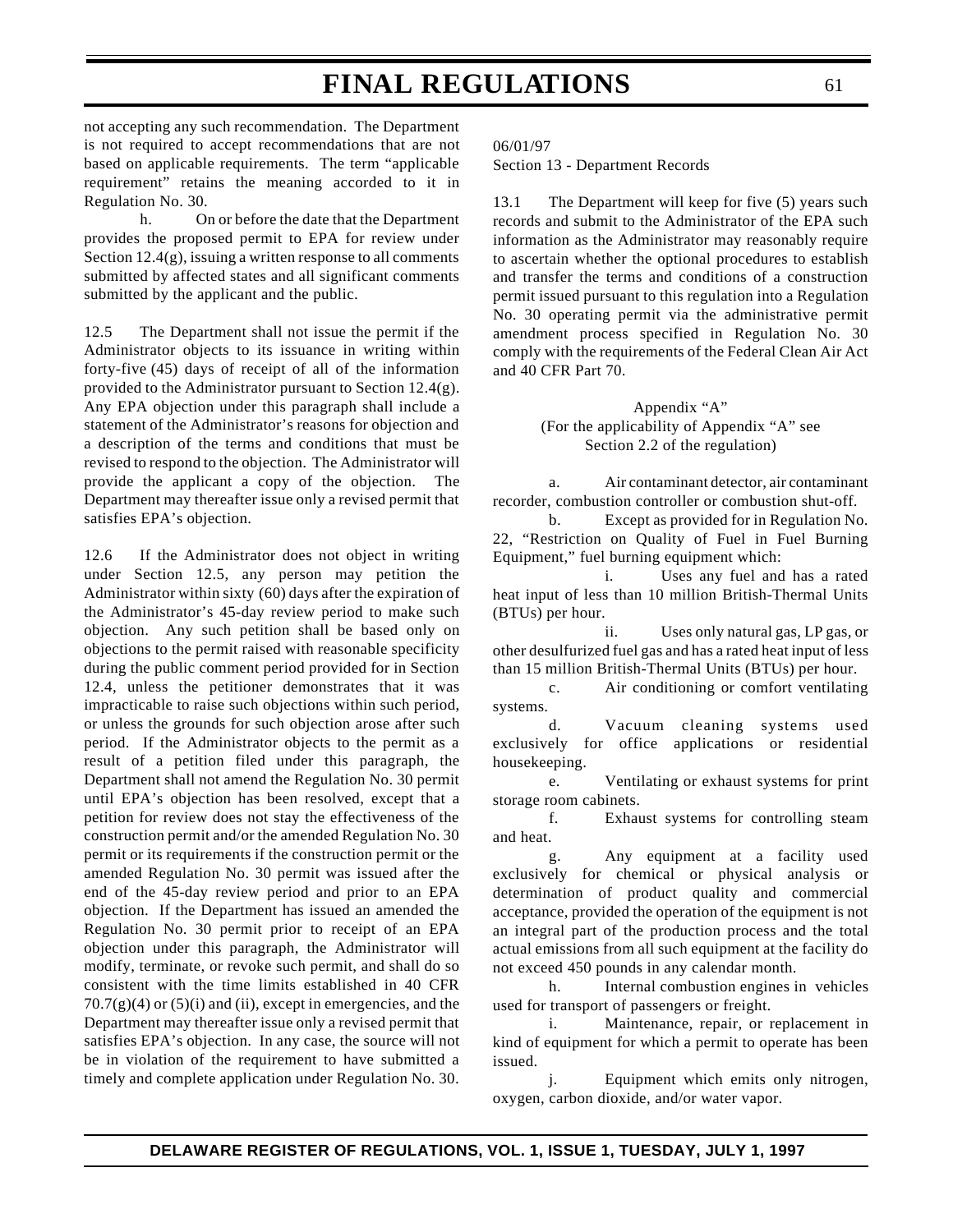not accepting any such recommendation. The Department is not required to accept recommendations that are not based on applicable requirements. The term "applicable requirement" retains the meaning accorded to it in Regulation No. 30.

h. On or before the date that the Department provides the proposed permit to EPA for review under Section 12.4(g), issuing a written response to all comments submitted by affected states and all significant comments submitted by the applicant and the public.

12.5 The Department shall not issue the permit if the Administrator objects to its issuance in writing within forty-five (45) days of receipt of all of the information provided to the Administrator pursuant to Section 12.4(g). Any EPA objection under this paragraph shall include a statement of the Administrator's reasons for objection and a description of the terms and conditions that must be revised to respond to the objection. The Administrator will provide the applicant a copy of the objection. The Department may thereafter issue only a revised permit that satisfies EPA's objection.

12.6 If the Administrator does not object in writing under Section 12.5, any person may petition the Administrator within sixty (60) days after the expiration of the Administrator's 45-day review period to make such objection. Any such petition shall be based only on objections to the permit raised with reasonable specificity during the public comment period provided for in Section 12.4, unless the petitioner demonstrates that it was impracticable to raise such objections within such period, or unless the grounds for such objection arose after such period. If the Administrator objects to the permit as a result of a petition filed under this paragraph, the Department shall not amend the Regulation No. 30 permit until EPA's objection has been resolved, except that a petition for review does not stay the effectiveness of the construction permit and/or the amended Regulation No. 30 permit or its requirements if the construction permit or the amended Regulation No. 30 permit was issued after the end of the 45-day review period and prior to an EPA objection. If the Department has issued an amended the Regulation No. 30 permit prior to receipt of an EPA objection under this paragraph, the Administrator will modify, terminate, or revoke such permit, and shall do so consistent with the time limits established in 40 CFR 70.7(g)(4) or (5)(i) and (ii), except in emergencies, and the Department may thereafter issue only a revised permit that satisfies EPA's objection. In any case, the source will not be in violation of the requirement to have submitted a timely and complete application under Regulation No. 30.

06/01/97
Section 13 - Department Records

13.1 The Department will keep for five (5) years such records and submit to the Administrator of the EPA such information as the Administrator may reasonably require to ascertain whether the optional procedures to establish and transfer the terms and conditions of a construction permit issued pursuant to this regulation into a Regulation No. 30 operating permit via the administrative permit amendment process specified in Regulation No. 30 comply with the requirements of the Federal Clean Air Act and 40 CFR Part 70.

Appendix "A"
(For the applicability of Appendix "A" see Section 2.2 of the regulation)

a. Air contaminant detector, air contaminant recorder, combustion controller or combustion shut-off.

b. Except as provided for in Regulation No. 22, "Restriction on Quality of Fuel in Fuel Burning Equipment," fuel burning equipment which:

i. Uses any fuel and has a rated heat input of less than 10 million British-Thermal Units (BTUs) per hour.

ii. Uses only natural gas, LP gas, or other desulfurized fuel gas and has a rated heat input of less than 15 million British-Thermal Units (BTUs) per hour.

c. Air conditioning or comfort ventilating systems.

d. Vacuum cleaning systems used exclusively for office applications or residential housekeeping.

e. Ventilating or exhaust systems for print storage room cabinets.

f. Exhaust systems for controlling steam and heat.

g. Any equipment at a facility used exclusively for chemical or physical analysis or determination of product quality and commercial acceptance, provided the operation of the equipment is not an integral part of the production process and the total actual emissions from all such equipment at the facility do not exceed 450 pounds in any calendar month.

h. Internal combustion engines in vehicles used for transport of passengers or freight.

i. Maintenance, repair, or replacement in kind of equipment for which a permit to operate has been issued.

j. Equipment which emits only nitrogen, oxygen, carbon dioxide, and/or water vapor.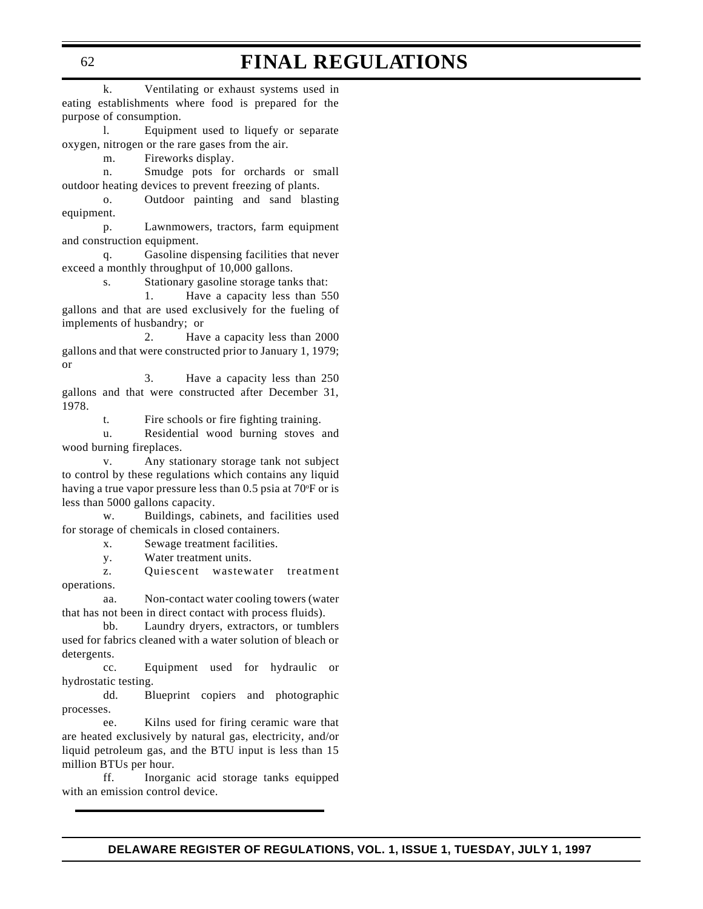k. Ventilating or exhaust systems used in eating establishments where food is prepared for the purpose of consumption.

l. Equipment used to liquefy or separate oxygen, nitrogen or the rare gases from the air.

m. Fireworks display.

n. Smudge pots for orchards or small outdoor heating devices to prevent freezing of plants.

o. Outdoor painting and sand blasting equipment.

p. Lawnmowers, tractors, farm equipment and construction equipment.

q. Gasoline dispensing facilities that never exceed a monthly throughput of 10,000 gallons.

s. Stationary gasoline storage tanks that:

1. Have a capacity less than 550 gallons and that are used exclusively for the fueling of implements of husbandry; or

2. Have a capacity less than 2000 gallons and that were constructed prior to January 1, 1979; or

3. Have a capacity less than 250 gallons and that were constructed after December 31, 1978.

t. Fire schools or fire fighting training.

u. Residential wood burning stoves and wood burning fireplaces.

v. Any stationary storage tank not subject to control by these regulations which contains any liquid having a true vapor pressure less than 0.5 psia at 70°F or is less than 5000 gallons capacity.

w. Buildings, cabinets, and facilities used for storage of chemicals in closed containers.

x. Sewage treatment facilities.

y. Water treatment units.

z. Quiescent wastewater treatment operations.

aa. Non-contact water cooling towers (water that has not been in direct contact with process fluids).

bb. Laundry dryers, extractors, or tumblers used for fabrics cleaned with a water solution of bleach or detergents.

cc. Equipment used for hydraulic or hydrostatic testing.

dd. Blueprint copiers and photographic processes.

ee. Kilns used for firing ceramic ware that are heated exclusively by natural gas, electricity, and/or liquid petroleum gas, and the BTU input is less than 15 million BTUs per hour.

ff. Inorganic acid storage tanks equipped with an emission control device.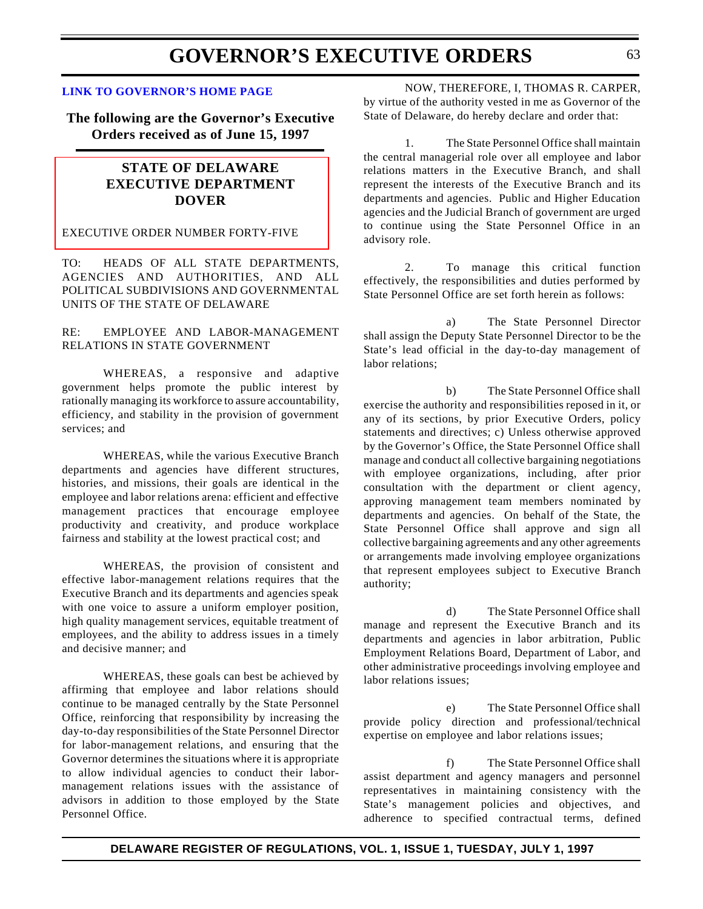# GOVERNOR'S EXECUTIVE ORDERS

**LINK TO GOVERNOR'S HOME PAGE**

**The following are the Governor's Executive Orders received as of June 15, 1997**

## STATE OF DELAWARE
## EXECUTIVE DEPARTMENT
## DOVER

EXECUTIVE ORDER NUMBER FORTY-FIVE

TO: HEADS OF ALL STATE DEPARTMENTS, AGENCIES AND AUTHORITIES, AND ALL POLITICAL SUBDIVISIONS AND GOVERNMENTAL UNITS OF THE STATE OF DELAWARE

RE: EMPLOYEE AND LABOR-MANAGEMENT RELATIONS IN STATE GOVERNMENT

WHEREAS, a responsive and adaptive government helps promote the public interest by rationally managing its workforce to assure accountability, efficiency, and stability in the provision of government services; and

WHEREAS, while the various Executive Branch departments and agencies have different structures, histories, and missions, their goals are identical in the employee and labor relations arena: efficient and effective management practices that encourage employee productivity and creativity, and produce workplace fairness and stability at the lowest practical cost; and

WHEREAS, the provision of consistent and effective labor-management relations requires that the Executive Branch and its departments and agencies speak with one voice to assure a uniform employer position, high quality management services, equitable treatment of employees, and the ability to address issues in a timely and decisive manner; and

WHEREAS, these goals can best be achieved by affirming that employee and labor relations should continue to be managed centrally by the State Personnel Office, reinforcing that responsibility by increasing the day-to-day responsibilities of the State Personnel Director for labor-management relations, and ensuring that the Governor determines the situations where it is appropriate to allow individual agencies to conduct their labor-management relations issues with the assistance of advisors in addition to those employed by the State Personnel Office.

NOW, THEREFORE, I, THOMAS R. CARPER, by virtue of the authority vested in me as Governor of the State of Delaware, do hereby declare and order that:

1. The State Personnel Office shall maintain the central managerial role over all employee and labor relations matters in the Executive Branch, and shall represent the interests of the Executive Branch and its departments and agencies. Public and Higher Education agencies and the Judicial Branch of government are urged to continue using the State Personnel Office in an advisory role.

2. To manage this critical function effectively, the responsibilities and duties performed by State Personnel Office are set forth herein as follows:

a) The State Personnel Director shall assign the Deputy State Personnel Director to be the State's lead official in the day-to-day management of labor relations;

b) The State Personnel Office shall exercise the authority and responsibilities reposed in it, or any of its sections, by prior Executive Orders, policy statements and directives; c) Unless otherwise approved by the Governor's Office, the State Personnel Office shall manage and conduct all collective bargaining negotiations with employee organizations, including, after prior consultation with the department or client agency, approving management team members nominated by departments and agencies. On behalf of the State, the State Personnel Office shall approve and sign all collective bargaining agreements and any other agreements or arrangements made involving employee organizations that represent employees subject to Executive Branch authority;

d) The State Personnel Office shall manage and represent the Executive Branch and its departments and agencies in labor arbitration, Public Employment Relations Board, Department of Labor, and other administrative proceedings involving employee and labor relations issues;

e) The State Personnel Office shall provide policy direction and professional/technical expertise on employee and labor relations issues;

f) The State Personnel Office shall assist department and agency managers and personnel representatives in maintaining consistency with the State's management policies and objectives, and adherence to specified contractual terms, defined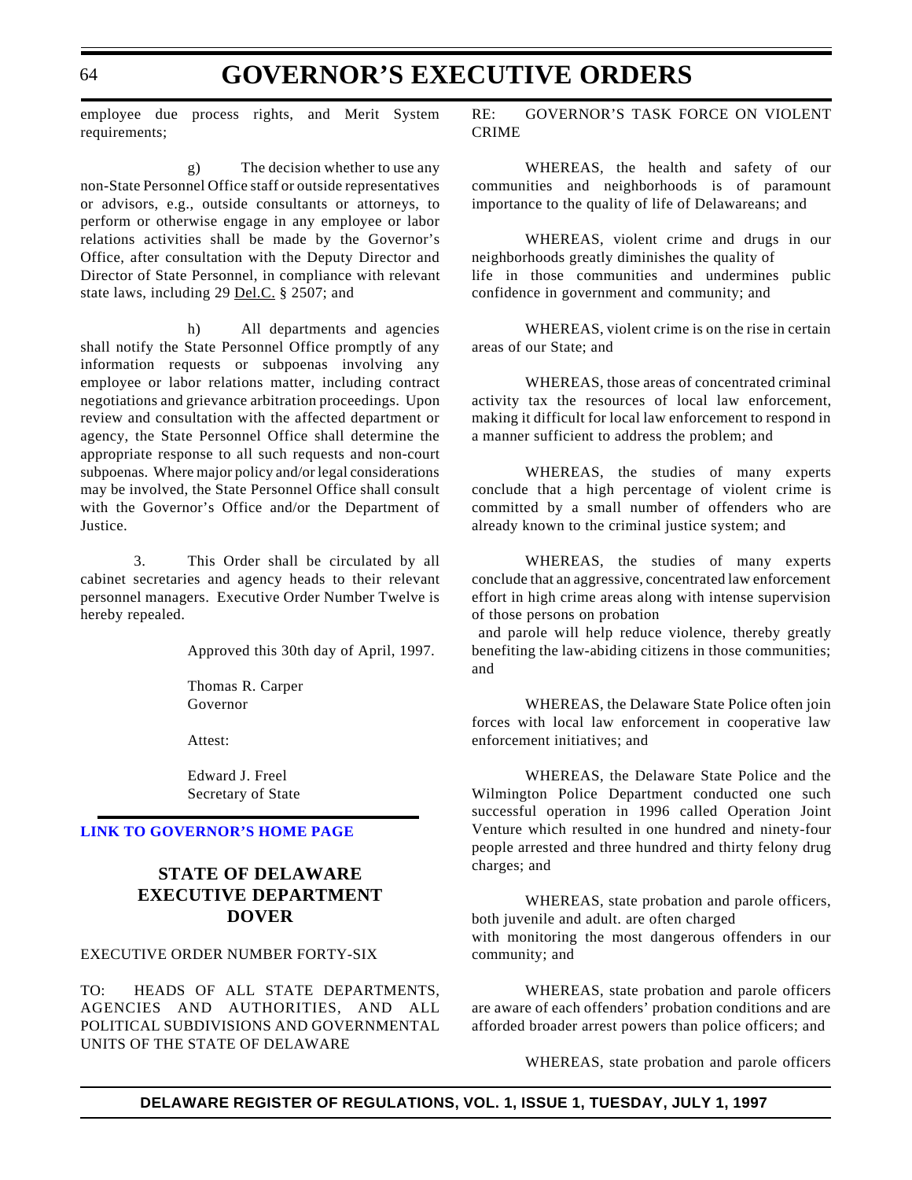employee due process rights, and Merit System requirements;

g) The decision whether to use any non-State Personnel Office staff or outside representatives or advisors, e.g., outside consultants or attorneys, to perform or otherwise engage in any employee or labor relations activities shall be made by the Governor's Office, after consultation with the Deputy Director and Director of State Personnel, in compliance with relevant state laws, including 29 Del.C. § 2507; and

h) All departments and agencies shall notify the State Personnel Office promptly of any information requests or subpoenas involving any employee or labor relations matter, including contract negotiations and grievance arbitration proceedings. Upon review and consultation with the affected department or agency, the State Personnel Office shall determine the appropriate response to all such requests and non-court subpoenas. Where major policy and/or legal considerations may be involved, the State Personnel Office shall consult with the Governor's Office and/or the Department of Justice.

3. This Order shall be circulated by all cabinet secretaries and agency heads to their relevant personnel managers. Executive Order Number Twelve is hereby repealed.

Approved this 30th day of April, 1997.

Thomas R. Carper
Governor

Attest:

Edward J. Freel
Secretary of State

**LINK TO GOVERNOR'S HOME PAGE**

## STATE OF DELAWARE EXECUTIVE DEPARTMENT DOVER

EXECUTIVE ORDER NUMBER FORTY-SIX

TO: HEADS OF ALL STATE DEPARTMENTS, AGENCIES AND AUTHORITIES, AND ALL POLITICAL SUBDIVISIONS AND GOVERNMENTAL UNITS OF THE STATE OF DELAWARE

RE: GOVERNOR'S TASK FORCE ON VIOLENT CRIME

WHEREAS, the health and safety of our communities and neighborhoods is of paramount importance to the quality of life of Delawareans; and

WHEREAS, violent crime and drugs in our neighborhoods greatly diminishes the quality of life in those communities and undermines public confidence in government and community; and

WHEREAS, violent crime is on the rise in certain areas of our State; and

WHEREAS, those areas of concentrated criminal activity tax the resources of local law enforcement, making it difficult for local law enforcement to respond in a manner sufficient to address the problem; and

WHEREAS, the studies of many experts conclude that a high percentage of violent crime is committed by a small number of offenders who are already known to the criminal justice system; and

WHEREAS, the studies of many experts conclude that an aggressive, concentrated law enforcement effort in high crime areas along with intense supervision of those persons on probation and parole will help reduce violence, thereby greatly benefiting the law-abiding citizens in those communities; and

WHEREAS, the Delaware State Police often join forces with local law enforcement in cooperative law enforcement initiatives; and

WHEREAS, the Delaware State Police and the Wilmington Police Department conducted one such successful operation in 1996 called Operation Joint Venture which resulted in one hundred and ninety-four people arrested and three hundred and thirty felony drug charges; and

WHEREAS, state probation and parole officers, both juvenile and adult. are often charged with monitoring the most dangerous offenders in our community; and

WHEREAS, state probation and parole officers are aware of each offenders' probation conditions and are afforded broader arrest powers than police officers; and

WHEREAS, state probation and parole officers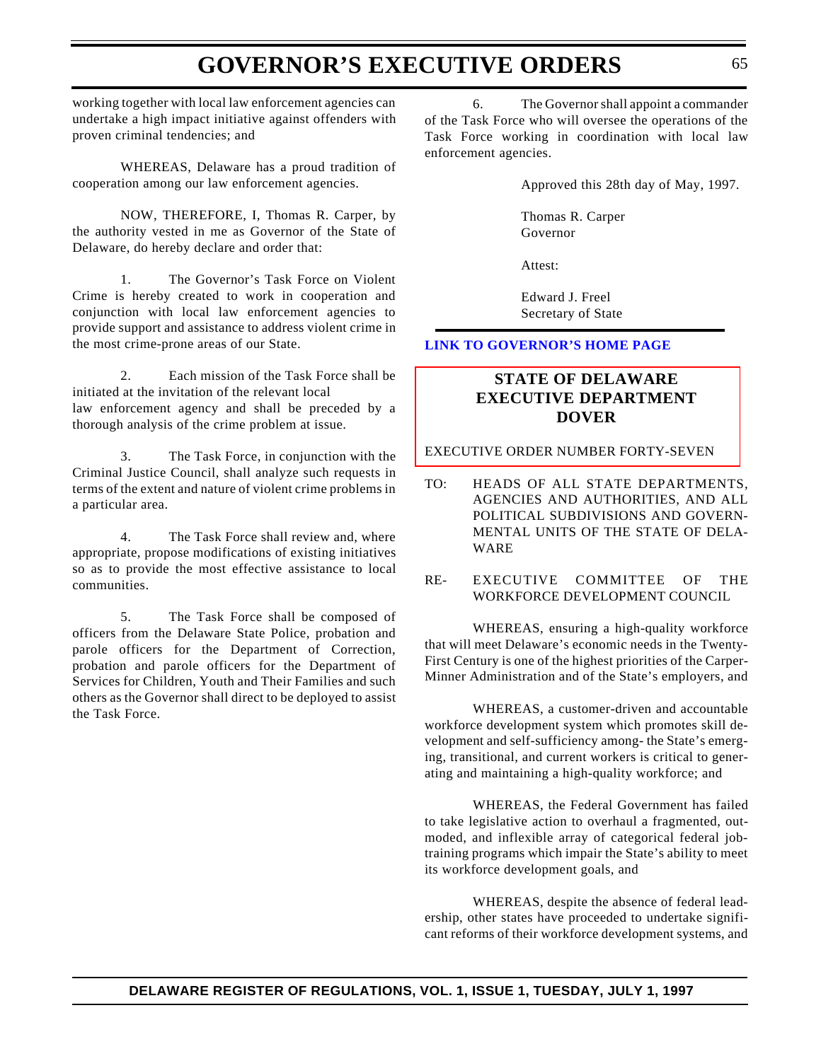working together with local law enforcement agencies can undertake a high impact initiative against offenders with proven criminal tendencies; and

WHEREAS, Delaware has a proud tradition of cooperation among our law enforcement agencies.

NOW, THEREFORE, I, Thomas R. Carper, by the authority vested in me as Governor of the State of Delaware, do hereby declare and order that:

1. The Governor's Task Force on Violent Crime is hereby created to work in cooperation and conjunction with local law enforcement agencies to provide support and assistance to address violent crime in the most crime-prone areas of our State.

2. Each mission of the Task Force shall be initiated at the invitation of the relevant local law enforcement agency and shall be preceded by a thorough analysis of the crime problem at issue.

3. The Task Force, in conjunction with the Criminal Justice Council, shall analyze such requests in terms of the extent and nature of violent crime problems in a particular area.

4. The Task Force shall review and, where appropriate, propose modifications of existing initiatives so as to provide the most effective assistance to local communities.

5. The Task Force shall be composed of officers from the Delaware State Police, probation and parole officers for the Department of Correction, probation and parole officers for the Department of Services for Children, Youth and Their Families and such others as the Governor shall direct to be deployed to assist the Task Force.

6. The Governor shall appoint a commander of the Task Force who will oversee the operations of the Task Force working in coordination with local law enforcement agencies.

Approved this 28th day of May, 1997.

Thomas R. Carper
Governor

Attest:

Edward J. Freel
Secretary of State

**LINK TO GOVERNOR'S HOME PAGE**

## STATE OF DELAWARE
## EXECUTIVE DEPARTMENT
## DOVER

EXECUTIVE ORDER NUMBER FORTY-SEVEN

TO: HEADS OF ALL STATE DEPARTMENTS, AGENCIES AND AUTHORITIES, AND ALL POLITICAL SUBDIVISIONS AND GOVERNMENTAL UNITS OF THE STATE OF DELAWARE

RE- EXECUTIVE COMMITTEE OF THE WORKFORCE DEVELOPMENT COUNCIL

WHEREAS, ensuring a high-quality workforce that will meet Delaware's economic needs in the Twenty-First Century is one of the highest priorities of the Carper-Minner Administration and of the State's employers, and

WHEREAS, a customer-driven and accountable workforce development system which promotes skill development and self-sufficiency among- the State's emerging, transitional, and current workers is critical to generating and maintaining a high-quality workforce; and

WHEREAS, the Federal Government has failed to take legislative action to overhaul a fragmented, outmoded, and inflexible array of categorical federal job-training programs which impair the State's ability to meet its workforce development goals, and

WHEREAS, despite the absence of federal leadership, other states have proceeded to undertake significant reforms of their workforce development systems, and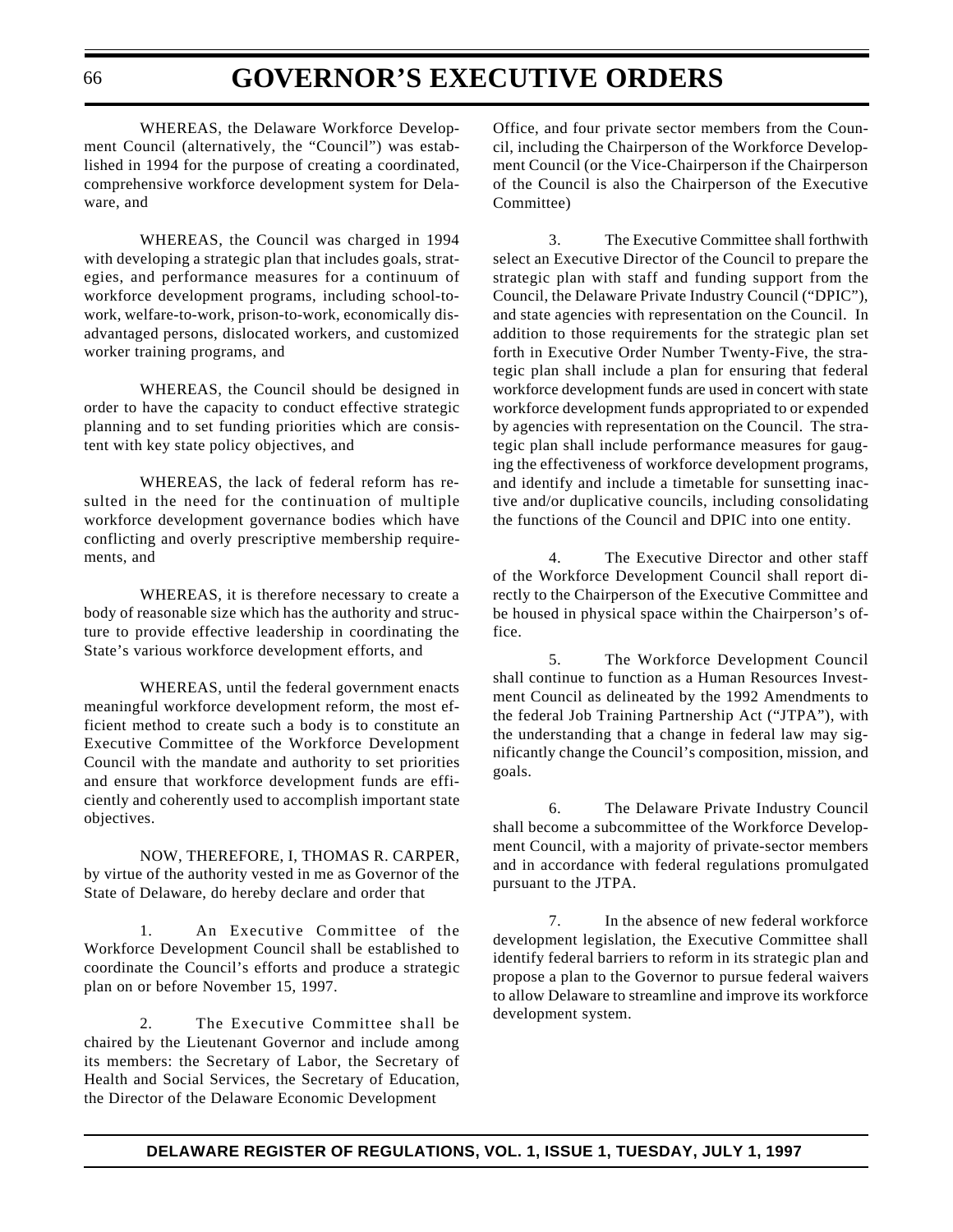WHEREAS, the Delaware Workforce Development Council (alternatively, the "Council") was established in 1994 for the purpose of creating a coordinated, comprehensive workforce development system for Delaware, and

WHEREAS, the Council was charged in 1994 with developing a strategic plan that includes goals, strategies, and performance measures for a continuum of workforce development programs, including school-to-work, welfare-to-work, prison-to-work, economically disadvantaged persons, dislocated workers, and customized worker training programs, and

WHEREAS, the Council should be designed in order to have the capacity to conduct effective strategic planning and to set funding priorities which are consistent with key state policy objectives, and

WHEREAS, the lack of federal reform has resulted in the need for the continuation of multiple workforce development governance bodies which have conflicting and overly prescriptive membership requirements, and

WHEREAS, it is therefore necessary to create a body of reasonable size which has the authority and structure to provide effective leadership in coordinating the State's various workforce development efforts, and

WHEREAS, until the federal government enacts meaningful workforce development reform, the most efficient method to create such a body is to constitute an Executive Committee of the Workforce Development Council with the mandate and authority to set priorities and ensure that workforce development funds are efficiently and coherently used to accomplish important state objectives.

NOW, THEREFORE, I, THOMAS R. CARPER, by virtue of the authority vested in me as Governor of the State of Delaware, do hereby declare and order that

1. An Executive Committee of the Workforce Development Council shall be established to coordinate the Council's efforts and produce a strategic plan on or before November 15, 1997.

2. The Executive Committee shall be chaired by the Lieutenant Governor and include among its members: the Secretary of Labor, the Secretary of Health and Social Services, the Secretary of Education, the Director of the Delaware Economic Development Office, and four private sector members from the Council, including the Chairperson of the Workforce Development Council (or the Vice-Chairperson if the Chairperson of the Council is also the Chairperson of the Executive Committee)

3. The Executive Committee shall forthwith select an Executive Director of the Council to prepare the strategic plan with staff and funding support from the Council, the Delaware Private Industry Council ("DPIC"), and state agencies with representation on the Council. In addition to those requirements for the strategic plan set forth in Executive Order Number Twenty-Five, the strategic plan shall include a plan for ensuring that federal workforce development funds are used in concert with state workforce development funds appropriated to or expended by agencies with representation on the Council. The strategic plan shall include performance measures for gauging the effectiveness of workforce development programs, and identify and include a timetable for sunsetting inactive and/or duplicative councils, including consolidating the functions of the Council and DPIC into one entity.

4. The Executive Director and other staff of the Workforce Development Council shall report directly to the Chairperson of the Executive Committee and be housed in physical space within the Chairperson's office.

5. The Workforce Development Council shall continue to function as a Human Resources Investment Council as delineated by the 1992 Amendments to the federal Job Training Partnership Act ("JTPA"), with the understanding that a change in federal law may significantly change the Council's composition, mission, and goals.

6. The Delaware Private Industry Council shall become a subcommittee of the Workforce Development Council, with a majority of private-sector members and in accordance with federal regulations promulgated pursuant to the JTPA.

7. In the absence of new federal workforce development legislation, the Executive Committee shall identify federal barriers to reform in its strategic plan and propose a plan to the Governor to pursue federal waivers to allow Delaware to streamline and improve its workforce development system.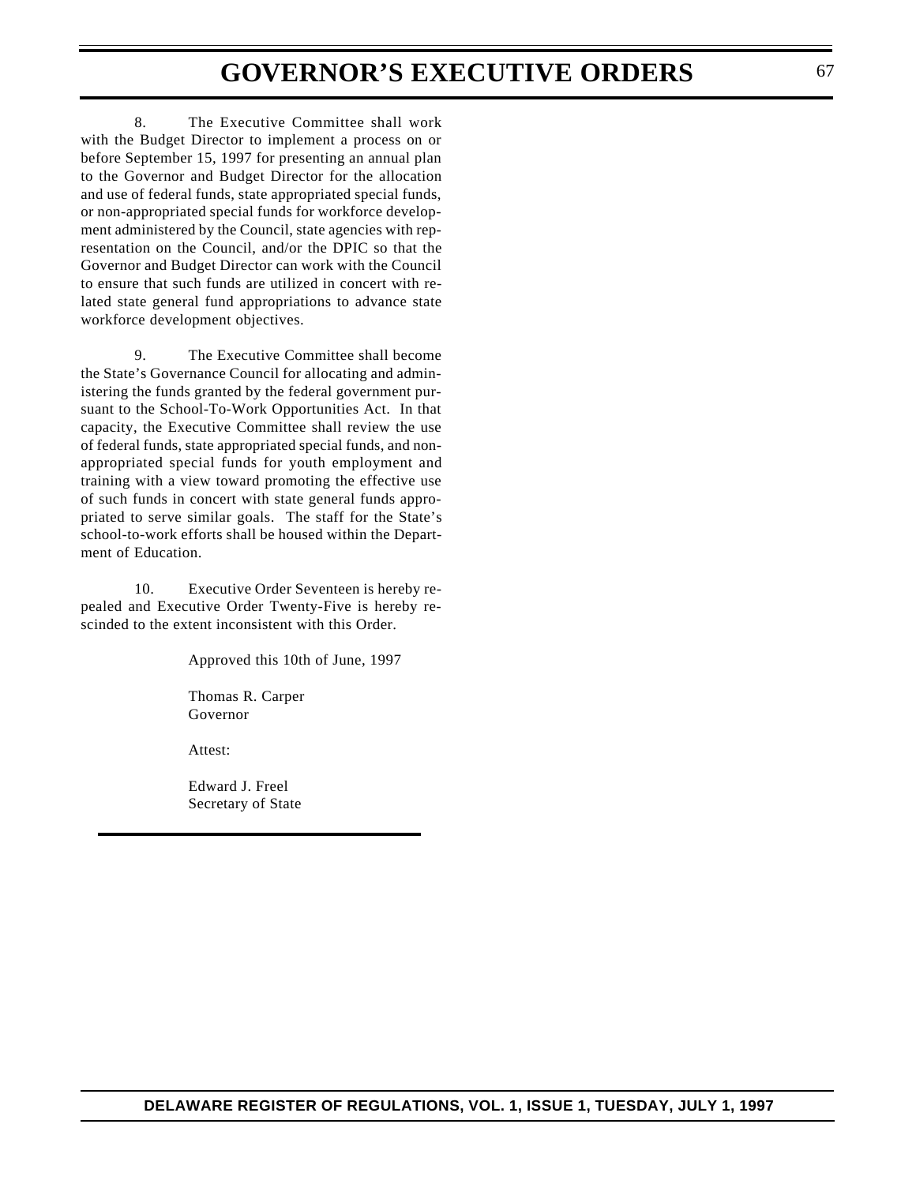8. The Executive Committee shall work with the Budget Director to implement a process on or before September 15, 1997 for presenting an annual plan to the Governor and Budget Director for the allocation and use of federal funds, state appropriated special funds, or non-appropriated special funds for workforce development administered by the Council, state agencies with representation on the Council, and/or the DPIC so that the Governor and Budget Director can work with the Council to ensure that such funds are utilized in concert with related state general fund appropriations to advance state workforce development objectives.

9. The Executive Committee shall become the State's Governance Council for allocating and administering the funds granted by the federal government pursuant to the School-To-Work Opportunities Act. In that capacity, the Executive Committee shall review the use of federal funds, state appropriated special funds, and non-appropriated special funds for youth employment and training with a view toward promoting the effective use of such funds in concert with state general funds appropriated to serve similar goals. The staff for the State's school-to-work efforts shall be housed within the Department of Education.

10. Executive Order Seventeen is hereby repealed and Executive Order Twenty-Five is hereby rescinded to the extent inconsistent with this Order.

Approved this 10th of June, 1997

Thomas R. Carper
Governor

Attest:

Edward J. Freel
Secretary of State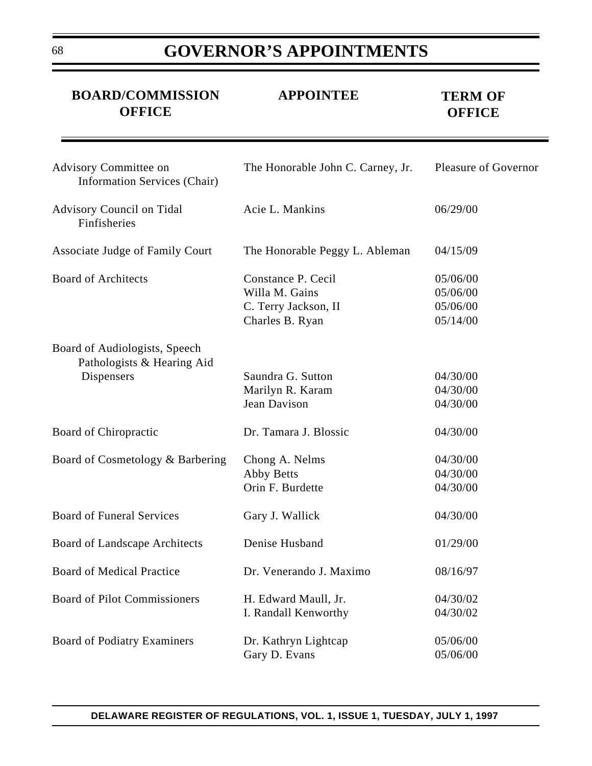# GOVERNOR'S APPOINTMENTS

| BOARD/COMMISSION OFFICE | APPOINTEE | TERM OF OFFICE |
|---|---|---|
| Advisory Committee on Information Services (Chair) | The Honorable John C. Carney, Jr. | Pleasure of Governor |
| Advisory Council on Tidal Finfisheries | Acie L. Mankins | 06/29/00 |
| Associate Judge of Family Court | The Honorable Peggy L. Ableman | 04/15/09 |
| Board of Architects | Constance P. Cecil | 05/06/00 |
| | Willa M. Gains | 05/06/00 |
| | C. Terry Jackson, II | 05/06/00 |
| | Charles B. Ryan | 05/14/00 |
| Board of Audiologists, Speech Pathologists & Hearing Aid Dispensers | Saundra G. Sutton | 04/30/00 |
| | Marilyn R. Karam | 04/30/00 |
| | Jean Davison | 04/30/00 |
| Board of Chiropractic | Dr. Tamara J. Blossic | 04/30/00 |
| Board of Cosmetology & Barbering | Chong A. Nelms | 04/30/00 |
| | Abby Betts | 04/30/00 |
| | Orin F. Burdette | 04/30/00 |
| Board of Funeral Services | Gary J. Wallick | 04/30/00 |
| Board of Landscape Architects | Denise Husband | 01/29/00 |
| Board of Medical Practice | Dr. Venerando J. Maximo | 08/16/97 |
| Board of Pilot Commissioners | H. Edward Maull, Jr. | 04/30/02 |
| | I. Randall Kenworthy | 04/30/02 |
| Board of Podiatry Examiners | Dr. Kathryn Lightcap | 05/06/00 |
| | Gary D. Evans | 05/06/00 |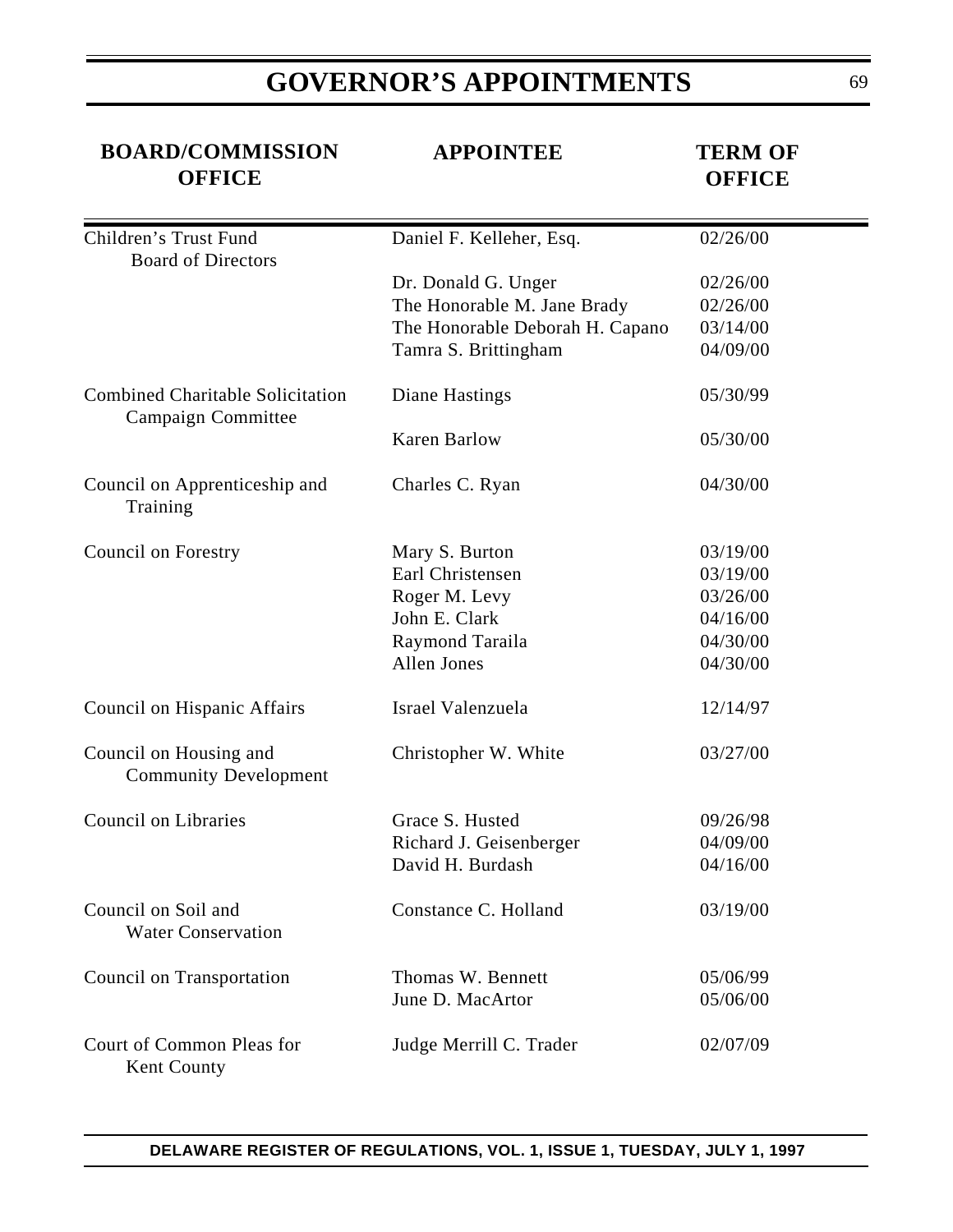# GOVERNOR'S APPOINTMENTS

| BOARD/COMMISSION OFFICE | APPOINTEE | TERM OF OFFICE |
|---|---|---|
| Children's Trust Fund Board of Directors | Daniel F. Kelleher, Esq. | 02/26/00 |
| | Dr. Donald G. Unger | 02/26/00 |
| | The Honorable M. Jane Brady | 02/26/00 |
| | The Honorable Deborah H. Capano | 03/14/00 |
| | Tamra S. Brittingham | 04/09/00 |
| Combined Charitable Solicitation Campaign Committee | Diane Hastings | 05/30/99 |
| | Karen Barlow | 05/30/00 |
| Council on Apprenticeship and Training | Charles C. Ryan | 04/30/00 |
| Council on Forestry | Mary S. Burton | 03/19/00 |
| | Earl Christensen | 03/19/00 |
| | Roger M. Levy | 03/26/00 |
| | John E. Clark | 04/16/00 |
| | Raymond Taraila | 04/30/00 |
| | Allen Jones | 04/30/00 |
| Council on Hispanic Affairs | Israel Valenzuela | 12/14/97 |
| Council on Housing and Community Development | Christopher W. White | 03/27/00 |
| Council on Libraries | Grace S. Husted | 09/26/98 |
| | Richard J. Geisenberger | 04/09/00 |
| | David H. Burdash | 04/16/00 |
| Council on Soil and Water Conservation | Constance C. Holland | 03/19/00 |
| Council on Transportation | Thomas W. Bennett | 05/06/99 |
| | June D. MacArtor | 05/06/00 |
| Court of Common Pleas for Kent County | Judge Merrill C. Trader | 02/07/09 |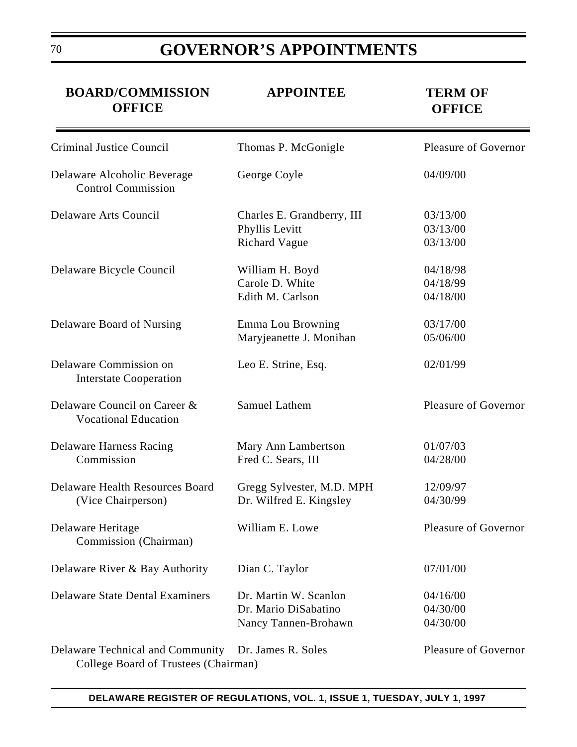# GOVERNOR'S APPOINTMENTS

| BOARD/COMMISSION OFFICE | APPOINTEE | TERM OF OFFICE |
|---|---|---|
| Criminal Justice Council | Thomas P. McGonigle | Pleasure of Governor |
| Delaware Alcoholic Beverage Control Commission | George Coyle | 04/09/00 |
| Delaware Arts Council | Charles E. Grandberry, III | 03/13/00 |
| | Phyllis Levitt | 03/13/00 |
| | Richard Vague | 03/13/00 |
| Delaware Bicycle Council | William H. Boyd | 04/18/98 |
| | Carole D. White | 04/18/99 |
| | Edith M. Carlson | 04/18/00 |
| Delaware Board of Nursing | Emma Lou Browning | 03/17/00 |
| | Maryjeanette J. Monihan | 05/06/00 |
| Delaware Commission on Interstate Cooperation | Leo E. Strine, Esq. | 02/01/99 |
| Delaware Council on Career & Vocational Education | Samuel Lathem | Pleasure of Governor |
| Delaware Harness Racing Commission | Mary Ann Lambertson | 01/07/03 |
| | Fred C. Sears, III | 04/28/00 |
| Delaware Health Resources Board | Gregg Sylvester, M.D. MPH | 12/09/97 |
| (Vice Chairperson) | Dr. Wilfred E. Kingsley | 04/30/99 |
| Delaware Heritage Commission (Chairman) | William E. Lowe | Pleasure of Governor |
| Delaware River & Bay Authority | Dian C. Taylor | 07/01/00 |
| Delaware State Dental Examiners | Dr. Martin W. Scanlon | 04/16/00 |
| | Dr. Mario DiSabatino | 04/30/00 |
| | Nancy Tannen-Brohawn | 04/30/00 |
| Delaware Technical and Community College Board of Trustees (Chairman) | Dr. James R. Soles | Pleasure of Governor |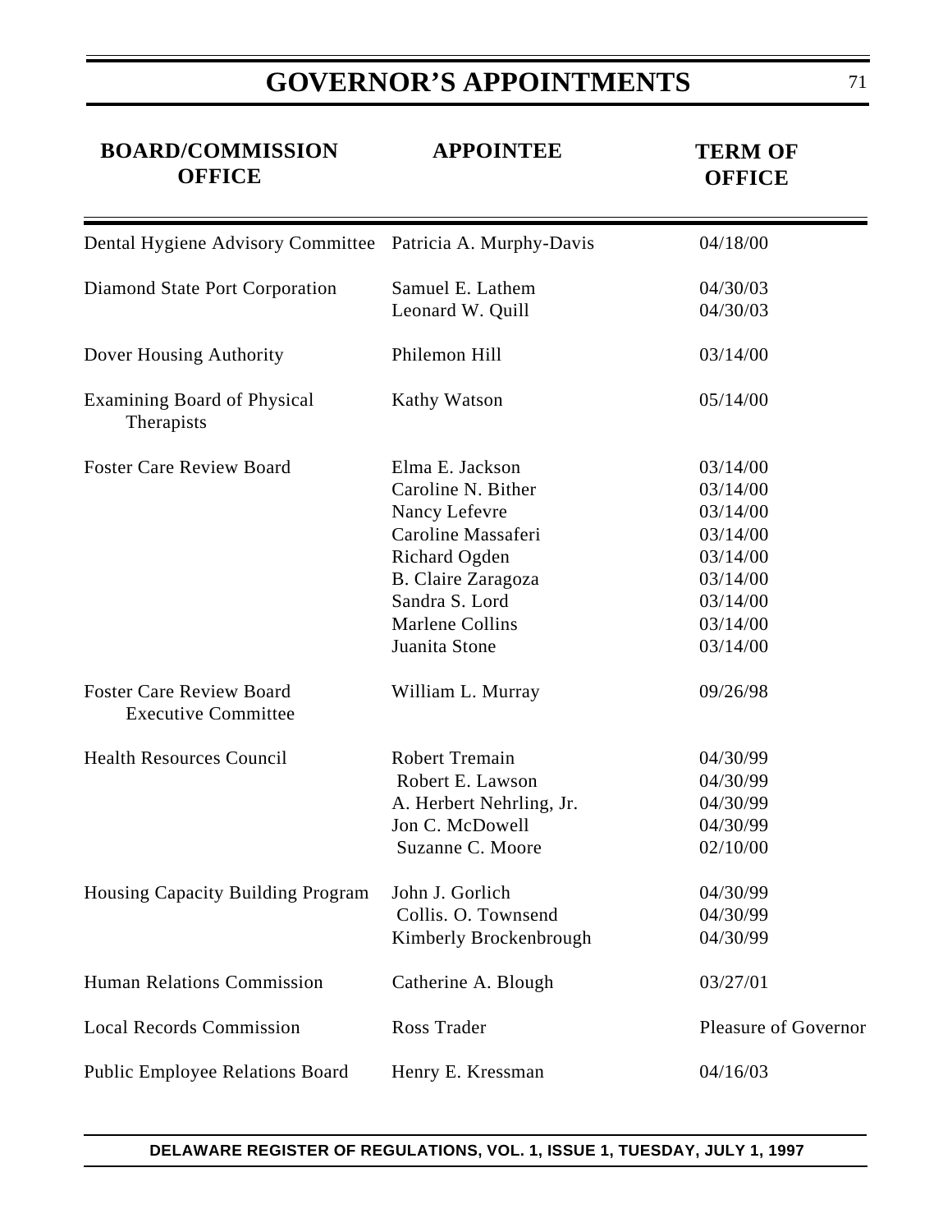# GOVERNOR'S APPOINTMENTS

| BOARD/COMMISSION OFFICE | APPOINTEE | TERM OF OFFICE |
|---|---|---|
| Dental Hygiene Advisory Committee | Patricia A. Murphy-Davis | 04/18/00 |
| Diamond State Port Corporation | Samuel E. Lathem | 04/30/03 |
| | Leonard W. Quill | 04/30/03 |
| Dover Housing Authority | Philemon Hill | 03/14/00 |
| Examining Board of Physical Therapists | Kathy Watson | 05/14/00 |
| Foster Care Review Board | Elma E. Jackson | 03/14/00 |
| | Caroline N. Bither | 03/14/00 |
| | Nancy Lefevre | 03/14/00 |
| | Caroline Massaferi | 03/14/00 |
| | Richard Ogden | 03/14/00 |
| | B. Claire Zaragoza | 03/14/00 |
| | Sandra S. Lord | 03/14/00 |
| | Marlene Collins | 03/14/00 |
| | Juanita Stone | 03/14/00 |
| Foster Care Review Board Executive Committee | William L. Murray | 09/26/98 |
| Health Resources Council | Robert Tremain | 04/30/99 |
| | Robert E. Lawson | 04/30/99 |
| | A. Herbert Nehrling, Jr. | 04/30/99 |
| | Jon C. McDowell | 04/30/99 |
| | Suzanne C. Moore | 02/10/00 |
| Housing Capacity Building Program | John J. Gorlich | 04/30/99 |
| | Collis. O. Townsend | 04/30/99 |
| | Kimberly Brockenbrough | 04/30/99 |
| Human Relations Commission | Catherine A. Blough | 03/27/01 |
| Local Records Commission | Ross Trader | Pleasure of Governor |
| Public Employee Relations Board | Henry E. Kressman | 04/16/03 |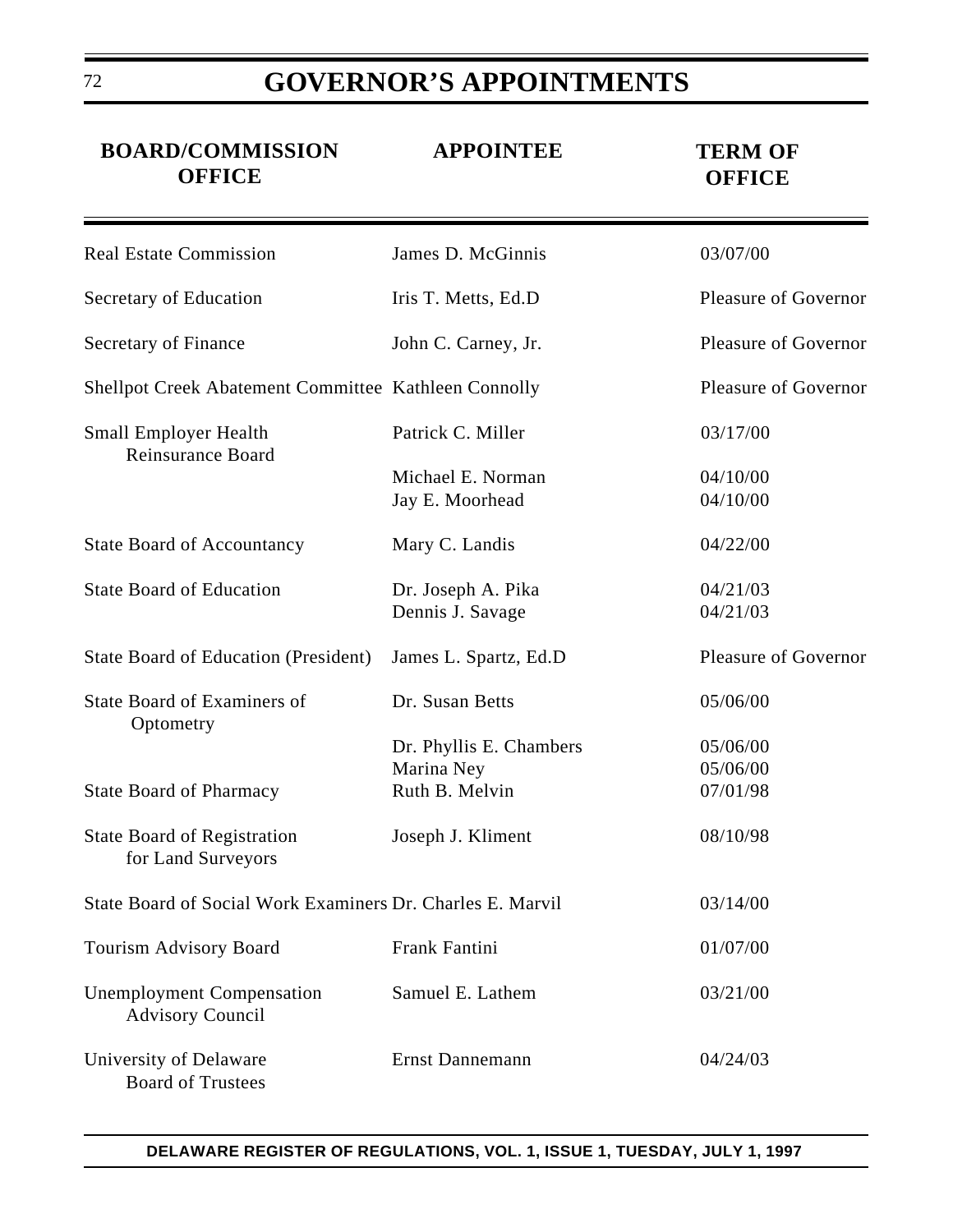# GOVERNOR'S APPOINTMENTS

| BOARD/COMMISSION OFFICE | APPOINTEE | TERM OF OFFICE |
|---|---|---|
| Real Estate Commission | James D. McGinnis | 03/07/00 |
| Secretary of Education | Iris T. Metts, Ed.D | Pleasure of Governor |
| Secretary of Finance | John C. Carney, Jr. | Pleasure of Governor |
| Shellpot Creek Abatement Committee | Kathleen Connolly | Pleasure of Governor |
| Small Employer Health Reinsurance Board | Patrick C. Miller | 03/17/00 |
| | Michael E. Norman | 04/10/00 |
| | Jay E. Moorhead | 04/10/00 |
| State Board of Accountancy | Mary C. Landis | 04/22/00 |
| State Board of Education | Dr. Joseph A. Pika | 04/21/03 |
| | Dennis J. Savage | 04/21/03 |
| State Board of Education (President) | James L. Spartz, Ed.D | Pleasure of Governor |
| State Board of Examiners of Optometry | Dr. Susan Betts | 05/06/00 |
| | Dr. Phyllis E. Chambers | 05/06/00 |
| | Marina Ney | 05/06/00 |
| State Board of Pharmacy | Ruth B. Melvin | 07/01/98 |
| State Board of Registration for Land Surveyors | Joseph J. Kliment | 08/10/98 |
| State Board of Social Work Examiners | Dr. Charles E. Marvil | 03/14/00 |
| Tourism Advisory Board | Frank Fantini | 01/07/00 |
| Unemployment Compensation Advisory Council | Samuel E. Lathem | 03/21/00 |
| University of Delaware Board of Trustees | Ernst Dannemann | 04/24/03 |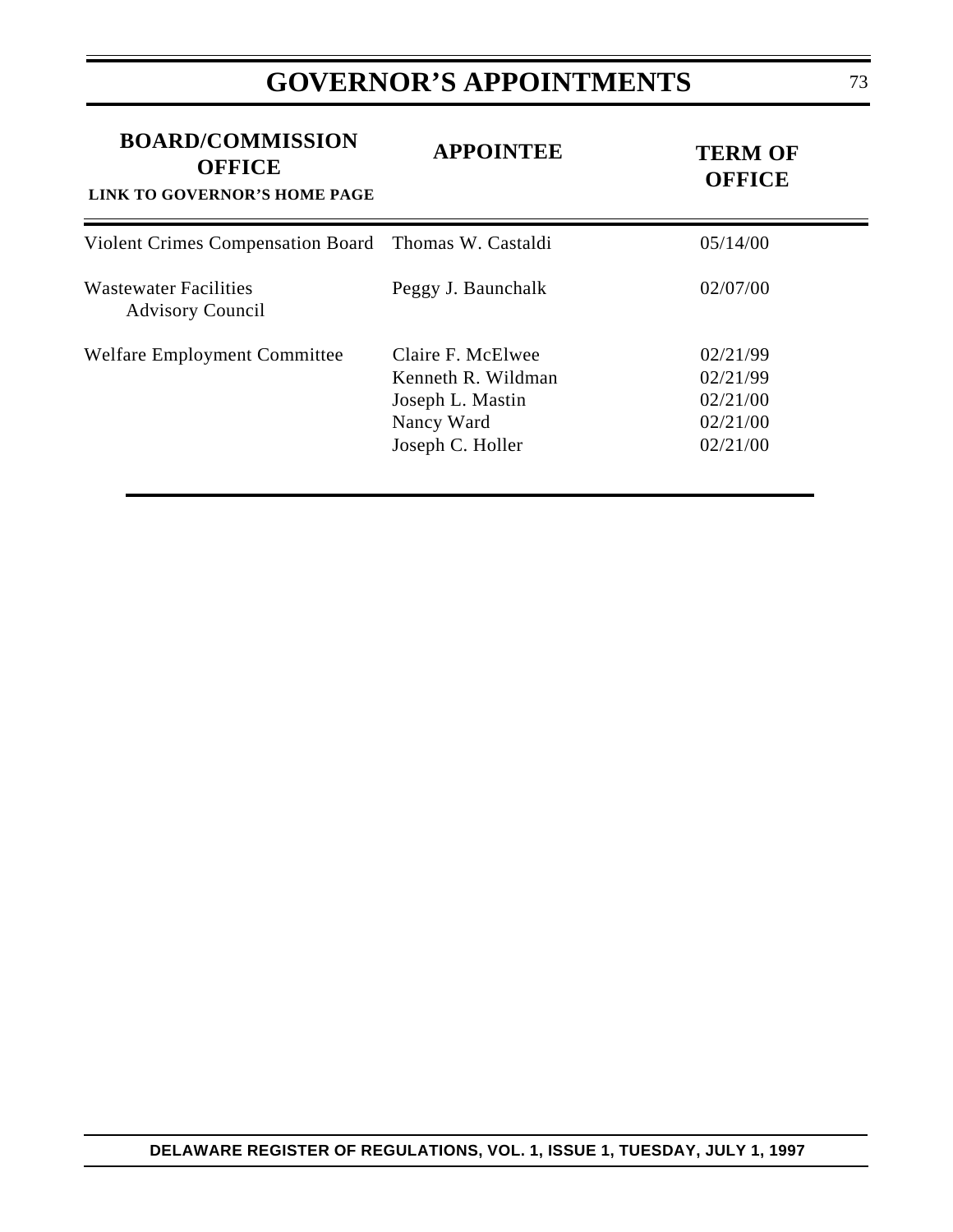# GOVERNOR'S APPOINTMENTS

| BOARD/COMMISSION OFFICE<br>LINK TO GOVERNOR'S HOME PAGE | APPOINTEE | TERM OF OFFICE |
|---|---|---|
| Violent Crimes Compensation Board | Thomas W. Castaldi | 05/14/00 |
| Wastewater Facilities Advisory Council | Peggy J. Baunchalk | 02/07/00 |
| Welfare Employment Committee | Claire F. McElwee | 02/21/99 |
| | Kenneth R. Wildman | 02/21/99 |
| | Joseph L. Mastin | 02/21/00 |
| | Nancy Ward | 02/21/00 |
| | Joseph C. Holler | 02/21/00 |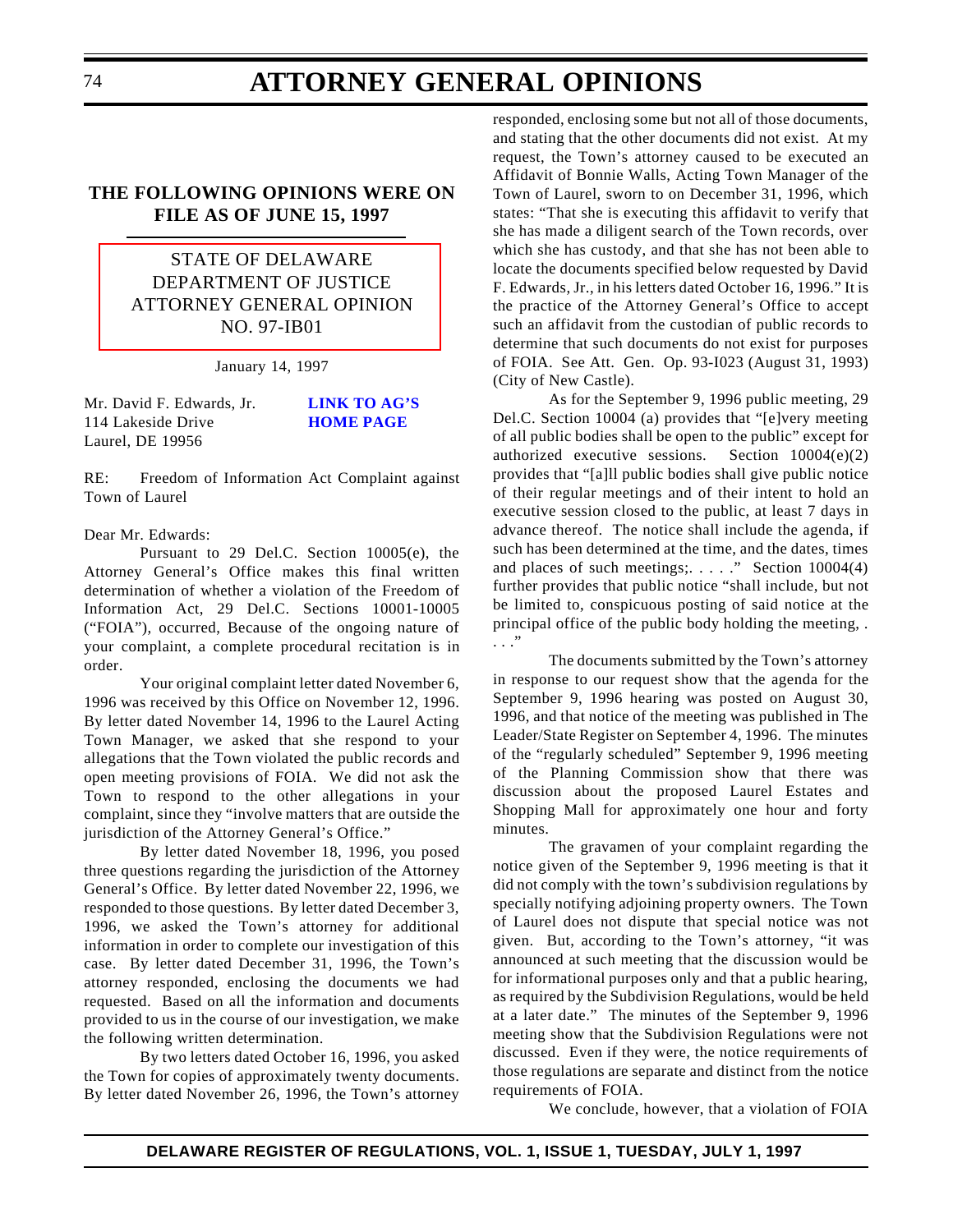## THE FOLLOWING OPINIONS WERE ON FILE AS OF JUNE 15, 1997

STATE OF DELAWARE
DEPARTMENT OF JUSTICE
ATTORNEY GENERAL OPINION
NO. 97-IB01

January 14, 1997

Mr. David F. Edwards, Jr.
114 Lakeside Drive
Laurel, DE 19956

**LINK TO AG'S HOME PAGE**

RE: Freedom of Information Act Complaint against Town of Laurel

Dear Mr. Edwards:

Pursuant to 29 Del.C. Section 10005(e), the Attorney General's Office makes this final written determination of whether a violation of the Freedom of Information Act, 29 Del.C. Sections 10001-10005 ("FOIA"), occurred, Because of the ongoing nature of your complaint, a complete procedural recitation is in order.

Your original complaint letter dated November 6, 1996 was received by this Office on November 12, 1996. By letter dated November 14, 1996 to the Laurel Acting Town Manager, we asked that she respond to your allegations that the Town violated the public records and open meeting provisions of FOIA. We did not ask the Town to respond to the other allegations in your complaint, since they "involve matters that are outside the jurisdiction of the Attorney General's Office."

By letter dated November 18, 1996, you posed three questions regarding the jurisdiction of the Attorney General's Office. By letter dated November 22, 1996, we responded to those questions. By letter dated December 3, 1996, we asked the Town's attorney for additional information in order to complete our investigation of this case. By letter dated December 31, 1996, the Town's attorney responded, enclosing the documents we had requested. Based on all the information and documents provided to us in the course of our investigation, we make the following written determination.

By two letters dated October 16, 1996, you asked the Town for copies of approximately twenty documents. By letter dated November 26, 1996, the Town's attorney responded, enclosing some but not all of those documents, and stating that the other documents did not exist. At my request, the Town's attorney caused to be executed an Affidavit of Bonnie Walls, Acting Town Manager of the Town of Laurel, sworn to on December 31, 1996, which states: "That she is executing this affidavit to verify that she has made a diligent search of the Town records, over which she has custody, and that she has not been able to locate the documents specified below requested by David F. Edwards, Jr., in his letters dated October 16, 1996." It is the practice of the Attorney General's Office to accept such an affidavit from the custodian of public records to determine that such documents do not exist for purposes of FOIA. See Att. Gen. Op. 93-I023 (August 31, 1993) (City of New Castle).

As for the September 9, 1996 public meeting, 29 Del.C. Section 10004 (a) provides that "[e]very meeting of all public bodies shall be open to the public" except for authorized executive sessions. Section 10004(e)(2) provides that "[a]ll public bodies shall give public notice of their regular meetings and of their intent to hold an executive session closed to the public, at least 7 days in advance thereof. The notice shall include the agenda, if such has been determined at the time, and the dates, times and places of such meetings;. . . . ." Section 10004(4) further provides that public notice "shall include, but not be limited to, conspicuous posting of said notice at the principal office of the public body holding the meeting, . . . ."

The documents submitted by the Town's attorney in response to our request show that the agenda for the September 9, 1996 hearing was posted on August 30, 1996, and that notice of the meeting was published in The Leader/State Register on September 4, 1996. The minutes of the "regularly scheduled" September 9, 1996 meeting of the Planning Commission show that there was discussion about the proposed Laurel Estates and Shopping Mall for approximately one hour and forty minutes.

The gravamen of your complaint regarding the notice given of the September 9, 1996 meeting is that it did not comply with the town's subdivision regulations by specially notifying adjoining property owners. The Town of Laurel does not dispute that special notice was not given. But, according to the Town's attorney, "it was announced at such meeting that the discussion would be for informational purposes only and that a public hearing, as required by the Subdivision Regulations, would be held at a later date." The minutes of the September 9, 1996 meeting show that the Subdivision Regulations were not discussed. Even if they were, the notice requirements of those regulations are separate and distinct from the notice requirements of FOIA.

We conclude, however, that a violation of FOIA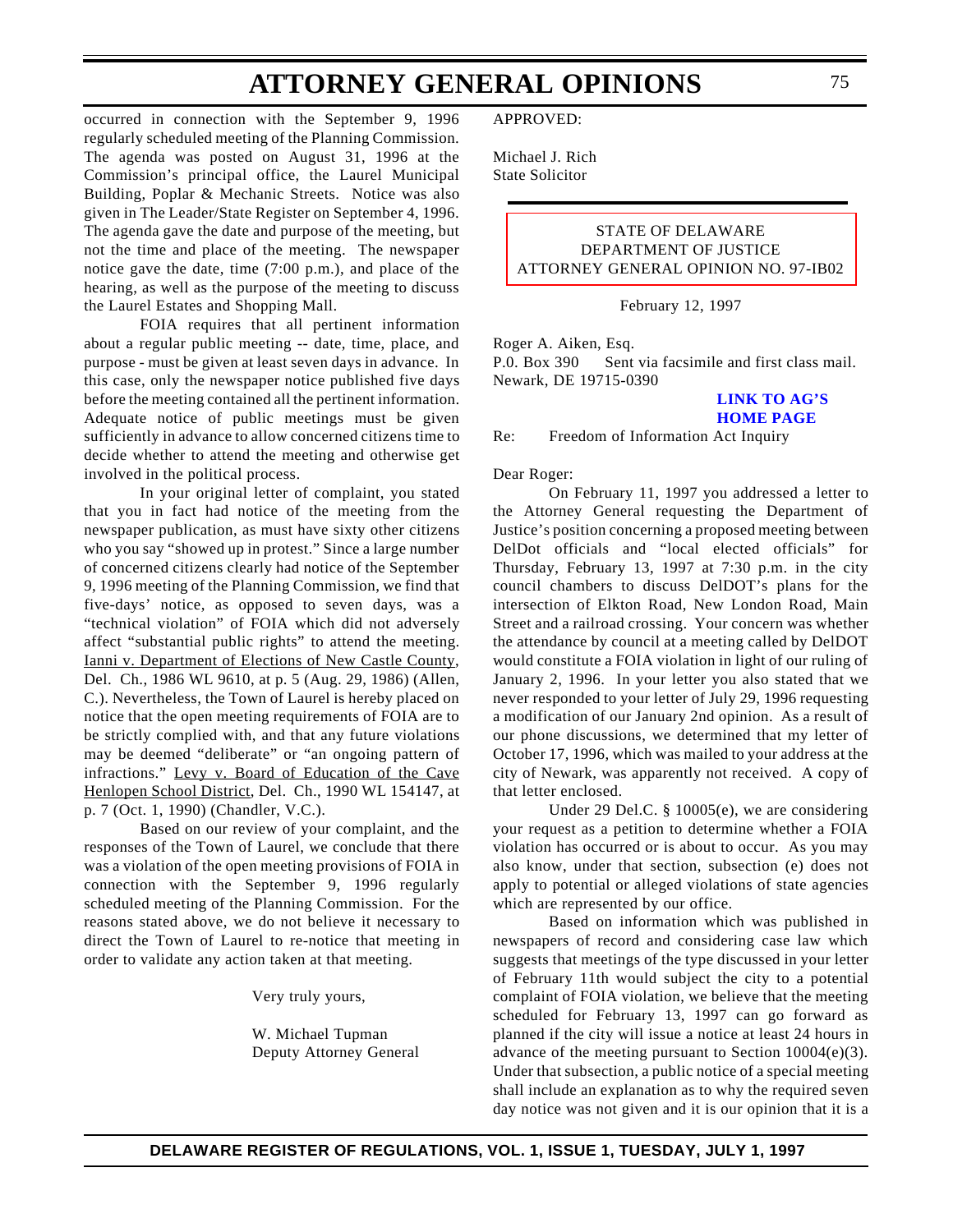occurred in connection with the September 9, 1996 regularly scheduled meeting of the Planning Commission. The agenda was posted on August 31, 1996 at the Commission's principal office, the Laurel Municipal Building, Poplar & Mechanic Streets. Notice was also given in The Leader/State Register on September 4, 1996. The agenda gave the date and purpose of the meeting, but not the time and place of the meeting. The newspaper notice gave the date, time (7:00 p.m.), and place of the hearing, as well as the purpose of the meeting to discuss the Laurel Estates and Shopping Mall.

FOIA requires that all pertinent information about a regular public meeting -- date, time, place, and purpose - must be given at least seven days in advance. In this case, only the newspaper notice published five days before the meeting contained all the pertinent information. Adequate notice of public meetings must be given sufficiently in advance to allow concerned citizens time to decide whether to attend the meeting and otherwise get involved in the political process.

In your original letter of complaint, you stated that you in fact had notice of the meeting from the newspaper publication, as must have sixty other citizens who you say "showed up in protest." Since a large number of concerned citizens clearly had notice of the September 9, 1996 meeting of the Planning Commission, we find that five-days' notice, as opposed to seven days, was a "technical violation" of FOIA which did not adversely affect "substantial public rights" to attend the meeting. Ianni v. Department of Elections of New Castle County, Del. Ch., 1986 WL 9610, at p. 5 (Aug. 29, 1986) (Allen, C.). Nevertheless, the Town of Laurel is hereby placed on notice that the open meeting requirements of FOIA are to be strictly complied with, and that any future violations may be deemed "deliberate" or "an ongoing pattern of infractions." Levy v. Board of Education of the Cave Henlopen School District, Del. Ch., 1990 WL 154147, at p. 7 (Oct. 1, 1990) (Chandler, V.C.).

Based on our review of your complaint, and the responses of the Town of Laurel, we conclude that there was a violation of the open meeting provisions of FOIA in connection with the September 9, 1996 regularly scheduled meeting of the Planning Commission. For the reasons stated above, we do not believe it necessary to direct the Town of Laurel to re-notice that meeting in order to validate any action taken at that meeting.

Very truly yours,

W. Michael Tupman
Deputy Attorney General

APPROVED:

Michael J. Rich
State Solicitor

---

STATE OF DELAWARE
DEPARTMENT OF JUSTICE
ATTORNEY GENERAL OPINION NO. 97-IB02

February 12, 1997

Roger A. Aiken, Esq.
P.0. Box 390 Sent via facsimile and first class mail.
Newark, DE 19715-0390

**LINK TO AG'S HOME PAGE**

Re: Freedom of Information Act Inquiry

Dear Roger:

On February 11, 1997 you addressed a letter to the Attorney General requesting the Department of Justice's position concerning a proposed meeting between DelDot officials and "local elected officials" for Thursday, February 13, 1997 at 7:30 p.m. in the city council chambers to discuss DelDOT's plans for the intersection of Elkton Road, New London Road, Main Street and a railroad crossing. Your concern was whether the attendance by council at a meeting called by DelDOT would constitute a FOIA violation in light of our ruling of January 2, 1996. In your letter you also stated that we never responded to your letter of July 29, 1996 requesting a modification of our January 2nd opinion. As a result of our phone discussions, we determined that my letter of October 17, 1996, which was mailed to your address at the city of Newark, was apparently not received. A copy of that letter enclosed.

Under 29 Del.C. § 10005(e), we are considering your request as a petition to determine whether a FOIA violation has occurred or is about to occur. As you may also know, under that section, subsection (e) does not apply to potential or alleged violations of state agencies which are represented by our office.

Based on information which was published in newspapers of record and considering case law which suggests that meetings of the type discussed in your letter of February 11th would subject the city to a potential complaint of FOIA violation, we believe that the meeting scheduled for February 13, 1997 can go forward as planned if the city will issue a notice at least 24 hours in advance of the meeting pursuant to Section 10004(e)(3). Under that subsection, a public notice of a special meeting shall include an explanation as to why the required seven day notice was not given and it is our opinion that it is a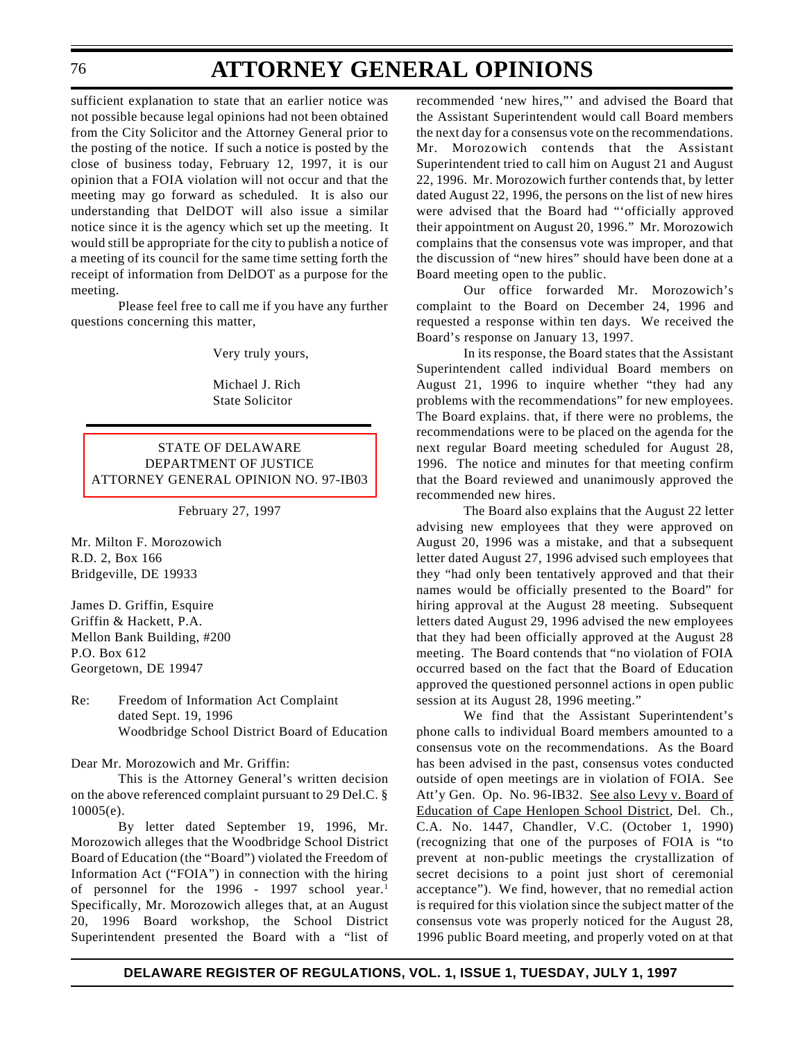sufficient explanation to state that an earlier notice was not possible because legal opinions had not been obtained from the City Solicitor and the Attorney General prior to the posting of the notice. If such a notice is posted by the close of business today, February 12, 1997, it is our opinion that a FOIA violation will not occur and that the meeting may go forward as scheduled. It is also our understanding that DelDOT will also issue a similar notice since it is the agency which set up the meeting. It would still be appropriate for the city to publish a notice of a meeting of its council for the same time setting forth the receipt of information from DelDOT as a purpose for the meeting.

Please feel free to call me if you have any further questions concerning this matter,

Very truly yours,

Michael J. Rich
State Solicitor

---

STATE OF DELAWARE
DEPARTMENT OF JUSTICE
ATTORNEY GENERAL OPINION NO. 97-IB03

February 27, 1997

Mr. Milton F. Morozowich
R.D. 2, Box 166
Bridgeville, DE 19933

James D. Griffin, Esquire
Griffin & Hackett, P.A.
Mellon Bank Building, #200
P.O. Box 612
Georgetown, DE 19947

Re: Freedom of Information Act Complaint dated Sept. 19, 1996
Woodbridge School District Board of Education

Dear Mr. Morozowich and Mr. Griffin:

This is the Attorney General's written decision on the above referenced complaint pursuant to 29 Del.C. § 10005(e).

By letter dated September 19, 1996, Mr. Morozowich alleges that the Woodbridge School District Board of Education (the "Board") violated the Freedom of Information Act ("FOIA") in connection with the hiring of personnel for the 1996 - 1997 school year.[1] Specifically, Mr. Morozowich alleges that, at an August 20, 1996 Board workshop, the School District Superintendent presented the Board with a "list of recommended 'new hires,"' and advised the Board that the Assistant Superintendent would call Board members the next day for a consensus vote on the recommendations. Mr. Morozowich contends that the Assistant Superintendent tried to call him on August 21 and August 22, 1996. Mr. Morozowich further contends that, by letter dated August 22, 1996, the persons on the list of new hires were advised that the Board had "'officially approved their appointment on August 20, 1996." Mr. Morozowich complains that the consensus vote was improper, and that the discussion of "new hires" should have been done at a Board meeting open to the public.

Our office forwarded Mr. Morozowich's complaint to the Board on December 24, 1996 and requested a response within ten days. We received the Board's response on January 13, 1997.

In its response, the Board states that the Assistant Superintendent called individual Board members on August 21, 1996 to inquire whether "they had any problems with the recommendations" for new employees. The Board explains. that, if there were no problems, the recommendations were to be placed on the agenda for the next regular Board meeting scheduled for August 28, 1996. The notice and minutes for that meeting confirm that the Board reviewed and unanimously approved the recommended new hires.

The Board also explains that the August 22 letter advising new employees that they were approved on August 20, 1996 was a mistake, and that a subsequent letter dated August 27, 1996 advised such employees that they "had only been tentatively approved and that their names would be officially presented to the Board" for hiring approval at the August 28 meeting. Subsequent letters dated August 29, 1996 advised the new employees that they had been officially approved at the August 28 meeting. The Board contends that "no violation of FOIA occurred based on the fact that the Board of Education approved the questioned personnel actions in open public session at its August 28, 1996 meeting."

We find that the Assistant Superintendent's phone calls to individual Board members amounted to a consensus vote on the recommendations. As the Board has been advised in the past, consensus votes conducted outside of open meetings are in violation of FOIA. See Att'y Gen. Op. No. 96-IB32. See also Levy v. Board of Education of Cape Henlopen School District, Del. Ch., C.A. No. 1447, Chandler, V.C. (October 1, 1990) (recognizing that one of the purposes of FOIA is "to prevent at non-public meetings the crystallization of secret decisions to a point just short of ceremonial acceptance"). We find, however, that no remedial action is required for this violation since the subject matter of the consensus vote was properly noticed for the August 28, 1996 public Board meeting, and properly voted on at that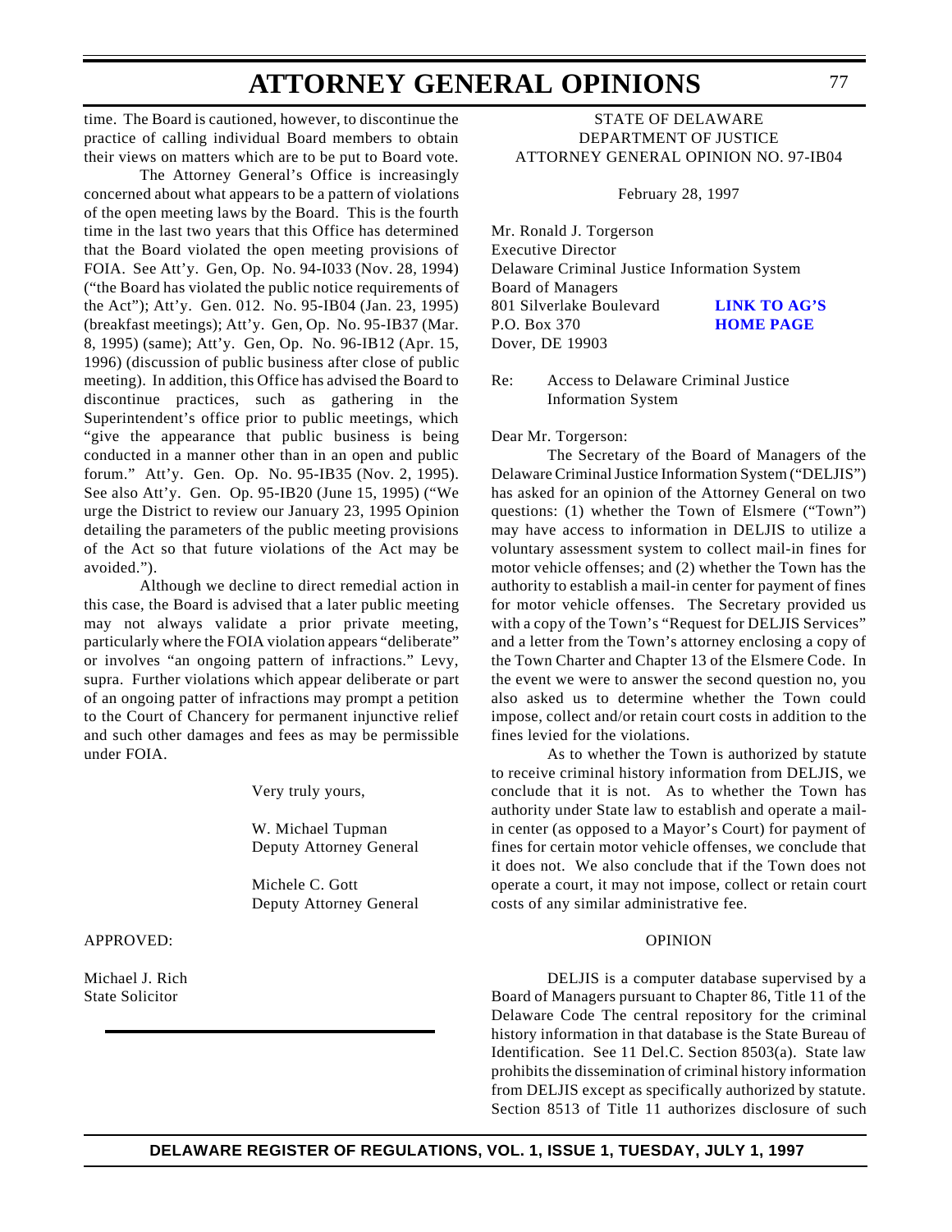time. The Board is cautioned, however, to discontinue the practice of calling individual Board members to obtain their views on matters which are to be put to Board vote.

The Attorney General's Office is increasingly concerned about what appears to be a pattern of violations of the open meeting laws by the Board. This is the fourth time in the last two years that this Office has determined that the Board violated the open meeting provisions of FOIA. See Att'y. Gen, Op. No. 94-I033 (Nov. 28, 1994) ("the Board has violated the public notice requirements of the Act"); Att'y. Gen. 012. No. 95-IB04 (Jan. 23, 1995) (breakfast meetings); Att'y. Gen, Op. No. 95-IB37 (Mar. 8, 1995) (same); Att'y. Gen, Op. No. 96-IB12 (Apr. 15, 1996) (discussion of public business after close of public meeting). In addition, this Office has advised the Board to discontinue practices, such as gathering in the Superintendent's office prior to public meetings, which "give the appearance that public business is being conducted in a manner other than in an open and public forum." Att'y. Gen. Op. No. 95-IB35 (Nov. 2, 1995). See also Att'y. Gen. Op. 95-IB20 (June 15, 1995) ("We urge the District to review our January 23, 1995 Opinion detailing the parameters of the public meeting provisions of the Act so that future violations of the Act may be avoided.").

Although we decline to direct remedial action in this case, the Board is advised that a later public meeting may not always validate a prior private meeting, particularly where the FOIA violation appears "deliberate" or involves "an ongoing pattern of infractions." Levy, supra. Further violations which appear deliberate or part of an ongoing patter of infractions may prompt a petition to the Court of Chancery for permanent injunctive relief and such other damages and fees as may be permissible under FOIA.

Very truly yours,

W. Michael Tupman
Deputy Attorney General

Michele C. Gott
Deputy Attorney General

APPROVED:

Michael J. Rich
State Solicitor

---

STATE OF DELAWARE
DEPARTMENT OF JUSTICE
ATTORNEY GENERAL OPINION NO. 97-IB04

February 28, 1997

Mr. Ronald J. Torgerson
Executive Director
Delaware Criminal Justice Information System
Board of Managers
801 Silverlake Boulevard
P.O. Box 370
Dover, DE 19903

LINK TO AG'S HOME PAGE

Re: Access to Delaware Criminal Justice Information System

Dear Mr. Torgerson:

The Secretary of the Board of Managers of the Delaware Criminal Justice Information System ("DELJIS") has asked for an opinion of the Attorney General on two questions: (1) whether the Town of Elsmere ("Town") may have access to information in DELJIS to utilize a voluntary assessment system to collect mail-in fines for motor vehicle offenses; and (2) whether the Town has the authority to establish a mail-in center for payment of fines for motor vehicle offenses. The Secretary provided us with a copy of the Town's "Request for DELJIS Services" and a letter from the Town's attorney enclosing a copy of the Town Charter and Chapter 13 of the Elsmere Code. In the event we were to answer the second question no, you also asked us to determine whether the Town could impose, collect and/or retain court costs in addition to the fines levied for the violations.

As to whether the Town is authorized by statute to receive criminal history information from DELJIS, we conclude that it is not. As to whether the Town has authority under State law to establish and operate a mail-in center (as opposed to a Mayor's Court) for payment of fines for certain motor vehicle offenses, we conclude that it does not. We also conclude that if the Town does not operate a court, it may not impose, collect or retain court costs of any similar administrative fee.

OPINION

DELJIS is a computer database supervised by a Board of Managers pursuant to Chapter 86, Title 11 of the Delaware Code The central repository for the criminal history information in that database is the State Bureau of Identification. See 11 Del.C. Section 8503(a). State law prohibits the dissemination of criminal history information from DELJIS except as specifically authorized by statute. Section 8513 of Title 11 authorizes disclosure of such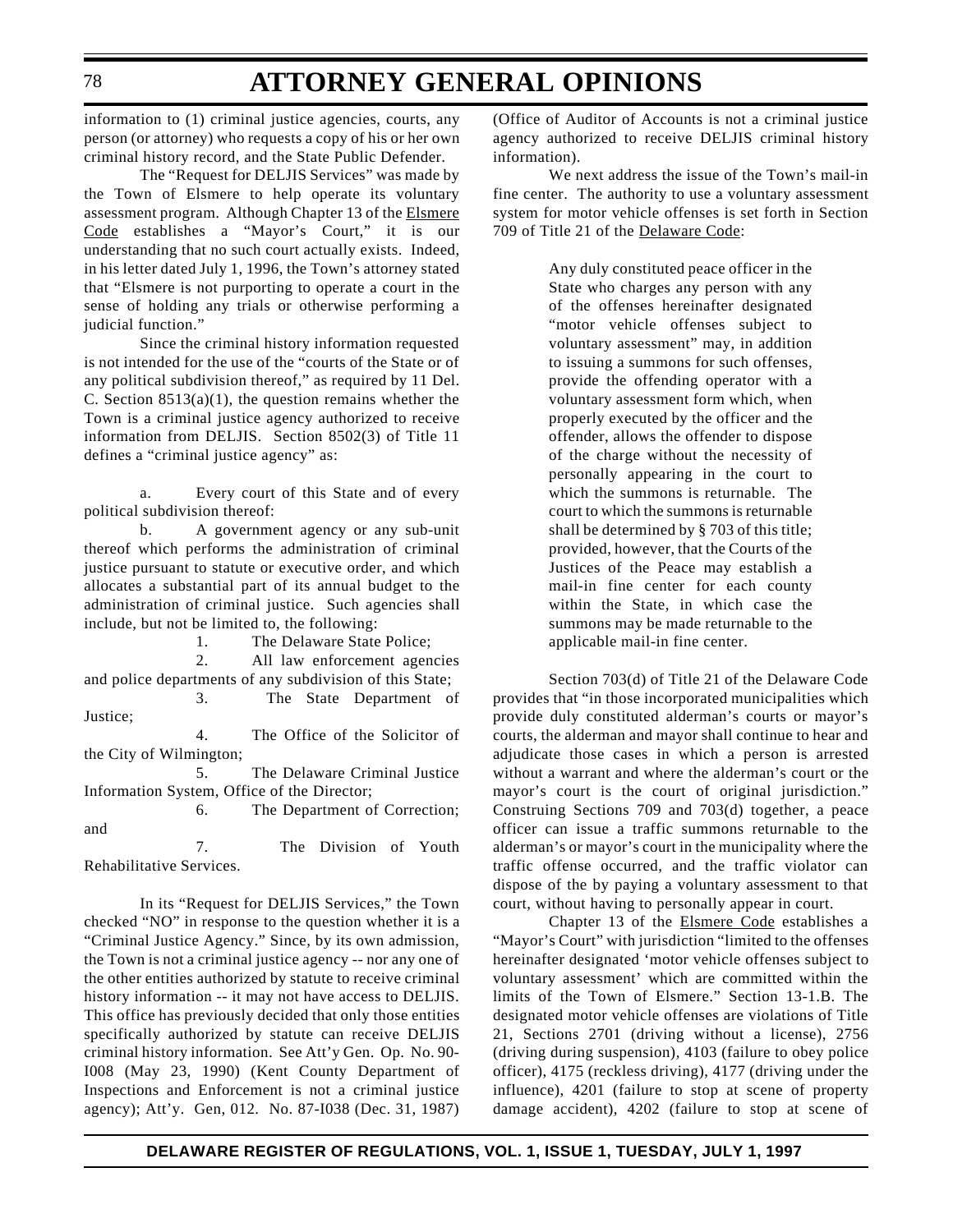information to (1) criminal justice agencies, courts, any person (or attorney) who requests a copy of his or her own criminal history record, and the State Public Defender.

The "Request for DELJIS Services" was made by the Town of Elsmere to help operate its voluntary assessment program. Although Chapter 13 of the Elsmere Code establishes a "Mayor's Court," it is our understanding that no such court actually exists. Indeed, in his letter dated July 1, 1996, the Town's attorney stated that "Elsmere is not purporting to operate a court in the sense of holding any trials or otherwise performing a judicial function."

Since the criminal history information requested is not intended for the use of the "courts of the State or of any political subdivision thereof," as required by 11 Del. C. Section 8513(a)(1), the question remains whether the Town is a criminal justice agency authorized to receive information from DELJIS. Section 8502(3) of Title 11 defines a "criminal justice agency" as:

> a. Every court of this State and of every political subdivision thereof:
>
> b. A government agency or any sub-unit thereof which performs the administration of criminal justice pursuant to statute or executive order, and which allocates a substantial part of its annual budget to the administration of criminal justice. Such agencies shall include, but not be limited to, the following:
>
> 1. The Delaware State Police;
> 2. All law enforcement agencies and police departments of any subdivision of this State;
> 3. The State Department of Justice;
> 4. The Office of the Solicitor of the City of Wilmington;
> 5. The Delaware Criminal Justice Information System, Office of the Director;
> 6. The Department of Correction; and
> 7. The Division of Youth Rehabilitative Services.

In its "Request for DELJIS Services," the Town checked "NO" in response to the question whether it is a "Criminal Justice Agency." Since, by its own admission, the Town is not a criminal justice agency -- nor any one of the other entities authorized by statute to receive criminal history information -- it may not have access to DELJIS. This office has previously decided that only those entities specifically authorized by statute can receive DELJIS criminal history information. See Att'y Gen. Op. No. 90-I008 (May 23, 1990) (Kent County Department of Inspections and Enforcement is not a criminal justice agency); Att'y. Gen, 012. No. 87-I038 (Dec. 31, 1987) (Office of Auditor of Accounts is not a criminal justice agency authorized to receive DELJIS criminal history information).

We next address the issue of the Town's mail-in fine center. The authority to use a voluntary assessment system for motor vehicle offenses is set forth in Section 709 of Title 21 of the Delaware Code:

> Any duly constituted peace officer in the State who charges any person with any of the offenses hereinafter designated "motor vehicle offenses subject to voluntary assessment" may, in addition to issuing a summons for such offenses, provide the offending operator with a voluntary assessment form which, when properly executed by the officer and the offender, allows the offender to dispose of the charge without the necessity of personally appearing in the court to which the summons is returnable. The court to which the summons is returnable shall be determined by § 703 of this title; provided, however, that the Courts of the Justices of the Peace may establish a mail-in fine center for each county within the State, in which case the summons may be made returnable to the applicable mail-in fine center.

Section 703(d) of Title 21 of the Delaware Code provides that "in those incorporated municipalities which provide duly constituted alderman's courts or mayor's courts, the alderman and mayor shall continue to hear and adjudicate those cases in which a person is arrested without a warrant and where the alderman's court or the mayor's court is the court of original jurisdiction." Construing Sections 709 and 703(d) together, a peace officer can issue a traffic summons returnable to the alderman's or mayor's court in the municipality where the traffic offense occurred, and the traffic violator can dispose of the by paying a voluntary assessment to that court, without having to personally appear in court.

Chapter 13 of the Elsmere Code establishes a "Mayor's Court" with jurisdiction "limited to the offenses hereinafter designated 'motor vehicle offenses subject to voluntary assessment' which are committed within the limits of the Town of Elsmere." Section 13-1.B. The designated motor vehicle offenses are violations of Title 21, Sections 2701 (driving without a license), 2756 (driving during suspension), 4103 (failure to obey police officer), 4175 (reckless driving), 4177 (driving under the influence), 4201 (failure to stop at scene of property damage accident), 4202 (failure to stop at scene of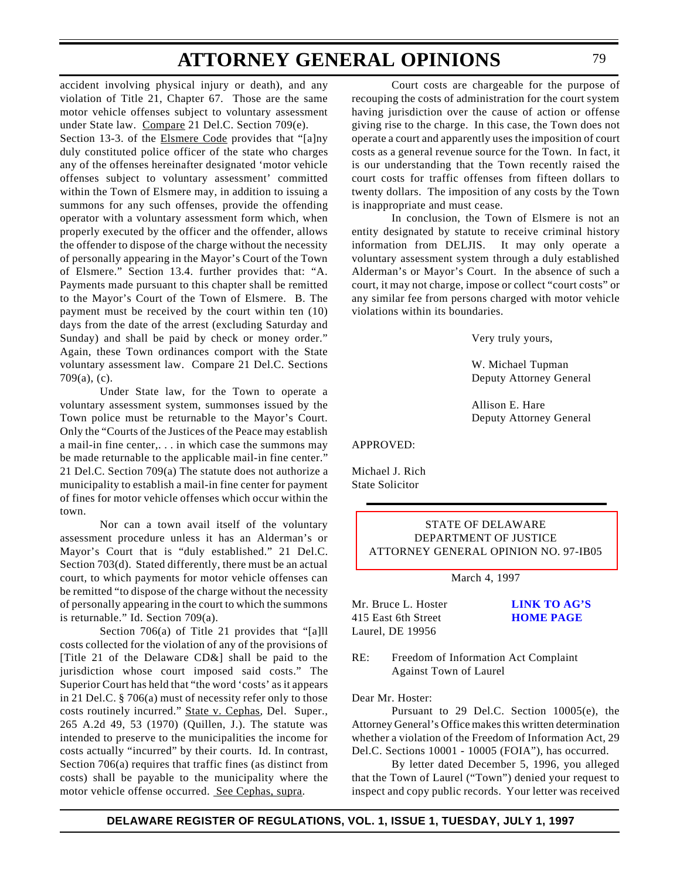accident involving physical injury or death), and any violation of Title 21, Chapter 67. Those are the same motor vehicle offenses subject to voluntary assessment under State law. Compare 21 Del.C. Section 709(e).

Section 13-3. of the Elsmere Code provides that "[a]ny duly constituted police officer of the state who charges any of the offenses hereinafter designated 'motor vehicle offenses subject to voluntary assessment' committed within the Town of Elsmere may, in addition to issuing a summons for any such offenses, provide the offending operator with a voluntary assessment form which, when properly executed by the officer and the offender, allows the offender to dispose of the charge without the necessity of personally appearing in the Mayor's Court of the Town of Elsmere." Section 13.4. further provides that: "A. Payments made pursuant to this chapter shall be remitted to the Mayor's Court of the Town of Elsmere. B. The payment must be received by the court within ten (10) days from the date of the arrest (excluding Saturday and Sunday) and shall be paid by check or money order." Again, these Town ordinances comport with the State voluntary assessment law. Compare 21 Del.C. Sections 709(a), (c).

Under State law, for the Town to operate a voluntary assessment system, summonses issued by the Town police must be returnable to the Mayor's Court. Only the "Courts of the Justices of the Peace may establish a mail-in fine center,. . . in which case the summons may be made returnable to the applicable mail-in fine center." 21 Del.C. Section 709(a) The statute does not authorize a municipality to establish a mail-in fine center for payment of fines for motor vehicle offenses which occur within the town.

Nor can a town avail itself of the voluntary assessment procedure unless it has an Alderman's or Mayor's Court that is "duly established." 21 Del.C. Section 703(d). Stated differently, there must be an actual court, to which payments for motor vehicle offenses can be remitted "to dispose of the charge without the necessity of personally appearing in the court to which the summons is returnable." Id. Section 709(a).

Section 706(a) of Title 21 provides that "[a]ll costs collected for the violation of any of the provisions of [Title 21 of the Delaware CD&] shall be paid to the jurisdiction whose court imposed said costs." The Superior Court has held that "the word 'costs' as it appears in 21 Del.C. § 706(a) must of necessity refer only to those costs routinely incurred." State v. Cephas, Del. Super., 265 A.2d 49, 53 (1970) (Quillen, J.). The statute was intended to preserve to the municipalities the income for costs actually "incurred" by their courts. Id. In contrast, Section 706(a) requires that traffic fines (as distinct from costs) shall be payable to the municipality where the motor vehicle offense occurred. See Cephas, supra.

Court costs are chargeable for the purpose of recouping the costs of administration for the court system having jurisdiction over the cause of action or offense giving rise to the charge. In this case, the Town does not operate a court and apparently uses the imposition of court costs as a general revenue source for the Town. In fact, it is our understanding that the Town recently raised the court costs for traffic offenses from fifteen dollars to twenty dollars. The imposition of any costs by the Town is inappropriate and must cease.

In conclusion, the Town of Elsmere is not an entity designated by statute to receive criminal history information from DELJIS. It may only operate a voluntary assessment system through a duly established Alderman's or Mayor's Court. In the absence of such a court, it may not charge, impose or collect "court costs" or any similar fee from persons charged with motor vehicle violations within its boundaries.

Very truly yours,

W. Michael Tupman
Deputy Attorney General

Allison E. Hare
Deputy Attorney General

APPROVED:

Michael J. Rich
State Solicitor

---

## STATE OF DELAWARE
## DEPARTMENT OF JUSTICE
## ATTORNEY GENERAL OPINION NO. 97-IB05

March 4, 1997

Mr. Bruce L. Hoster
415 East 6th Street
Laurel, DE 19956

**LINK TO AG'S HOME PAGE**

RE: Freedom of Information Act Complaint Against Town of Laurel

Dear Mr. Hoster:

Pursuant to 29 Del.C. Section 10005(e), the Attorney General's Office makes this written determination whether a violation of the Freedom of Information Act, 29 Del.C. Sections 10001 - 10005 (FOIA"), has occurred.

By letter dated December 5, 1996, you alleged that the Town of Laurel ("Town") denied your request to inspect and copy public records. Your letter was received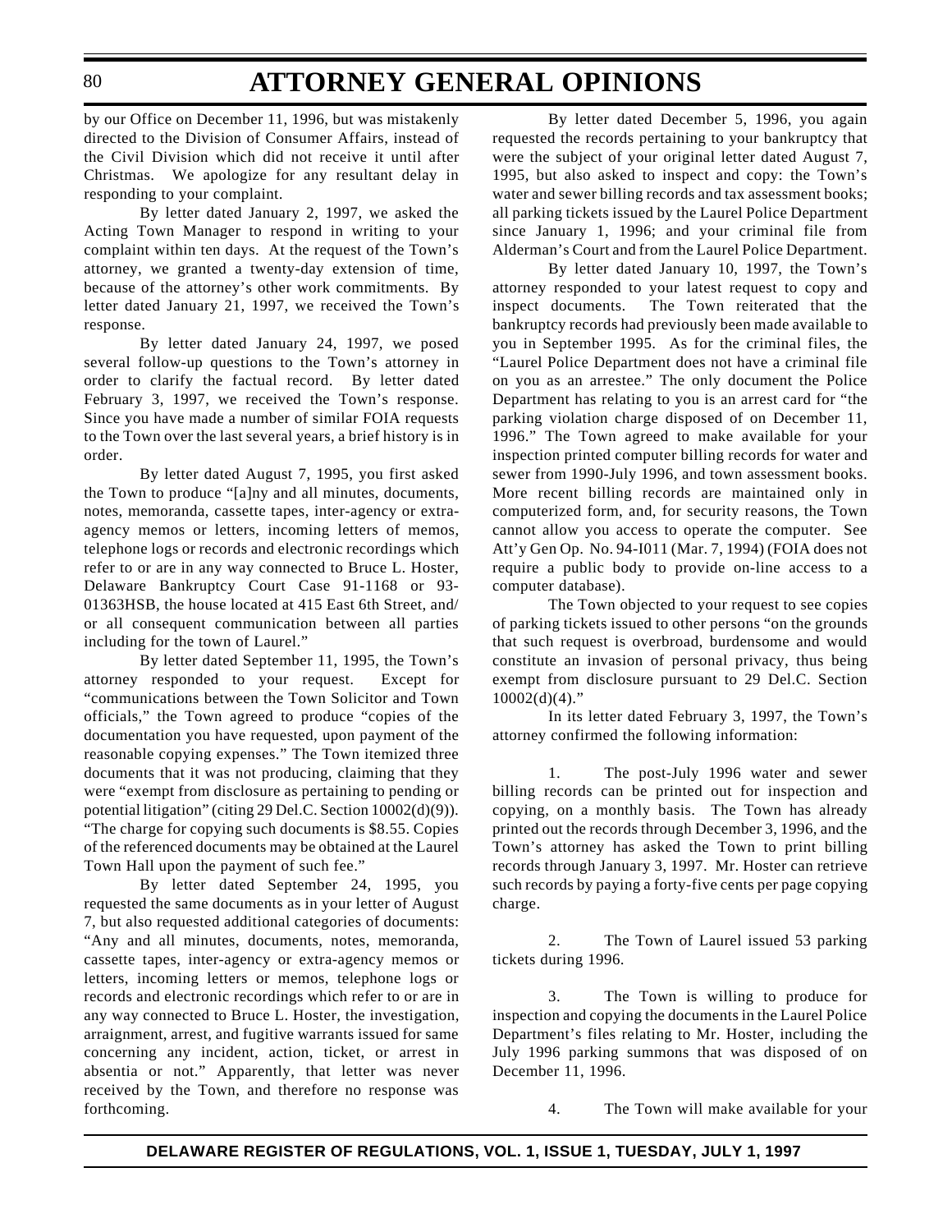by our Office on December 11, 1996, but was mistakenly directed to the Division of Consumer Affairs, instead of the Civil Division which did not receive it until after Christmas. We apologize for any resultant delay in responding to your complaint.

By letter dated January 2, 1997, we asked the Acting Town Manager to respond in writing to your complaint within ten days. At the request of the Town's attorney, we granted a twenty-day extension of time, because of the attorney's other work commitments. By letter dated January 21, 1997, we received the Town's response.

By letter dated January 24, 1997, we posed several follow-up questions to the Town's attorney in order to clarify the factual record. By letter dated February 3, 1997, we received the Town's response. Since you have made a number of similar FOIA requests to the Town over the last several years, a brief history is in order.

By letter dated August 7, 1995, you first asked the Town to produce "[a]ny and all minutes, documents, notes, memoranda, cassette tapes, inter-agency or extra-agency memos or letters, incoming letters of memos, telephone logs or records and electronic recordings which refer to or are in any way connected to Bruce L. Hoster, Delaware Bankruptcy Court Case 91-1168 or 93-01363HSB, the house located at 415 East 6th Street, and/or all consequent communication between all parties including for the town of Laurel."

By letter dated September 11, 1995, the Town's attorney responded to your request. Except for "communications between the Town Solicitor and Town officials," the Town agreed to produce "copies of the documentation you have requested, upon payment of the reasonable copying expenses." The Town itemized three documents that it was not producing, claiming that they were "exempt from disclosure as pertaining to pending or potential litigation" (citing 29 Del.C. Section 10002(d)(9)). "The charge for copying such documents is $8.55. Copies of the referenced documents may be obtained at the Laurel Town Hall upon the payment of such fee."

By letter dated September 24, 1995, you requested the same documents as in your letter of August 7, but also requested additional categories of documents: "Any and all minutes, documents, notes, memoranda, cassette tapes, inter-agency or extra-agency memos or letters, incoming letters or memos, telephone logs or records and electronic recordings which refer to or are in any way connected to Bruce L. Hoster, the investigation, arraignment, arrest, and fugitive warrants issued for same concerning any incident, action, ticket, or arrest in absentia or not." Apparently, that letter was never received by the Town, and therefore no response was forthcoming.

By letter dated December 5, 1996, you again requested the records pertaining to your bankruptcy that were the subject of your original letter dated August 7, 1995, but also asked to inspect and copy: the Town's water and sewer billing records and tax assessment books; all parking tickets issued by the Laurel Police Department since January 1, 1996; and your criminal file from Alderman's Court and from the Laurel Police Department.

By letter dated January 10, 1997, the Town's attorney responded to your latest request to copy and inspect documents. The Town reiterated that the bankruptcy records had previously been made available to you in September 1995. As for the criminal files, the "Laurel Police Department does not have a criminal file on you as an arrestee." The only document the Police Department has relating to you is an arrest card for "the parking violation charge disposed of on December 11, 1996." The Town agreed to make available for your inspection printed computer billing records for water and sewer from 1990-July 1996, and town assessment books. More recent billing records are maintained only in computerized form, and, for security reasons, the Town cannot allow you access to operate the computer. See Att'y Gen Op. No. 94-I011 (Mar. 7, 1994) (FOIA does not require a public body to provide on-line access to a computer database).

The Town objected to your request to see copies of parking tickets issued to other persons "on the grounds that such request is overbroad, burdensome and would constitute an invasion of personal privacy, thus being exempt from disclosure pursuant to 29 Del.C. Section 10002(d)(4)."

In its letter dated February 3, 1997, the Town's attorney confirmed the following information:

1. The post-July 1996 water and sewer billing records can be printed out for inspection and copying, on a monthly basis. The Town has already printed out the records through December 3, 1996, and the Town's attorney has asked the Town to print billing records through January 3, 1997. Mr. Hoster can retrieve such records by paying a forty-five cents per page copying charge.

2. The Town of Laurel issued 53 parking tickets during 1996.

3. The Town is willing to produce for inspection and copying the documents in the Laurel Police Department's files relating to Mr. Hoster, including the July 1996 parking summons that was disposed of on December 11, 1996.

4. The Town will make available for your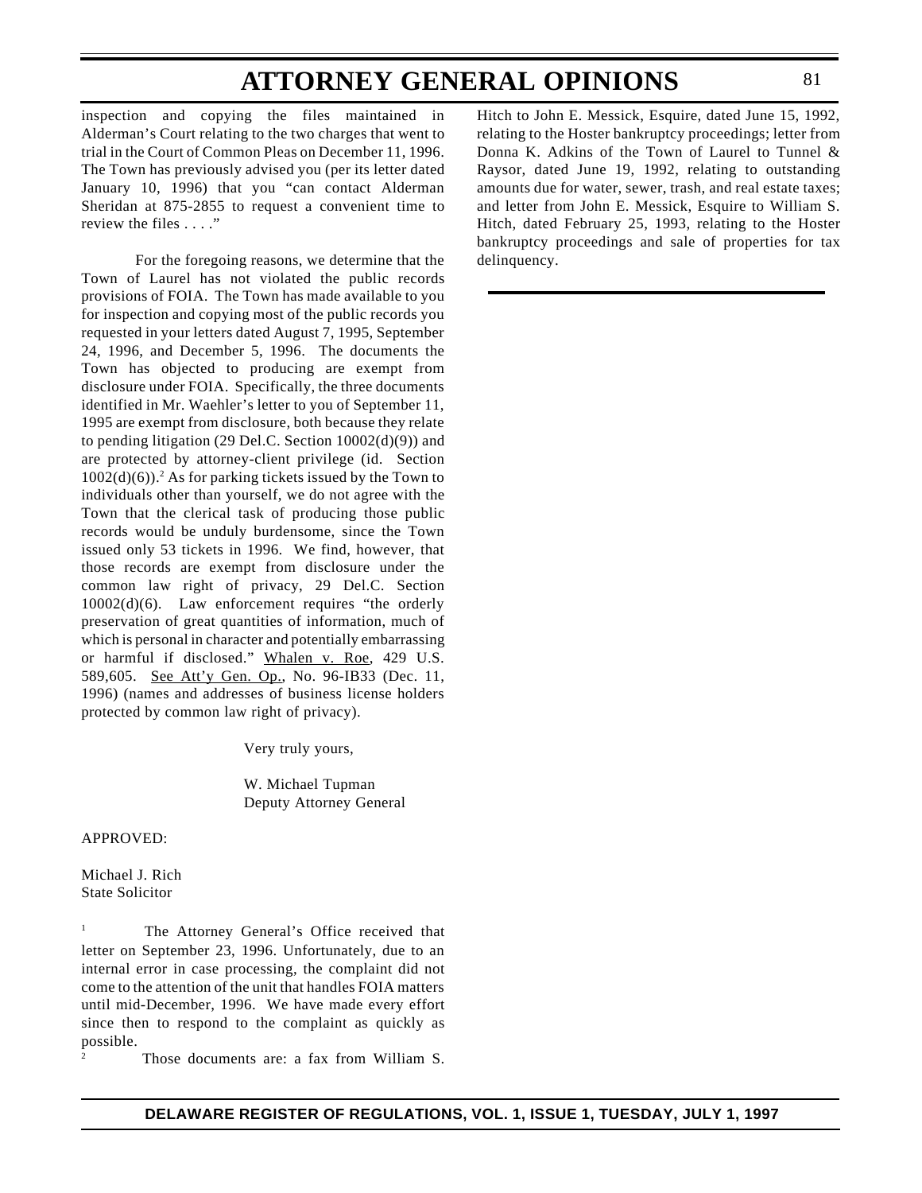inspection and copying the files maintained in Alderman's Court relating to the two charges that went to trial in the Court of Common Pleas on December 11, 1996. The Town has previously advised you (per its letter dated January 10, 1996) that you "can contact Alderman Sheridan at 875-2855 to request a convenient time to review the files . . . ."

For the foregoing reasons, we determine that the Town of Laurel has not violated the public records provisions of FOIA. The Town has made available to you for inspection and copying most of the public records you requested in your letters dated August 7, 1995, September 24, 1996, and December 5, 1996. The documents the Town has objected to producing are exempt from disclosure under FOIA. Specifically, the three documents identified in Mr. Waehler's letter to you of September 11, 1995 are exempt from disclosure, both because they relate to pending litigation (29 Del.C. Section 10002(d)(9)) and are protected by attorney-client privilege (id. Section 1002(d)(6)).[2] As for parking tickets issued by the Town to individuals other than yourself, we do not agree with the Town that the clerical task of producing those public records would be unduly burdensome, since the Town issued only 53 tickets in 1996. We find, however, that those records are exempt from disclosure under the common law right of privacy, 29 Del.C. Section 10002(d)(6). Law enforcement requires "the orderly preservation of great quantities of information, much of which is personal in character and potentially embarrassing or harmful if disclosed." Whalen v. Roe, 429 U.S. 589,605. See Att'y Gen. Op., No. 96-IB33 (Dec. 11, 1996) (names and addresses of business license holders protected by common law right of privacy).

Very truly yours,

W. Michael Tupman
Deputy Attorney General

APPROVED:

Michael J. Rich
State Solicitor

[1] The Attorney General's Office received that letter on September 23, 1996. Unfortunately, due to an internal error in case processing, the complaint did not come to the attention of the unit that handles FOIA matters until mid-December, 1996. We have made every effort since then to respond to the complaint as quickly as possible.

[2] Those documents are: a fax from William S. Hitch to John E. Messick, Esquire, dated June 15, 1992, relating to the Hoster bankruptcy proceedings; letter from Donna K. Adkins of the Town of Laurel to Tunnel & Raysor, dated June 19, 1992, relating to outstanding amounts due for water, sewer, trash, and real estate taxes; and letter from John E. Messick, Esquire to William S. Hitch, dated February 25, 1993, relating to the Hoster bankruptcy proceedings and sale of properties for tax delinquency.